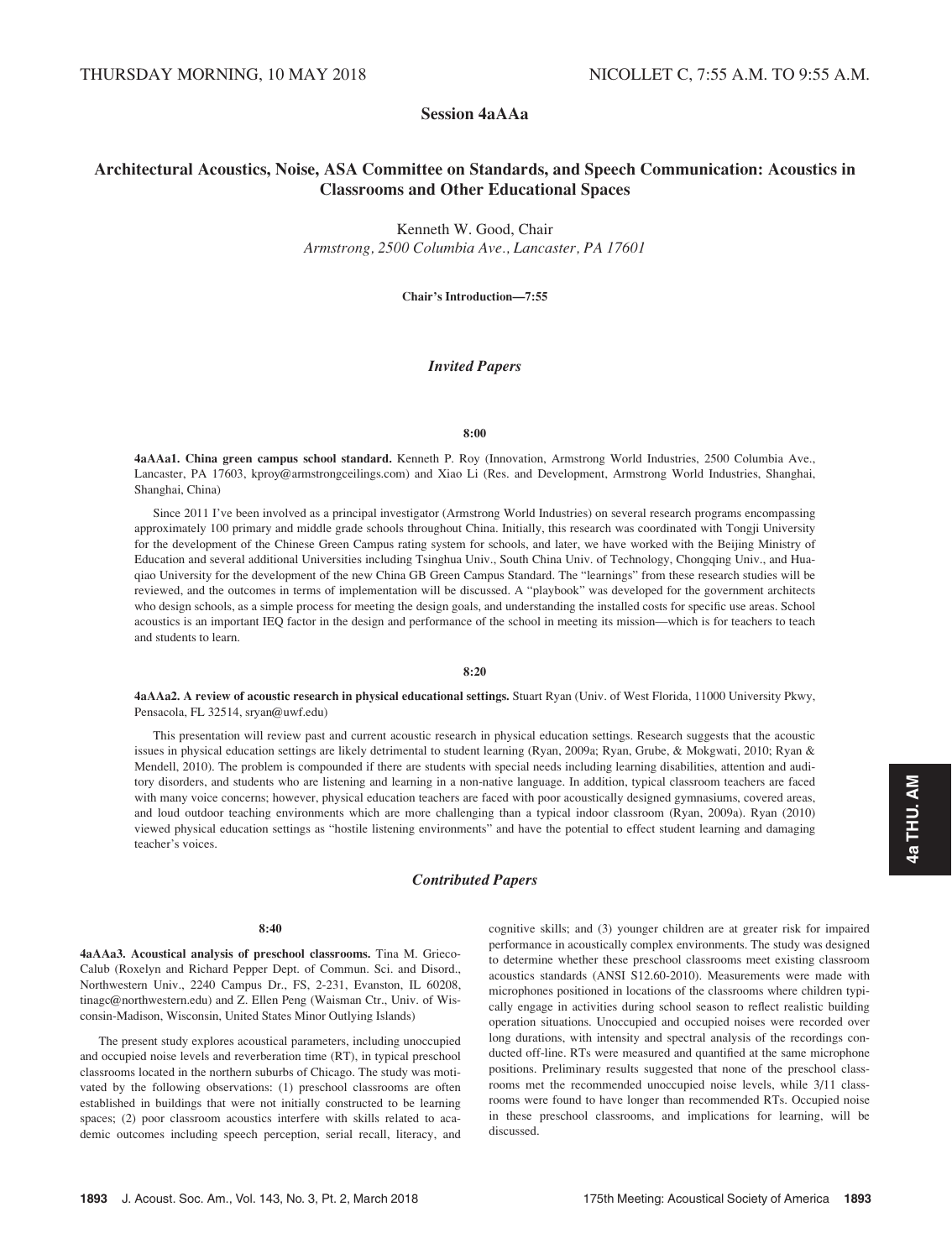# Session 4aAAa

## Architectural Acoustics, Noise, ASA Committee on Standards, and Speech Communication: Acoustics in Classrooms and Other Educational Spaces

Kenneth W. Good, Chair
*Armstrong, 2500 Columbia Ave., Lancaster, PA 17601*

**Chair's Introduction—7:55**

### *Invited Papers*

**8:00**

**4aAAa1. China green campus school standard.** Kenneth P. Roy (Innovation, Armstrong World Industries, 2500 Columbia Ave., Lancaster, PA 17603, kproy@armstrongceilings.com) and Xiao Li (Res. and Development, Armstrong World Industries, Shanghai, Shanghai, China)

Since 2011 I've been involved as a principal investigator (Armstrong World Industries) on several research programs encompassing approximately 100 primary and middle grade schools throughout China. Initially, this research was coordinated with Tongji University for the development of the Chinese Green Campus rating system for schools, and later, we have worked with the Beijing Ministry of Education and several additional Universities including Tsinghua Univ., South China Univ. of Technology, Chongqing Univ., and Huaqiao University for the development of the new China GB Green Campus Standard. The "learnings" from these research studies will be reviewed, and the outcomes in terms of implementation will be discussed. A "playbook" was developed for the government architects who design schools, as a simple process for meeting the design goals, and understanding the installed costs for specific use areas. School acoustics is an important IEQ factor in the design and performance of the school in meeting its mission—which is for teachers to teach and students to learn.

**8:20**

**4aAAa2. A review of acoustic research in physical educational settings.** Stuart Ryan (Univ. of West Florida, 11000 University Pkwy, Pensacola, FL 32514, sryan@uwf.edu)

This presentation will review past and current acoustic research in physical education settings. Research suggests that the acoustic issues in physical education settings are likely detrimental to student learning (Ryan, 2009a; Ryan, Grube, & Mokgwati, 2010; Ryan & Mendell, 2010). The problem is compounded if there are students with special needs including learning disabilities, attention and auditory disorders, and students who are listening and learning in a non-native language. In addition, typical classroom teachers are faced with many voice concerns; however, physical education teachers are faced with poor acoustically designed gymnasiums, covered areas, and loud outdoor teaching environments which are more challenging than a typical indoor classroom (Ryan, 2009a). Ryan (2010) viewed physical education settings as "hostile listening environments" and have the potential to effect student learning and damaging teacher's voices.

### *Contributed Papers*

**8:40**

**4aAAa3. Acoustical analysis of preschool classrooms.** Tina M. Grieco-Calub (Roxelyn and Richard Pepper Dept. of Commun. Sci. and Disord., Northwestern Univ., 2240 Campus Dr., FS, 2-231, Evanston, IL 60208, tinagc@northwestern.edu) and Z. Ellen Peng (Waisman Ctr., Univ. of Wisconsin-Madison, Wisconsin, United States Minor Outlying Islands)

The present study explores acoustical parameters, including unoccupied and occupied noise levels and reverberation time (RT), in typical preschool classrooms located in the northern suburbs of Chicago. The study was motivated by the following observations: (1) preschool classrooms are often established in buildings that were not initially constructed to be learning spaces; (2) poor classroom acoustics interfere with skills related to academic outcomes including speech perception, serial recall, literacy, and cognitive skills; and (3) younger children are at greater risk for impaired performance in acoustically complex environments. The study was designed to determine whether these preschool classrooms meet existing classroom acoustics standards (ANSI S12.60-2010). Measurements were made with microphones positioned in locations of the classrooms where children typically engage in activities during school season to reflect realistic building operation situations. Unoccupied and occupied noises were recorded over long durations, with intensity and spectral analysis of the recordings conducted off-line. RTs were measured and quantified at the same microphone positions. Preliminary results suggested that none of the preschool classrooms met the recommended unoccupied noise levels, while 3/11 classrooms were found to have longer than recommended RTs. Occupied noise in these preschool classrooms, and implications for learning, will be discussed.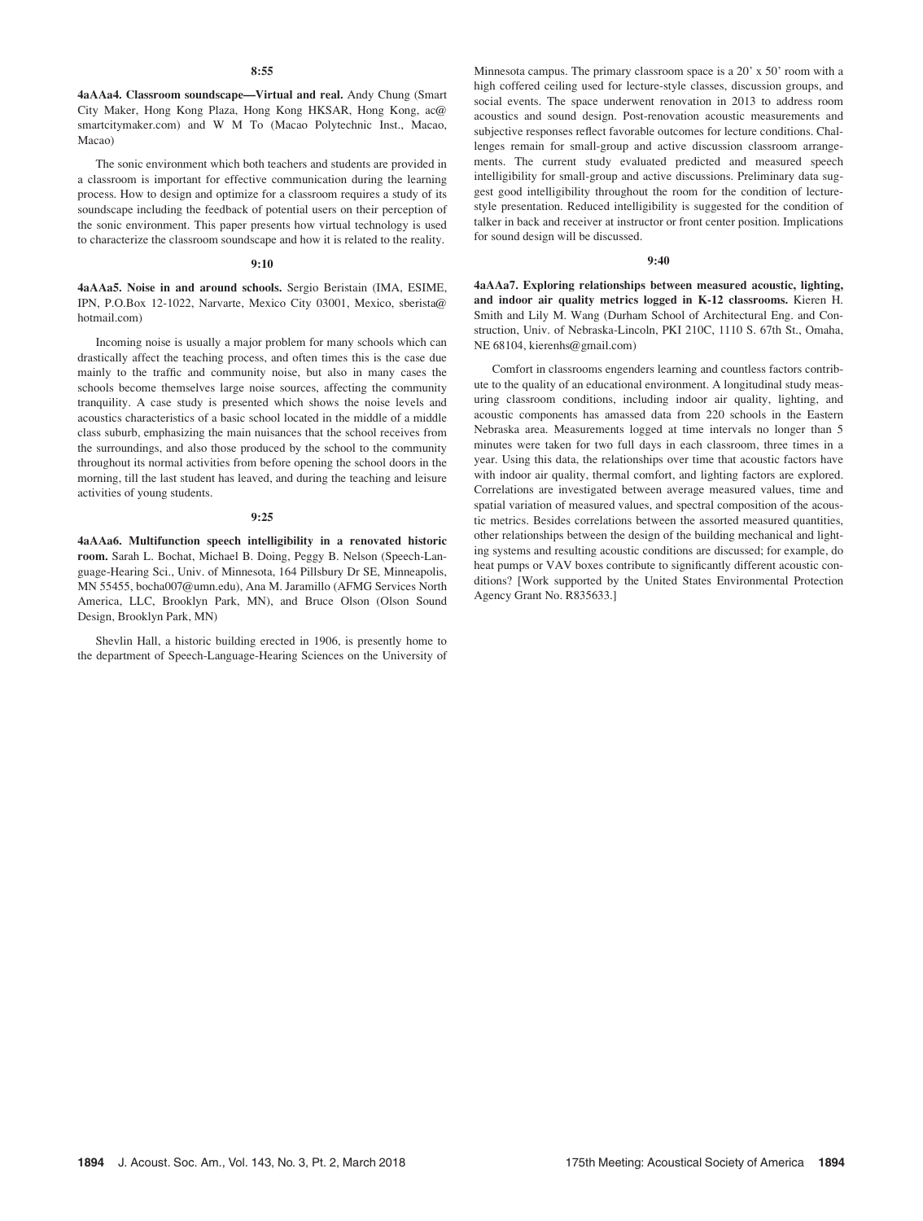**8:55**

**4aAAa4. Classroom soundscape—Virtual and real.** Andy Chung (Smart City Maker, Hong Kong Plaza, Hong Kong HKSAR, Hong Kong, ac@smartcitymaker.com) and W M To (Macao Polytechnic Inst., Macao, Macao)

The sonic environment which both teachers and students are provided in a classroom is important for effective communication during the learning process. How to design and optimize for a classroom requires a study of its soundscape including the feedback of potential users on their perception of the sonic environment. This paper presents how virtual technology is used to characterize the classroom soundscape and how it is related to the reality.

**9:10**

**4aAAa5. Noise in and around schools.** Sergio Beristain (IMA, ESIME, IPN, P.O.Box 12-1022, Narvarte, Mexico City 03001, Mexico, sberista@hotmail.com)

Incoming noise is usually a major problem for many schools which can drastically affect the teaching process, and often times this is the case due mainly to the traffic and community noise, but also in many cases the schools become themselves large noise sources, affecting the community tranquility. A case study is presented which shows the noise levels and acoustics characteristics of a basic school located in the middle of a middle class suburb, emphasizing the main nuisances that the school receives from the surroundings, and also those produced by the school to the community throughout its normal activities from before opening the school doors in the morning, till the last student has leaved, and during the teaching and leisure activities of young students.

**9:25**

**4aAAa6. Multifunction speech intelligibility in a renovated historic room.** Sarah L. Bochat, Michael B. Doing, Peggy B. Nelson (Speech-Language-Hearing Sci., Univ. of Minnesota, 164 Pillsbury Dr SE, Minneapolis, MN 55455, bocha007@umn.edu), Ana M. Jaramillo (AFMG Services North America, LLC, Brooklyn Park, MN), and Bruce Olson (Olson Sound Design, Brooklyn Park, MN)

Shevlin Hall, a historic building erected in 1906, is presently home to the department of Speech-Language-Hearing Sciences on the University of Minnesota campus. The primary classroom space is a 20' x 50' room with a high coffered ceiling used for lecture-style classes, discussion groups, and social events. The space underwent renovation in 2013 to address room acoustics and sound design. Post-renovation acoustic measurements and subjective responses reflect favorable outcomes for lecture conditions. Challenges remain for small-group and active discussion classroom arrangements. The current study evaluated predicted and measured speech intelligibility for small-group and active discussions. Preliminary data suggest good intelligibility throughout the room for the condition of lecture-style presentation. Reduced intelligibility is suggested for the condition of talker in back and receiver at instructor or front center position. Implications for sound design will be discussed.

**9:40**

**4aAAa7. Exploring relationships between measured acoustic, lighting, and indoor air quality metrics logged in K-12 classrooms.** Kieren H. Smith and Lily M. Wang (Durham School of Architectural Eng. and Construction, Univ. of Nebraska-Lincoln, PKI 210C, 1110 S. 67th St., Omaha, NE 68104, kierenhs@gmail.com)

Comfort in classrooms engenders learning and countless factors contribute to the quality of an educational environment. A longitudinal study measuring classroom conditions, including indoor air quality, lighting, and acoustic components has amassed data from 220 schools in the Eastern Nebraska area. Measurements logged at time intervals no longer than 5 minutes were taken for two full days in each classroom, three times in a year. Using this data, the relationships over time that acoustic factors have with indoor air quality, thermal comfort, and lighting factors are explored. Correlations are investigated between average measured values, time and spatial variation of measured values, and spectral composition of the acoustic metrics. Besides correlations between the assorted measured quantities, other relationships between the design of the building mechanical and lighting systems and resulting acoustic conditions are discussed; for example, do heat pumps or VAV boxes contribute to significantly different acoustic conditions? [Work supported by the United States Environmental Protection Agency Grant No. R835633.]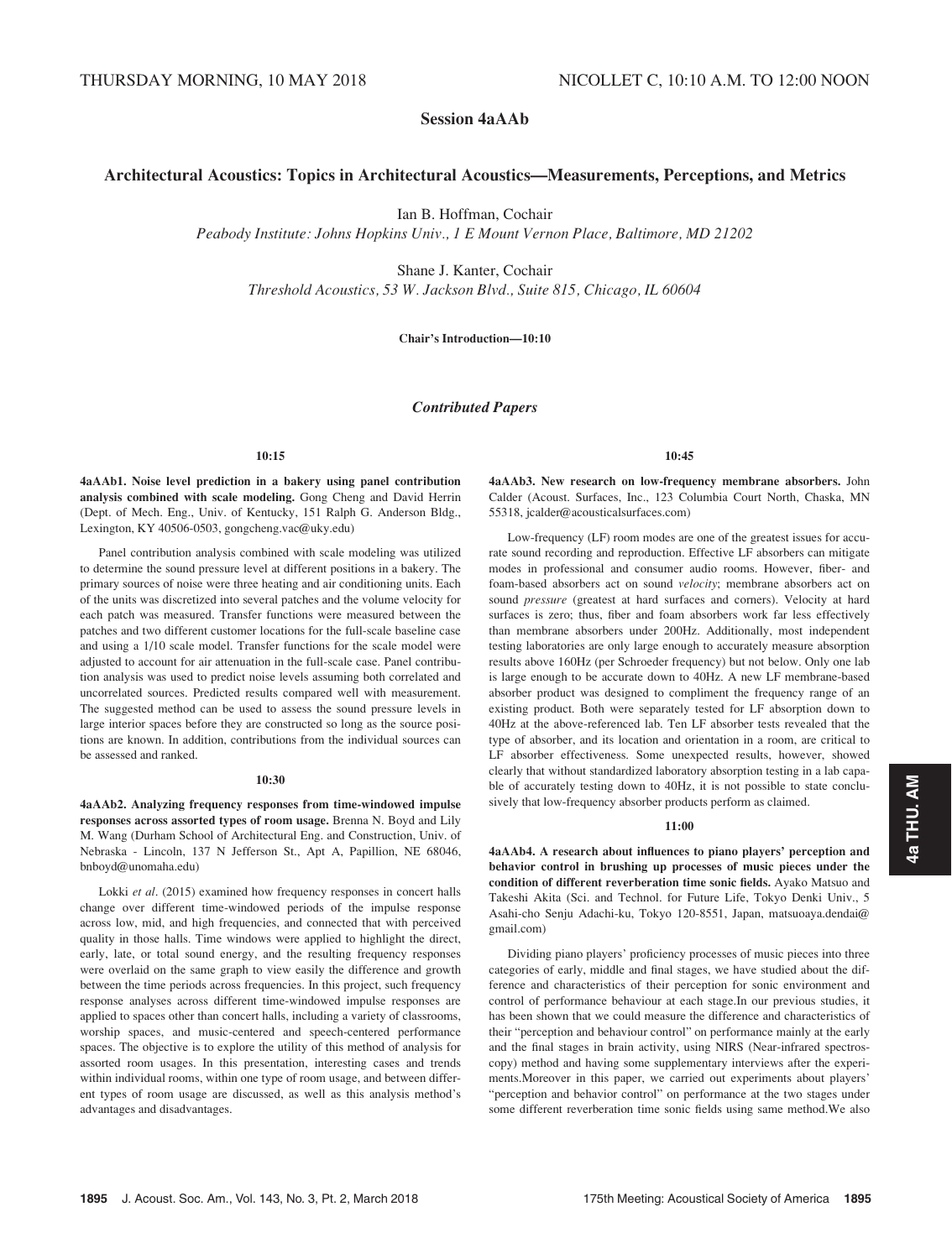THURSDAY MORNING, 10 MAY 2018 NICOLLET C, 10:10 A.M. TO 12:00 NOON

## Session 4aAAb

## Architectural Acoustics: Topics in Architectural Acoustics—Measurements, Perceptions, and Metrics

Ian B. Hoffman, Cochair
*Peabody Institute: Johns Hopkins Univ., 1 E Mount Vernon Place, Baltimore, MD 21202*

Shane J. Kanter, Cochair
*Threshold Acoustics, 53 W. Jackson Blvd., Suite 815, Chicago, IL 60604*

**Chair's Introduction—10:10**

### *Contributed Papers*

**10:15**

**4aAAb1. Noise level prediction in a bakery using panel contribution analysis combined with scale modeling.** Gong Cheng and David Herrin (Dept. of Mech. Eng., Univ. of Kentucky, 151 Ralph G. Anderson Bldg., Lexington, KY 40506-0503, gongcheng.vac@uky.edu)

Panel contribution analysis combined with scale modeling was utilized to determine the sound pressure level at different positions in a bakery. The primary sources of noise were three heating and air conditioning units. Each of the units was discretized into several patches and the volume velocity for each patch was measured. Transfer functions were measured between the patches and two different customer locations for the full-scale baseline case and using a 1/10 scale model. Transfer functions for the scale model were adjusted to account for air attenuation in the full-scale case. Panel contribution analysis was used to predict noise levels assuming both correlated and uncorrelated sources. Predicted results compared well with measurement. The suggested method can be used to assess the sound pressure levels in large interior spaces before they are constructed so long as the source positions are known. In addition, contributions from the individual sources can be assessed and ranked.

**10:30**

**4aAAb2. Analyzing frequency responses from time-windowed impulse responses across assorted types of room usage.** Brenna N. Boyd and Lily M. Wang (Durham School of Architectural Eng. and Construction, Univ. of Nebraska - Lincoln, 137 N Jefferson St., Apt A, Papillion, NE 68046, bnboyd@unomaha.edu)

Lokki *et al*. (2015) examined how frequency responses in concert halls change over different time-windowed periods of the impulse response across low, mid, and high frequencies, and connected that with perceived quality in those halls. Time windows were applied to highlight the direct, early, late, or total sound energy, and the resulting frequency responses were overlaid on the same graph to view easily the difference and growth between the time periods across frequencies. In this project, such frequency response analyses across different time-windowed impulse responses are applied to spaces other than concert halls, including a variety of classrooms, worship spaces, and music-centered and speech-centered performance spaces. The objective is to explore the utility of this method of analysis for assorted room usages. In this presentation, interesting cases and trends within individual rooms, within one type of room usage, and between different types of room usage are discussed, as well as this analysis method's advantages and disadvantages.

**10:45**

**4aAAb3. New research on low-frequency membrane absorbers.** John Calder (Acoust. Surfaces, Inc., 123 Columbia Court North, Chaska, MN 55318, jcalder@acousticalsurfaces.com)

Low-frequency (LF) room modes are one of the greatest issues for accurate sound recording and reproduction. Effective LF absorbers can mitigate modes in professional and consumer audio rooms. However, fiber- and foam-based absorbers act on sound *velocity*; membrane absorbers act on sound *pressure* (greatest at hard surfaces and corners). Velocity at hard surfaces is zero; thus, fiber and foam absorbers work far less effectively than membrane absorbers under 200Hz. Additionally, most independent testing laboratories are only large enough to accurately measure absorption results above 160Hz (per Schroeder frequency) but not below. Only one lab is large enough to be accurate down to 40Hz. A new LF membrane-based absorber product was designed to compliment the frequency range of an existing product. Both were separately tested for LF absorption down to 40Hz at the above-referenced lab. Ten LF absorber tests revealed that the type of absorber, and its location and orientation in a room, are critical to LF absorber effectiveness. Some unexpected results, however, showed clearly that without standardized laboratory absorption testing in a lab capable of accurately testing down to 40Hz, it is not possible to state conclusively that low-frequency absorber products perform as claimed.

**11:00**

**4aAAb4. A research about influences to piano players' perception and behavior control in brushing up processes of music pieces under the condition of different reverberation time sonic fields.** Ayako Matsuo and Takeshi Akita (Sci. and Technol. for Future Life, Tokyo Denki Univ., 5 Asahi-cho Senju Adachi-ku, Tokyo 120-8551, Japan, matsuoaya.dendai@gmail.com)

Dividing piano players' proficiency processes of music pieces into three categories of early, middle and final stages, we have studied about the difference and characteristics of their perception for sonic environment and control of performance behaviour at each stage.In our previous studies, it has been shown that we could measure the difference and characteristics of their "perception and behaviour control" on performance mainly at the early and the final stages in brain activity, using NIRS (Near-infrared spectroscopy) method and having some supplementary interviews after the experiments.Moreover in this paper, we carried out experiments about players' "perception and behavior control" on performance at the two stages under some different reverberation time sonic fields using same method.We also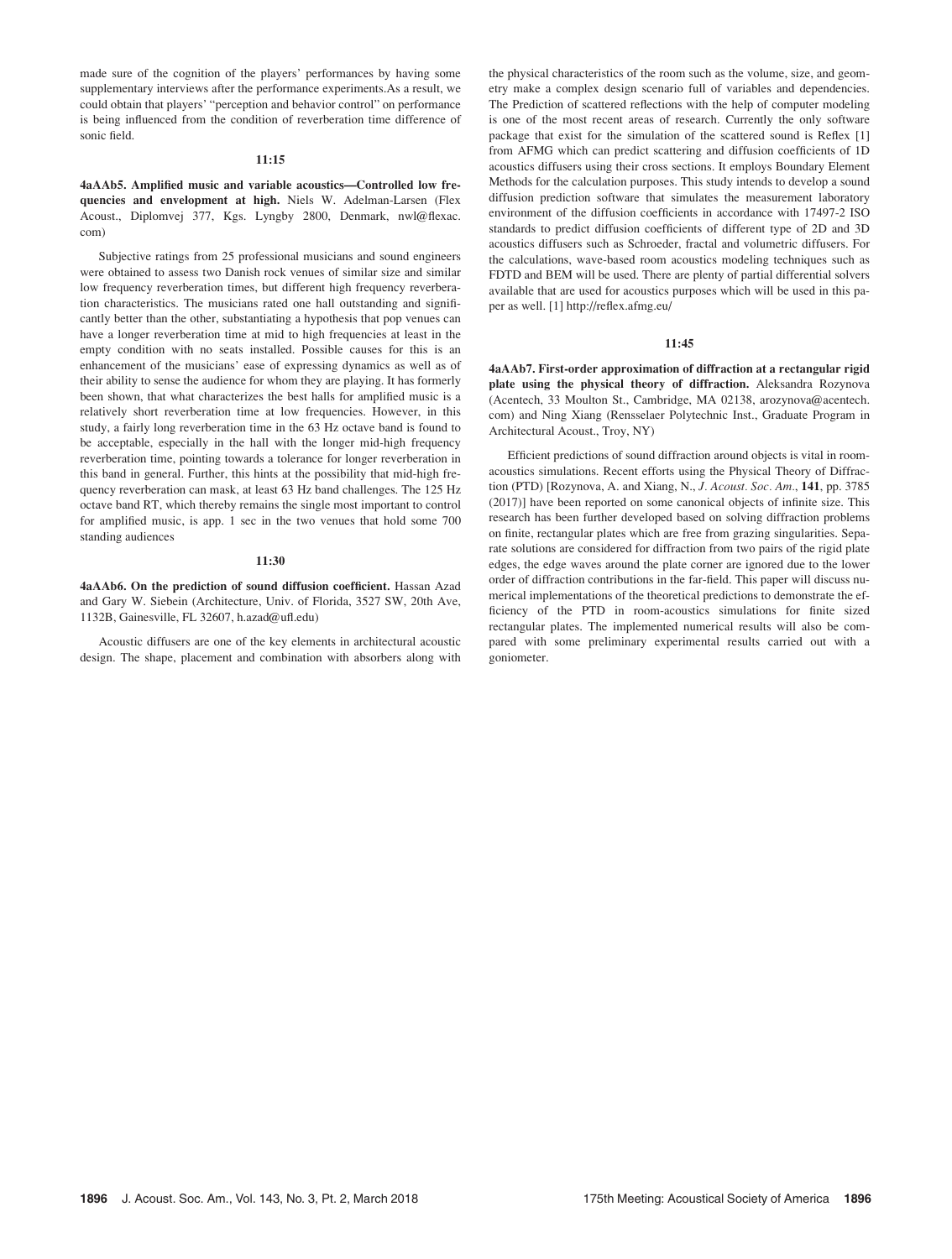made sure of the cognition of the players' performances by having some supplementary interviews after the performance experiments.As a result, we could obtain that players' "perception and behavior control" on performance is being influenced from the condition of reverberation time difference of sonic field.

**11:15**

**4aAAb5. Amplified music and variable acoustics—Controlled low frequencies and envelopment at high.** Niels W. Adelman-Larsen (Flex Acoust., Diplomvej 377, Kgs. Lyngby 2800, Denmark, nwl@flexac.com)

Subjective ratings from 25 professional musicians and sound engineers were obtained to assess two Danish rock venues of similar size and similar low frequency reverberation times, but different high frequency reverberation characteristics. The musicians rated one hall outstanding and significantly better than the other, substantiating a hypothesis that pop venues can have a longer reverberation time at mid to high frequencies at least in the empty condition with no seats installed. Possible causes for this is an enhancement of the musicians' ease of expressing dynamics as well as of their ability to sense the audience for whom they are playing. It has formerly been shown, that what characterizes the best halls for amplified music is a relatively short reverberation time at low frequencies. However, in this study, a fairly long reverberation time in the 63 Hz octave band is found to be acceptable, especially in the hall with the longer mid-high frequency reverberation time, pointing towards a tolerance for longer reverberation in this band in general. Further, this hints at the possibility that mid-high frequency reverberation can mask, at least 63 Hz band challenges. The 125 Hz octave band RT, which thereby remains the single most important to control for amplified music, is app. 1 sec in the two venues that hold some 700 standing audiences

**11:30**

**4aAAb6. On the prediction of sound diffusion coefficient.** Hassan Azad and Gary W. Siebein (Architecture, Univ. of Florida, 3527 SW, 20th Ave, 1132B, Gainesville, FL 32607, h.azad@ufl.edu)

Acoustic diffusers are one of the key elements in architectural acoustic design. The shape, placement and combination with absorbers along with the physical characteristics of the room such as the volume, size, and geometry make a complex design scenario full of variables and dependencies. The Prediction of scattered reflections with the help of computer modeling is one of the most recent areas of research. Currently the only software package that exist for the simulation of the scattered sound is Reflex [1] from AFMG which can predict scattering and diffusion coefficients of 1D acoustics diffusers using their cross sections. It employs Boundary Element Methods for the calculation purposes. This study intends to develop a sound diffusion prediction software that simulates the measurement laboratory environment of the diffusion coefficients in accordance with 17497-2 ISO standards to predict diffusion coefficients of different type of 2D and 3D acoustics diffusers such as Schroeder, fractal and volumetric diffusers. For the calculations, wave-based room acoustics modeling techniques such as FDTD and BEM will be used. There are plenty of partial differential solvers available that are used for acoustics purposes which will be used in this paper as well. [1] http://reflex.afmg.eu/

**11:45**

**4aAAb7. First-order approximation of diffraction at a rectangular rigid plate using the physical theory of diffraction.** Aleksandra Rozynova (Acentech, 33 Moulton St., Cambridge, MA 02138, arozynova@acentech.com) and Ning Xiang (Rensselaer Polytechnic Inst., Graduate Program in Architectural Acoust., Troy, NY)

Efficient predictions of sound diffraction around objects is vital in room-acoustics simulations. Recent efforts using the Physical Theory of Diffraction (PTD) [Rozynova, A. and Xiang, N., *J. Acoust. Soc. Am.*, **141**, pp. 3785 (2017)] have been reported on some canonical objects of infinite size. This research has been further developed based on solving diffraction problems on finite, rectangular plates which are free from grazing singularities. Separate solutions are considered for diffraction from two pairs of the rigid plate edges, the edge waves around the plate corner are ignored due to the lower order of diffraction contributions in the far-field. This paper will discuss numerical implementations of the theoretical predictions to demonstrate the efficiency of the PTD in room-acoustics simulations for finite sized rectangular plates. The implemented numerical results will also be compared with some preliminary experimental results carried out with a goniometer.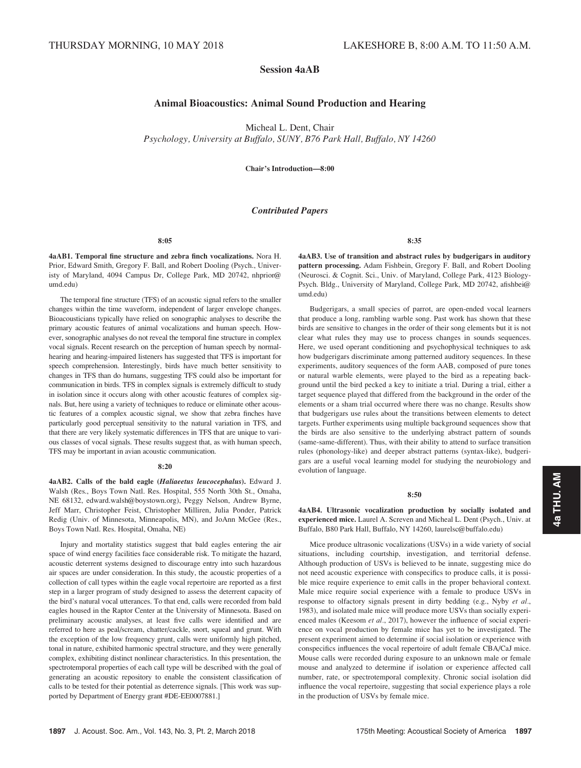THURSDAY MORNING, 10 MAY 2018 LAKESHORE B, 8:00 A.M. TO 11:50 A.M.

# Session 4aAB

## Animal Bioacoustics: Animal Sound Production and Hearing

Micheal L. Dent, Chair
*Psychology, University at Buffalo, SUNY, B76 Park Hall, Buffalo, NY 14260*

**Chair's Introduction—8:00**

### *Contributed Papers*

**8:05**

**4aAB1. Temporal fine structure and zebra finch vocalizations.** Nora H. Prior, Edward Smith, Gregory F. Ball, and Robert Dooling (Psych., University of Maryland, 4094 Campus Dr, College Park, MD 20742, nhprior@umd.edu)

The temporal fine structure (TFS) of an acoustic signal refers to the smaller changes within the time waveform, independent of larger envelope changes. Bioacousticians typically have relied on sonographic analyses to describe the primary acoustic features of animal vocalizations and human speech. However, sonographic analyses do not reveal the temporal fine structure in complex vocal signals. Recent research on the perception of human speech by normal-hearing and hearing-impaired listeners has suggested that TFS is important for speech comprehension. Interestingly, birds have much better sensitivity to changes in TFS than do humans, suggesting TFS could also be important for communication in birds. TFS in complex signals is extremely difficult to study in isolation since it occurs along with other acoustic features of complex signals. But, here using a variety of techniques to reduce or eliminate other acoustic features of a complex acoustic signal, we show that zebra finches have particularly good perceptual sensitivity to the natural variation in TFS, and that there are very likely systematic differences in TFS that are unique to various classes of vocal signals. These results suggest that, as with human speech, TFS may be important in avian acoustic communication.

**8:20**

**4aAB2. Calls of the bald eagle (*Haliaeetus leucocephalus*).** Edward J. Walsh (Res., Boys Town Natl. Res. Hospital, 555 North 30th St., Omaha, NE 68132, edward.walsh@boystown.org), Peggy Nelson, Andrew Byrne, Jeff Marr, Christopher Feist, Christopher Milliren, Julia Ponder, Patrick Redig (Univ. of Minnesota, Minneapolis, MN), and JoAnn McGee (Res., Boys Town Natl. Res. Hospital, Omaha, NE)

Injury and mortality statistics suggest that bald eagles entering the air space of wind energy facilities face considerable risk. To mitigate the hazard, acoustic deterrent systems designed to discourage entry into such hazardous air spaces are under consideration. In this study, the acoustic properties of a collection of call types within the eagle vocal repertoire are reported as a first step in a larger program of study designed to assess the deterrent capacity of the bird's natural vocal utterances. To that end, calls were recorded from bald eagles housed in the Raptor Center at the University of Minnesota. Based on preliminary acoustic analyses, at least five calls were identified and are referred to here as peal/scream, chatter/cackle, snort, squeal and grunt. With the exception of the low frequency grunt, calls were uniformly high pitched, tonal in nature, exhibited harmonic spectral structure, and they were generally complex, exhibiting distinct nonlinear characteristics. In this presentation, the spectrotemporal properties of each call type will be described with the goal of generating an acoustic repository to enable the consistent classification of calls to be tested for their potential as deterrence signals. [This work was supported by Department of Energy grant #DE-EE0007881.]

**8:35**

**4aAB3. Use of transition and abstract rules by budgerigars in auditory pattern processing.** Adam Fishbein, Gregory F. Ball, and Robert Dooling (Neurosci. & Cognit. Sci., Univ. of Maryland, College Park, 4123 Biology-Psych. Bldg., University of Maryland, College Park, MD 20742, afishbei@umd.edu)

Budgerigars, a small species of parrot, are open-ended vocal learners that produce a long, rambling warble song. Past work has shown that these birds are sensitive to changes in the order of their song elements but it is not clear what rules they may use to process changes in sounds sequences. Here, we used operant conditioning and psychophysical techniques to ask how budgerigars discriminate among patterned auditory sequences. In these experiments, auditory sequences of the form AAB, composed of pure tones or natural warble elements, were played to the bird as a repeating background until the bird pecked a key to initiate a trial. During a trial, either a target sequence played that differed from the background in the order of the elements or a sham trial occurred where there was no change. Results show that budgerigars use rules about the transitions between elements to detect targets. Further experiments using multiple background sequences show that the birds are also sensitive to the underlying abstract pattern of sounds (same-same-different). Thus, with their ability to attend to surface transition rules (phonology-like) and deeper abstract patterns (syntax-like), budgerigars are a useful vocal learning model for studying the neurobiology and evolution of language.

**8:50**

**4aAB4. Ultrasonic vocalization production by socially isolated and experienced mice.** Laurel A. Screven and Micheal L. Dent (Psych., Univ. at Buffalo, B80 Park Hall, Buffalo, NY 14260, laurelsc@buffalo.edu)

Mice produce ultrasonic vocalizations (USVs) in a wide variety of social situations, including courtship, investigation, and territorial defense. Although production of USVs is believed to be innate, suggesting mice do not need acoustic experience with conspecifics to produce calls, it is possible mice require experience to emit calls in the proper behavioral context. Male mice require social experience with a female to produce USVs in response to olfactory signals present in dirty bedding (e.g., Nyby *et al.*, 1983), and isolated male mice will produce more USVs than socially experienced males (Keesom *et al.*, 2017), however the influence of social experience on vocal production by female mice has yet to be investigated. The present experiment aimed to determine if social isolation or experience with conspecifics influences the vocal repertoire of adult female CBA/CaJ mice. Mouse calls were recorded during exposure to an unknown male or female mouse and analyzed to determine if isolation or experience affected call number, rate, or spectrotemporal complexity. Chronic social isolation did influence the vocal repertoire, suggesting that social experience plays a role in the production of USVs by female mice.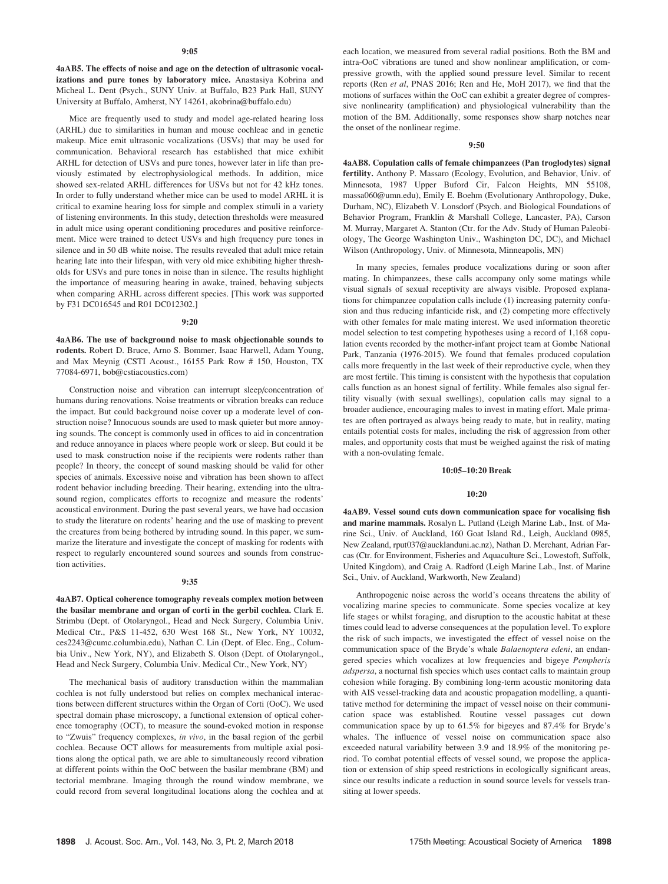**9:05**

**4aAB5. The effects of noise and age on the detection of ultrasonic vocalizations and pure tones by laboratory mice.** Anastasiya Kobrina and Micheal L. Dent (Psych., SUNY Univ. at Buffalo, B23 Park Hall, SUNY University at Buffalo, Amherst, NY 14261, akobrina@buffalo.edu)

Mice are frequently used to study and model age-related hearing loss (ARHL) due to similarities in human and mouse cochleae and in genetic makeup. Mice emit ultrasonic vocalizations (USVs) that may be used for communication. Behavioral research has established that mice exhibit ARHL for detection of USVs and pure tones, however later in life than previously estimated by electrophysiological methods. In addition, mice showed sex-related ARHL differences for USVs but not for 42 kHz tones. In order to fully understand whether mice can be used to model ARHL it is critical to examine hearing loss for simple and complex stimuli in a variety of listening environments. In this study, detection thresholds were measured in adult mice using operant conditioning procedures and positive reinforcement. Mice were trained to detect USVs and high frequency pure tones in silence and in 50 dB white noise. The results revealed that adult mice retain hearing late into their lifespan, with very old mice exhibiting higher thresholds for USVs and pure tones in noise than in silence. The results highlight the importance of measuring hearing in awake, trained, behaving subjects when comparing ARHL across different species. [This work was supported by F31 DC016545 and R01 DC012302.]

**9:20**

**4aAB6. The use of background noise to mask objectionable sounds to rodents.** Robert D. Bruce, Arno S. Bommer, Isaac Harwell, Adam Young, and Max Meynig (CSTI Acoust., 16155 Park Row # 150, Houston, TX 77084-6971, bob@cstiacoustics.com)

Construction noise and vibration can interrupt sleep/concentration of humans during renovations. Noise treatments or vibration breaks can reduce the impact. But could background noise cover up a moderate level of construction noise? Innocuous sounds are used to mask quieter but more annoying sounds. The concept is commonly used in offices to aid in concentration and reduce annoyance in places where people work or sleep. But could it be used to mask construction noise if the recipients were rodents rather than people? In theory, the concept of sound masking should be valid for other species of animals. Excessive noise and vibration has been shown to affect rodent behavior including breeding. Their hearing, extending into the ultrasound region, complicates efforts to recognize and measure the rodents' acoustical environment. During the past several years, we have had occasion to study the literature on rodents' hearing and the use of masking to prevent the creatures from being bothered by intruding sound. In this paper, we summarize the literature and investigate the concept of masking for rodents with respect to regularly encountered sound sources and sounds from construction activities.

**9:35**

**4aAB7. Optical coherence tomography reveals complex motion between the basilar membrane and organ of corti in the gerbil cochlea.** Clark E. Strimbu (Dept. of Otolaryngol., Head and Neck Surgery, Columbia Univ. Medical Ctr., P&S 11-452, 630 West 168 St., New York, NY 10032, ces2243@cumc.columbia.edu), Nathan C. Lin (Dept. of Elec. Eng., Columbia Univ., New York, NY), and Elizabeth S. Olson (Dept. of Otolaryngol., Head and Neck Surgery, Columbia Univ. Medical Ctr., New York, NY)

The mechanical basis of auditory transduction within the mammalian cochlea is not fully understood but relies on complex mechanical interactions between different structures within the Organ of Corti (OoC). We used spectral domain phase microscopy, a functional extension of optical coherence tomography (OCT), to measure the sound-evoked motion in response to "Zwuis" frequency complexes, *in vivo*, in the basal region of the gerbil cochlea. Because OCT allows for measurements from multiple axial positions along the optical path, we are able to simultaneously record vibration at different points within the OoC between the basilar membrane (BM) and tectorial membrane. Imaging through the round window membrane, we could record from several longitudinal locations along the cochlea and at each location, we measured from several radial positions. Both the BM and intra-OoC vibrations are tuned and show nonlinear amplification, or compressive growth, with the applied sound pressure level. Similar to recent reports (Ren *et al*, PNAS 2016; Ren and He, MoH 2017), we find that the motions of surfaces within the OoC can exhibit a greater degree of compressive nonlinearity (amplification) and physiological vulnerability than the motion of the BM. Additionally, some responses show sharp notches near the onset of the nonlinear regime.

**9:50**

**4aAB8. Copulation calls of female chimpanzees (Pan troglodytes) signal fertility.** Anthony P. Massaro (Ecology, Evolution, and Behavior, Univ. of Minnesota, 1987 Upper Buford Cir, Falcon Heights, MN 55108, massa060@umn.edu), Emily E. Boehm (Evolutionary Anthropology, Duke, Durham, NC), Elizabeth V. Lonsdorf (Psych. and Biological Foundations of Behavior Program, Franklin & Marshall College, Lancaster, PA), Carson M. Murray, Margaret A. Stanton (Ctr. for the Adv. Study of Human Paleobiology, The George Washington Univ., Washington DC, DC), and Michael Wilson (Anthropology, Univ. of Minnesota, Minneapolis, MN)

In many species, females produce vocalizations during or soon after mating. In chimpanzees, these calls accompany only some matings while visual signals of sexual receptivity are always visible. Proposed explanations for chimpanzee copulation calls include (1) increasing paternity confusion and thus reducing infanticide risk, and (2) competing more effectively with other females for male mating interest. We used information theoretic model selection to test competing hypotheses using a record of 1,168 copulation events recorded by the mother-infant project team at Gombe National Park, Tanzania (1976-2015). We found that females produced copulation calls more frequently in the last week of their reproductive cycle, when they are most fertile. This timing is consistent with the hypothesis that copulation calls function as an honest signal of fertility. While females also signal fertility visually (with sexual swellings), copulation calls may signal to a broader audience, encouraging males to invest in mating effort. Male primates are often portrayed as always being ready to mate, but in reality, mating entails potential costs for males, including the risk of aggression from other males, and opportunity costs that must be weighed against the risk of mating with a non-ovulating female.

**10:05–10:20 Break**

**10:20**

**4aAB9. Vessel sound cuts down communication space for vocalising fish and marine mammals.** Rosalyn L. Putland (Leigh Marine Lab., Inst. of Marine Sci., Univ. of Auckland, 160 Goat Island Rd., Leigh, Auckland 0985, New Zealand, rput037@aucklanduni.ac.nz), Nathan D. Merchant, Adrian Farcas (Ctr. for Environment, Fisheries and Aquaculture Sci., Lowestoft, Suffolk, United Kingdom), and Craig A. Radford (Leigh Marine Lab., Inst. of Marine Sci., Univ. of Auckland, Warkworth, New Zealand)

Anthropogenic noise across the world's oceans threatens the ability of vocalizing marine species to communicate. Some species vocalize at key life stages or whilst foraging, and disruption to the acoustic habitat at these times could lead to adverse consequences at the population level. To explore the risk of such impacts, we investigated the effect of vessel noise on the communication space of the Bryde's whale *Balaenoptera edeni*, an endangered species which vocalizes at low frequencies and bigeye *Pempheris adspersa*, a nocturnal fish species which uses contact calls to maintain group cohesion while foraging. By combining long-term acoustic monitoring data with AIS vessel-tracking data and acoustic propagation modelling, a quantitative method for determining the impact of vessel noise on their communication space was established. Routine vessel passages cut down communication space by up to 61.5% for bigeyes and 87.4% for Bryde's whales. The influence of vessel noise on communication space also exceeded natural variability between 3.9 and 18.9% of the monitoring period. To combat potential effects of vessel sound, we propose the application or extension of ship speed restrictions in ecologically significant areas, since our results indicate a reduction in sound source levels for vessels transiting at lower speeds.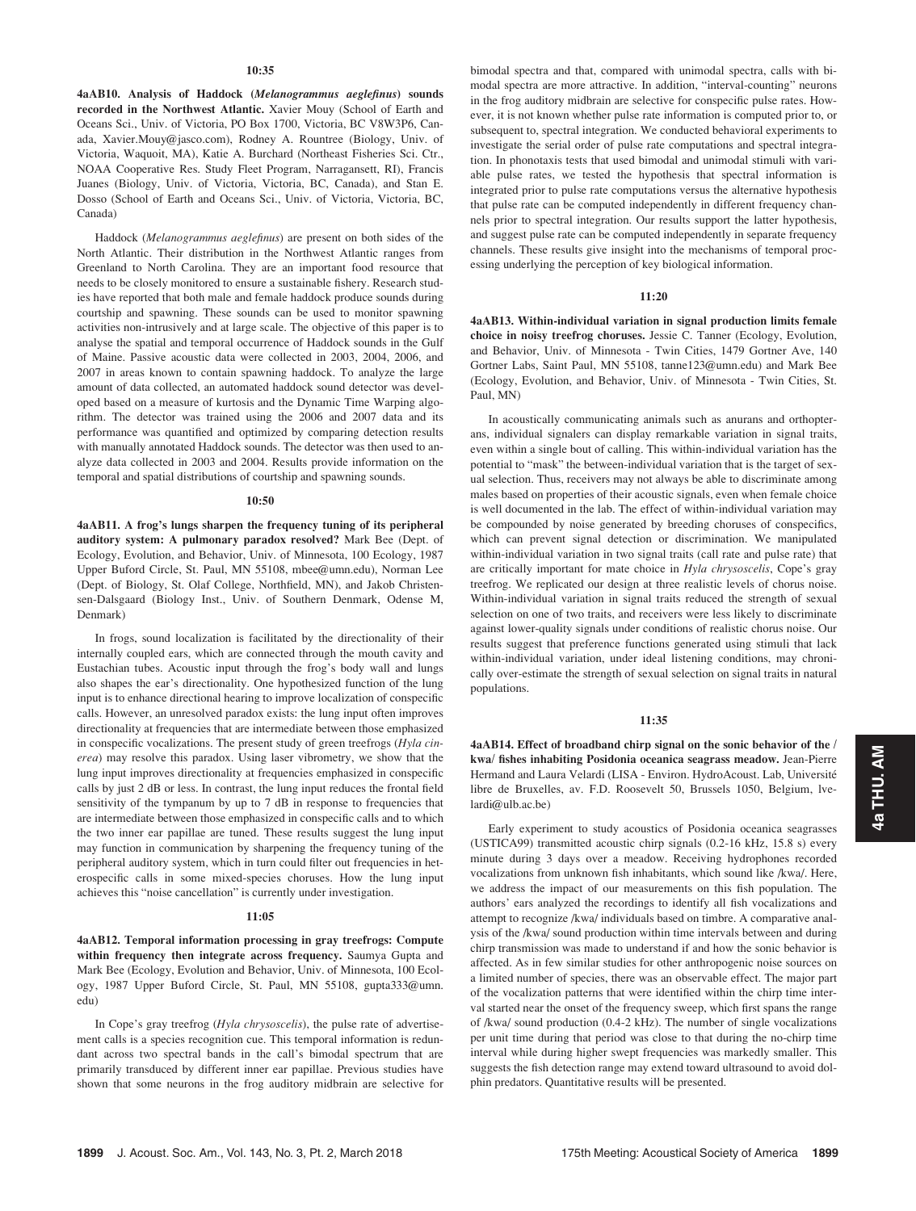**10:35**

**4aAB10. Analysis of Haddock (*Melanogrammus aeglefinus*) sounds recorded in the Northwest Atlantic.** Xavier Mouy (School of Earth and Oceans Sci., Univ. of Victoria, PO Box 1700, Victoria, BC V8W3P6, Canada, Xavier.Mouy@jasco.com), Rodney A. Rountree (Biology, Univ. of Victoria, Waquoit, MA), Katie A. Burchard (Northeast Fisheries Sci. Ctr., NOAA Cooperative Res. Study Fleet Program, Narragansett, RI), Francis Juanes (Biology, Univ. of Victoria, Victoria, BC, Canada), and Stan E. Dosso (School of Earth and Oceans Sci., Univ. of Victoria, Victoria, BC, Canada)

Haddock (*Melanogrammus aeglefinus*) are present on both sides of the North Atlantic. Their distribution in the Northwest Atlantic ranges from Greenland to North Carolina. They are an important food resource that needs to be closely monitored to ensure a sustainable fishery. Research studies have reported that both male and female haddock produce sounds during courtship and spawning. These sounds can be used to monitor spawning activities non-intrusively and at large scale. The objective of this paper is to analyse the spatial and temporal occurrence of Haddock sounds in the Gulf of Maine. Passive acoustic data were collected in 2003, 2004, 2006, and 2007 in areas known to contain spawning haddock. To analyze the large amount of data collected, an automated haddock sound detector was developed based on a measure of kurtosis and the Dynamic Time Warping algorithm. The detector was trained using the 2006 and 2007 data and its performance was quantified and optimized by comparing detection results with manually annotated Haddock sounds. The detector was then used to analyze data collected in 2003 and 2004. Results provide information on the temporal and spatial distributions of courtship and spawning sounds.

**10:50**

**4aAB11. A frog's lungs sharpen the frequency tuning of its peripheral auditory system: A pulmonary paradox resolved?** Mark Bee (Dept. of Ecology, Evolution, and Behavior, Univ. of Minnesota, 100 Ecology, 1987 Upper Buford Circle, St. Paul, MN 55108, mbee@umn.edu), Norman Lee (Dept. of Biology, St. Olaf College, Northfield, MN), and Jakob Christensen-Dalsgaard (Biology Inst., Univ. of Southern Denmark, Odense M, Denmark)

In frogs, sound localization is facilitated by the directionality of their internally coupled ears, which are connected through the mouth cavity and Eustachian tubes. Acoustic input through the frog's body wall and lungs also shapes the ear's directionality. One hypothesized function of the lung input is to enhance directional hearing to improve localization of conspecific calls. However, an unresolved paradox exists: the lung input often improves directionality at frequencies that are intermediate between those emphasized in conspecific vocalizations. The present study of green treefrogs (*Hyla cinerea*) may resolve this paradox. Using laser vibrometry, we show that the lung input improves directionality at frequencies emphasized in conspecific calls by just 2 dB or less. In contrast, the lung input reduces the frontal field sensitivity of the tympanum by up to 7 dB in response to frequencies that are intermediate between those emphasized in conspecific calls and to which the two inner ear papillae are tuned. These results suggest the lung input may function in communication by sharpening the frequency tuning of the peripheral auditory system, which in turn could filter out frequencies in heterospecific calls in some mixed-species choruses. How the lung input achieves this "noise cancellation" is currently under investigation.

**11:05**

**4aAB12. Temporal information processing in gray treefrogs: Compute within frequency then integrate across frequency.** Saumya Gupta and Mark Bee (Ecology, Evolution and Behavior, Univ. of Minnesota, 100 Ecology, 1987 Upper Buford Circle, St. Paul, MN 55108, gupta333@umn.edu)

In Cope's gray treefrog (*Hyla chrysoscelis*), the pulse rate of advertisement calls is a species recognition cue. This temporal information is redundant across two spectral bands in the call's bimodal spectrum that are primarily transduced by different inner ear papillae. Previous studies have shown that some neurons in the frog auditory midbrain are selective for bimodal spectra and that, compared with unimodal spectra, calls with bimodal spectra are more attractive. In addition, "interval-counting" neurons in the frog auditory midbrain are selective for conspecific pulse rates. However, it is not known whether pulse rate information is computed prior to, or subsequent to, spectral integration. We conducted behavioral experiments to investigate the serial order of pulse rate computations and spectral integration. In phonotaxis tests that used bimodal and unimodal stimuli with variable pulse rates, we tested the hypothesis that spectral information is integrated prior to pulse rate computations versus the alternative hypothesis that pulse rate can be computed independently in different frequency channels prior to spectral integration. Our results support the latter hypothesis, and suggest pulse rate can be computed independently in separate frequency channels. These results give insight into the mechanisms of temporal processing underlying the perception of key biological information.

**11:20**

**4aAB13. Within-individual variation in signal production limits female choice in noisy treefrog choruses.** Jessie C. Tanner (Ecology, Evolution, and Behavior, Univ. of Minnesota - Twin Cities, 1479 Gortner Ave, 140 Gortner Labs, Saint Paul, MN 55108, tanne123@umn.edu) and Mark Bee (Ecology, Evolution, and Behavior, Univ. of Minnesota - Twin Cities, St. Paul, MN)

In acoustically communicating animals such as anurans and orthopterans, individual signalers can display remarkable variation in signal traits, even within a single bout of calling. This within-individual variation has the potential to "mask" the between-individual variation that is the target of sexual selection. Thus, receivers may not always be able to discriminate among males based on properties of their acoustic signals, even when female choice is well documented in the lab. The effect of within-individual variation may be compounded by noise generated by breeding choruses of conspecifics, which can prevent signal detection or discrimination. We manipulated within-individual variation in two signal traits (call rate and pulse rate) that are critically important for mate choice in *Hyla chrysoscelis*, Cope's gray treefrog. We replicated our design at three realistic levels of chorus noise. Within-individual variation in signal traits reduced the strength of sexual selection on one of two traits, and receivers were less likely to discriminate against lower-quality signals under conditions of realistic chorus noise. Our results suggest that preference functions generated using stimuli that lack within-individual variation, under ideal listening conditions, may chronically over-estimate the strength of sexual selection on signal traits in natural populations.

**11:35**

**4aAB14. Effect of broadband chirp signal on the sonic behavior of the /kwa/ fishes inhabiting Posidonia oceanica seagrass meadow.** Jean-Pierre Hermand and Laura Velardi (LISA - Environ. HydroAcoust. Lab, Université libre de Bruxelles, av. F.D. Roosevelt 50, Brussels 1050, Belgium, lvelardi@ulb.ac.be)

Early experiment to study acoustics of Posidonia oceanica seagrasses (USTICA99) transmitted acoustic chirp signals (0.2-16 kHz, 15.8 s) every minute during 3 days over a meadow. Receiving hydrophones recorded vocalizations from unknown fish inhabitants, which sound like /kwa/. Here, we address the impact of our measurements on this fish population. The authors' ears analyzed the recordings to identify all fish vocalizations and attempt to recognize /kwa/ individuals based on timbre. A comparative analysis of the /kwa/ sound production within time intervals between and during chirp transmission was made to understand if and how the sonic behavior is affected. As in few similar studies for other anthropogenic noise sources on a limited number of species, there was an observable effect. The major part of the vocalization patterns that were identified within the chirp time interval started near the onset of the frequency sweep, which first spans the range of /kwa/ sound production (0.4-2 kHz). The number of single vocalizations per unit time during that period was close to that during the no-chirp time interval while during higher swept frequencies was markedly smaller. This suggests the fish detection range may extend toward ultrasound to avoid dolphin predators. Quantitative results will be presented.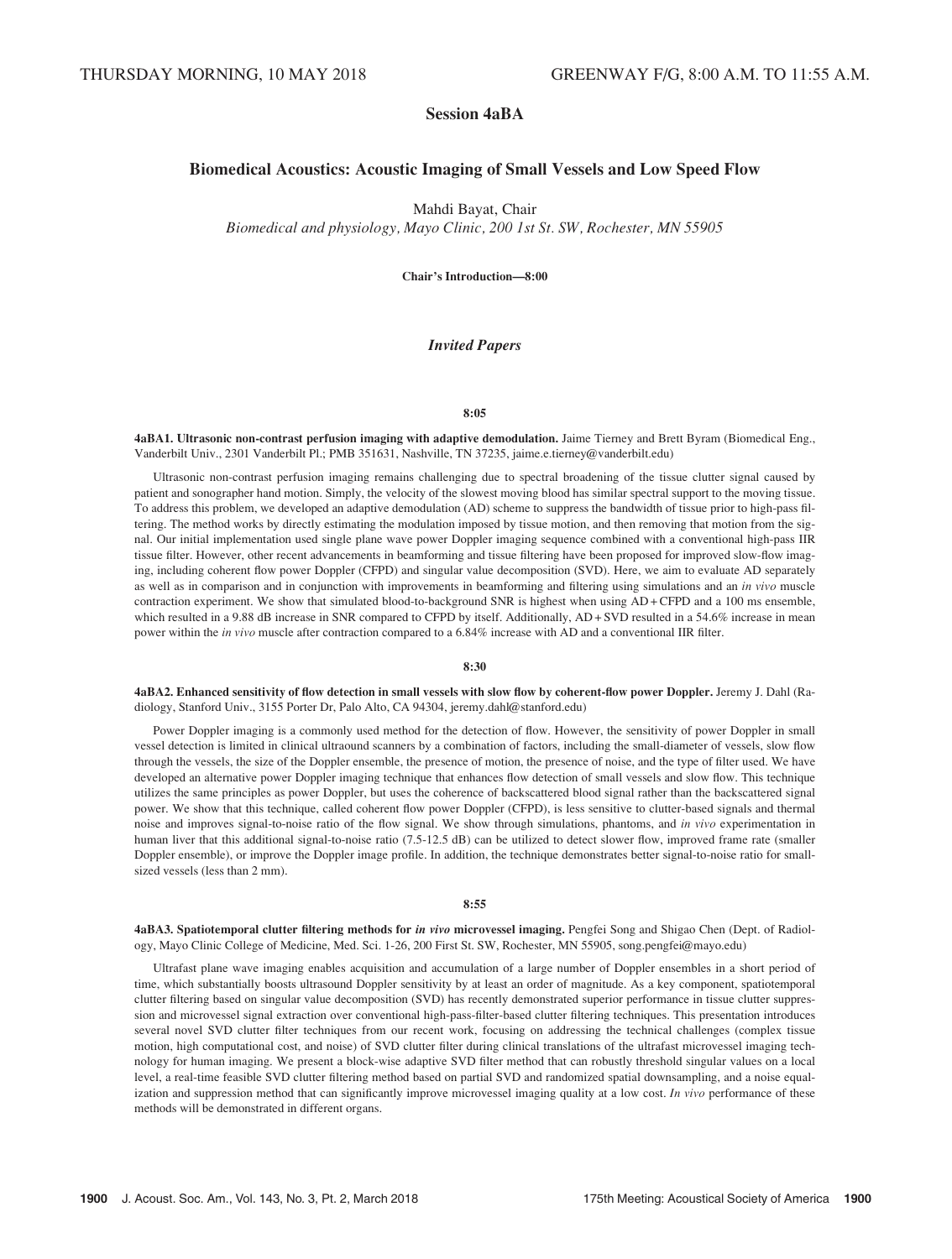THURSDAY MORNING, 10 MAY 2018 GREENWAY F/G, 8:00 A.M. TO 11:55 A.M.

# Session 4aBA

## Biomedical Acoustics: Acoustic Imaging of Small Vessels and Low Speed Flow

Mahdi Bayat, Chair

*Biomedical and physiology, Mayo Clinic, 200 1st St. SW, Rochester, MN 55905*

**Chair's Introduction—8:00**

### *Invited Papers*

**8:05**

**4aBA1. Ultrasonic non-contrast perfusion imaging with adaptive demodulation.** Jaime Tierney and Brett Byram (Biomedical Eng., Vanderbilt Univ., 2301 Vanderbilt Pl.; PMB 351631, Nashville, TN 37235, jaime.e.tierney@vanderbilt.edu)

Ultrasonic non-contrast perfusion imaging remains challenging due to spectral broadening of the tissue clutter signal caused by patient and sonographer hand motion. Simply, the velocity of the slowest moving blood has similar spectral support to the moving tissue. To address this problem, we developed an adaptive demodulation (AD) scheme to suppress the bandwidth of tissue prior to high-pass filtering. The method works by directly estimating the modulation imposed by tissue motion, and then removing that motion from the signal. Our initial implementation used single plane wave power Doppler imaging sequence combined with a conventional high-pass IIR tissue filter. However, other recent advancements in beamforming and tissue filtering have been proposed for improved slow-flow imaging, including coherent flow power Doppler (CFPD) and singular value decomposition (SVD). Here, we aim to evaluate AD separately as well as in comparison and in conjunction with improvements in beamforming and filtering using simulations and an *in vivo* muscle contraction experiment. We show that simulated blood-to-background SNR is highest when using AD + CFPD and a 100 ms ensemble, which resulted in a 9.88 dB increase in SNR compared to CFPD by itself. Additionally, AD + SVD resulted in a 54.6% increase in mean power within the *in vivo* muscle after contraction compared to a 6.84% increase with AD and a conventional IIR filter.

**8:30**

**4aBA2. Enhanced sensitivity of flow detection in small vessels with slow flow by coherent-flow power Doppler.** Jeremy J. Dahl (Radiology, Stanford Univ., 3155 Porter Dr, Palo Alto, CA 94304, jeremy.dahl@stanford.edu)

Power Doppler imaging is a commonly used method for the detection of flow. However, the sensitivity of power Doppler in small vessel detection is limited in clinical ultraound scanners by a combination of factors, including the small-diameter of vessels, slow flow through the vessels, the size of the Doppler ensemble, the presence of motion, the presence of noise, and the type of filter used. We have developed an alternative power Doppler imaging technique that enhances flow detection of small vessels and slow flow. This technique utilizes the same principles as power Doppler, but uses the coherence of backscattered blood signal rather than the backscattered signal power. We show that this technique, called coherent flow power Doppler (CFPD), is less sensitive to clutter-based signals and thermal noise and improves signal-to-noise ratio of the flow signal. We show through simulations, phantoms, and *in vivo* experimentation in human liver that this additional signal-to-noise ratio (7.5-12.5 dB) can be utilized to detect slower flow, improved frame rate (smaller Doppler ensemble), or improve the Doppler image profile. In addition, the technique demonstrates better signal-to-noise ratio for small-sized vessels (less than 2 mm).

**8:55**

**4aBA3. Spatiotemporal clutter filtering methods for *in vivo* microvessel imaging.** Pengfei Song and Shigao Chen (Dept. of Radiology, Mayo Clinic College of Medicine, Med. Sci. 1-26, 200 First St. SW, Rochester, MN 55905, song.pengfei@mayo.edu)

Ultrafast plane wave imaging enables acquisition and accumulation of a large number of Doppler ensembles in a short period of time, which substantially boosts ultrasound Doppler sensitivity by at least an order of magnitude. As a key component, spatiotemporal clutter filtering based on singular value decomposition (SVD) has recently demonstrated superior performance in tissue clutter suppression and microvessel signal extraction over conventional high-pass-filter-based clutter filtering techniques. This presentation introduces several novel SVD clutter filter techniques from our recent work, focusing on addressing the technical challenges (complex tissue motion, high computational cost, and noise) of SVD clutter filter during clinical translations of the ultrafast microvessel imaging technology for human imaging. We present a block-wise adaptive SVD filter method that can robustly threshold singular values on a local level, a real-time feasible SVD clutter filtering method based on partial SVD and randomized spatial downsampling, and a noise equalization and suppression method that can significantly improve microvessel imaging quality at a low cost. *In vivo* performance of these methods will be demonstrated in different organs.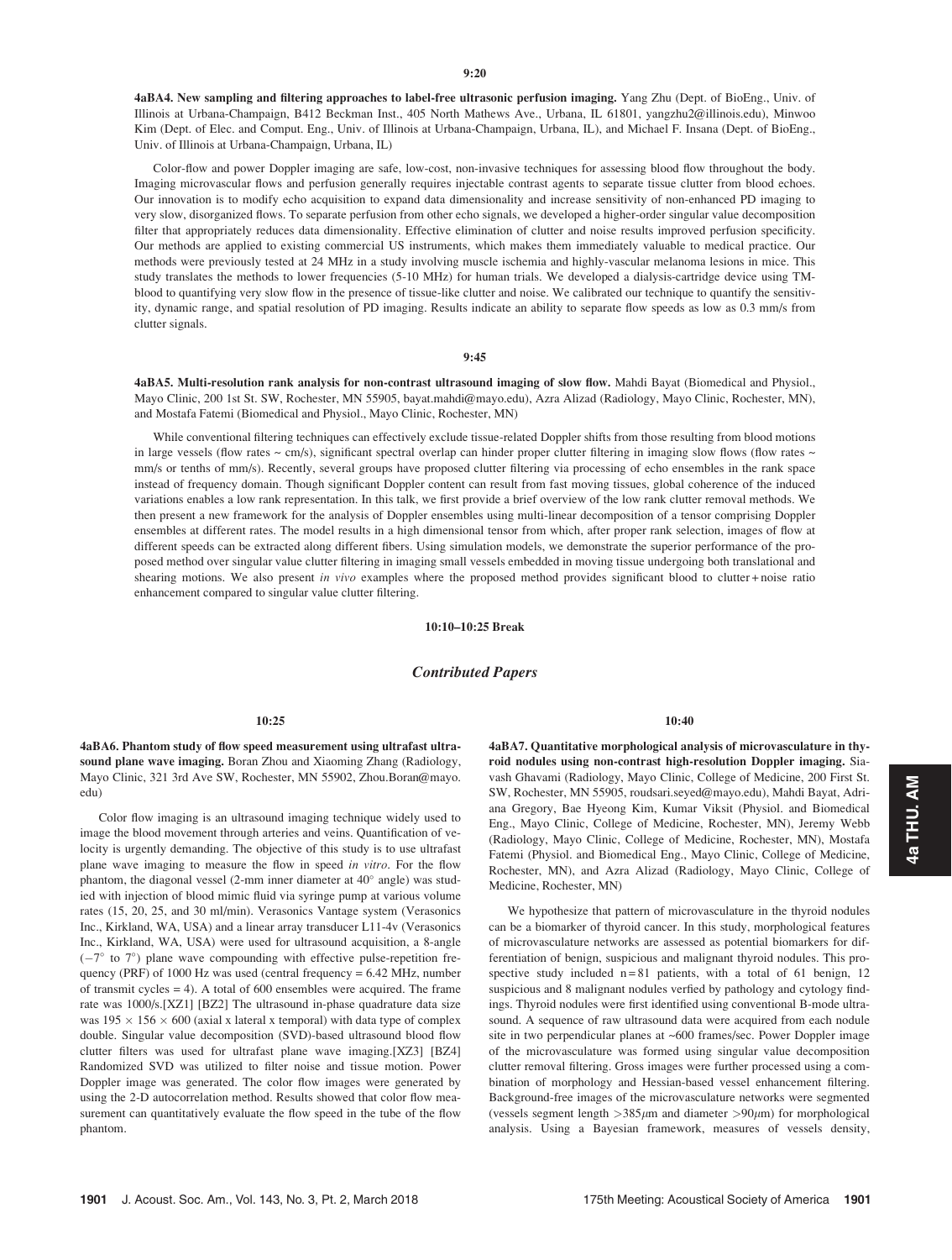**9:20**

**4aBA4. New sampling and filtering approaches to label-free ultrasonic perfusion imaging.** Yang Zhu (Dept. of BioEng., Univ. of Illinois at Urbana-Champaign, B412 Beckman Inst., 405 North Mathews Ave., Urbana, IL 61801, yangzhu2@illinois.edu), Minwoo Kim (Dept. of Elec. and Comput. Eng., Univ. of Illinois at Urbana-Champaign, Urbana, IL), and Michael F. Insana (Dept. of BioEng., Univ. of Illinois at Urbana-Champaign, Urbana, IL)

Color-flow and power Doppler imaging are safe, low-cost, non-invasive techniques for assessing blood flow throughout the body. Imaging microvascular flows and perfusion generally requires injectable contrast agents to separate tissue clutter from blood echoes. Our innovation is to modify echo acquisition to expand data dimensionality and increase sensitivity of non-enhanced PD imaging to very slow, disorganized flows. To separate perfusion from other echo signals, we developed a higher-order singular value decomposition filter that appropriately reduces data dimensionality. Effective elimination of clutter and noise results improved perfusion specificity. Our methods are applied to existing commercial US instruments, which makes them immediately valuable to medical practice. Our methods were previously tested at 24 MHz in a study involving muscle ischemia and highly-vascular melanoma lesions in mice. This study translates the methods to lower frequencies (5-10 MHz) for human trials. We developed a dialysis-cartridge device using TM-blood to quantifying very slow flow in the presence of tissue-like clutter and noise. We calibrated our technique to quantify the sensitivity, dynamic range, and spatial resolution of PD imaging. Results indicate an ability to separate flow speeds as low as 0.3 mm/s from clutter signals.

**9:45**

**4aBA5. Multi-resolution rank analysis for non-contrast ultrasound imaging of slow flow.** Mahdi Bayat (Biomedical and Physiol., Mayo Clinic, 200 1st St. SW, Rochester, MN 55905, bayat.mahdi@mayo.edu), Azra Alizad (Radiology, Mayo Clinic, Rochester, MN), and Mostafa Fatemi (Biomedical and Physiol., Mayo Clinic, Rochester, MN)

While conventional filtering techniques can effectively exclude tissue-related Doppler shifts from those resulting from blood motions in large vessels (flow rates ~ cm/s), significant spectral overlap can hinder proper clutter filtering in imaging slow flows (flow rates ~ mm/s or tenths of mm/s). Recently, several groups have proposed clutter filtering via processing of echo ensembles in the rank space instead of frequency domain. Though significant Doppler content can result from fast moving tissues, global coherence of the induced variations enables a low rank representation. In this talk, we first provide a brief overview of the low rank clutter removal methods. We then present a new framework for the analysis of Doppler ensembles using multi-linear decomposition of a tensor comprising Doppler ensembles at different rates. The model results in a high dimensional tensor from which, after proper rank selection, images of flow at different speeds can be extracted along different fibers. Using simulation models, we demonstrate the superior performance of the proposed method over singular value clutter filtering in imaging small vessels embedded in moving tissue undergoing both translational and shearing motions. We also present *in vivo* examples where the proposed method provides significant blood to clutter + noise ratio enhancement compared to singular value clutter filtering.

**10:10–10:25 Break**

## *Contributed Papers*

**10:25**

**4aBA6. Phantom study of flow speed measurement using ultrafast ultrasound plane wave imaging.** Boran Zhou and Xiaoming Zhang (Radiology, Mayo Clinic, 321 3rd Ave SW, Rochester, MN 55902, Zhou.Boran@mayo.edu)

Color flow imaging is an ultrasound imaging technique widely used to image the blood movement through arteries and veins. Quantification of velocity is urgently demanding. The objective of this study is to use ultrafast plane wave imaging to measure the flow in speed *in vitro*. For the flow phantom, the diagonal vessel (2-mm inner diameter at 40° angle) was studied with injection of blood mimic fluid via syringe pump at various volume rates (15, 20, 25, and 30 ml/min). Verasonics Vantage system (Verasonics Inc., Kirkland, WA, USA) and a linear array transducer L11-4v (Verasonics Inc., Kirkland, WA, USA) were used for ultrasound acquisition, a 8-angle (−7° to 7°) plane wave compounding with effective pulse-repetition frequency (PRF) of 1000 Hz was used (central frequency = 6.42 MHz, number of transmit cycles = 4). A total of 600 ensembles were acquired. The frame rate was 1000/s.[XZ1] [BZ2] The ultrasound in-phase quadrature data size was 195 × 156 × 600 (axial x lateral x temporal) with data type of complex double. Singular value decomposition (SVD)-based ultrasound blood flow clutter filters was used for ultrafast plane wave imaging.[XZ3] [BZ4] Randomized SVD was utilized to filter noise and tissue motion. Power Doppler image was generated. The color flow images were generated by using the 2-D autocorrelation method. Results showed that color flow measurement can quantitatively evaluate the flow speed in the tube of the flow phantom.

**10:40**

**4aBA7. Quantitative morphological analysis of microvasculature in thyroid nodules using non-contrast high-resolution Doppler imaging.** Siavash Ghavami (Radiology, Mayo Clinic, College of Medicine, 200 First St. SW, Rochester, MN 55905, roudsari.seyed@mayo.edu), Mahdi Bayat, Adriana Gregory, Bae Hyeong Kim, Kumar Viksit (Physiol. and Biomedical Eng., Mayo Clinic, College of Medicine, Rochester, MN), Jeremy Webb (Radiology, Mayo Clinic, College of Medicine, Rochester, MN), Mostafa Fatemi (Physiol. and Biomedical Eng., Mayo Clinic, College of Medicine, Rochester, MN), and Azra Alizad (Radiology, Mayo Clinic, College of Medicine, Rochester, MN)

We hypothesize that pattern of microvasculature in the thyroid nodules can be a biomarker of thyroid cancer. In this study, morphological features of microvasculature networks are assessed as potential biomarkers for differentiation of benign, suspicious and malignant thyroid nodules. This prospective study included n = 81 patients, with a total of 61 benign, 12 suspicious and 8 malignant nodules verfied by pathology and cytology findings. Thyroid nodules were first identified using conventional B-mode ultrasound. A sequence of raw ultrasound data were acquired from each nodule site in two perpendicular planes at ~600 frames/sec. Power Doppler image of the microvasculature was formed using singular value decomposition clutter removal filtering. Gross images were further processed using a combination of morphology and Hessian-based vessel enhancement filtering. Background-free images of the microvasculature networks were segmented (vessels segment length >385$\mu$m and diameter >90$\mu$m) for morphological analysis. Using a Bayesian framework, measures of vessels density,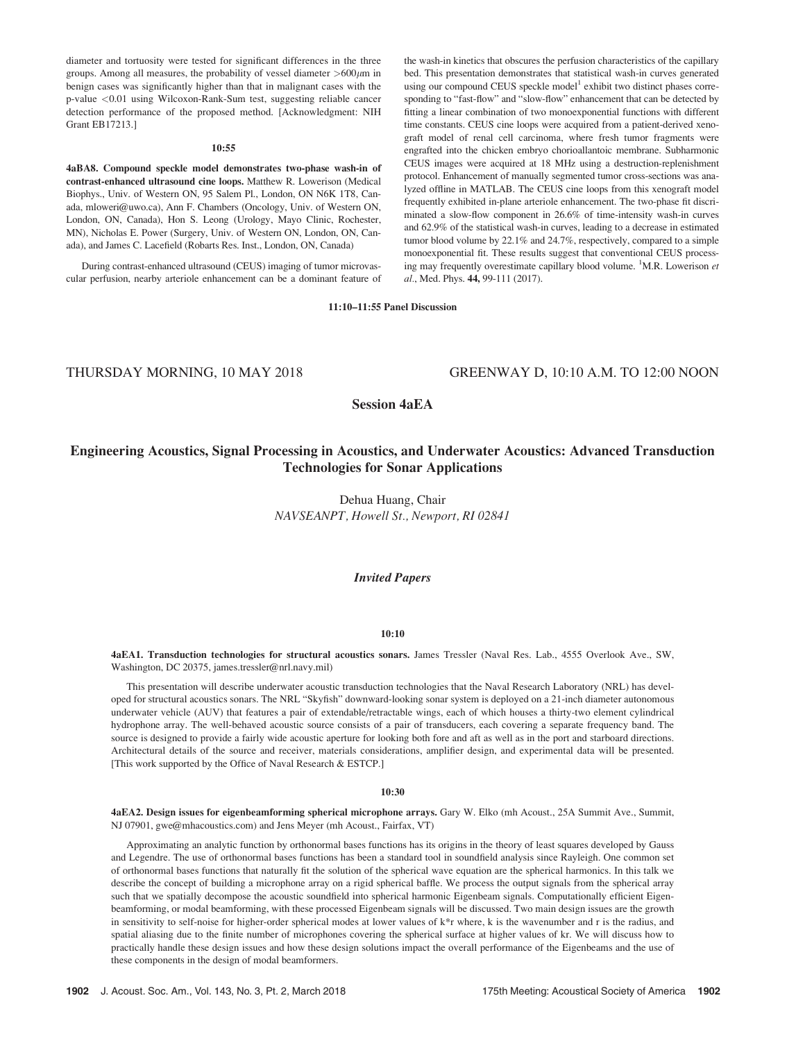diameter and tortuosity were tested for significant differences in the three groups. Among all measures, the probability of vessel diameter $>600\mu$m in benign cases was significantly higher than that in malignant cases with the p-value $<0.01$ using Wilcoxon-Rank-Sum test, suggesting reliable cancer detection performance of the proposed method. [Acknowledgment: NIH Grant EB17213.]

### 10:55

**4aBA8. Compound speckle model demonstrates two-phase wash-in of contrast-enhanced ultrasound cine loops.** Matthew R. Lowerison (Medical Biophys., Univ. of Western ON, 95 Salem Pl., London, ON N6K 1T8, Canada, mloweri@uwo.ca), Ann F. Chambers (Oncology, Univ. of Western ON, London, ON, Canada), Hon S. Leong (Urology, Mayo Clinic, Rochester, MN), Nicholas E. Power (Surgery, Univ. of Western ON, London, ON, Canada), and James C. Lacefield (Robarts Res. Inst., London, ON, Canada)

During contrast-enhanced ultrasound (CEUS) imaging of tumor microvascular perfusion, nearby arteriole enhancement can be a dominant feature of the wash-in kinetics that obscures the perfusion characteristics of the capillary bed. This presentation demonstrates that statistical wash-in curves generated using our compound CEUS speckle model[1] exhibit two distinct phases corresponding to "fast-flow" and "slow-flow" enhancement that can be detected by fitting a linear combination of two monoexponential functions with different time constants. CEUS cine loops were acquired from a patient-derived xenograft model of renal cell carcinoma, where fresh tumor fragments were engrafted into the chicken embryo chorioallantoic membrane. Subharmonic CEUS images were acquired at 18 MHz using a destruction-replenishment protocol. Enhancement of manually segmented tumor cross-sections was analyzed offline in MATLAB. The CEUS cine loops from this xenograft model frequently exhibited in-plane arteriole enhancement. The two-phase fit discriminated a slow-flow component in 26.6% of time-intensity wash-in curves and 62.9% of the statistical wash-in curves, leading to a decrease in estimated tumor blood volume by 22.1% and 24.7%, respectively, compared to a simple monoexponential fit. These results suggest that conventional CEUS processing may frequently overestimate capillary blood volume. [1]M.R. Lowerison *et al.*, Med. Phys. **44,** 99-111 (2017).

**11:10–11:55 Panel Discussion**

THURSDAY MORNING, 10 MAY 2018 — GREENWAY D, 10:10 A.M. TO 12:00 NOON

## Session 4aEA

## Engineering Acoustics, Signal Processing in Acoustics, and Underwater Acoustics: Advanced Transduction Technologies for Sonar Applications

Dehua Huang, Chair
*NAVSEANPT, Howell St., Newport, RI 02841*

### *Invited Papers*

### 10:10

**4aEA1. Transduction technologies for structural acoustics sonars.** James Tressler (Naval Res. Lab., 4555 Overlook Ave., SW, Washington, DC 20375, james.tressler@nrl.navy.mil)

This presentation will describe underwater acoustic transduction technologies that the Naval Research Laboratory (NRL) has developed for structural acoustics sonars. The NRL "Skyfish" downward-looking sonar system is deployed on a 21-inch diameter autonomous underwater vehicle (AUV) that features a pair of extendable/retractable wings, each of which houses a thirty-two element cylindrical hydrophone array. The well-behaved acoustic source consists of a pair of transducers, each covering a separate frequency band. The source is designed to provide a fairly wide acoustic aperture for looking both fore and aft as well as in the port and starboard directions. Architectural details of the source and receiver, materials considerations, amplifier design, and experimental data will be presented. [This work supported by the Office of Naval Research & ESTCP.]

### 10:30

**4aEA2. Design issues for eigenbeamforming spherical microphone arrays.** Gary W. Elko (mh Acoust., 25A Summit Ave., Summit, NJ 07901, gwe@mhacoustics.com) and Jens Meyer (mh Acoust., Fairfax, VT)

Approximating an analytic function by orthonormal bases functions has its origins in the theory of least squares developed by Gauss and Legendre. The use of orthonormal bases functions has been a standard tool in soundfield analysis since Rayleigh. One common set of orthonormal bases functions that naturally fit the solution of the spherical wave equation are the spherical harmonics. In this talk we describe the concept of building a microphone array on a rigid spherical baffle. We process the output signals from the spherical array such that we spatially decompose the acoustic soundfield into spherical harmonic Eigenbeam signals. Computationally efficient Eigenbeamforming, or modal beamforming, with these processed Eigenbeam signals will be discussed. Two main design issues are the growth in sensitivity to self-noise for higher-order spherical modes at lower values of k*r where, k is the wavenumber and r is the radius, and spatial aliasing due to the finite number of microphones covering the spherical surface at higher values of kr. We will discuss how to practically handle these design issues and how these design solutions impact the overall performance of the Eigenbeams and the use of these components in the design of modal beamformers.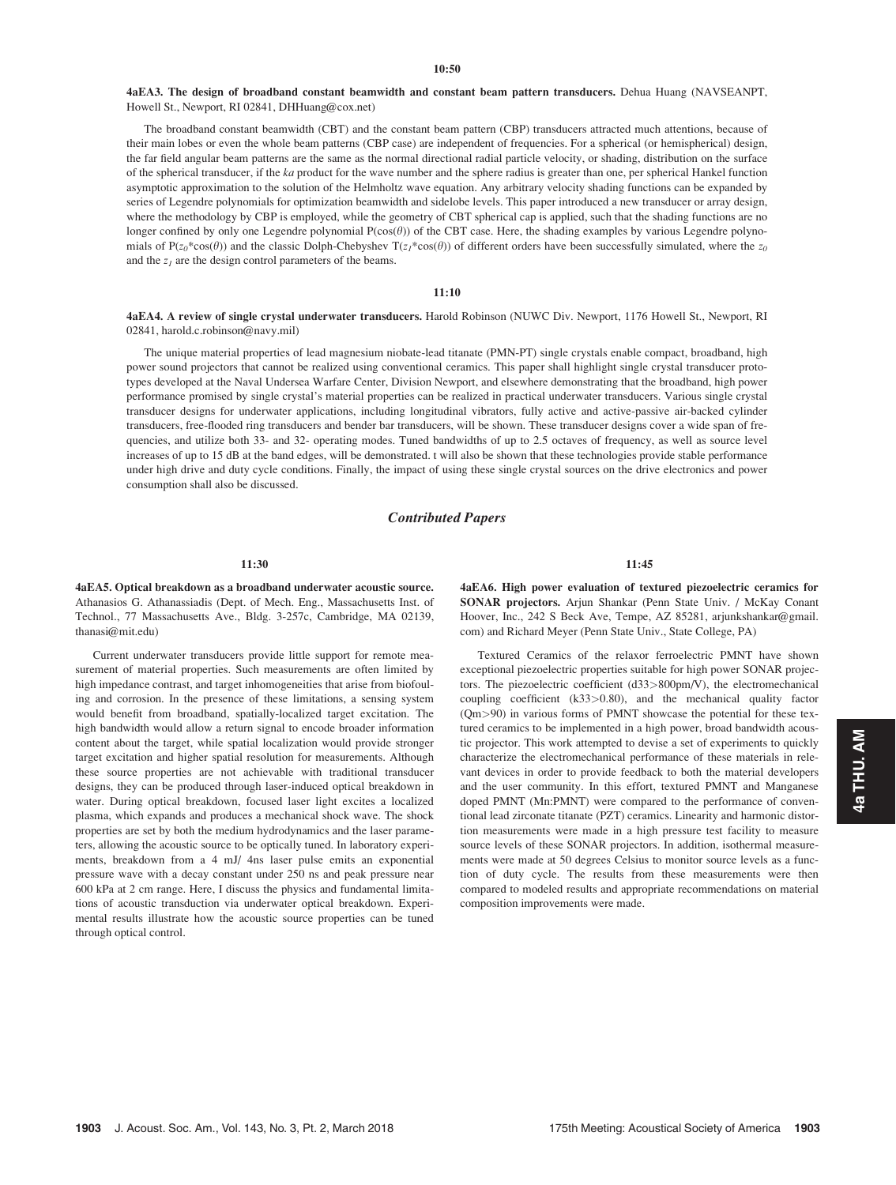10:50

**4aEA3. The design of broadband constant beamwidth and constant beam pattern transducers.** Dehua Huang (NAVSEANPT, Howell St., Newport, RI 02841, DHHuang@cox.net)

The broadband constant beamwidth (CBT) and the constant beam pattern (CBP) transducers attracted much attentions, because of their main lobes or even the whole beam patterns (CBP case) are independent of frequencies. For a spherical (or hemispherical) design, the far field angular beam patterns are the same as the normal directional radial particle velocity, or shading, distribution on the surface of the spherical transducer, if the *ka* product for the wave number and the sphere radius is greater than one, per spherical Hankel function asymptotic approximation to the solution of the Helmholtz wave equation. Any arbitrary velocity shading functions can be expanded by series of Legendre polynomials for optimization beamwidth and sidelobe levels. This paper introduced a new transducer or array design, where the methodology by CBP is employed, while the geometry of CBT spherical cap is applied, such that the shading functions are no longer confined by only one Legendre polynomial $P(\cos(\theta))$ of the CBT case. Here, the shading examples by various Legendre polynomials of $P(z_0*\cos(\theta))$ and the classic Dolph-Chebyshev $T(z_1*\cos(\theta))$ of different orders have been successfully simulated, where the $z_0$ and the $z_1$ are the design control parameters of the beams.

11:10

**4aEA4. A review of single crystal underwater transducers.** Harold Robinson (NUWC Div. Newport, 1176 Howell St., Newport, RI 02841, harold.c.robinson@navy.mil)

The unique material properties of lead magnesium niobate-lead titanate (PMN-PT) single crystals enable compact, broadband, high power sound projectors that cannot be realized using conventional ceramics. This paper shall highlight single crystal transducer prototypes developed at the Naval Undersea Warfare Center, Division Newport, and elsewhere demonstrating that the broadband, high power performance promised by single crystal's material properties can be realized in practical underwater transducers. Various single crystal transducer designs for underwater applications, including longitudinal vibrators, fully active and active-passive air-backed cylinder transducers, free-flooded ring transducers and bender bar transducers, will be shown. These transducer designs cover a wide span of frequencies, and utilize both 33- and 32- operating modes. Tuned bandwidths of up to 2.5 octaves of frequency, as well as source level increases of up to 15 dB at the band edges, will be demonstrated. t will also be shown that these technologies provide stable performance under high drive and duty cycle conditions. Finally, the impact of using these single crystal sources on the drive electronics and power consumption shall also be discussed.

## *Contributed Papers*

11:30

**4aEA5. Optical breakdown as a broadband underwater acoustic source.** Athanasios G. Athanassiadis (Dept. of Mech. Eng., Massachusetts Inst. of Technol., 77 Massachusetts Ave., Bldg. 3-257c, Cambridge, MA 02139, thanasi@mit.edu)

Current underwater transducers provide little support for remote measurement of material properties. Such measurements are often limited by high impedance contrast, and target inhomogeneities that arise from biofouling and corrosion. In the presence of these limitations, a sensing system would benefit from broadband, spatially-localized target excitation. The high bandwidth would allow a return signal to encode broader information content about the target, while spatial localization would provide stronger target excitation and higher spatial resolution for measurements. Although these source properties are not achievable with traditional transducer designs, they can be produced through laser-induced optical breakdown in water. During optical breakdown, focused laser light excites a localized plasma, which expands and produces a mechanical shock wave. The shock properties are set by both the medium hydrodynamics and the laser parameters, allowing the acoustic source to be optically tuned. In laboratory experiments, breakdown from a 4 mJ/ 4ns laser pulse emits an exponential pressure wave with a decay constant under 250 ns and peak pressure near 600 kPa at 2 cm range. Here, I discuss the physics and fundamental limitations of acoustic transduction via underwater optical breakdown. Experimental results illustrate how the acoustic source properties can be tuned through optical control.

11:45

**4aEA6. High power evaluation of textured piezoelectric ceramics for SONAR projectors.** Arjun Shankar (Penn State Univ. / McKay Conant Hoover, Inc., 242 S Beck Ave, Tempe, AZ 85281, arjunkshankar@gmail.com) and Richard Meyer (Penn State Univ., State College, PA)

Textured Ceramics of the relaxor ferroelectric PMNT have shown exceptional piezoelectric properties suitable for high power SONAR projectors. The piezoelectric coefficient ($d33>800$pm/V), the electromechanical coupling coefficient ($k33>0.80$), and the mechanical quality factor ($Qm>90$) in various forms of PMNT showcase the potential for these textured ceramics to be implemented in a high power, broad bandwidth acoustic projector. This work attempted to devise a set of experiments to quickly characterize the electromechanical performance of these materials in relevant devices in order to provide feedback to both the material developers and the user community. In this effort, textured PMNT and Manganese doped PMNT (Mn:PMNT) were compared to the performance of conventional lead zirconate titanate (PZT) ceramics. Linearity and harmonic distortion measurements were made in a high pressure test facility to measure source levels of these SONAR projectors. In addition, isothermal measurements were made at 50 degrees Celsius to monitor source levels as a function of duty cycle. The results from these measurements were then compared to modeled results and appropriate recommendations on material composition improvements were made.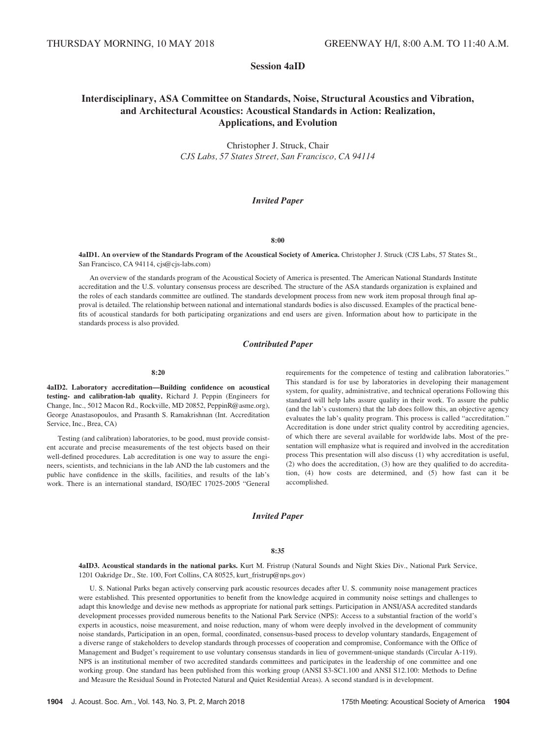THURSDAY MORNING, 10 MAY 2018 GREENWAY H/I, 8:00 A.M. TO 11:40 A.M.

# Session 4aID

## Interdisciplinary, ASA Committee on Standards, Noise, Structural Acoustics and Vibration, and Architectural Acoustics: Acoustical Standards in Action: Realization, Applications, and Evolution

Christopher J. Struck, Chair
*CJS Labs, 57 States Street, San Francisco, CA 94114*

### *Invited Paper*

**8:00**

**4aID1. An overview of the Standards Program of the Acoustical Society of America.** Christopher J. Struck (CJS Labs, 57 States St., San Francisco, CA 94114, cjs@cjs-labs.com)

An overview of the standards program of the Acoustical Society of America is presented. The American National Standards Institute accreditation and the U.S. voluntary consensus process are described. The structure of the ASA standards organization is explained and the roles of each standards committee are outlined. The standards development process from new work item proposal through final approval is detailed. The relationship between national and international standards bodies is also discussed. Examples of the practical benefits of acoustical standards for both participating organizations and end users are given. Information about how to participate in the standards process is also provided.

### *Contributed Paper*

**8:20**

**4aID2. Laboratory accreditation—Building confidence on acoustical testing- and calibration-lab quality.** Richard J. Peppin (Engineers for Change, Inc., 5012 Macon Rd., Rockville, MD 20852, PeppinR@asme.org), George Anastasopoulos, and Prasanth S. Ramakrishnan (Int. Accreditation Service, Inc., Brea, CA)

Testing (and calibration) laboratories, to be good, must provide consistent accurate and precise measurements of the test objects based on their well-defined procedures. Lab accreditation is one way to assure the engineers, scientists, and technicians in the lab AND the lab customers and the public have confidence in the skills, facilities, and results of the lab's work. There is an international standard, ISO/IEC 17025-2005 "General requirements for the competence of testing and calibration laboratories." This standard is for use by laboratories in developing their management system, for quality, administrative, and technical operations Following this standard will help labs assure quality in their work. To assure the public (and the lab's customers) that the lab does follow this, an objective agency evaluates the lab's quality program. This process is called "accreditation." Accreditation is done under strict quality control by accrediting agencies, of which there are several available for worldwide labs. Most of the presentation will emphasize what is required and involved in the accreditation process This presentation will also discuss (1) why accreditation is useful, (2) who does the accreditation, (3) how are they qualified to do accreditation, (4) how costs are determined, and (5) how fast can it be accomplished.

### *Invited Paper*

**8:35**

**4aID3. Acoustical standards in the national parks.** Kurt M. Fristrup (Natural Sounds and Night Skies Div., National Park Service, 1201 Oakridge Dr., Ste. 100, Fort Collins, CA 80525, kurt_fristrup@nps.gov)

U. S. National Parks began actively conserving park acoustic resources decades after U. S. community noise management practices were established. This presented opportunities to benefit from the knowledge acquired in community noise settings and challenges to adapt this knowledge and devise new methods as appropriate for national park settings. Participation in ANSI/ASA accredited standards development processes provided numerous benefits to the National Park Service (NPS): Access to a substantial fraction of the world's experts in acoustics, noise measurement, and noise reduction, many of whom were deeply involved in the development of community noise standards, Participation in an open, formal, coordinated, consensus-based process to develop voluntary standards, Engagement of a diverse range of stakeholders to develop standards through processes of cooperation and compromise, Conformance with the Office of Management and Budget's requirement to use voluntary consensus standards in lieu of government-unique standards (Circular A-119). NPS is an institutional member of two accredited standards committees and participates in the leadership of one committee and one working group. One standard has been published from this working group (ANSI S3-SC1.100 and ANSI S12.100: Methods to Define and Measure the Residual Sound in Protected Natural and Quiet Residential Areas). A second standard is in development.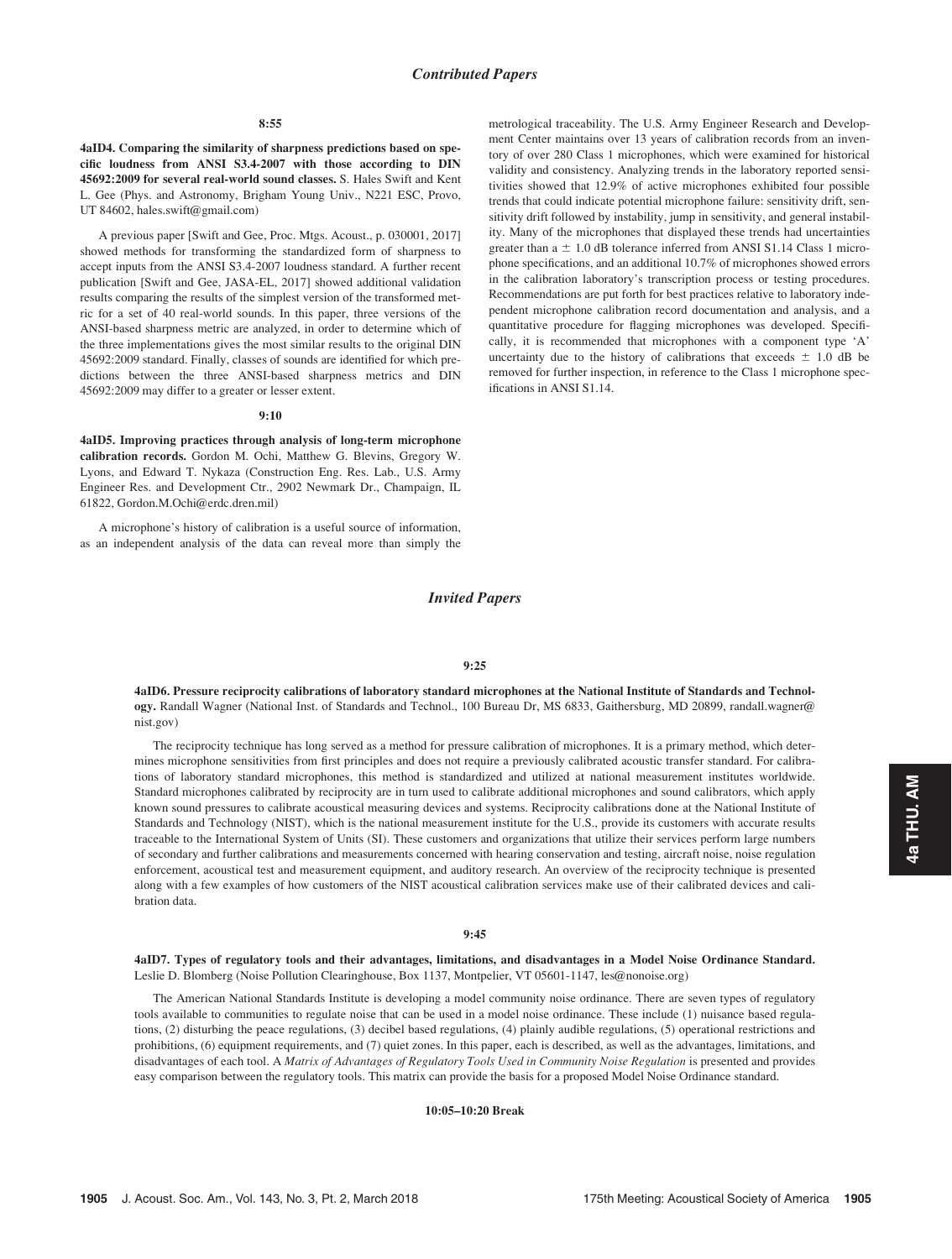## *Contributed Papers*

**8:55**

**4aID4. Comparing the similarity of sharpness predictions based on specific loudness from ANSI S3.4-2007 with those according to DIN 45692:2009 for several real-world sound classes.** S. Hales Swift and Kent L. Gee (Phys. and Astronomy, Brigham Young Univ., N221 ESC, Provo, UT 84602, hales.swift@gmail.com)

A previous paper [Swift and Gee, Proc. Mtgs. Acoust., p. 030001, 2017] showed methods for transforming the standardized form of sharpness to accept inputs from the ANSI S3.4-2007 loudness standard. A further recent publication [Swift and Gee, JASA-EL, 2017] showed additional validation results comparing the results of the simplest version of the transformed metric for a set of 40 real-world sounds. In this paper, three versions of the ANSI-based sharpness metric are analyzed, in order to determine which of the three implementations gives the most similar results to the original DIN 45692:2009 standard. Finally, classes of sounds are identified for which predictions between the three ANSI-based sharpness metrics and DIN 45692:2009 may differ to a greater or lesser extent.

**9:10**

**4aID5. Improving practices through analysis of long-term microphone calibration records.** Gordon M. Ochi, Matthew G. Blevins, Gregory W. Lyons, and Edward T. Nykaza (Construction Eng. Res. Lab., U.S. Army Engineer Res. and Development Ctr., 2902 Newmark Dr., Champaign, IL 61822, Gordon.M.Ochi@erdc.dren.mil)

A microphone's history of calibration is a useful source of information, as an independent analysis of the data can reveal more than simply the metrological traceability. The U.S. Army Engineer Research and Development Center maintains over 13 years of calibration records from an inventory of over 280 Class 1 microphones, which were examined for historical validity and consistency. Analyzing trends in the laboratory reported sensitivities showed that 12.9% of active microphones exhibited four possible trends that could indicate potential microphone failure: sensitivity drift, sensitivity drift followed by instability, jump in sensitivity, and general instability. Many of the microphones that displayed these trends had uncertainties greater than a $\pm$ 1.0 dB tolerance inferred from ANSI S1.14 Class 1 microphone specifications, and an additional 10.7% of microphones showed errors in the calibration laboratory's transcription process or testing procedures. Recommendations are put forth for best practices relative to laboratory independent microphone calibration record documentation and analysis, and a quantitative procedure for flagging microphones was developed. Specifically, it is recommended that microphones with a component type 'A' uncertainty due to the history of calibrations that exceeds $\pm$ 1.0 dB be removed for further inspection, in reference to the Class 1 microphone specifications in ANSI S1.14.

## *Invited Papers*

**9:25**

**4aID6. Pressure reciprocity calibrations of laboratory standard microphones at the National Institute of Standards and Technology.** Randall Wagner (National Inst. of Standards and Technol., 100 Bureau Dr, MS 6833, Gaithersburg, MD 20899, randall.wagner@nist.gov)

The reciprocity technique has long served as a method for pressure calibration of microphones. It is a primary method, which determines microphone sensitivities from first principles and does not require a previously calibrated acoustic transfer standard. For calibrations of laboratory standard microphones, this method is standardized and utilized at national measurement institutes worldwide. Standard microphones calibrated by reciprocity are in turn used to calibrate additional microphones and sound calibrators, which apply known sound pressures to calibrate acoustical measuring devices and systems. Reciprocity calibrations done at the National Institute of Standards and Technology (NIST), which is the national measurement institute for the U.S., provide its customers with accurate results traceable to the International System of Units (SI). These customers and organizations that utilize their services perform large numbers of secondary and further calibrations and measurements concerned with hearing conservation and testing, aircraft noise, noise regulation enforcement, acoustical test and measurement equipment, and auditory research. An overview of the reciprocity technique is presented along with a few examples of how customers of the NIST acoustical calibration services make use of their calibrated devices and calibration data.

**9:45**

**4aID7. Types of regulatory tools and their advantages, limitations, and disadvantages in a Model Noise Ordinance Standard.** Leslie D. Blomberg (Noise Pollution Clearinghouse, Box 1137, Montpelier, VT 05601-1147, les@nonoise.org)

The American National Standards Institute is developing a model community noise ordinance. There are seven types of regulatory tools available to communities to regulate noise that can be used in a model noise ordinance. These include (1) nuisance based regulations, (2) disturbing the peace regulations, (3) decibel based regulations, (4) plainly audible regulations, (5) operational restrictions and prohibitions, (6) equipment requirements, and (7) quiet zones. In this paper, each is described, as well as the advantages, limitations, and disadvantages of each tool. A *Matrix of Advantages of Regulatory Tools Used in Community Noise Regulation* is presented and provides easy comparison between the regulatory tools. This matrix can provide the basis for a proposed Model Noise Ordinance standard.

**10:05–10:20 Break**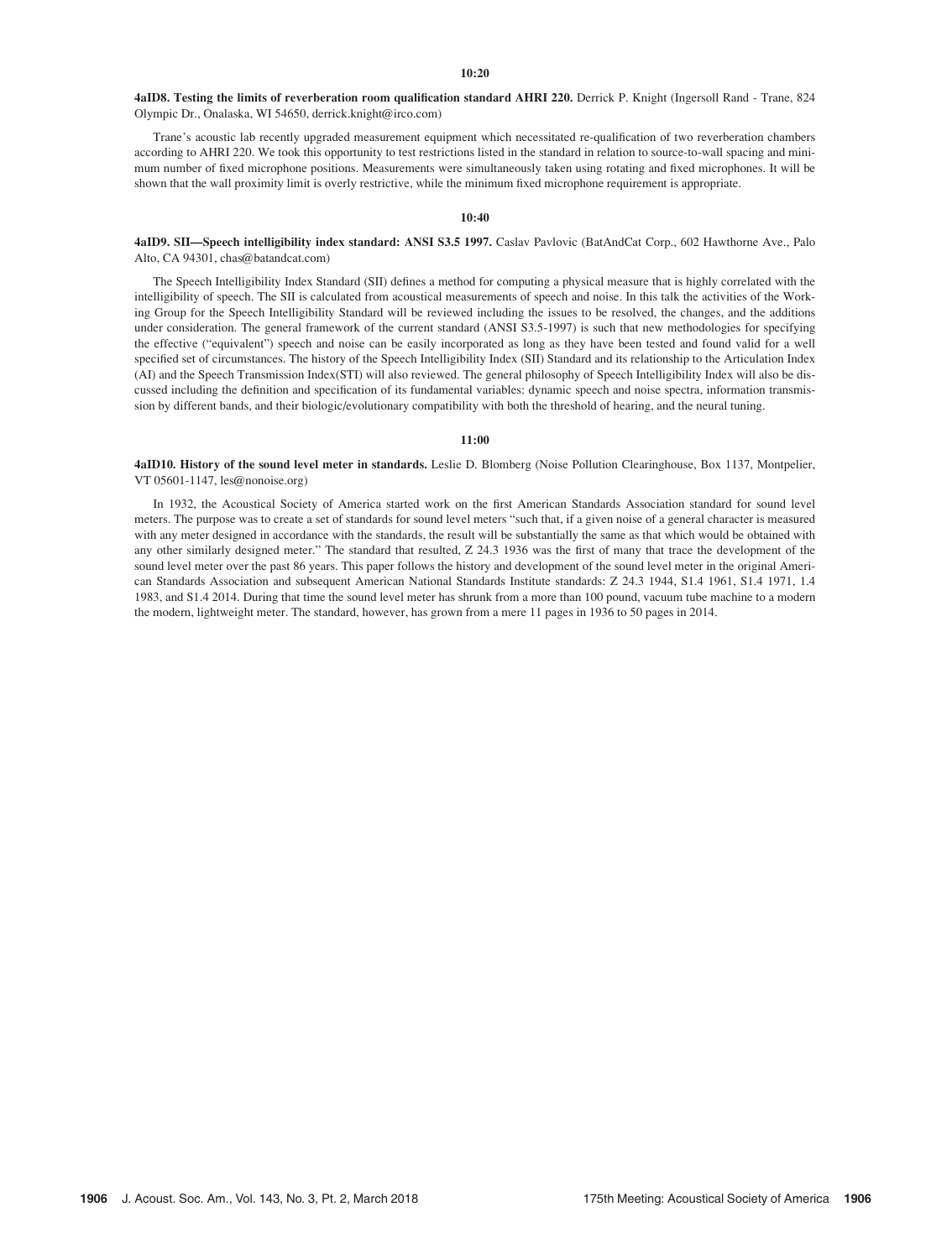**10:20**

**4aID8. Testing the limits of reverberation room qualification standard AHRI 220.** Derrick P. Knight (Ingersoll Rand - Trane, 824 Olympic Dr., Onalaska, WI 54650, derrick.knight@irco.com)

Trane's acoustic lab recently upgraded measurement equipment which necessitated re-qualification of two reverberation chambers according to AHRI 220. We took this opportunity to test restrictions listed in the standard in relation to source-to-wall spacing and minimum number of fixed microphone positions. Measurements were simultaneously taken using rotating and fixed microphones. It will be shown that the wall proximity limit is overly restrictive, while the minimum fixed microphone requirement is appropriate.

**10:40**

**4aID9. SII—Speech intelligibility index standard: ANSI S3.5 1997.** Caslav Pavlovic (BatAndCat Corp., 602 Hawthorne Ave., Palo Alto, CA 94301, chas@batandcat.com)

The Speech Intelligibility Index Standard (SII) defines a method for computing a physical measure that is highly correlated with the intelligibility of speech. The SII is calculated from acoustical measurements of speech and noise. In this talk the activities of the Working Group for the Speech Intelligibility Standard will be reviewed including the issues to be resolved, the changes, and the additions under consideration. The general framework of the current standard (ANSI S3.5-1997) is such that new methodologies for specifying the effective ("equivalent") speech and noise can be easily incorporated as long as they have been tested and found valid for a well specified set of circumstances. The history of the Speech Intelligibility Index (SII) Standard and its relationship to the Articulation Index (AI) and the Speech Transmission Index(STI) will also reviewed. The general philosophy of Speech Intelligibility Index will also be discussed including the definition and specification of its fundamental variables: dynamic speech and noise spectra, information transmission by different bands, and their biologic/evolutionary compatibility with both the threshold of hearing, and the neural tuning.

**11:00**

**4aID10. History of the sound level meter in standards.** Leslie D. Blomberg (Noise Pollution Clearinghouse, Box 1137, Montpelier, VT 05601-1147, les@nonoise.org)

In 1932, the Acoustical Society of America started work on the first American Standards Association standard for sound level meters. The purpose was to create a set of standards for sound level meters "such that, if a given noise of a general character is measured with any meter designed in accordance with the standards, the result will be substantially the same as that which would be obtained with any other similarly designed meter." The standard that resulted, Z 24.3 1936 was the first of many that trace the development of the sound level meter over the past 86 years. This paper follows the history and development of the sound level meter in the original American Standards Association and subsequent American National Standards Institute standards: Z 24.3 1944, S1.4 1961, S1.4 1971, 1.4 1983, and S1.4 2014. During that time the sound level meter has shrunk from a more than 100 pound, vacuum tube machine to a modern the modern, lightweight meter. The standard, however, has grown from a mere 11 pages in 1936 to 50 pages in 2014.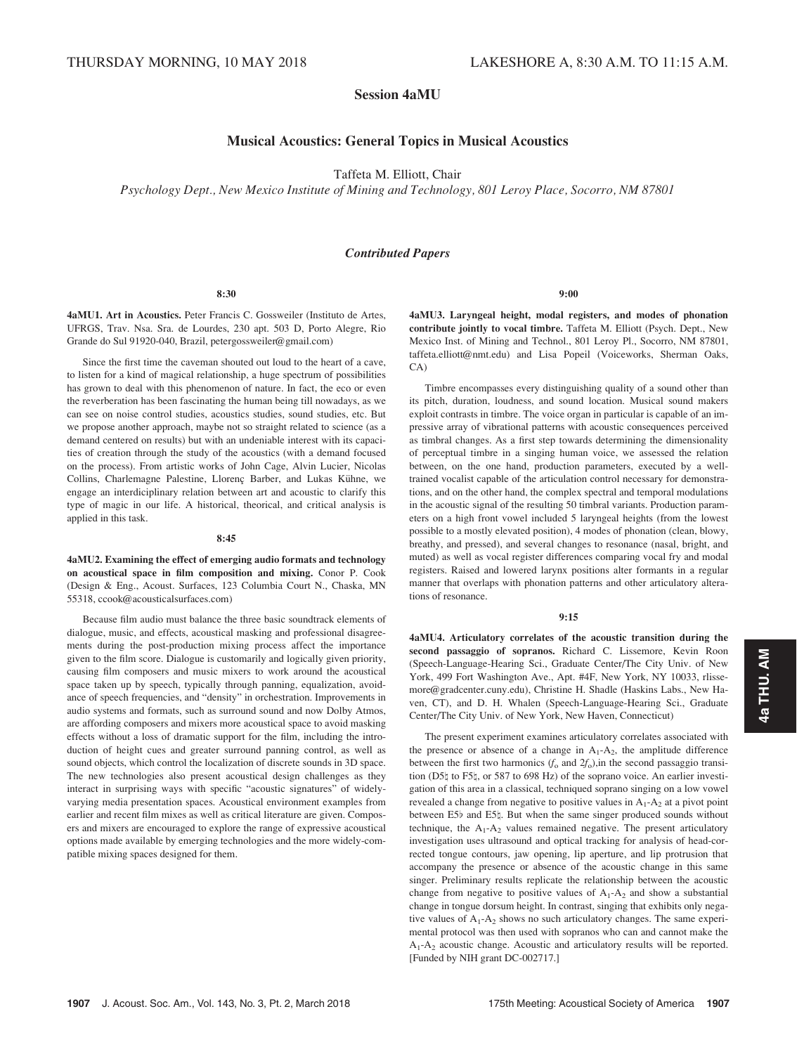THURSDAY MORNING, 10 MAY 2018 LAKESHORE A, 8:30 A.M. TO 11:15 A.M.

## Session 4aMU

## Musical Acoustics: General Topics in Musical Acoustics

Taffeta M. Elliott, Chair

*Psychology Dept., New Mexico Institute of Mining and Technology, 801 Leroy Place, Socorro, NM 87801*

### *Contributed Papers*

**8:30**

**4aMU1. Art in Acoustics.** Peter Francis C. Gossweiler (Instituto de Artes, UFRGS, Trav. Nsa. Sra. de Lourdes, 230 apt. 503 D, Porto Alegre, Rio Grande do Sul 91920-040, Brazil, petergossweiler@gmail.com)

Since the first time the caveman shouted out loud to the heart of a cave, to listen for a kind of magical relationship, a huge spectrum of possibilities has grown to deal with this phenomenon of nature. In fact, the eco or even the reverberation has been fascinating the human being till nowadays, as we can see on noise control studies, acoustics studies, sound studies, etc. But we propose another approach, maybe not so straight related to science (as a demand centered on results) but with an undeniable interest with its capacities of creation through the study of the acoustics (with a demand focused on the process). From artistic works of John Cage, Alvin Lucier, Nicolas Collins, Charlemagne Palestine, Llorenç Barber, and Lukas Kühne, we engage an interdiciplinary relation between art and acoustic to clarify this type of magic in our life. A historical, theorical, and critical analysis is applied in this task.

**8:45**

**4aMU2. Examining the effect of emerging audio formats and technology on acoustical space in film composition and mixing.** Conor P. Cook (Design & Eng., Acoust. Surfaces, 123 Columbia Court N., Chaska, MN 55318, ccook@acousticalsurfaces.com)

Because film audio must balance the three basic soundtrack elements of dialogue, music, and effects, acoustical masking and professional disagreements during the post-production mixing process affect the importance given to the film score. Dialogue is customarily and logically given priority, causing film composers and music mixers to work around the acoustical space taken up by speech, typically through panning, equalization, avoidance of speech frequencies, and "density" in orchestration. Improvements in audio systems and formats, such as surround sound and now Dolby Atmos, are affording composers and mixers more acoustical space to avoid masking effects without a loss of dramatic support for the film, including the introduction of height cues and greater surround panning control, as well as sound objects, which control the localization of discrete sounds in 3D space. The new technologies also present acoustical design challenges as they interact in surprising ways with specific "acoustic signatures" of widely-varying media presentation spaces. Acoustical environment examples from earlier and recent film mixes as well as critical literature are given. Composers and mixers are encouraged to explore the range of expressive acoustical options made available by emerging technologies and the more widely-compatible mixing spaces designed for them.

**9:00**

**4aMU3. Laryngeal height, modal registers, and modes of phonation contribute jointly to vocal timbre.** Taffeta M. Elliott (Psych. Dept., New Mexico Inst. of Mining and Technol., 801 Leroy Pl., Socorro, NM 87801, taffeta.elliott@nmt.edu) and Lisa Popeil (Voiceworks, Sherman Oaks, CA)

Timbre encompasses every distinguishing quality of a sound other than its pitch, duration, loudness, and sound location. Musical sound makers exploit contrasts in timbre. The voice organ in particular is capable of an impressive array of vibrational patterns with acoustic consequences perceived as timbral changes. As a first step towards determining the dimensionality of perceptual timbre in a singing human voice, we assessed the relation between, on the one hand, production parameters, executed by a well-trained vocalist capable of the articulation control necessary for demonstrations, and on the other hand, the complex spectral and temporal modulations in the acoustic signal of the resulting 50 timbral variants. Production parameters on a high front vowel included 5 laryngeal heights (from the lowest possible to a mostly elevated position), 4 modes of phonation (clean, blowy, breathy, and pressed), and several changes to resonance (nasal, bright, and muted) as well as vocal register differences comparing vocal fry and modal registers. Raised and lowered larynx positions alter formants in a regular manner that overlaps with phonation patterns and other articulatory alterations of resonance.

**9:15**

**4aMU4. Articulatory correlates of the acoustic transition during the second passaggio of sopranos.** Richard C. Lissemore, Kevin Roon (Speech-Language-Hearing Sci., Graduate Center/The City Univ. of New York, 499 Fort Washington Ave., Apt. #4F, New York, NY 10033, rlissemore@gradcenter.cuny.edu), Christine H. Shadle (Haskins Labs., New Haven, CT), and D. H. Whalen (Speech-Language-Hearing Sci., Graduate Center/The City Univ. of New York, New Haven, Connecticut)

The present experiment examines articulatory correlates associated with the presence or absence of a change in $A_1$-$A_2$, the amplitude difference between the first two harmonics ($f_o$ and $2f_o$),in the second passaggio transition (D5♮ to F5♮, or 587 to 698 Hz) of the soprano voice. An earlier investigation of this area in a classical, techniqued soprano singing on a low vowel revealed a change from negative to positive values in $A_1$-$A_2$ at a pivot point between E5♭ and E5♮. But when the same singer produced sounds without technique, the $A_1$-$A_2$ values remained negative. The present articulatory investigation uses ultrasound and optical tracking for analysis of head-corrected tongue contours, jaw opening, lip aperture, and lip protrusion that accompany the presence or absence of the acoustic change in this same singer. Preliminary results replicate the relationship between the acoustic change from negative to positive values of $A_1$-$A_2$ and show a substantial change in tongue dorsum height. In contrast, singing that exhibits only negative values of $A_1$-$A_2$ shows no such articulatory changes. The same experimental protocol was then used with sopranos who can and cannot make the $A_1$-$A_2$ acoustic change. Acoustic and articulatory results will be reported. [Funded by NIH grant DC-002717.]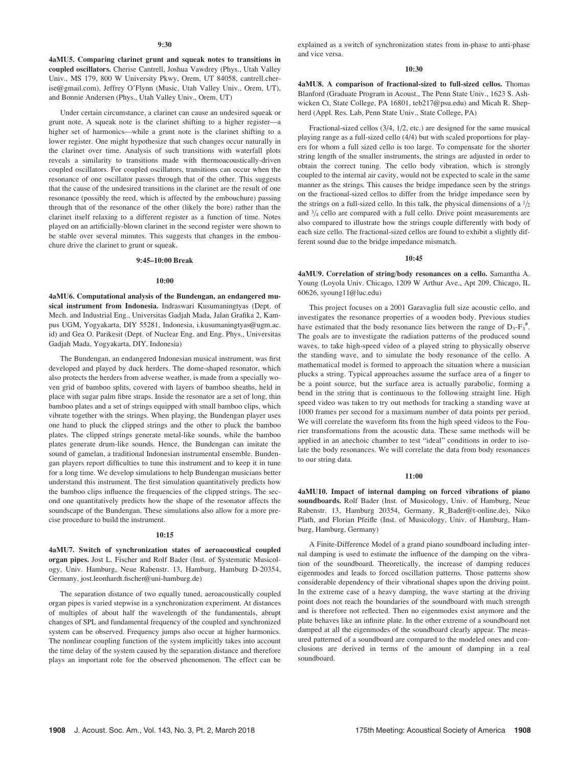**9:30**

**4aMU5. Comparing clarinet grunt and squeak notes to transitions in coupled oscillators.** Cherise Cantrell, Joshua Vawdrey (Phys., Utah Valley Univ., MS 179, 800 W University Pkwy, Orem, UT 84058, cantrell.cherise@gmail.com), Jeffrey O'Flynn (Music, Utah Valley Univ., Orem, UT), and Bonnie Andersen (Phys., Utah Valley Univ., Orem, UT)

Under certain circumstance, a clarinet can cause an undesired squeak or grunt note. A squeak note is the clarinet shifting to a higher register—a higher set of harmonics—while a grunt note is the clarinet shifting to a lower register. One might hypothesize that such changes occur naturally in the clarinet over time. Analysis of such transitions with waterfall plots reveals a similarity to transitions made with thermoacoustically-driven coupled oscillators. For coupled oscillators, transitions can occur when the resonance of one oscillator passes through that of the other. This suggests that the cause of the undesired transitions in the clarinet are the result of one resonance (possibly the reed, which is affected by the embouchure) passing through that of the resonance of the other (likely the bore) rather than the clarinet itself relaxing to a different register as a function of time. Notes played on an artificially-blown clarinet in the second register were shown to be stable over several minutes. This suggests that changes in the embouchure drive the clarinet to grunt or squeak.

**9:45–10:00 Break**

**10:00**

**4aMU6. Computational analysis of the Bundengan, an endangered musical instrument from Indonesia.** Indraswari Kusumaningtyas (Dept. of Mech. and Industrial Eng., Universitas Gadjah Mada, Jalan Grafika 2, Kampus UGM, Yogyakarta, DIY 55281, Indonesia, i.kusumaningtyas@ugm.ac.id) and Gea O. Parikesit (Dept. of Nuclear Eng. and Eng. Phys., Universitas Gadjah Mada, Yogyakarta, DIY, Indonesia)

The Bundengan, an endangered Indonesian musical instrument, was first developed and played by duck herders. The dome-shaped resonator, which also protects the herders from adverse weather, is made from a specially woven grid of bamboo splits, covered with layers of bamboo sheaths, held in place with sugar palm fibre straps. Inside the resonator are a set of long, thin bamboo plates and a set of strings equipped with small bamboo clips, which vibrate together with the strings. When playing, the Bundengan player uses one hand to pluck the clipped strings and the other to pluck the bamboo plates. The clipped strings generate metal-like sounds, while the bamboo plates generate drum-like sounds. Hence, the Bundengan can imitate the sound of gamelan, a traditional Indonesian instrumental ensemble. Bundengan players report difficulties to tune this instrument and to keep it in tune for a long time. We develop simulations to help Bundengan musicians better understand this instrument. The first simulation quantitatively predicts how the bamboo clips influence the frequencies of the clipped strings. The second one quantitatively predicts how the shape of the resonator affects the soundscape of the Bundengan. These simulations also allow for a more precise procedure to build the instrument.

**10:15**

**4aMU7. Switch of synchronization states of aeroacoustical coupled organ pipes.** Jost L. Fischer and Rolf Bader (Inst. of Systematic Musicology, Univ. Hamburg, Neue Rabenstr. 13, Hamburg, Hamburg D-20354, Germany, jost.leonhardt.fischer@uni-hamburg.de)

The separation distance of two equally tuned, aeroacoustically coupled organ pipes is varied stepwise in a synchronization experiment. At distances of multiples of about half the wavelength of the fundamentals, abrupt changes of SPL and fundamental frequency of the coupled and synchronized system can be observed. Frequency jumps also occur at higher harmonics. The nonlinear coupling function of the system implicitly takes into account the time delay of the system caused by the separation distance and therefore plays an important role for the observed phenomenon. The effect can be explained as a switch of synchronization states from in-phase to anti-phase and vice versa.

**10:30**

**4aMU8. A comparison of fractional-sized to full-sized cellos.** Thomas Blanford (Graduate Program in Acoust., The Penn State Univ., 1623 S. Ashwicken Ct, State College, PA 16801, teb217@psu.edu) and Micah R. Shepherd (Appl. Res. Lab, Penn State Univ., State College, PA)

Fractional-sized cellos (3/4, 1/2, etc.) are designed for the same musical playing range as a full-sized cello (4/4) but with scaled proportions for players for whom a full sized cello is too large. To compensate for the shorter string length of the smaller instruments, the strings are adjusted in order to obtain the correct tuning. The cello body vibration, which is strongly coupled to the internal air cavity, would not be expected to scale in the same manner as the strings. This causes the bridge impedance seen by the strings on the fractional-sized cellos to differ from the bridge impedance seen by the strings on a full-sized cello. In this talk, the physical dimensions of a $^1/_2$ and $^3/_4$ cello are compared with a full cello. Drive point measurements are also compared to illustrate how the strings couple differently with body of each size cello. The fractional-sized cellos are found to exhibit a slightly different sound due to the bridge impedance mismatch.

**10:45**

**4aMU9. Correlation of string/body resonances on a cello.** Samantha A. Young (Loyola Univ. Chicago, 1209 W Arthur Ave., Apt 209, Chicago, IL 60626, syoung11@luc.edu)

This project focuses on a 2001 Garavaglia full size acoustic cello, and investigates the resonance properties of a wooden body. Previous studies have estimated that the body resonance lies between the range of $D_3$-$F_3^{\#}$. The goals are to investigate the radiation patterns of the produced sound waves, to take high-speed video of a played string to physically observe the standing wave, and to simulate the body resonance of the cello. A mathematical model is formed to approach the situation where a musician plucks a string. Typical approaches assume the surface area of a finger to be a point source, but the surface area is actually parabolic, forming a bend in the string that is continuous to the following straight line. High speed video was taken to try out methods for tracking a standing wave at 1000 frames per second for a maximum number of data points per period. We will correlate the waveform fits from the high speed videos to the Fourier transformations from the acoustic data. These same methods will be applied in an anechoic chamber to test "ideal" conditions in order to isolate the body resonances. We will correlate the data from body resonances to our string data.

**11:00**

**4aMU10. Impact of internal damping on forced vibrations of piano soundboards.** Rolf Bader (Inst. of Musicology, Univ. of Hamburg, Neue Rabenstr. 13, Hamburg 20354, Germany, R_Bader@t-online.de), Niko Plath, and Florian Pfeifle (Inst. of Musicology, Univ. of Hamburg, Hamburg, Hamburg, Germany)

A Finite-Difference Model of a grand piano soundboard including internal damping is used to estimate the influence of the damping on the vibration of the soundboard. Theoretically, the increase of damping reduces eigenmodes and leads to forced oscillation patterns. Those patterns show considerable dependency of their vibrational shapes upon the driving point. In the extreme case of a heavy damping, the wave starting at the driving point does not reach the boundaries of the soundboard with much strength and is therefore not reflected. Then no eigenmodes exist anymore and the plate behaves like an infinite plate. In the other extreme of a soundboard not damped at all the eigenmodes of the soundboard clearly appear. The measured patterned of a soundboard are compared to the modeled ones and conclusions are derived in terms of the amount of damping in a real soundboard.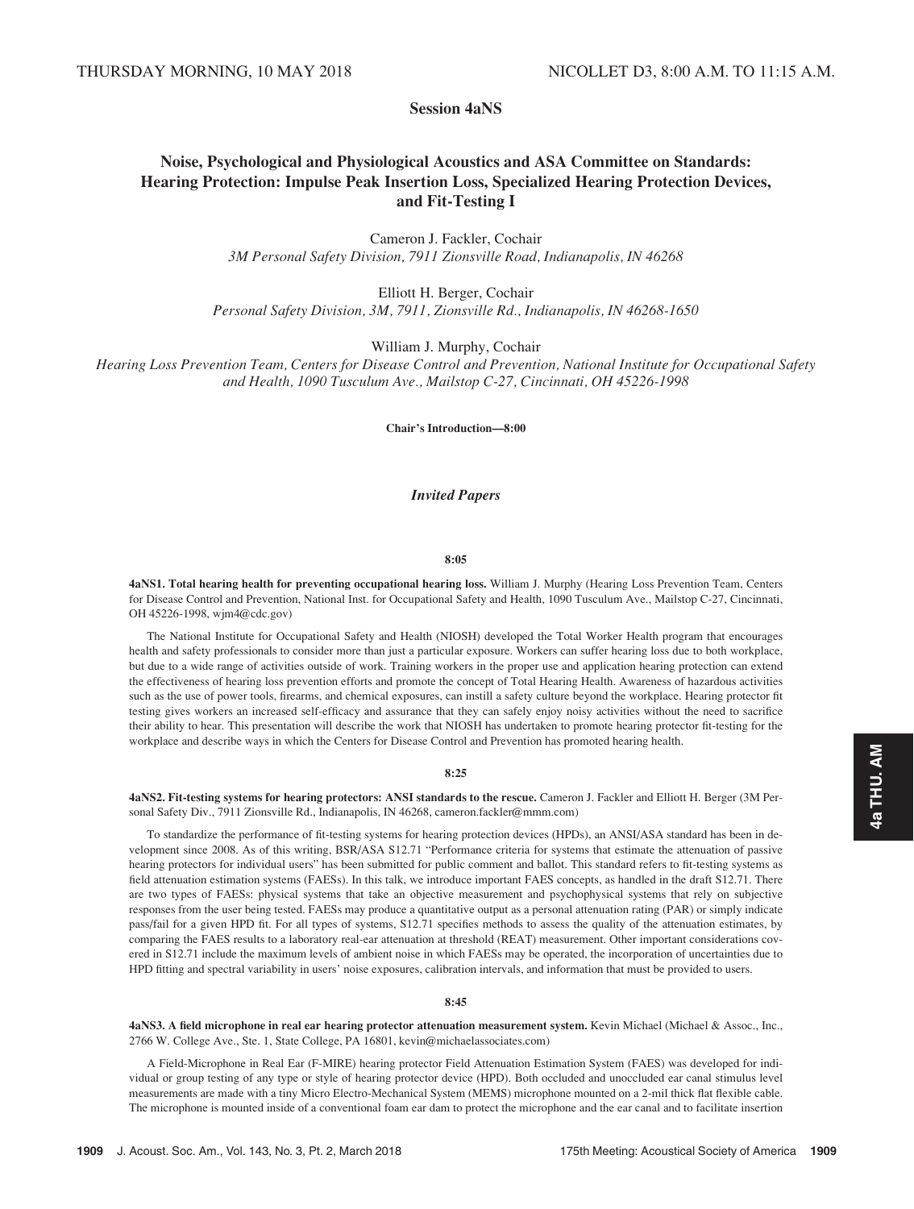THURSDAY MORNING, 10 MAY 2018 NICOLLET D3, 8:00 A.M. TO 11:15 A.M.

## Session 4aNS

## Noise, Psychological and Physiological Acoustics and ASA Committee on Standards: Hearing Protection: Impulse Peak Insertion Loss, Specialized Hearing Protection Devices, and Fit-Testing I

Cameron J. Fackler, Cochair
*3M Personal Safety Division, 7911 Zionsville Road, Indianapolis, IN 46268*

Elliott H. Berger, Cochair
*Personal Safety Division, 3M, 7911, Zionsville Rd., Indianapolis, IN 46268-1650*

William J. Murphy, Cochair
*Hearing Loss Prevention Team, Centers for Disease Control and Prevention, National Institute for Occupational Safety and Health, 1090 Tusculum Ave., Mailstop C-27, Cincinnati, OH 45226-1998*

**Chair's Introduction—8:00**

### *Invited Papers*

**8:05**

**4aNS1. Total hearing health for preventing occupational hearing loss.** William J. Murphy (Hearing Loss Prevention Team, Centers for Disease Control and Prevention, National Inst. for Occupational Safety and Health, 1090 Tusculum Ave., Mailstop C-27, Cincinnati, OH 45226-1998, wjm4@cdc.gov)

The National Institute for Occupational Safety and Health (NIOSH) developed the Total Worker Health program that encourages health and safety professionals to consider more than just a particular exposure. Workers can suffer hearing loss due to both workplace, but due to a wide range of activities outside of work. Training workers in the proper use and application hearing protection can extend the effectiveness of hearing loss prevention efforts and promote the concept of Total Hearing Health. Awareness of hazardous activities such as the use of power tools, firearms, and chemical exposures, can instill a safety culture beyond the workplace. Hearing protector fit testing gives workers an increased self-efficacy and assurance that they can safely enjoy noisy activities without the need to sacrifice their ability to hear. This presentation will describe the work that NIOSH has undertaken to promote hearing protector fit-testing for the workplace and describe ways in which the Centers for Disease Control and Prevention has promoted hearing health.

**8:25**

**4aNS2. Fit-testing systems for hearing protectors: ANSI standards to the rescue.** Cameron J. Fackler and Elliott H. Berger (3M Personal Safety Div., 7911 Zionsville Rd., Indianapolis, IN 46268, cameron.fackler@mmm.com)

To standardize the performance of fit-testing systems for hearing protection devices (HPDs), an ANSI/ASA standard has been in development since 2008. As of this writing, BSR/ASA S12.71 "Performance criteria for systems that estimate the attenuation of passive hearing protectors for individual users" has been submitted for public comment and ballot. This standard refers to fit-testing systems as field attenuation estimation systems (FAESs). In this talk, we introduce important FAES concepts, as handled in the draft S12.71. There are two types of FAESs: physical systems that take an objective measurement and psychophysical systems that rely on subjective responses from the user being tested. FAESs may produce a quantitative output as a personal attenuation rating (PAR) or simply indicate pass/fail for a given HPD fit. For all types of systems, S12.71 specifies methods to assess the quality of the attenuation estimates, by comparing the FAES results to a laboratory real-ear attenuation at threshold (REAT) measurement. Other important considerations covered in S12.71 include the maximum levels of ambient noise in which FAESs may be operated, the incorporation of uncertainties due to HPD fitting and spectral variability in users' noise exposures, calibration intervals, and information that must be provided to users.

**8:45**

**4aNS3. A field microphone in real ear hearing protector attenuation measurement system.** Kevin Michael (Michael & Assoc., Inc., 2766 W. College Ave., Ste. 1, State College, PA 16801, kevin@michaelassociates.com)

A Field-Microphone in Real Ear (F-MIRE) hearing protector Field Attenuation Estimation System (FAES) was developed for individual or group testing of any type or style of hearing protector device (HPD). Both occluded and unoccluded ear canal stimulus level measurements are made with a tiny Micro Electro-Mechanical System (MEMS) microphone mounted on a 2-mil thick flat flexible cable. The microphone is mounted inside of a conventional foam ear dam to protect the microphone and the ear canal and to facilitate insertion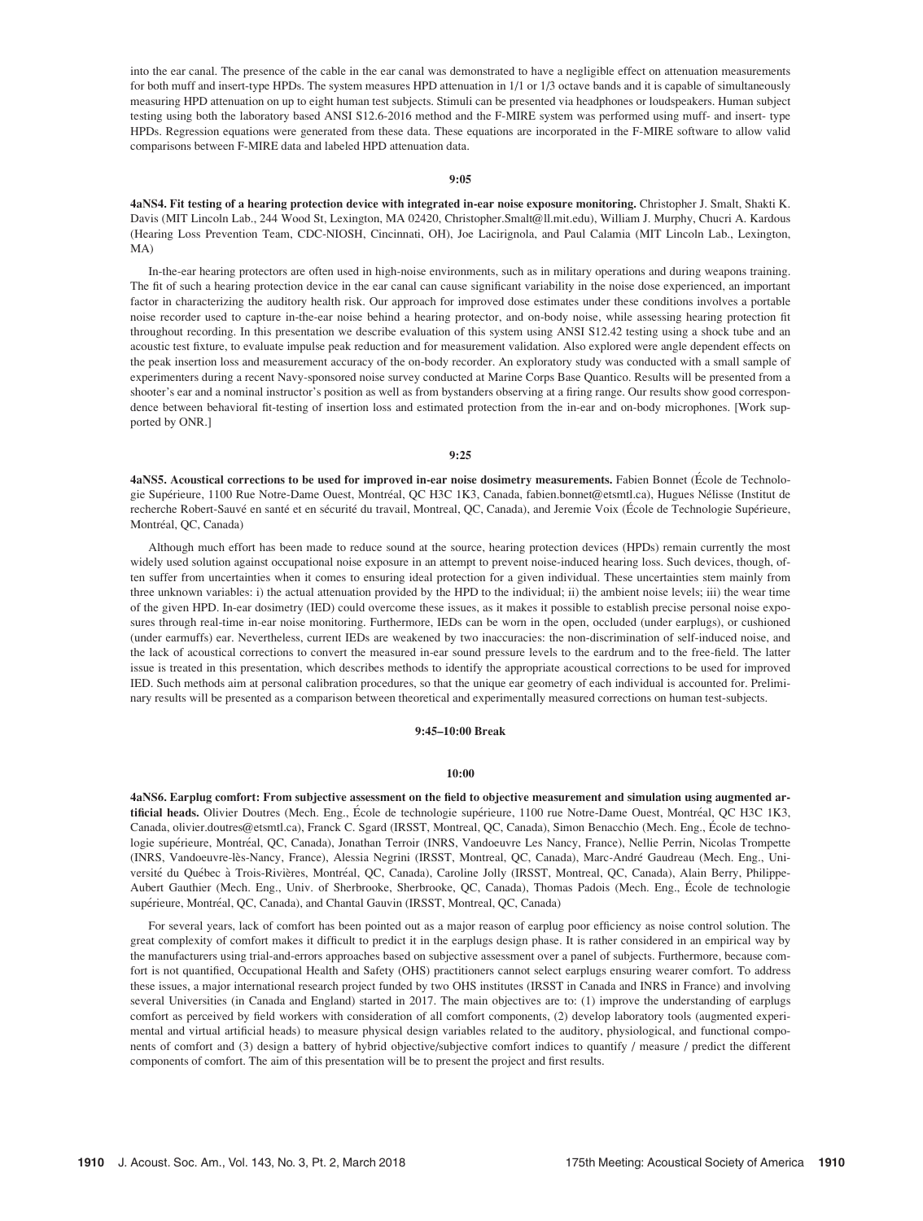into the ear canal. The presence of the cable in the ear canal was demonstrated to have a negligible effect on attenuation measurements for both muff and insert-type HPDs. The system measures HPD attenuation in 1/1 or 1/3 octave bands and it is capable of simultaneously measuring HPD attenuation on up to eight human test subjects. Stimuli can be presented via headphones or loudspeakers. Human subject testing using both the laboratory based ANSI S12.6-2016 method and the F-MIRE system was performed using muff- and insert- type HPDs. Regression equations were generated from these data. These equations are incorporated in the F-MIRE software to allow valid comparisons between F-MIRE data and labeled HPD attenuation data.

**9:05**

**4aNS4. Fit testing of a hearing protection device with integrated in-ear noise exposure monitoring.** Christopher J. Smalt, Shakti K. Davis (MIT Lincoln Lab., 244 Wood St, Lexington, MA 02420, Christopher.Smalt@ll.mit.edu), William J. Murphy, Chucri A. Kardous (Hearing Loss Prevention Team, CDC-NIOSH, Cincinnati, OH), Joe Lacirignola, and Paul Calamia (MIT Lincoln Lab., Lexington, MA)

In-the-ear hearing protectors are often used in high-noise environments, such as in military operations and during weapons training. The fit of such a hearing protection device in the ear canal can cause significant variability in the noise dose experienced, an important factor in characterizing the auditory health risk. Our approach for improved dose estimates under these conditions involves a portable noise recorder used to capture in-the-ear noise behind a hearing protector, and on-body noise, while assessing hearing protection fit throughout recording. In this presentation we describe evaluation of this system using ANSI S12.42 testing using a shock tube and an acoustic test fixture, to evaluate impulse peak reduction and for measurement validation. Also explored were angle dependent effects on the peak insertion loss and measurement accuracy of the on-body recorder. An exploratory study was conducted with a small sample of experimenters during a recent Navy-sponsored noise survey conducted at Marine Corps Base Quantico. Results will be presented from a shooter's ear and a nominal instructor's position as well as from bystanders observing at a firing range. Our results show good correspondence between behavioral fit-testing of insertion loss and estimated protection from the in-ear and on-body microphones. [Work supported by ONR.]

**9:25**

**4aNS5. Acoustical corrections to be used for improved in-ear noise dosimetry measurements.** Fabien Bonnet (École de Technologie Supérieure, 1100 Rue Notre-Dame Ouest, Montréal, QC H3C 1K3, Canada, fabien.bonnet@etsmtl.ca), Hugues Nélisse (Institut de recherche Robert-Sauvé en santé et en sécurité du travail, Montreal, QC, Canada), and Jeremie Voix (École de Technologie Supérieure, Montréal, QC, Canada)

Although much effort has been made to reduce sound at the source, hearing protection devices (HPDs) remain currently the most widely used solution against occupational noise exposure in an attempt to prevent noise-induced hearing loss. Such devices, though, often suffer from uncertainties when it comes to ensuring ideal protection for a given individual. These uncertainties stem mainly from three unknown variables: i) the actual attenuation provided by the HPD to the individual; ii) the ambient noise levels; iii) the wear time of the given HPD. In-ear dosimetry (IED) could overcome these issues, as it makes it possible to establish precise personal noise exposures through real-time in-ear noise monitoring. Furthermore, IEDs can be worn in the open, occluded (under earplugs), or cushioned (under earmuffs) ear. Nevertheless, current IEDs are weakened by two inaccuracies: the non-discrimination of self-induced noise, and the lack of acoustical corrections to convert the measured in-ear sound pressure levels to the eardrum and to the free-field. The latter issue is treated in this presentation, which describes methods to identify the appropriate acoustical corrections to be used for improved IED. Such methods aim at personal calibration procedures, so that the unique ear geometry of each individual is accounted for. Preliminary results will be presented as a comparison between theoretical and experimentally measured corrections on human test-subjects.

**9:45–10:00 Break**

**10:00**

**4aNS6. Earplug comfort: From subjective assessment on the field to objective measurement and simulation using augmented artificial heads.** Olivier Doutres (Mech. Eng., École de technologie supérieure, 1100 rue Notre-Dame Ouest, Montréal, QC H3C 1K3, Canada, olivier.doutres@etsmtl.ca), Franck C. Sgard (IRSST, Montreal, QC, Canada), Simon Benacchio (Mech. Eng., École de technologie supérieure, Montréal, QC, Canada), Jonathan Terroir (INRS, Vandoeuvre Les Nancy, France), Nellie Perrin, Nicolas Trompette (INRS, Vandoeuvre-lès-Nancy, France), Alessia Negrini (IRSST, Montreal, QC, Canada), Marc-André Gaudreau (Mech. Eng., Université du Québec à Trois-Rivières, Montréal, QC, Canada), Caroline Jolly (IRSST, Montreal, QC, Canada), Alain Berry, Philippe-Aubert Gauthier (Mech. Eng., Univ. of Sherbrooke, Sherbrooke, QC, Canada), Thomas Padois (Mech. Eng., École de technologie supérieure, Montréal, QC, Canada), and Chantal Gauvin (IRSST, Montreal, QC, Canada)

For several years, lack of comfort has been pointed out as a major reason of earplug poor efficiency as noise control solution. The great complexity of comfort makes it difficult to predict it in the earplugs design phase. It is rather considered in an empirical way by the manufacturers using trial-and-errors approaches based on subjective assessment over a panel of subjects. Furthermore, because comfort is not quantified, Occupational Health and Safety (OHS) practitioners cannot select earplugs ensuring wearer comfort. To address these issues, a major international research project funded by two OHS institutes (IRSST in Canada and INRS in France) and involving several Universities (in Canada and England) started in 2017. The main objectives are to: (1) improve the understanding of earplugs comfort as perceived by field workers with consideration of all comfort components, (2) develop laboratory tools (augmented experimental and virtual artificial heads) to measure physical design variables related to the auditory, physiological, and functional components of comfort and (3) design a battery of hybrid objective/subjective comfort indices to quantify / measure / predict the different components of comfort. The aim of this presentation will be to present the project and first results.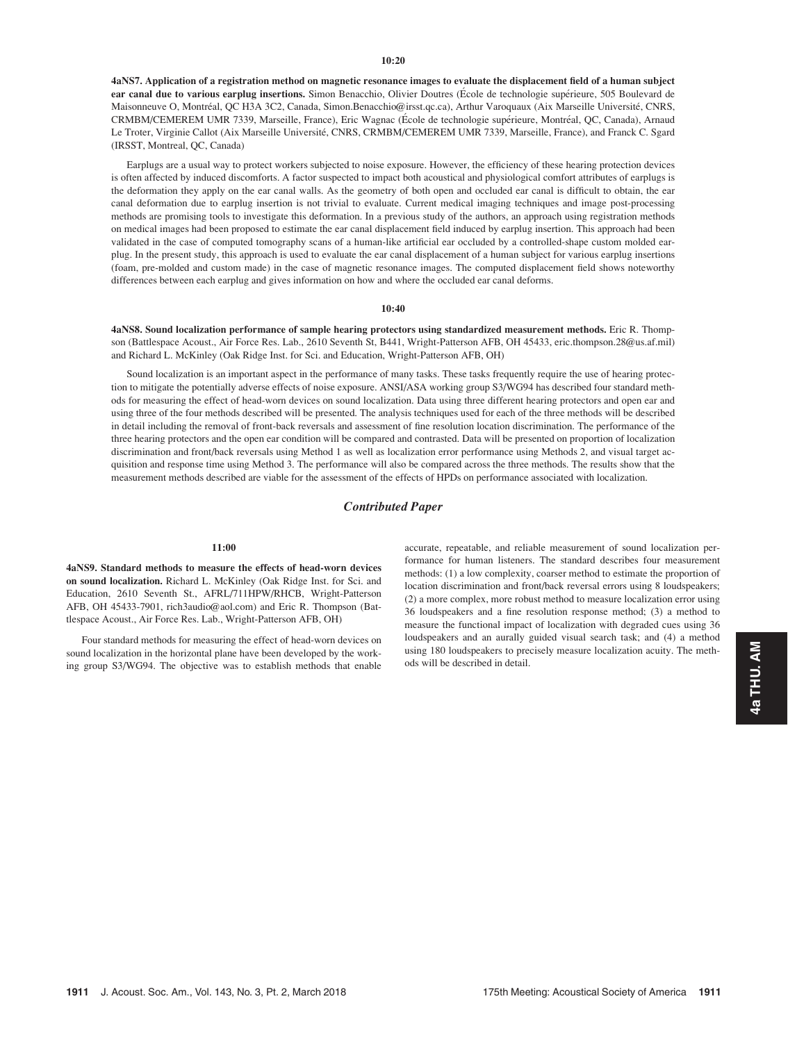**10:20**

**4aNS7. Application of a registration method on magnetic resonance images to evaluate the displacement field of a human subject ear canal due to various earplug insertions.** Simon Benacchio, Olivier Doutres (École de technologie supérieure, 505 Boulevard de Maisonneuve O, Montréal, QC H3A 3C2, Canada, Simon.Benacchio@irsst.qc.ca), Arthur Varoquaux (Aix Marseille Université, CNRS, CRMBM/CEMEREM UMR 7339, Marseille, France), Eric Wagnac (École de technologie supérieure, Montréal, QC, Canada), Arnaud Le Troter, Virginie Callot (Aix Marseille Université, CNRS, CRMBM/CEMEREM UMR 7339, Marseille, France), and Franck C. Sgard (IRSST, Montreal, QC, Canada)

Earplugs are a usual way to protect workers subjected to noise exposure. However, the efficiency of these hearing protection devices is often affected by induced discomforts. A factor suspected to impact both acoustical and physiological comfort attributes of earplugs is the deformation they apply on the ear canal walls. As the geometry of both open and occluded ear canal is difficult to obtain, the ear canal deformation due to earplug insertion is not trivial to evaluate. Current medical imaging techniques and image post-processing methods are promising tools to investigate this deformation. In a previous study of the authors, an approach using registration methods on medical images had been proposed to estimate the ear canal displacement field induced by earplug insertion. This approach had been validated in the case of computed tomography scans of a human-like artificial ear occluded by a controlled-shape custom molded earplug. In the present study, this approach is used to evaluate the ear canal displacement of a human subject for various earplug insertions (foam, pre-molded and custom made) in the case of magnetic resonance images. The computed displacement field shows noteworthy differences between each earplug and gives information on how and where the occluded ear canal deforms.

**10:40**

**4aNS8. Sound localization performance of sample hearing protectors using standardized measurement methods.** Eric R. Thompson (Battlespace Acoust., Air Force Res. Lab., 2610 Seventh St, B441, Wright-Patterson AFB, OH 45433, eric.thompson.28@us.af.mil) and Richard L. McKinley (Oak Ridge Inst. for Sci. and Education, Wright-Patterson AFB, OH)

Sound localization is an important aspect in the performance of many tasks. These tasks frequently require the use of hearing protection to mitigate the potentially adverse effects of noise exposure. ANSI/ASA working group S3/WG94 has described four standard methods for measuring the effect of head-worn devices on sound localization. Data using three different hearing protectors and open ear and using three of the four methods described will be presented. The analysis techniques used for each of the three methods will be described in detail including the removal of front-back reversals and assessment of fine resolution location discrimination. The performance of the three hearing protectors and the open ear condition will be compared and contrasted. Data will be presented on proportion of localization discrimination and front/back reversals using Method 1 as well as localization error performance using Methods 2, and visual target acquisition and response time using Method 3. The performance will also be compared across the three methods. The results show that the measurement methods described are viable for the assessment of the effects of HPDs on performance associated with localization.

## *Contributed Paper*

**11:00**

**4aNS9. Standard methods to measure the effects of head-worn devices on sound localization.** Richard L. McKinley (Oak Ridge Inst. for Sci. and Education, 2610 Seventh St., AFRL/711HPW/RHCB, Wright-Patterson AFB, OH 45433-7901, rich3audio@aol.com) and Eric R. Thompson (Battlespace Acoust., Air Force Res. Lab., Wright-Patterson AFB, OH)

Four standard methods for measuring the effect of head-worn devices on sound localization in the horizontal plane have been developed by the working group S3/WG94. The objective was to establish methods that enable accurate, repeatable, and reliable measurement of sound localization performance for human listeners. The standard describes four measurement methods: (1) a low complexity, coarser method to estimate the proportion of location discrimination and front/back reversal errors using 8 loudspeakers; (2) a more complex, more robust method to measure localization error using 36 loudspeakers and a fine resolution response method; (3) a method to measure the functional impact of localization with degraded cues using 36 loudspeakers and an aurally guided visual search task; and (4) a method using 180 loudspeakers to precisely measure localization acuity. The methods will be described in detail.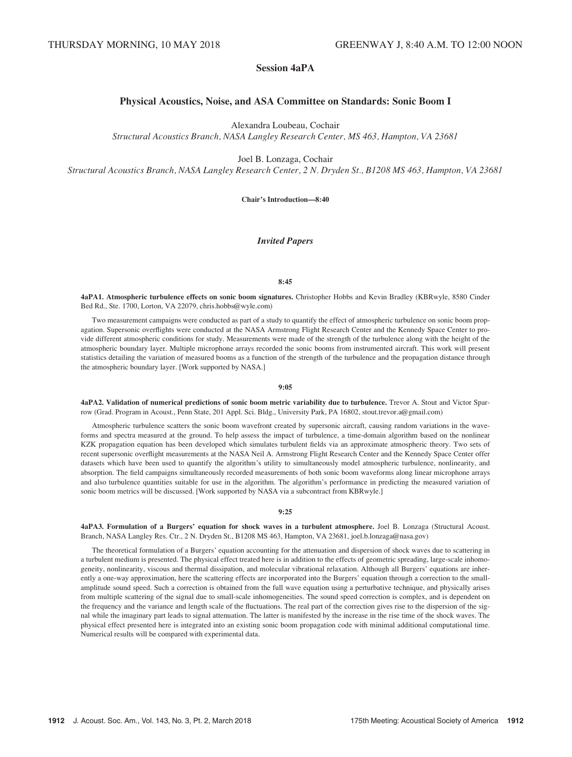THURSDAY MORNING, 10 MAY 2018 GREENWAY J, 8:40 A.M. TO 12:00 NOON

# Session 4aPA

## Physical Acoustics, Noise, and ASA Committee on Standards: Sonic Boom I

Alexandra Loubeau, Cochair
*Structural Acoustics Branch, NASA Langley Research Center, MS 463, Hampton, VA 23681*

Joel B. Lonzaga, Cochair
*Structural Acoustics Branch, NASA Langley Research Center, 2 N. Dryden St., B1208 MS 463, Hampton, VA 23681*

**Chair's Introduction—8:40**

### *Invited Papers*

**8:45**

**4aPA1. Atmospheric turbulence effects on sonic boom signatures.** Christopher Hobbs and Kevin Bradley (KBRwyle, 8580 Cinder Bed Rd., Ste. 1700, Lorton, VA 22079, chris.hobbs@wyle.com)

Two measurement campaigns were conducted as part of a study to quantify the effect of atmospheric turbulence on sonic boom propagation. Supersonic overflights were conducted at the NASA Armstrong Flight Research Center and the Kennedy Space Center to provide different atmospheric conditions for study. Measurements were made of the strength of the turbulence along with the height of the atmospheric boundary layer. Multiple microphone arrays recorded the sonic booms from instrumented aircraft. This work will present statistics detailing the variation of measured booms as a function of the strength of the turbulence and the propagation distance through the atmospheric boundary layer. [Work supported by NASA.]

**9:05**

**4aPA2. Validation of numerical predictions of sonic boom metric variability due to turbulence.** Trevor A. Stout and Victor Sparrow (Grad. Program in Acoust., Penn State, 201 Appl. Sci. Bldg., University Park, PA 16802, stout.trevor.a@gmail.com)

Atmospheric turbulence scatters the sonic boom wavefront created by supersonic aircraft, causing random variations in the waveforms and spectra measured at the ground. To help assess the impact of turbulence, a time-domain algorithm based on the nonlinear KZK propagation equation has been developed which simulates turbulent fields via an approximate atmospheric theory. Two sets of recent supersonic overflight measurements at the NASA Neil A. Armstrong Flight Research Center and the Kennedy Space Center offer datasets which have been used to quantify the algorithm's utility to simultaneously model atmospheric turbulence, nonlinearity, and absorption. The field campaigns simultaneously recorded measurements of both sonic boom waveforms along linear microphone arrays and also turbulence quantities suitable for use in the algorithm. The algorithm's performance in predicting the measured variation of sonic boom metrics will be discussed. [Work supported by NASA via a subcontract from KBRwyle.]

**9:25**

**4aPA3. Formulation of a Burgers' equation for shock waves in a turbulent atmosphere.** Joel B. Lonzaga (Structural Acoust. Branch, NASA Langley Res. Ctr., 2 N. Dryden St., B1208 MS 463, Hampton, VA 23681, joel.b.lonzaga@nasa.gov)

The theoretical formulation of a Burgers' equation accounting for the attenuation and dispersion of shock waves due to scattering in a turbulent medium is presented. The physical effect treated here is in addition to the effects of geometric spreading, large-scale inhomogeneity, nonlinearity, viscous and thermal dissipation, and molecular vibrational relaxation. Although all Burgers' equations are inherently a one-way approximation, here the scattering effects are incorporated into the Burgers' equation through a correction to the small-amplitude sound speed. Such a correction is obtained from the full wave equation using a perturbative technique, and physically arises from multiple scattering of the signal due to small-scale inhomogeneities. The sound speed correction is complex, and is dependent on the frequency and the variance and length scale of the fluctuations. The real part of the correction gives rise to the dispersion of the signal while the imaginary part leads to signal attenuation. The latter is manifested by the increase in the rise time of the shock waves. The physical effect presented here is integrated into an existing sonic boom propagation code with minimal additional computational time. Numerical results will be compared with experimental data.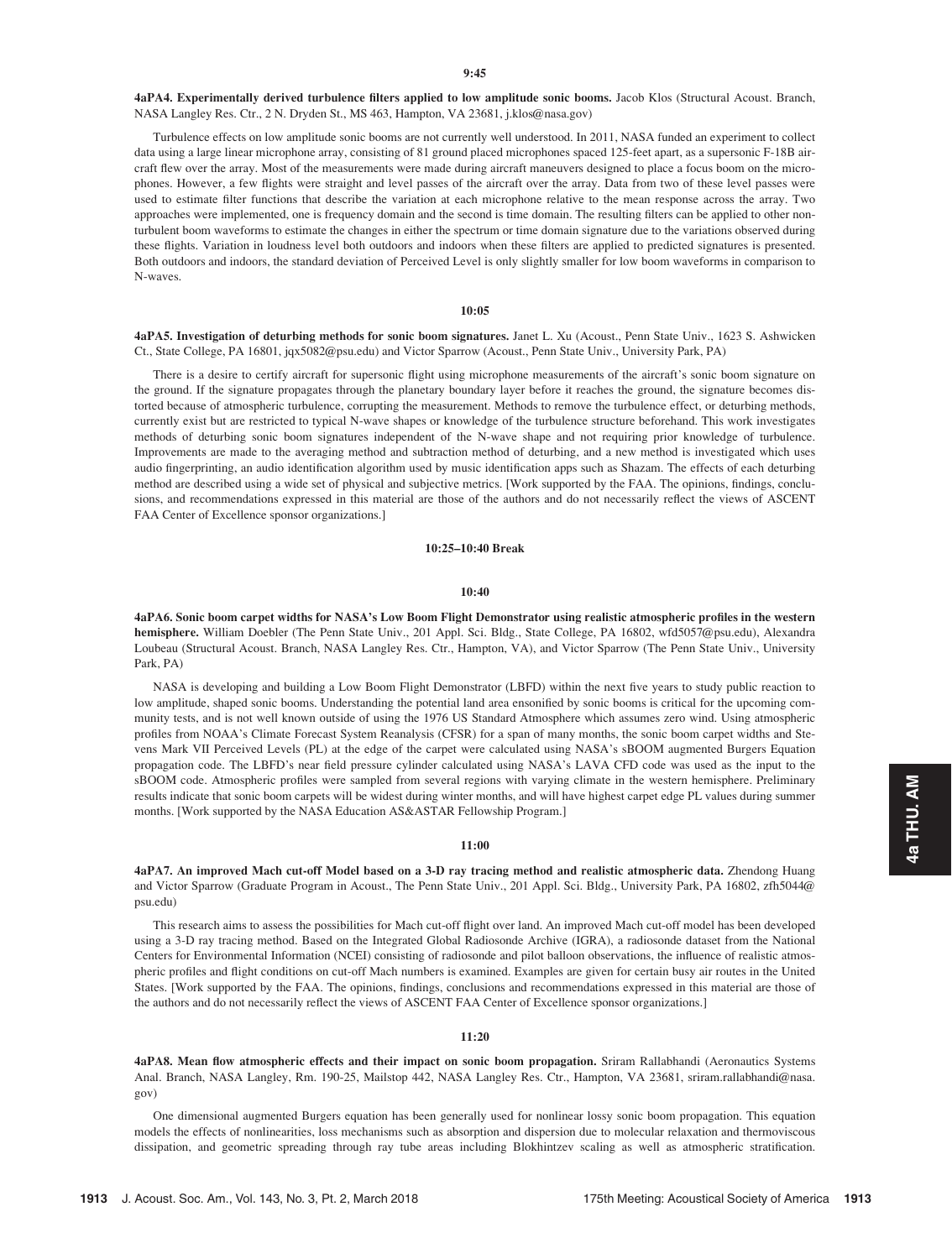**9:45**

**4aPA4. Experimentally derived turbulence filters applied to low amplitude sonic booms.** Jacob Klos (Structural Acoust. Branch, NASA Langley Res. Ctr., 2 N. Dryden St., MS 463, Hampton, VA 23681, j.klos@nasa.gov)

Turbulence effects on low amplitude sonic booms are not currently well understood. In 2011, NASA funded an experiment to collect data using a large linear microphone array, consisting of 81 ground placed microphones spaced 125-feet apart, as a supersonic F-18B aircraft flew over the array. Most of the measurements were made during aircraft maneuvers designed to place a focus boom on the microphones. However, a few flights were straight and level passes of the aircraft over the array. Data from two of these level passes were used to estimate filter functions that describe the variation at each microphone relative to the mean response across the array. Two approaches were implemented, one is frequency domain and the second is time domain. The resulting filters can be applied to other non-turbulent boom waveforms to estimate the changes in either the spectrum or time domain signature due to the variations observed during these flights. Variation in loudness level both outdoors and indoors when these filters are applied to predicted signatures is presented. Both outdoors and indoors, the standard deviation of Perceived Level is only slightly smaller for low boom waveforms in comparison to N-waves.

**10:05**

**4aPA5. Investigation of deturbing methods for sonic boom signatures.** Janet L. Xu (Acoust., Penn State Univ., 1623 S. Ashwicken Ct., State College, PA 16801, jqx5082@psu.edu) and Victor Sparrow (Acoust., Penn State Univ., University Park, PA)

There is a desire to certify aircraft for supersonic flight using microphone measurements of the aircraft's sonic boom signature on the ground. If the signature propagates through the planetary boundary layer before it reaches the ground, the signature becomes distorted because of atmospheric turbulence, corrupting the measurement. Methods to remove the turbulence effect, or deturbing methods, currently exist but are restricted to typical N-wave shapes or knowledge of the turbulence structure beforehand. This work investigates methods of deturbing sonic boom signatures independent of the N-wave shape and not requiring prior knowledge of turbulence. Improvements are made to the averaging method and subtraction method of deturbing, and a new method is investigated which uses audio fingerprinting, an audio identification algorithm used by music identification apps such as Shazam. The effects of each deturbing method are described using a wide set of physical and subjective metrics. [Work supported by the FAA. The opinions, findings, conclusions, and recommendations expressed in this material are those of the authors and do not necessarily reflect the views of ASCENT FAA Center of Excellence sponsor organizations.]

**10:25–10:40 Break**

**10:40**

**4aPA6. Sonic boom carpet widths for NASA's Low Boom Flight Demonstrator using realistic atmospheric profiles in the western hemisphere.** William Doebler (The Penn State Univ., 201 Appl. Sci. Bldg., State College, PA 16802, wfd5057@psu.edu), Alexandra Loubeau (Structural Acoust. Branch, NASA Langley Res. Ctr., Hampton, VA), and Victor Sparrow (The Penn State Univ., University Park, PA)

NASA is developing and building a Low Boom Flight Demonstrator (LBFD) within the next five years to study public reaction to low amplitude, shaped sonic booms. Understanding the potential land area ensonified by sonic booms is critical for the upcoming community tests, and is not well known outside of using the 1976 US Standard Atmosphere which assumes zero wind. Using atmospheric profiles from NOAA's Climate Forecast System Reanalysis (CFSR) for a span of many months, the sonic boom carpet widths and Stevens Mark VII Perceived Levels (PL) at the edge of the carpet were calculated using NASA's sBOOM augmented Burgers Equation propagation code. The LBFD's near field pressure cylinder calculated using NASA's LAVA CFD code was used as the input to the sBOOM code. Atmospheric profiles were sampled from several regions with varying climate in the western hemisphere. Preliminary results indicate that sonic boom carpets will be widest during winter months, and will have highest carpet edge PL values during summer months. [Work supported by the NASA Education AS&ASTAR Fellowship Program.]

**11:00**

**4aPA7. An improved Mach cut-off Model based on a 3-D ray tracing method and realistic atmospheric data.** Zhendong Huang and Victor Sparrow (Graduate Program in Acoust., The Penn State Univ., 201 Appl. Sci. Bldg., University Park, PA 16802, zfh5044@psu.edu)

This research aims to assess the possibilities for Mach cut-off flight over land. An improved Mach cut-off model has been developed using a 3-D ray tracing method. Based on the Integrated Global Radiosonde Archive (IGRA), a radiosonde dataset from the National Centers for Environmental Information (NCEI) consisting of radiosonde and pilot balloon observations, the influence of realistic atmospheric profiles and flight conditions on cut-off Mach numbers is examined. Examples are given for certain busy air routes in the United States. [Work supported by the FAA. The opinions, findings, conclusions and recommendations expressed in this material are those of the authors and do not necessarily reflect the views of ASCENT FAA Center of Excellence sponsor organizations.]

**11:20**

**4aPA8. Mean flow atmospheric effects and their impact on sonic boom propagation.** Sriram Rallabhandi (Aeronautics Systems Anal. Branch, NASA Langley, Rm. 190-25, Mailstop 442, NASA Langley Res. Ctr., Hampton, VA 23681, sriram.rallabhandi@nasa.gov)

One dimensional augmented Burgers equation has been generally used for nonlinear lossy sonic boom propagation. This equation models the effects of nonlinearities, loss mechanisms such as absorption and dispersion due to molecular relaxation and thermoviscous dissipation, and geometric spreading through ray tube areas including Blokhintzev scaling as well as atmospheric stratification.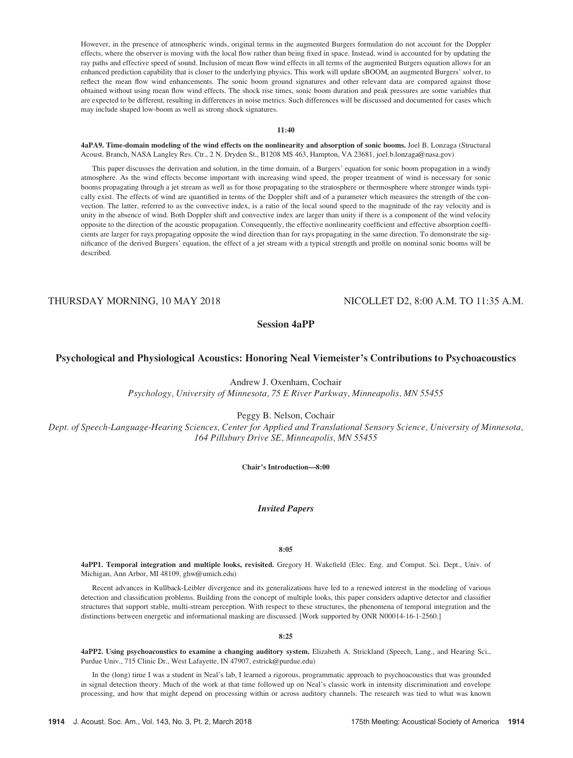However, in the presence of atmospheric winds, original terms in the augmented Burgers formulation do not account for the Doppler effects, where the observer is moving with the local flow rather than being fixed in space. Instead, wind is accounted for by updating the ray paths and effective speed of sound. Inclusion of mean flow wind effects in all terms of the augmented Burgers equation allows for an enhanced prediction capability that is closer to the underlying physics. This work will update sBOOM, an augmented Burgers' solver, to reflect the mean flow wind enhancements. The sonic boom ground signatures and other relevant data are compared against those obtained without using mean flow wind effects. The shock rise times, sonic boom duration and peak pressures are some variables that are expected to be different, resulting in differences in noise metrics. Such differences will be discussed and documented for cases which may include shaped low-boom as well as strong shock signatures.

**11:40**

**4aPA9. Time-domain modeling of the wind effects on the nonlinearity and absorption of sonic booms.** Joel B. Lonzaga (Structural Acoust. Branch, NASA Langley Res. Ctr., 2 N. Dryden St., B1208 MS 463, Hampton, VA 23681, joel.b.lonzaga@nasa.gov)

This paper discusses the derivation and solution, in the time domain, of a Burgers' equation for sonic boom propagation in a windy atmosphere. As the wind effects become important with increasing wind speed, the proper treatment of wind is necessary for sonic booms propagating through a jet stream as well as for those propagating to the stratosphere or thermosphere where stronger winds typically exist. The effects of wind are quantified in terms of the Doppler shift and of a parameter which measures the strength of the convection. The latter, referred to as the convective index, is a ratio of the local sound speed to the magnitude of the ray velocity and is unity in the absence of wind. Both Doppler shift and convective index are larger than unity if there is a component of the wind velocity opposite to the direction of the acoustic propagation. Consequently, the effective nonlinearity coefficient and effective absorption coefficients are larger for rays propagating opposite the wind direction than for rays propagating in the same direction. To demonstrate the significance of the derived Burgers' equation, the effect of a jet stream with a typical strength and profile on nominal sonic booms will be described.

THURSDAY MORNING, 10 MAY 2018 — NICOLLET D2, 8:00 A.M. TO 11:35 A.M.

## Session 4aPP

## Psychological and Physiological Acoustics: Honoring Neal Viemeister's Contributions to Psychoacoustics

Andrew J. Oxenham, Cochair
*Psychology, University of Minnesota, 75 E River Parkway, Minneapolis, MN 55455*

Peggy B. Nelson, Cochair
*Dept. of Speech-Language-Hearing Sciences, Center for Applied and Translational Sensory Science, University of Minnesota, 164 Pillsbury Drive SE, Minneapolis, MN 55455*

**Chair's Introduction—8:00**

### *Invited Papers*

**8:05**

**4aPP1. Temporal integration and multiple looks, revisited.** Gregory H. Wakefield (Elec. Eng. and Comput. Sci. Dept., Univ. of Michigan, Ann Arbor, MI 48109, ghw@umich.edu)

Recent advances in Kullback-Leibler divergence and its generalizations have led to a renewed interest in the modeling of various detection and classification problems. Building from the concept of multiple looks, this paper considers adaptive detector and classifier structures that support stable, multi-stream perception. With respect to these structures, the phenomena of temporal integration and the distinctions between energetic and informational masking are discussed. [Work supported by ONR N00014-16-1-2560.]

**8:25**

**4aPP2. Using psychoacoustics to examine a changing auditory system.** Elizabeth A. Strickland (Speech, Lang., and Hearing Sci., Purdue Univ., 715 Clinic Dr., West Lafayette, IN 47907, estrick@purdue.edu)

In the (long) time I was a student in Neal's lab, I learned a rigorous, programmatic approach to psychoacoustics that was grounded in signal detection theory. Much of the work at that time followed up on Neal's classic work in intensity discrimination and envelope processing, and how that might depend on processing within or across auditory channels. The research was tied to what was known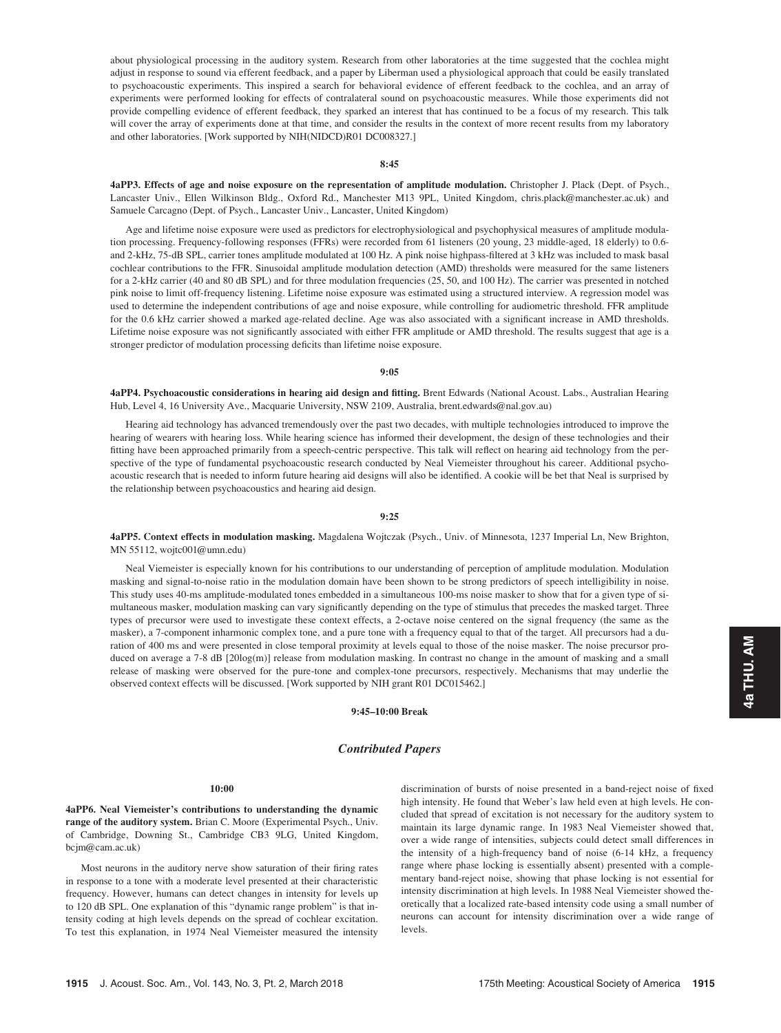about physiological processing in the auditory system. Research from other laboratories at the time suggested that the cochlea might adjust in response to sound via efferent feedback, and a paper by Liberman used a physiological approach that could be easily translated to psychoacoustic experiments. This inspired a search for behavioral evidence of efferent feedback to the cochlea, and an array of experiments were performed looking for effects of contralateral sound on psychoacoustic measures. While those experiments did not provide compelling evidence of efferent feedback, they sparked an interest that has continued to be a focus of my research. This talk will cover the array of experiments done at that time, and consider the results in the context of more recent results from my laboratory and other laboratories. [Work supported by NIH(NIDCD)R01 DC008327.]

**8:45**

**4aPP3. Effects of age and noise exposure on the representation of amplitude modulation.** Christopher J. Plack (Dept. of Psych., Lancaster Univ., Ellen Wilkinson Bldg., Oxford Rd., Manchester M13 9PL, United Kingdom, chris.plack@manchester.ac.uk) and Samuele Carcagno (Dept. of Psych., Lancaster Univ., Lancaster, United Kingdom)

Age and lifetime noise exposure were used as predictors for electrophysiological and psychophysical measures of amplitude modulation processing. Frequency-following responses (FFRs) were recorded from 61 listeners (20 young, 23 middle-aged, 18 elderly) to 0.6- and 2-kHz, 75-dB SPL, carrier tones amplitude modulated at 100 Hz. A pink noise highpass-filtered at 3 kHz was included to mask basal cochlear contributions to the FFR. Sinusoidal amplitude modulation detection (AMD) thresholds were measured for the same listeners for a 2-kHz carrier (40 and 80 dB SPL) and for three modulation frequencies (25, 50, and 100 Hz). The carrier was presented in notched pink noise to limit off-frequency listening. Lifetime noise exposure was estimated using a structured interview. A regression model was used to determine the independent contributions of age and noise exposure, while controlling for audiometric threshold. FFR amplitude for the 0.6 kHz carrier showed a marked age-related decline. Age was also associated with a significant increase in AMD thresholds. Lifetime noise exposure was not significantly associated with either FFR amplitude or AMD threshold. The results suggest that age is a stronger predictor of modulation processing deficits than lifetime noise exposure.

**9:05**

**4aPP4. Psychoacoustic considerations in hearing aid design and fitting.** Brent Edwards (National Acoust. Labs., Australian Hearing Hub, Level 4, 16 University Ave., Macquarie University, NSW 2109, Australia, brent.edwards@nal.gov.au)

Hearing aid technology has advanced tremendously over the past two decades, with multiple technologies introduced to improve the hearing of wearers with hearing loss. While hearing science has informed their development, the design of these technologies and their fitting have been approached primarily from a speech-centric perspective. This talk will reflect on hearing aid technology from the perspective of the type of fundamental psychoacoustic research conducted by Neal Viemeister throughout his career. Additional psychoacoustic research that is needed to inform future hearing aid designs will also be identified. A cookie will be bet that Neal is surprised by the relationship between psychoacoustics and hearing aid design.

**9:25**

**4aPP5. Context effects in modulation masking.** Magdalena Wojtczak (Psych., Univ. of Minnesota, 1237 Imperial Ln, New Brighton, MN 55112, wojtc001@umn.edu)

Neal Viemeister is especially known for his contributions to our understanding of perception of amplitude modulation. Modulation masking and signal-to-noise ratio in the modulation domain have been shown to be strong predictors of speech intelligibility in noise. This study uses 40-ms amplitude-modulated tones embedded in a simultaneous 100-ms noise masker to show that for a given type of simultaneous masker, modulation masking can vary significantly depending on the type of stimulus that precedes the masked target. Three types of precursor were used to investigate these context effects, a 2-octave noise centered on the signal frequency (the same as the masker), a 7-component inharmonic complex tone, and a pure tone with a frequency equal to that of the target. All precursors had a duration of 400 ms and were presented in close temporal proximity at levels equal to those of the noise masker. The noise precursor produced on average a 7-8 dB [20log(m)] release from modulation masking. In contrast no change in the amount of masking and a small release of masking were observed for the pure-tone and complex-tone precursors, respectively. Mechanisms that may underlie the observed context effects will be discussed. [Work supported by NIH grant R01 DC015462.]

**9:45–10:00 Break**

## *Contributed Papers*

**10:00**

**4aPP6. Neal Viemeister's contributions to understanding the dynamic range of the auditory system.** Brian C. Moore (Experimental Psych., Univ. of Cambridge, Downing St., Cambridge CB3 9LG, United Kingdom, bcjm@cam.ac.uk)

Most neurons in the auditory nerve show saturation of their firing rates in response to a tone with a moderate level presented at their characteristic frequency. However, humans can detect changes in intensity for levels up to 120 dB SPL. One explanation of this "dynamic range problem" is that intensity coding at high levels depends on the spread of cochlear excitation. To test this explanation, in 1974 Neal Viemeister measured the intensity discrimination of bursts of noise presented in a band-reject noise of fixed high intensity. He found that Weber's law held even at high levels. He concluded that spread of excitation is not necessary for the auditory system to maintain its large dynamic range. In 1983 Neal Viemeister showed that, over a wide range of intensities, subjects could detect small differences in the intensity of a high-frequency band of noise (6-14 kHz, a frequency range where phase locking is essentially absent) presented with a complementary band-reject noise, showing that phase locking is not essential for intensity discrimination at high levels. In 1988 Neal Viemeister showed theoretically that a localized rate-based intensity code using a small number of neurons can account for intensity discrimination over a wide range of levels.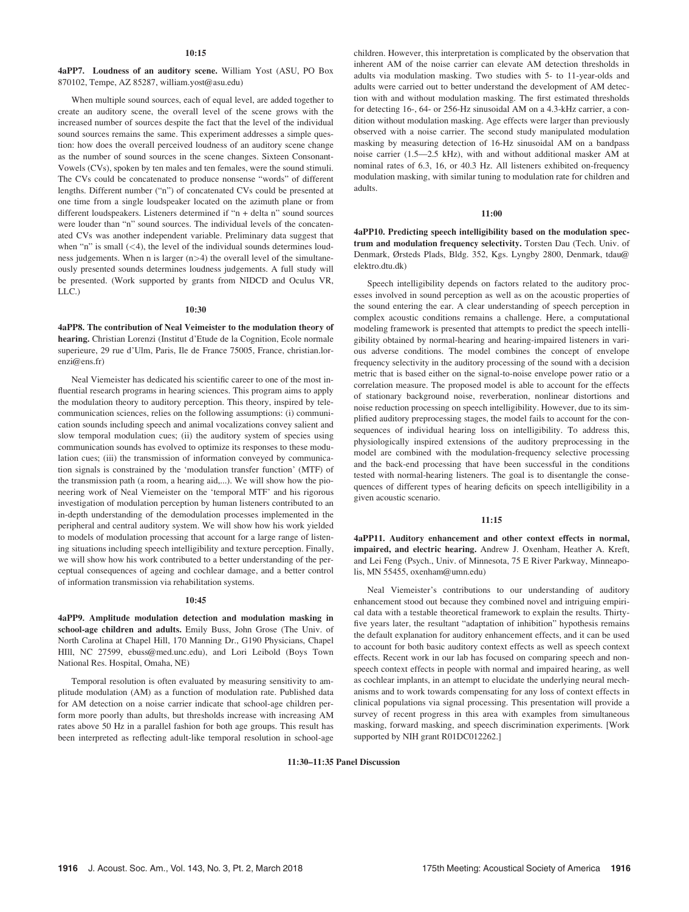10:15

**4aPP7. Loudness of an auditory scene.** William Yost (ASU, PO Box 870102, Tempe, AZ 85287, william.yost@asu.edu)

When multiple sound sources, each of equal level, are added together to create an auditory scene, the overall level of the scene grows with the increased number of sources despite the fact that the level of the individual sound sources remains the same. This experiment addresses a simple question: how does the overall perceived loudness of an auditory scene change as the number of sound sources in the scene changes. Sixteen Consonant-Vowels (CVs), spoken by ten males and ten females, were the sound stimuli. The CVs could be concatenated to produce nonsense "words" of different lengths. Different number ("n") of concatenated CVs could be presented at one time from a single loudspeaker located on the azimuth plane or from different loudspeakers. Listeners determined if "n + delta n" sound sources were louder than "n" sound sources. The individual levels of the concatenated CVs was another independent variable. Preliminary data suggest that when "n" is small (<4), the level of the individual sounds determines loudness judgements. When n is larger (n>4) the overall level of the simultaneously presented sounds determines loudness judgements. A full study will be presented. (Work supported by grants from NIDCD and Oculus VR, LLC.)

10:30

**4aPP8. The contribution of Neal Veimeister to the modulation theory of hearing.** Christian Lorenzi (Institut d'Etude de la Cognition, Ecole normale superieure, 29 rue d'Ulm, Paris, Ile de France 75005, France, christian.lorenzi@ens.fr)

Neal Viemeister has dedicated his scientific career to one of the most influential research programs in hearing sciences. This program aims to apply the modulation theory to auditory perception. This theory, inspired by telecommunication sciences, relies on the following assumptions: (i) communication sounds including speech and animal vocalizations convey salient and slow temporal modulation cues; (ii) the auditory system of species using communication sounds has evolved to optimize its responses to these modulation cues; (iii) the transmission of information conveyed by communication signals is constrained by the 'modulation transfer function' (MTF) of the transmission path (a room, a hearing aid,...). We will show how the pioneering work of Neal Viemeister on the 'temporal MTF' and his rigorous investigation of modulation perception by human listeners contributed to an in-depth understanding of the demodulation processes implemented in the peripheral and central auditory system. We will show how his work yielded to models of modulation processing that account for a large range of listening situations including speech intelligibility and texture perception. Finally, we will show how his work contributed to a better understanding of the perceptual consequences of ageing and cochlear damage, and a better control of information transmission via rehabilitation systems.

10:45

**4aPP9. Amplitude modulation detection and modulation masking in school-age children and adults.** Emily Buss, John Grose (The Univ. of North Carolina at Chapel Hill, 170 Manning Dr., G190 Physicians, Chapel HIll, NC 27599, ebuss@med.unc.edu), and Lori Leibold (Boys Town National Res. Hospital, Omaha, NE)

Temporal resolution is often evaluated by measuring sensitivity to amplitude modulation (AM) as a function of modulation rate. Published data for AM detection on a noise carrier indicate that school-age children perform more poorly than adults, but thresholds increase with increasing AM rates above 50 Hz in a parallel fashion for both age groups. This result has been interpreted as reflecting adult-like temporal resolution in school-age children. However, this interpretation is complicated by the observation that inherent AM of the noise carrier can elevate AM detection thresholds in adults via modulation masking. Two studies with 5- to 11-year-olds and adults were carried out to better understand the development of AM detection with and without modulation masking. The first estimated thresholds for detecting 16-, 64- or 256-Hz sinusoidal AM on a 4.3-kHz carrier, a condition without modulation masking. Age effects were larger than previously observed with a noise carrier. The second study manipulated modulation masking by measuring detection of 16-Hz sinusoidal AM on a bandpass noise carrier (1.5—2.5 kHz), with and without additional masker AM at nominal rates of 6.3, 16, or 40.3 Hz. All listeners exhibited on-frequency modulation masking, with similar tuning to modulation rate for children and adults.

11:00

**4aPP10. Predicting speech intelligibility based on the modulation spectrum and modulation frequency selectivity.** Torsten Dau (Tech. Univ. of Denmark, Ørsteds Plads, Bldg. 352, Kgs. Lyngby 2800, Denmark, tdau@elektro.dtu.dk)

Speech intelligibility depends on factors related to the auditory processes involved in sound perception as well as on the acoustic properties of the sound entering the ear. A clear understanding of speech perception in complex acoustic conditions remains a challenge. Here, a computational modeling framework is presented that attempts to predict the speech intelligibility obtained by normal-hearing and hearing-impaired listeners in various adverse conditions. The model combines the concept of envelope frequency selectivity in the auditory processing of the sound with a decision metric that is based either on the signal-to-noise envelope power ratio or a correlation measure. The proposed model is able to account for the effects of stationary background noise, reverberation, nonlinear distortions and noise reduction processing on speech intelligibility. However, due to its simplified auditory preprocessing stages, the model fails to account for the consequences of individual hearing loss on intelligibility. To address this, physiologically inspired extensions of the auditory preprocessing in the model are combined with the modulation-frequency selective processing and the back-end processing that have been successful in the conditions tested with normal-hearing listeners. The goal is to disentangle the consequences of different types of hearing deficits on speech intelligibility in a given acoustic scenario.

11:15

**4aPP11. Auditory enhancement and other context effects in normal, impaired, and electric hearing.** Andrew J. Oxenham, Heather A. Kreft, and Lei Feng (Psych., Univ. of Minnesota, 75 E River Parkway, Minneapolis, MN 55455, oxenham@umn.edu)

Neal Viemeister's contributions to our understanding of auditory enhancement stood out because they combined novel and intriguing empirical data with a testable theoretical framework to explain the results. Thirty-five years later, the resultant "adaptation of inhibition" hypothesis remains the default explanation for auditory enhancement effects, and it can be used to account for both basic auditory context effects as well as speech context effects. Recent work in our lab has focused on comparing speech and non-speech context effects in people with normal and impaired hearing, as well as cochlear implants, in an attempt to elucidate the underlying neural mechanisms and to work towards compensating for any loss of context effects in clinical populations via signal processing. This presentation will provide a survey of recent progress in this area with examples from simultaneous masking, forward masking, and speech discrimination experiments. [Work supported by NIH grant R01DC012262.]

**11:30–11:35 Panel Discussion**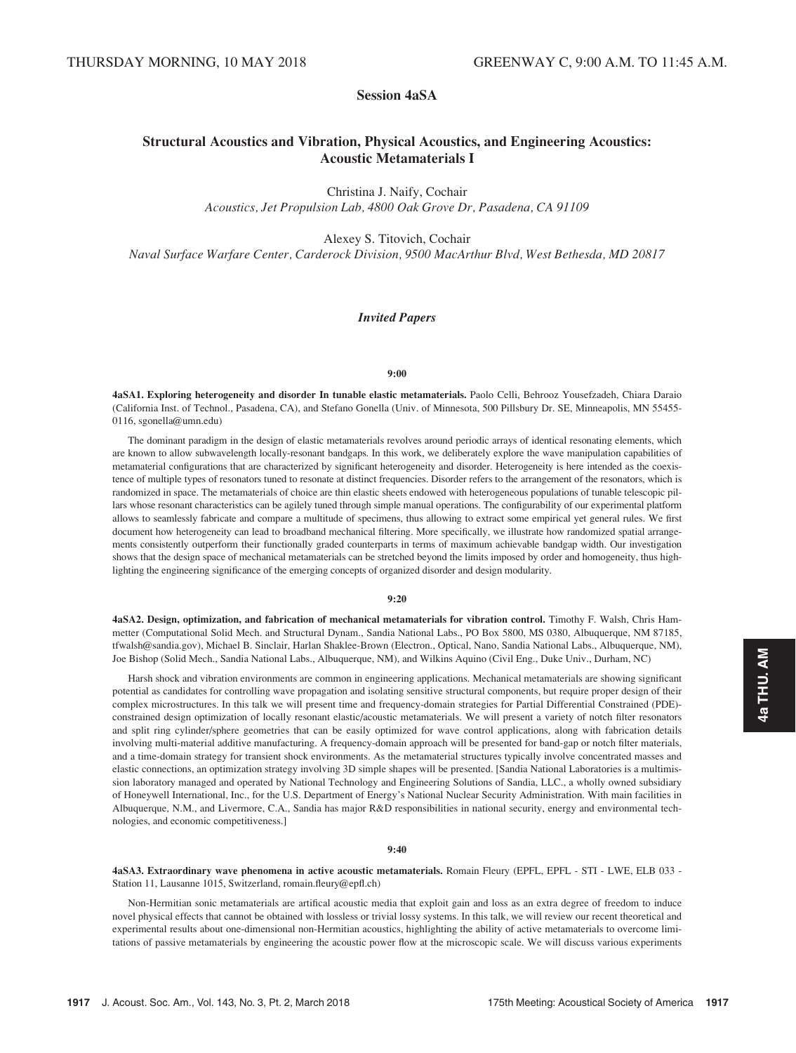THURSDAY MORNING, 10 MAY 2018 GREENWAY C, 9:00 A.M. TO 11:45 A.M.

## Session 4aSA

## Structural Acoustics and Vibration, Physical Acoustics, and Engineering Acoustics: Acoustic Metamaterials I

Christina J. Naify, Cochair
*Acoustics, Jet Propulsion Lab, 4800 Oak Grove Dr, Pasadena, CA 91109*

Alexey S. Titovich, Cochair
*Naval Surface Warfare Center, Carderock Division, 9500 MacArthur Blvd, West Bethesda, MD 20817*

### *Invited Papers*

**9:00**

**4aSA1. Exploring heterogeneity and disorder In tunable elastic metamaterials.** Paolo Celli, Behrooz Yousefzadeh, Chiara Daraio (California Inst. of Technol., Pasadena, CA), and Stefano Gonella (Univ. of Minnesota, 500 Pillsbury Dr. SE, Minneapolis, MN 55455-0116, sgonella@umn.edu)

The dominant paradigm in the design of elastic metamaterials revolves around periodic arrays of identical resonating elements, which are known to allow subwavelength locally-resonant bandgaps. In this work, we deliberately explore the wave manipulation capabilities of metamaterial configurations that are characterized by significant heterogeneity and disorder. Heterogeneity is here intended as the coexistence of multiple types of resonators tuned to resonate at distinct frequencies. Disorder refers to the arrangement of the resonators, which is randomized in space. The metamaterials of choice are thin elastic sheets endowed with heterogeneous populations of tunable telescopic pillars whose resonant characteristics can be agilely tuned through simple manual operations. The configurability of our experimental platform allows to seamlessly fabricate and compare a multitude of specimens, thus allowing to extract some empirical yet general rules. We first document how heterogeneity can lead to broadband mechanical filtering. More specifically, we illustrate how randomized spatial arrangements consistently outperform their functionally graded counterparts in terms of maximum achievable bandgap width. Our investigation shows that the design space of mechanical metamaterials can be stretched beyond the limits imposed by order and homogeneity, thus highlighting the engineering significance of the emerging concepts of organized disorder and design modularity.

**9:20**

**4aSA2. Design, optimization, and fabrication of mechanical metamaterials for vibration control.** Timothy F. Walsh, Chris Hammetter (Computational Solid Mech. and Structural Dynam., Sandia National Labs., PO Box 5800, MS 0380, Albuquerque, NM 87185, tfwalsh@sandia.gov), Michael B. Sinclair, Harlan Shaklee-Brown (Electron., Optical, Nano, Sandia National Labs., Albuquerque, NM), Joe Bishop (Solid Mech., Sandia National Labs., Albuquerque, NM), and Wilkins Aquino (Civil Eng., Duke Univ., Durham, NC)

Harsh shock and vibration environments are common in engineering applications. Mechanical metamaterials are showing significant potential as candidates for controlling wave propagation and isolating sensitive structural components, but require proper design of their complex microstructures. In this talk we will present time and frequency-domain strategies for Partial Differential Constrained (PDE)-constrained design optimization of locally resonant elastic/acoustic metamaterials. We will present a variety of notch filter resonators and split ring cylinder/sphere geometries that can be easily optimized for wave control applications, along with fabrication details involving multi-material additive manufacturing. A frequency-domain approach will be presented for band-gap or notch filter materials, and a time-domain strategy for transient shock environments. As the metamaterial structures typically involve concentrated masses and elastic connections, an optimization strategy involving 3D simple shapes will be presented. [Sandia National Laboratories is a multimission laboratory managed and operated by National Technology and Engineering Solutions of Sandia, LLC., a wholly owned subsidiary of Honeywell International, Inc., for the U.S. Department of Energy's National Nuclear Security Administration. With main facilities in Albuquerque, N.M., and Livermore, C.A., Sandia has major R&D responsibilities in national security, energy and environmental technologies, and economic competitiveness.]

**9:40**

**4aSA3. Extraordinary wave phenomena in active acoustic metamaterials.** Romain Fleury (EPFL, EPFL - STI - LWE, ELB 033 - Station 11, Lausanne 1015, Switzerland, romain.fleury@epfl.ch)

Non-Hermitian sonic metamaterials are artifical acoustic media that exploit gain and loss as an extra degree of freedom to induce novel physical effects that cannot be obtained with lossless or trivial lossy systems. In this talk, we will review our recent theoretical and experimental results about one-dimensional non-Hermitian acoustics, highlighting the ability of active metamaterials to overcome limitations of passive metamaterials by engineering the acoustic power flow at the microscopic scale. We will discuss various experiments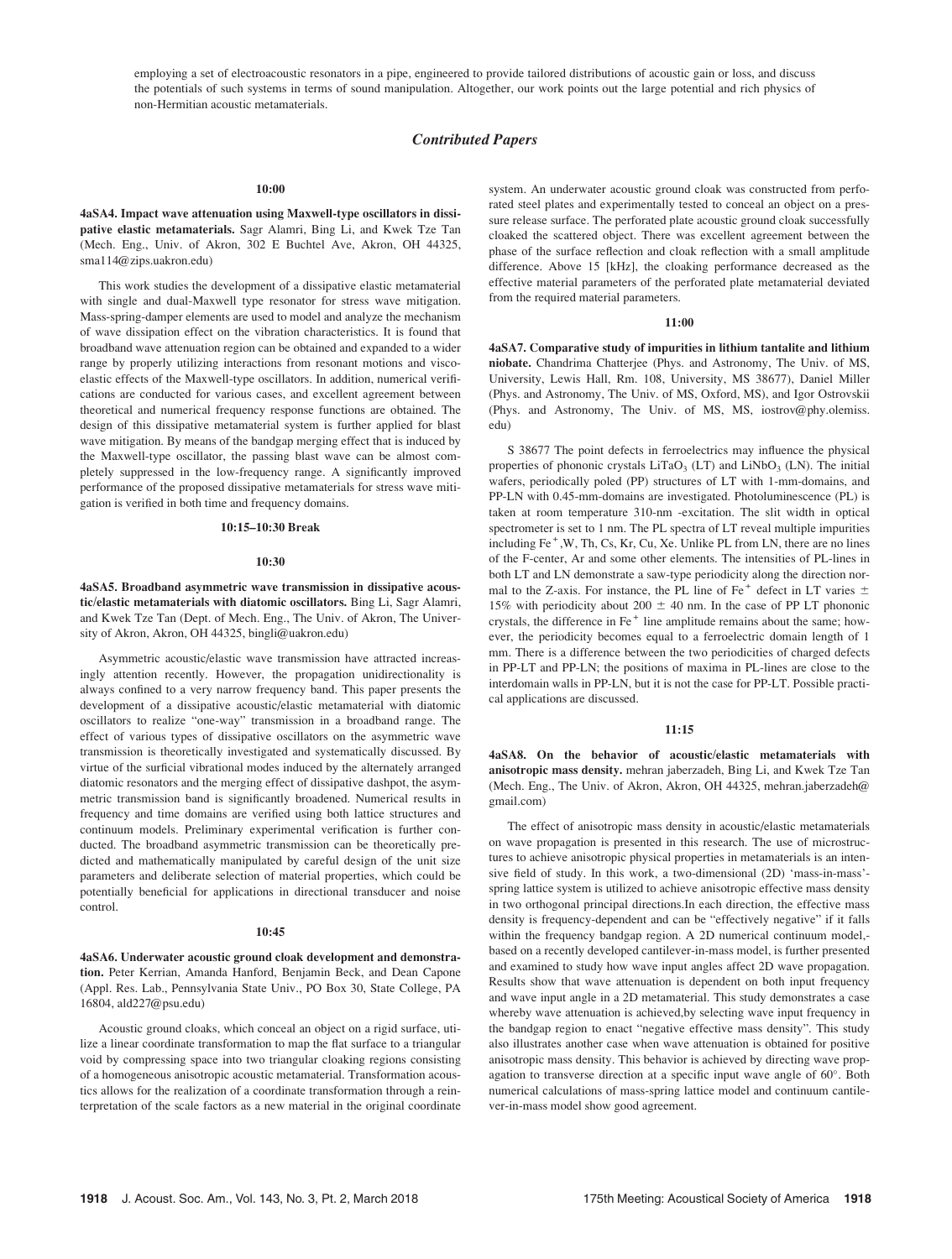employing a set of electroacoustic resonators in a pipe, engineered to provide tailored distributions of acoustic gain or loss, and discuss the potentials of such systems in terms of sound manipulation. Altogether, our work points out the large potential and rich physics of non-Hermitian acoustic metamaterials.

## *Contributed Papers*

**10:00**

**4aSA4. Impact wave attenuation using Maxwell-type oscillators in dissipative elastic metamaterials.** Sagr Alamri, Bing Li, and Kwek Tze Tan (Mech. Eng., Univ. of Akron, 302 E Buchtel Ave, Akron, OH 44325, sma114@zips.uakron.edu)

This work studies the development of a dissipative elastic metamaterial with single and dual-Maxwell type resonator for stress wave mitigation. Mass-spring-damper elements are used to model and analyze the mechanism of wave dissipation effect on the vibration characteristics. It is found that broadband wave attenuation region can be obtained and expanded to a wider range by properly utilizing interactions from resonant motions and viscoelastic effects of the Maxwell-type oscillators. In addition, numerical verifications are conducted for various cases, and excellent agreement between theoretical and numerical frequency response functions are obtained. The design of this dissipative metamaterial system is further applied for blast wave mitigation. By means of the bandgap merging effect that is induced by the Maxwell-type oscillator, the passing blast wave can be almost completely suppressed in the low-frequency range. A significantly improved performance of the proposed dissipative metamaterials for stress wave mitigation is verified in both time and frequency domains.

**10:15–10:30 Break**

**10:30**

**4aSA5. Broadband asymmetric wave transmission in dissipative acoustic/elastic metamaterials with diatomic oscillators.** Bing Li, Sagr Alamri, and Kwek Tze Tan (Dept. of Mech. Eng., The Univ. of Akron, The University of Akron, Akron, OH 44325, bingli@uakron.edu)

Asymmetric acoustic/elastic wave transmission have attracted increasingly attention recently. However, the propagation unidirectionality is always confined to a very narrow frequency band. This paper presents the development of a dissipative acoustic/elastic metamaterial with diatomic oscillators to realize "one-way" transmission in a broadband range. The effect of various types of dissipative oscillators on the asymmetric wave transmission is theoretically investigated and systematically discussed. By virtue of the surficial vibrational modes induced by the alternately arranged diatomic resonators and the merging effect of dissipative dashpot, the asymmetric transmission band is significantly broadened. Numerical results in frequency and time domains are verified using both lattice structures and continuum models. Preliminary experimental verification is further conducted. The broadband asymmetric transmission can be theoretically predicted and mathematically manipulated by careful design of the unit size parameters and deliberate selection of material properties, which could be potentially beneficial for applications in directional transducer and noise control.

**10:45**

**4aSA6. Underwater acoustic ground cloak development and demonstration.** Peter Kerrian, Amanda Hanford, Benjamin Beck, and Dean Capone (Appl. Res. Lab., Pennsylvania State Univ., PO Box 30, State College, PA 16804, ald227@psu.edu)

Acoustic ground cloaks, which conceal an object on a rigid surface, utilize a linear coordinate transformation to map the flat surface to a triangular void by compressing space into two triangular cloaking regions consisting of a homogeneous anisotropic acoustic metamaterial. Transformation acoustics allows for the realization of a coordinate transformation through a reinterpretation of the scale factors as a new material in the original coordinate system. An underwater acoustic ground cloak was constructed from perforated steel plates and experimentally tested to conceal an object on a pressure release surface. The perforated plate acoustic ground cloak successfully cloaked the scattered object. There was excellent agreement between the phase of the surface reflection and cloak reflection with a small amplitude difference. Above 15 [kHz], the cloaking performance decreased as the effective material parameters of the perforated plate metamaterial deviated from the required material parameters.

**11:00**

**4aSA7. Comparative study of impurities in lithium tantalite and lithium niobate.** Chandrima Chatterjee (Phys. and Astronomy, The Univ. of MS, University, Lewis Hall, Rm. 108, University, MS 38677), Daniel Miller (Phys. and Astronomy, The Univ. of MS, Oxford, MS), and Igor Ostrovskii (Phys. and Astronomy, The Univ. of MS, MS, iostrov@phy.olemiss.edu)

S 38677 The point defects in ferroelectrics may influence the physical properties of phononic crystals $LiTaO_3$ (LT) and $LiNbO_3$ (LN). The initial wafers, periodically poled (PP) structures of LT with 1-mm-domains, and PP-LN with 0.45-mm-domains are investigated. Photoluminescence (PL) is taken at room temperature 310-nm -excitation. The slit width in optical spectrometer is set to 1 nm. The PL spectra of LT reveal multiple impurities including $Fe^+$,W, Th, Cs, Kr, Cu, Xe. Unlike PL from LN, there are no lines of the F-center, Ar and some other elements. The intensities of PL-lines in both LT and LN demonstrate a saw-type periodicity along the direction normal to the Z-axis. For instance, the PL line of $Fe^+$ defect in LT varies $\pm$ 15% with periodicity about 200 $\pm$ 40 nm. In the case of PP LT phononic crystals, the difference in $Fe^+$ line amplitude remains about the same; however, the periodicity becomes equal to a ferroelectric domain length of 1 mm. There is a difference between the two periodicities of charged defects in PP-LT and PP-LN; the positions of maxima in PL-lines are close to the interdomain walls in PP-LN, but it is not the case for PP-LT. Possible practical applications are discussed.

**11:15**

**4aSA8. On the behavior of acoustic/elastic metamaterials with anisotropic mass density.** mehran jaberzadeh, Bing Li, and Kwek Tze Tan (Mech. Eng., The Univ. of Akron, Akron, OH 44325, mehran.jaberzadeh@gmail.com)

The effect of anisotropic mass density in acoustic/elastic metamaterials on wave propagation is presented in this research. The use of microstructures to achieve anisotropic physical properties in metamaterials is an intensive field of study. In this work, a two-dimensional (2D) 'mass-in-mass'-spring lattice system is utilized to achieve anisotropic effective mass density in two orthogonal principal directions.In each direction, the effective mass density is frequency-dependent and can be "effectively negative" if it falls within the frequency bandgap region. A 2D numerical continuum model,-based on a recently developed cantilever-in-mass model, is further presented and examined to study how wave input angles affect 2D wave propagation. Results show that wave attenuation is dependent on both input frequency and wave input angle in a 2D metamaterial. This study demonstrates a case whereby wave attenuation is achieved,by selecting wave input frequency in the bandgap region to enact "negative effective mass density". This study also illustrates another case when wave attenuation is obtained for positive anisotropic mass density. This behavior is achieved by directing wave propagation to transverse direction at a specific input wave angle of 60°. Both numerical calculations of mass-spring lattice model and continuum cantilever-in-mass model show good agreement.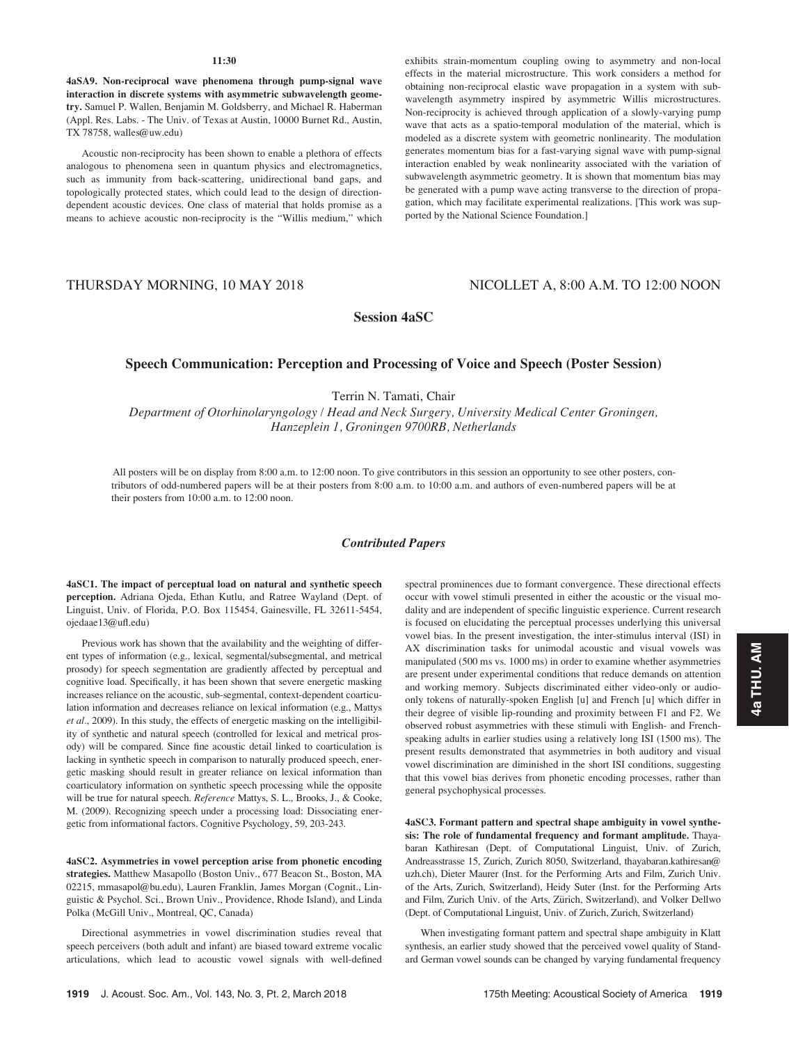11:30

**4aSA9. Non-reciprocal wave phenomena through pump-signal wave interaction in discrete systems with asymmetric subwavelength geometry.** Samuel P. Wallen, Benjamin M. Goldsberry, and Michael R. Haberman (Appl. Res. Labs. - The Univ. of Texas at Austin, 10000 Burnet Rd., Austin, TX 78758, walles@uw.edu)

Acoustic non-reciprocity has been shown to enable a plethora of effects analogous to phenomena seen in quantum physics and electromagnetics, such as immunity from back-scattering, unidirectional band gaps, and topologically protected states, which could lead to the design of direction-dependent acoustic devices. One class of material that holds promise as a means to achieve acoustic non-reciprocity is the "Willis medium," which exhibits strain-momentum coupling owing to asymmetry and non-local effects in the material microstructure. This work considers a method for obtaining non-reciprocal elastic wave propagation in a system with subwavelength asymmetry inspired by asymmetric Willis microstructures. Non-reciprocity is achieved through application of a slowly-varying pump wave that acts as a spatio-temporal modulation of the material, which is modeled as a discrete system with geometric nonlinearity. The modulation generates momentum bias for a fast-varying signal wave with pump-signal interaction enabled by weak nonlinearity associated with the variation of subwavelength asymmetric geometry. It is shown that momentum bias may be generated with a pump wave acting transverse to the direction of propagation, which may facilitate experimental realizations. [This work was supported by the National Science Foundation.]

THURSDAY MORNING, 10 MAY 2018 NICOLLET A, 8:00 A.M. TO 12:00 NOON

# Session 4aSC

## Speech Communication: Perception and Processing of Voice and Speech (Poster Session)

Terrin N. Tamati, Chair

*Department of Otorhinolaryngology / Head and Neck Surgery, University Medical Center Groningen, Hanzeplein 1, Groningen 9700RB, Netherlands*

All posters will be on display from 8:00 a.m. to 12:00 noon. To give contributors in this session an opportunity to see other posters, contributors of odd-numbered papers will be at their posters from 8:00 a.m. to 10:00 a.m. and authors of even-numbered papers will be at their posters from 10:00 a.m. to 12:00 noon.

### *Contributed Papers*

**4aSC1. The impact of perceptual load on natural and synthetic speech perception.** Adriana Ojeda, Ethan Kutlu, and Ratree Wayland (Dept. of Linguist, Univ. of Florida, P.O. Box 115454, Gainesville, FL 32611-5454, ojedaae13@ufl.edu)

Previous work has shown that the availability and the weighting of different types of information (e.g., lexical, segmental/subsegmental, and metrical prosody) for speech segmentation are gradiently affected by perceptual and cognitive load. Specifically, it has been shown that severe energetic masking increases reliance on the acoustic, sub-segmental, context-dependent coarticulation information and decreases reliance on lexical information (e.g., Mattys *et al*., 2009). In this study, the effects of energetic masking on the intelligibility of synthetic and natural speech (controlled for lexical and metrical prosody) will be compared. Since fine acoustic detail linked to coarticulation is lacking in synthetic speech in comparison to naturally produced speech, energetic masking should result in greater reliance on lexical information than coarticulatory information on synthetic speech processing while the opposite will be true for natural speech. *Reference* Mattys, S. L., Brooks, J., & Cooke, M. (2009). Recognizing speech under a processing load: Dissociating energetic from informational factors. Cognitive Psychology, 59, 203-243.

**4aSC2. Asymmetries in vowel perception arise from phonetic encoding strategies.** Matthew Masapollo (Boston Univ., 677 Beacon St., Boston, MA 02215, mmasapol@bu.edu), Lauren Franklin, James Morgan (Cognit., Linguistic & Psychol. Sci., Brown Univ., Providence, Rhode Island), and Linda Polka (McGill Univ., Montreal, QC, Canada)

Directional asymmetries in vowel discrimination studies reveal that speech perceivers (both adult and infant) are biased toward extreme vocalic articulations, which lead to acoustic vowel signals with well-defined spectral prominences due to formant convergence. These directional effects occur with vowel stimuli presented in either the acoustic or the visual modality and are independent of specific linguistic experience. Current research is focused on elucidating the perceptual processes underlying this universal vowel bias. In the present investigation, the inter-stimulus interval (ISI) in AX discrimination tasks for unimodal acoustic and visual vowels was manipulated (500 ms vs. 1000 ms) in order to examine whether asymmetries are present under experimental conditions that reduce demands on attention and working memory. Subjects discriminated either video-only or audio-only tokens of naturally-spoken English [u] and French [u] which differ in their degree of visible lip-rounding and proximity between F1 and F2. We observed robust asymmetries with these stimuli with English- and French-speaking adults in earlier studies using a relatively long ISI (1500 ms). The present results demonstrated that asymmetries in both auditory and visual vowel discrimination are diminished in the short ISI conditions, suggesting that this vowel bias derives from phonetic encoding processes, rather than general psychophysical processes.

**4aSC3. Formant pattern and spectral shape ambiguity in vowel synthesis: The role of fundamental frequency and formant amplitude.** Thayabaran Kathiresan (Dept. of Computational Linguist, Univ. of Zurich, Andreasstrasse 15, Zurich, Zurich 8050, Switzerland, thayabaran.kathiresan@uzh.ch), Dieter Maurer (Inst. for the Performing Arts and Film, Zurich Univ. of the Arts, Zurich, Switzerland), Heidy Suter (Inst. for the Performing Arts and Film, Zurich Univ. of the Arts, Zürich, Switzerland), and Volker Dellwo (Dept. of Computational Linguist, Univ. of Zurich, Zurich, Switzerland)

When investigating formant pattern and spectral shape ambiguity in Klatt synthesis, an earlier study showed that the perceived vowel quality of Standard German vowel sounds can be changed by varying fundamental frequency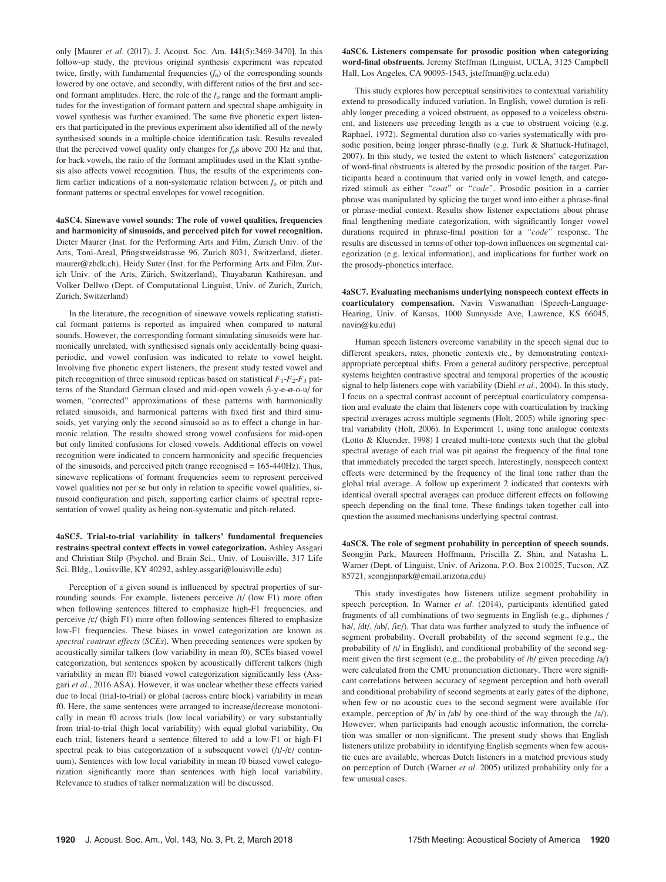only [Maurer *et al.* (2017). J. Acoust. Soc. Am. **141**(5):3469-3470]. In this follow-up study, the previous original synthesis experiment was repeated twice, firstly, with fundamental frequencies ($f_o$) of the corresponding sounds lowered by one octave, and secondly, with different ratios of the first and second formant amplitudes. Here, the role of the $f_o$ range and the formant amplitudes for the investigation of formant pattern and spectral shape ambiguity in vowel synthesis was further examined. The same five phonetic expert listeners that participated in the previous experiment also identified all of the newly synthesised sounds in a multiple-choice identification task. Results revealed that the perceived vowel quality only changes for $f_o$s above 200 Hz and that, for back vowels, the ratio of the formant amplitudes used in the Klatt synthesis also affects vowel recognition. Thus, the results of the experiments confirm earlier indications of a non-systematic relation between $f_o$ or pitch and formant patterns or spectral envelopes for vowel recognition.

**4aSC4. Sinewave vowel sounds: The role of vowel qualities, frequencies and harmonicity of sinusoids, and perceived pitch for vowel recognition.** Dieter Maurer (Inst. for the Performing Arts and Film, Zurich Univ. of the Arts, Toni-Areal, Pfingstweidstrasse 96, Zurich 8031, Switzerland, dieter.maurer@zhdk.ch), Heidy Suter (Inst. for the Performing Arts and Film, Zurich Univ. of the Arts, Zürich, Switzerland), Thayabaran Kathiresan, and Volker Dellwo (Dept. of Computational Linguist, Univ. of Zurich, Zurich, Zurich, Switzerland)

In the literature, the recognition of sinewave vowels replicating statistical formant patterns is reported as impaired when compared to natural sounds. However, the corresponding formant simulating sinusoids were harmonically unrelated, with synthesised signals only accidentally being quasi-periodic, and vowel confusion was indicated to relate to vowel height. Involving five phonetic expert listeners, the present study tested vowel and pitch recognition of three sinusoid replicas based on statistical $F_1$-$F_2$-$F_3$ patterns of the Standard German closed and mid-open vowels /i-y-e-ø-o-u/ for women, "corrected" approximations of these patterns with harmonically related sinusoids, and harmonical patterns with fixed first and third sinusoids, yet varying only the second sinusoid so as to effect a change in harmonic relation. The results showed strong vowel confusions for mid-open but only limited confusions for closed vowels. Additional effects on vowel recognition were indicated to concern harmonicity and specific frequencies of the sinusoids, and perceived pitch (range recognised = 165-440Hz). Thus, sinewave replications of formant frequencies seem to represent perceived vowel qualities not per se but only in relation to specific vowel qualities, sinusoid configuration and pitch, supporting earlier claims of spectral representation of vowel quality as being non-systematic and pitch-related.

**4aSC5. Trial-to-trial variability in talkers' fundamental frequencies restrains spectral context effects in vowel categorization.** Ashley Assgari and Christian Stilp (Psychol. and Brain Sci., Univ. of Louisville, 317 Life Sci. Bldg., Louisville, KY 40292, ashley.assgari@louisville.edu)

Perception of a given sound is influenced by spectral properties of surrounding sounds. For example, listeners perceive /ɪ/ (low F1) more often when following sentences filtered to emphasize high-F1 frequencies, and perceive /ɛ/ (high F1) more often following sentences filtered to emphasize low-F1 frequencies. These biases in vowel categorization are known as *spectral contrast effects* (*SCEs*). When preceding sentences were spoken by acoustically similar talkers (low variability in mean f0), SCEs biased vowel categorization, but sentences spoken by acoustically different talkers (high variability in mean f0) biased vowel categorization significantly less (Assgari *et al.*, 2016 ASA). However, it was unclear whether these effects varied due to local (trial-to-trial) or global (across entire block) variability in mean f0. Here, the same sentences were arranged to increase/decrease monotonically in mean f0 across trials (low local variability) or vary substantially from trial-to-trial (high local variability) with equal global variability. On each trial, listeners heard a sentence filtered to add a low-F1 or high-F1 spectral peak to bias categorization of a subsequent vowel (/ɪ/-/ɛ/ continuum). Sentences with low local variability in mean f0 biased vowel categorization significantly more than sentences with high local variability. Relevance to studies of talker normalization will be discussed.

**4aSC6. Listeners compensate for prosodic position when categorizing word-final obstruents.** Jeremy Steffman (Linguist, UCLA, 3125 Campbell Hall, Los Angeles, CA 90095-1543, jsteffman@g.ucla.edu)

This study explores how perceptual sensitivities to contextual variability extend to prosodically induced variation. In English, vowel duration is reliably longer preceding a voiced obstruent, as opposed to a voiceless obstruent, and listeners use preceding length as a cue to obstruent voicing (e.g. Raphael, 1972). Segmental duration also co-varies systematically with prosodic position, being longer phrase-finally (e.g. Turk & Shattuck-Hufnagel, 2007). In this study, we tested the extent to which listeners' categorization of word-final obstruents is altered by the prosodic position of the target. Participants heard a continuum that varied only in vowel length, and categorized stimuli as either *"coat"* or *"code"*. Prosodic position in a carrier phrase was manipulated by splicing the target word into either a phrase-final or phrase-medial context. Results show listener expectations about phrase final lengthening mediate categorization, with significantly longer vowel durations required in phrase-final position for a *"code"* response. The results are discussed in terms of other top-down influences on segmental categorization (e.g. lexical information), and implications for further work on the prosody-phonetics interface.

**4aSC7. Evaluating mechanisms underlying nonspeech context effects in coarticulatory compensation.** Navin Viswanathan (Speech-Language-Hearing, Univ. of Kansas, 1000 Sunnyside Ave, Lawrence, KS 66045, navin@ku.edu)

Human speech listeners overcome variability in the speech signal due to different speakers, rates, phonetic contexts etc., by demonstrating context-appropriate perceptual shifts. From a general auditory perspective, perceptual systems heighten contrastive spectral and temporal properties of the acoustic signal to help listeners cope with variability (Diehl *et al.*, 2004). In this study, I focus on a spectral contrast account of perceptual coarticulatory compensation and evaluate the claim that listeners cope with coarticulation by tracking spectral averages across multiple segments (Holt, 2005) while ignoring spectral variability (Holt, 2006). In Experiment 1, using tone analogue contexts (Lotto & Kluender, 1998) I created multi-tone contexts such that the global spectral average of each trial was pit against the frequency of the final tone that immediately preceded the target speech. Interestingly, nonspeech context effects were determined by the frequency of the final tone rather than the global trial average. A follow up experiment 2 indicated that contexts with identical overall spectral averages can produce different effects on following speech depending on the final tone. These findings taken together call into question the assumed mechanisms underlying spectral contrast.

**4aSC8. The role of segment probability in perception of speech sounds.** Seongjin Park, Maureen Hoffmann, Priscilla Z. Shin, and Natasha L. Warner (Dept. of Linguist, Univ. of Arizona, P.O. Box 210025, Tucson, AZ 85721, seongjinpark@email.arizona.edu)

This study investigates how listeners utilize segment probability in speech perception. In Warner *et al.* (2014), participants identified gated fragments of all combinations of two segments in English (e.g., diphones /hə/, /dt/, /ab/, /iɛ/). That data was further analyzed to study the influence of segment probability. Overall probability of the second segment (e.g., the probability of /t/ in English), and conditional probability of the second segment given the first segment (e.g., the probability of /b/ given preceding /a/) were calculated from the CMU pronunciation dictionary. There were significant correlations between accuracy of segment perception and both overall and conditional probability of second segments at early gates of the diphone, when few or no acoustic cues to the second segment were available (for example, perception of /b/ in /ab/ by one-third of the way through the /a/). However, when participants had enough acoustic information, the correlation was smaller or non-significant. The present study shows that English listeners utilize probability in identifying English segments when few acoustic cues are available, whereas Dutch listeners in a matched previous study on perception of Dutch (Warner *et al.* 2005) utilized probability only for a few unusual cases.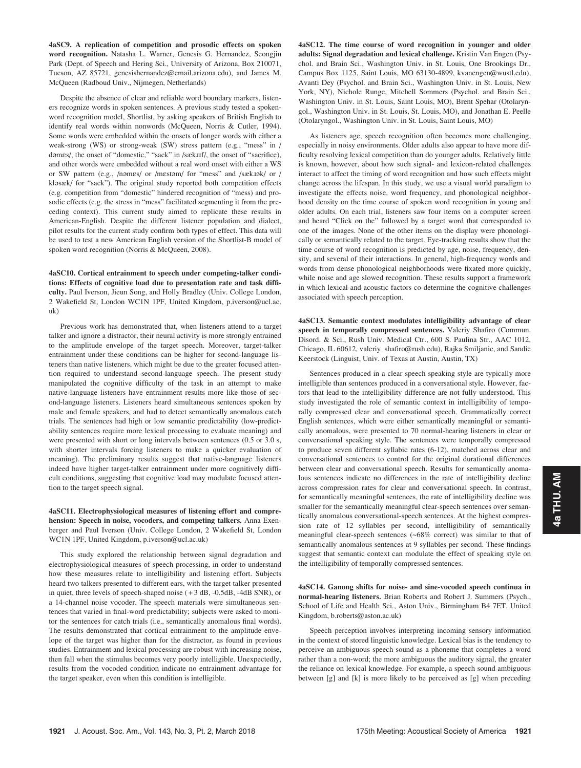**4aSC9. A replication of competition and prosodic effects on spoken word recognition.** Natasha L. Warner, Genesis G. Hernandez, Seongjin Park (Dept. of Speech and Hering Sci., University of Arizona, Box 210071, Tucson, AZ 85721, genesishernandez@email.arizona.edu), and James M. McQueen (Radboud Univ., Nijmegen, Netherlands)

Despite the absence of clear and reliable word boundary markers, listeners recognize words in spoken sentences. A previous study tested a spoken-word recognition model, Shortlist, by asking speakers of British English to identify real words within nonwords (McQueen, Norris & Cutler, 1994). Some words were embedded within the onsets of longer words with either a weak-strong (WS) or strong-weak (SW) stress pattern (e.g., "mess" in /dəmɛs/, the onset of "domestic," "sack" in /sækɹɪf/, the onset of "sacrifice), and other words were embedded without a real word onset with either a WS or SW pattern (e.g., /nəmɛs/ or /mɛstəm/ for "mess" and /sækɹək/ or /kləsæk/ for "sack"). The original study reported both competition effects (e.g. competition from "domestic" hindered recognition of "mess) and prosodic effects (e.g. the stress in "mess" facilitated segmenting it from the preceding context). This current study aimed to replicate these results in American-English. Despite the different listener population and dialect, pilot results for the current study confirm both types of effect. This data will be used to test a new American English version of the Shortlist-B model of spoken word recognition (Norris & McQueen, 2008).

**4aSC10. Cortical entrainment to speech under competing-talker conditions: Effects of cognitive load due to presentation rate and task difficulty.** Paul Iverson, Jieun Song, and Holly Bradley (Univ. College London, 2 Wakefield St, London WC1N 1PF, United Kingdom, p.iverson@ucl.ac.uk)

Previous work has demonstrated that, when listeners attend to a target talker and ignore a distractor, their neural activity is more strongly entrained to the amplitude envelope of the target speech. Moreover, target-talker entrainment under these conditions can be higher for second-language listeners than native listeners, which might be due to the greater focused attention required to understand second-language speech. The present study manipulated the cognitive difficulty of the task in an attempt to make native-language listeners have entrainment results more like those of second-language listeners. Listeners heard simultaneous sentences spoken by male and female speakers, and had to detect semantically anomalous catch trials. The sentences had high or low semantic predictability (low-predictability sentences require more lexical processing to evaluate meaning) and were presented with short or long intervals between sentences (0.5 or 3.0 s, with shorter intervals forcing listeners to make a quicker evaluation of meaning). The preliminary results suggest that native-language listeners indeed have higher target-talker entrainment under more cognitively difficult conditions, suggesting that cognitive load may modulate focused attention to the target speech signal.

**4aSC11. Electrophysiological measures of listening effort and comprehension: Speech in noise, vocoders, and competing talkers.** Anna Exenberger and Paul Iverson (Univ. College London, 2 Wakefield St, London WC1N 1PF, United Kingdom, p.iverson@ucl.ac.uk)

This study explored the relationship between signal degradation and electrophysiological measures of speech processing, in order to understand how these measures relate to intelligibility and listening effort. Subjects heard two talkers presented to different ears, with the target talker presented in quiet, three levels of speech-shaped noise (+3 dB, -0.5dB, -4dB SNR), or a 14-channel noise vocoder. The speech materials were simultaneous sentences that varied in final-word predictability; subjects were asked to monitor the sentences for catch trials (i.e., semantically anomalous final words). The results demonstrated that cortical entrainment to the amplitude envelope of the target was higher than for the distractor, as found in previous studies. Entrainment and lexical processing are robust with increasing noise, then fall when the stimulus becomes very poorly intelligible. Unexpectedly, results from the vocoded condition indicate no entrainment advantage for the target speaker, even when this condition is intelligible.

**4aSC12. The time course of word recognition in younger and older adults: Signal degradation and lexical challenge.** Kristin Van Engen (Psychol. and Brain Sci., Washington Univ. in St. Louis, One Brookings Dr., Campus Box 1125, Saint Louis, MO 63130-4899, kvanengen@wustl.edu), Avanti Dey (Psychol. and Brain Sci., Washington Univ. in St. Louis, New York, NY), Nichole Runge, Mitchell Sommers (Psychol. and Brain Sci., Washington Univ. in St. Louis, Saint Louis, MO), Brent Spehar (Otolaryngol., Washington Univ. in St. Louis, St. Louis, MO), and Jonathan E. Peelle (Otolaryngol., Washington Univ. in St. Louis, Saint Louis, MO)

As listeners age, speech recognition often becomes more challenging, especially in noisy environments. Older adults also appear to have more difficulty resolving lexical competition than do younger adults. Relatively little is known, however, about how such signal- and lexicon-related challenges interact to affect the timing of word recognition and how such effects might change across the lifespan. In this study, we use a visual world paradigm to investigate the effects noise, word frequency, and phonological neighborhood density on the time course of spoken word recognition in young and older adults. On each trial, listeners saw four items on a computer screen and heard "Click on the" followed by a target word that corresponded to one of the images. None of the other items on the display were phonologically or semantically related to the target. Eye-tracking results show that the time course of word recognition is predicted by age, noise, frequency, density, and several of their interactions. In general, high-frequency words and words from dense phonological neighborhoods were fixated more quickly, while noise and age slowed recognition. These results support a framework in which lexical and acoustic factors co-determine the cognitive challenges associated with speech perception.

**4aSC13. Semantic context modulates intelligibility advantage of clear speech in temporally compressed sentences.** Valeriy Shafiro (Commun. Disord. & Sci., Rush Univ. Medical Ctr., 600 S. Paulina Str., AAC 1012, Chicago, IL 60612, valeriy_shafiro@rush.edu), Rajka Smiljanic, and Sandie Keerstock (Linguist, Univ. of Texas at Austin, Austin, TX)

Sentences produced in a clear speech speaking style are typically more intelligible than sentences produced in a conversational style. However, factors that lead to the intelligibility difference are not fully understood. This study investigated the role of semantic context in intelligibility of temporally compressed clear and conversational speech. Grammatically correct English sentences, which were either semantically meaningful or semantically anomalous, were presented to 70 normal-hearing listeners in clear or conversational speaking style. The sentences were temporally compressed to produce seven different syllabic rates (6-12), matched across clear and conversational sentences to control for the original durational differences between clear and conversational speech. Results for semantically anomalous sentences indicate no differences in the rate of intelligibility decline across compression rates for clear and conversational speech. In contrast, for semantically meaningful sentences, the rate of intelligibility decline was smaller for the semantically meaningful clear-speech sentences over semantically anomalous conversational-speech sentences. At the highest compression rate of 12 syllables per second, intelligibility of semantically meaningful clear-speech sentences (~68% correct) was similar to that of semantically anomalous sentences at 9 syllables per second. These findings suggest that semantic context can modulate the effect of speaking style on the intelligibility of temporally compressed sentences.

**4aSC14. Ganong shifts for noise- and sine-vocoded speech continua in normal-hearing listeners.** Brian Roberts and Robert J. Summers (Psych., School of Life and Health Sci., Aston Univ., Birmingham B4 7ET, United Kingdom, b.roberts@aston.ac.uk)

Speech perception involves interpreting incoming sensory information in the context of stored linguistic knowledge. Lexical bias is the tendency to perceive an ambiguous speech sound as a phoneme that completes a word rather than a non-word; the more ambiguous the auditory signal, the greater the reliance on lexical knowledge. For example, a speech sound ambiguous between [g] and [k] is more likely to be perceived as [g] when preceding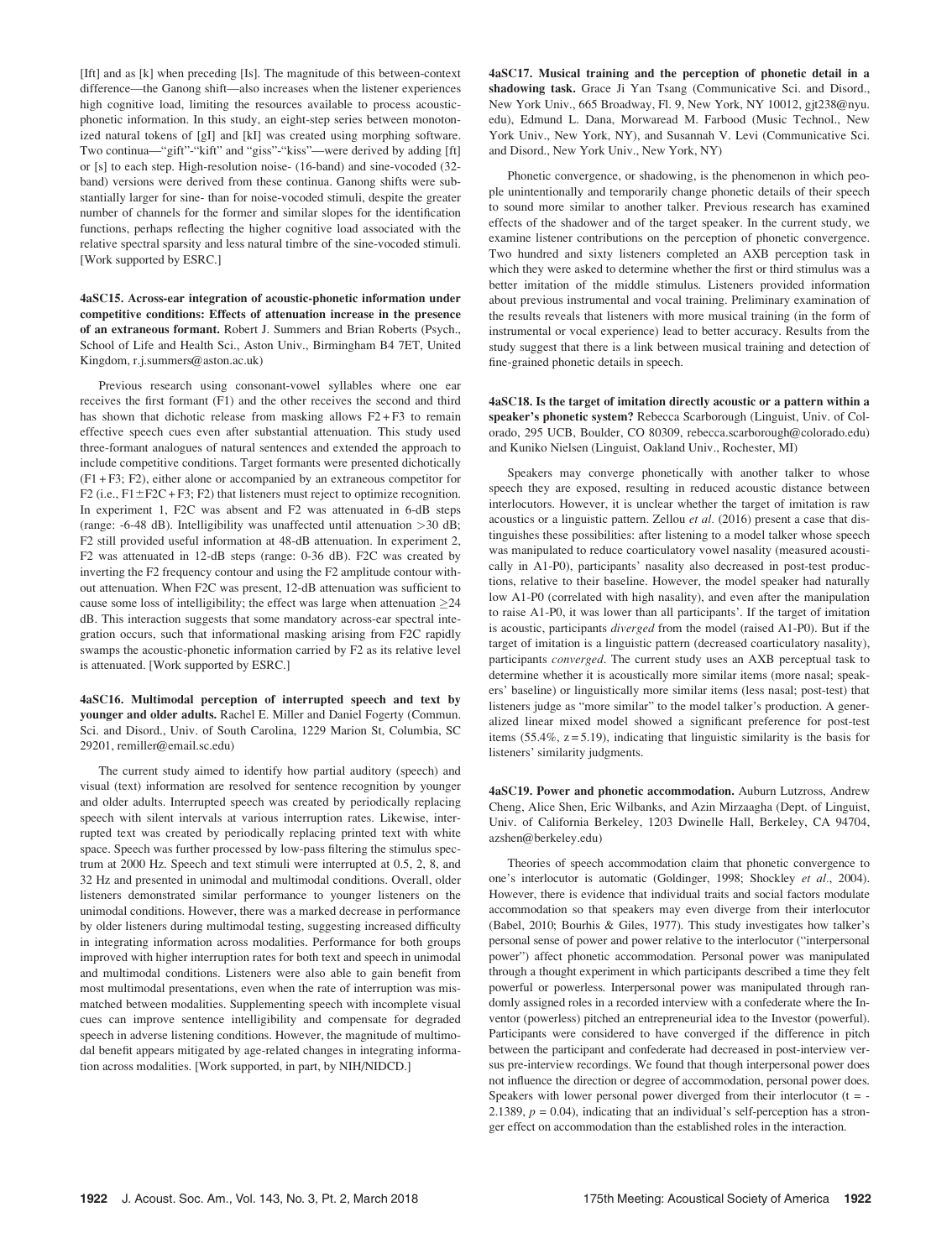[Ift] and as [k] when preceding [Is]. The magnitude of this between-context difference—the Ganong shift—also increases when the listener experiences high cognitive load, limiting the resources available to process acoustic-phonetic information. In this study, an eight-step series between monotonized natural tokens of [gI] and [kI] was created using morphing software. Two continua—"gift"-"kift" and "giss"-"kiss"—were derived by adding [ft] or [s] to each step. High-resolution noise- (16-band) and sine-vocoded (32-band) versions were derived from these continua. Ganong shifts were substantially larger for sine- than for noise-vocoded stimuli, despite the greater number of channels for the former and similar slopes for the identification functions, perhaps reflecting the higher cognitive load associated with the relative spectral sparsity and less natural timbre of the sine-vocoded stimuli. [Work supported by ESRC.]

**4aSC15. Across-ear integration of acoustic-phonetic information under competitive conditions: Effects of attenuation increase in the presence of an extraneous formant.** Robert J. Summers and Brian Roberts (Psych., School of Life and Health Sci., Aston Univ., Birmingham B4 7ET, United Kingdom, r.j.summers@aston.ac.uk)

Previous research using consonant-vowel syllables where one ear receives the first formant (F1) and the other receives the second and third has shown that dichotic release from masking allows F2 + F3 to remain effective speech cues even after substantial attenuation. This study used three-formant analogues of natural sentences and extended the approach to include competitive conditions. Target formants were presented dichotically (F1 + F3; F2), either alone or accompanied by an extraneous competitor for F2 (i.e., F1 ± F2C + F3; F2) that listeners must reject to optimize recognition. In experiment 1, F2C was absent and F2 was attenuated in 6-dB steps (range: -6-48 dB). Intelligibility was unaffected until attenuation >30 dB; F2 still provided useful information at 48-dB attenuation. In experiment 2, F2 was attenuated in 12-dB steps (range: 0-36 dB). F2C was created by inverting the F2 frequency contour and using the F2 amplitude contour without attenuation. When F2C was present, 12-dB attenuation was sufficient to cause some loss of intelligibility; the effect was large when attenuation ≥24 dB. This interaction suggests that some mandatory across-ear spectral integration occurs, such that informational masking arising from F2C rapidly swamps the acoustic-phonetic information carried by F2 as its relative level is attenuated. [Work supported by ESRC.]

**4aSC16. Multimodal perception of interrupted speech and text by younger and older adults.** Rachel E. Miller and Daniel Fogerty (Commun. Sci. and Disord., Univ. of South Carolina, 1229 Marion St, Columbia, SC 29201, remiller@email.sc.edu)

The current study aimed to identify how partial auditory (speech) and visual (text) information are resolved for sentence recognition by younger and older adults. Interrupted speech was created by periodically replacing speech with silent intervals at various interruption rates. Likewise, interrupted text was created by periodically replacing printed text with white space. Speech was further processed by low-pass filtering the stimulus spectrum at 2000 Hz. Speech and text stimuli were interrupted at 0.5, 2, 8, and 32 Hz and presented in unimodal and multimodal conditions. Overall, older listeners demonstrated similar performance to younger listeners on the unimodal conditions. However, there was a marked decrease in performance by older listeners during multimodal testing, suggesting increased difficulty in integrating information across modalities. Performance for both groups improved with higher interruption rates for both text and speech in unimodal and multimodal conditions. Listeners were also able to gain benefit from most multimodal presentations, even when the rate of interruption was mismatched between modalities. Supplementing speech with incomplete visual cues can improve sentence intelligibility and compensate for degraded speech in adverse listening conditions. However, the magnitude of multimodal benefit appears mitigated by age-related changes in integrating information across modalities. [Work supported, in part, by NIH/NIDCD.]

**4aSC17. Musical training and the perception of phonetic detail in a shadowing task.** Grace Ji Yan Tsang (Communicative Sci. and Disord., New York Univ., 665 Broadway, Fl. 9, New York, NY 10012, gjt238@nyu.edu), Edmund L. Dana, Morwaread M. Farbood (Music Technol., New York Univ., New York, NY), and Susannah V. Levi (Communicative Sci. and Disord., New York Univ., New York, NY)

Phonetic convergence, or shadowing, is the phenomenon in which people unintentionally and temporarily change phonetic details of their speech to sound more similar to another talker. Previous research has examined effects of the shadower and of the target speaker. In the current study, we examine listener contributions on the perception of phonetic convergence. Two hundred and sixty listeners completed an AXB perception task in which they were asked to determine whether the first or third stimulus was a better imitation of the middle stimulus. Listeners provided information about previous instrumental and vocal training. Preliminary examination of the results reveals that listeners with more musical training (in the form of instrumental or vocal experience) lead to better accuracy. Results from the study suggest that there is a link between musical training and detection of fine-grained phonetic details in speech.

**4aSC18. Is the target of imitation directly acoustic or a pattern within a speaker's phonetic system?** Rebecca Scarborough (Linguist, Univ. of Colorado, 295 UCB, Boulder, CO 80309, rebecca.scarborough@colorado.edu) and Kuniko Nielsen (Linguist, Oakland Univ., Rochester, MI)

Speakers may converge phonetically with another talker to whose speech they are exposed, resulting in reduced acoustic distance between interlocutors. However, it is unclear whether the target of imitation is raw acoustics or a linguistic pattern. Zellou *et al.* (2016) present a case that distinguishes these possibilities: after listening to a model talker whose speech was manipulated to reduce coarticulatory vowel nasality (measured acoustically in A1-P0), participants' nasality also decreased in post-test productions, relative to their baseline. However, the model speaker had naturally low A1-P0 (correlated with high nasality), and even after the manipulation to raise A1-P0, it was lower than all participants'. If the target of imitation is acoustic, participants *diverged* from the model (raised A1-P0). But if the target of imitation is a linguistic pattern (decreased coarticulatory nasality), participants *converged*. The current study uses an AXB perceptual task to determine whether it is acoustically more similar items (more nasal; speakers' baseline) or linguistically more similar items (less nasal; post-test) that listeners judge as "more similar" to the model talker's production. A generalized linear mixed model showed a significant preference for post-test items (55.4%, z = 5.19), indicating that linguistic similarity is the basis for listeners' similarity judgments.

**4aSC19. Power and phonetic accommodation.** Auburn Lutzross, Andrew Cheng, Alice Shen, Eric Wilbanks, and Azin Mirzaagha (Dept. of Linguist, Univ. of California Berkeley, 1203 Dwinelle Hall, Berkeley, CA 94704, azshen@berkeley.edu)

Theories of speech accommodation claim that phonetic convergence to one's interlocutor is automatic (Goldinger, 1998; Shockley *et al.*, 2004). However, there is evidence that individual traits and social factors modulate accommodation so that speakers may even diverge from their interlocutor (Babel, 2010; Bourhis & Giles, 1977). This study investigates how talker's personal sense of power and power relative to the interlocutor ("interpersonal power") affect phonetic accommodation. Personal power was manipulated through a thought experiment in which participants described a time they felt powerful or powerless. Interpersonal power was manipulated through randomly assigned roles in a recorded interview with a confederate where the Inventor (powerless) pitched an entrepreneurial idea to the Investor (powerful). Participants were considered to have converged if the difference in pitch between the participant and confederate had decreased in post-interview versus pre-interview recordings. We found that though interpersonal power does not influence the direction or degree of accommodation, personal power does. Speakers with lower personal power diverged from their interlocutor ($t = -2.1389$, $p = 0.04$), indicating that an individual's self-perception has a stronger effect on accommodation than the established roles in the interaction.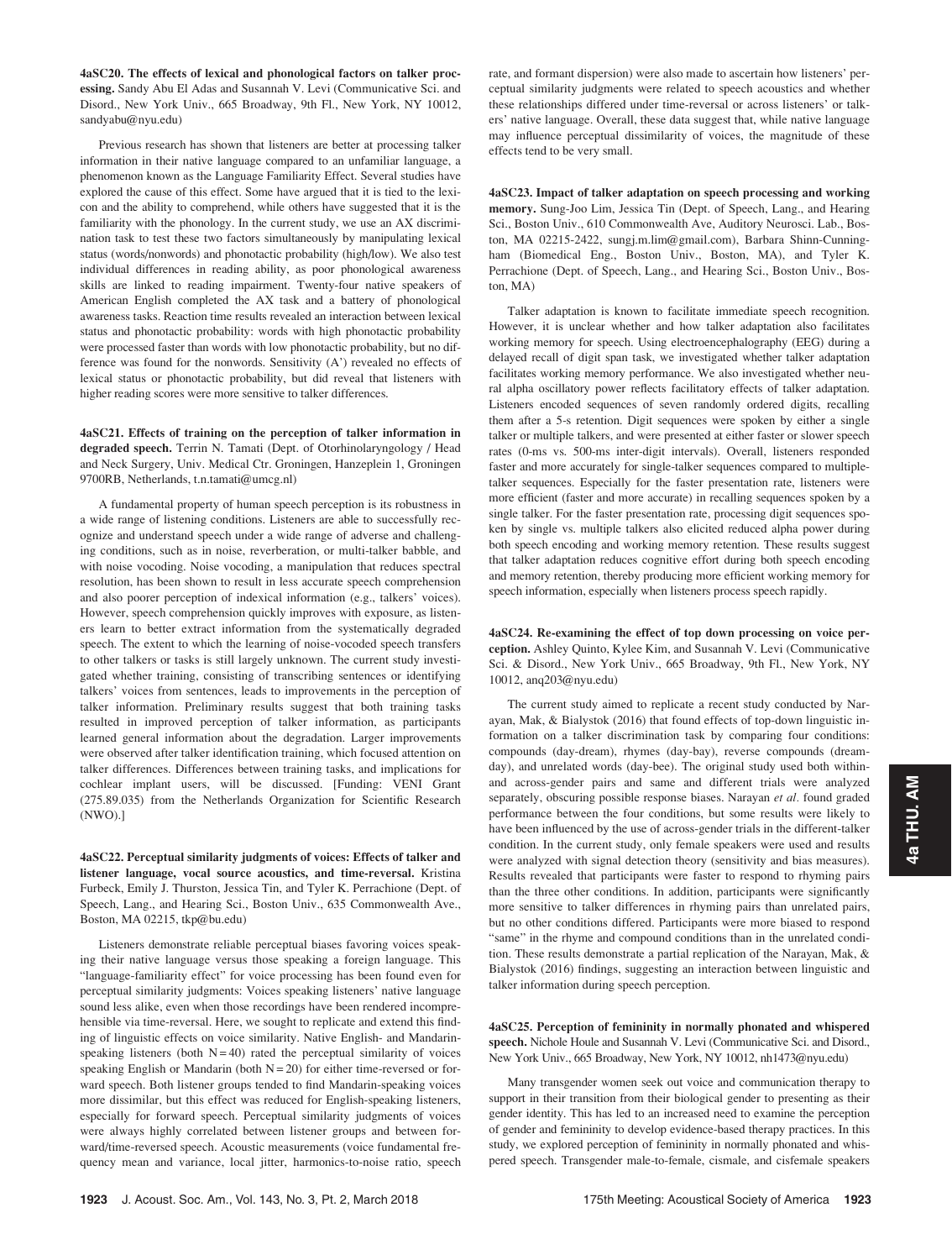**4aSC20. The effects of lexical and phonological factors on talker processing.** Sandy Abu El Adas and Susannah V. Levi (Communicative Sci. and Disord., New York Univ., 665 Broadway, 9th Fl., New York, NY 10012, sandyabu@nyu.edu)

Previous research has shown that listeners are better at processing talker information in their native language compared to an unfamiliar language, a phenomenon known as the Language Familiarity Effect. Several studies have explored the cause of this effect. Some have argued that it is tied to the lexicon and the ability to comprehend, while others have suggested that it is the familiarity with the phonology. In the current study, we use an AX discrimination task to test these two factors simultaneously by manipulating lexical status (words/nonwords) and phonotactic probability (high/low). We also test individual differences in reading ability, as poor phonological awareness skills are linked to reading impairment. Twenty-four native speakers of American English completed the AX task and a battery of phonological awareness tasks. Reaction time results revealed an interaction between lexical status and phonotactic probability: words with high phonotactic probability were processed faster than words with low phonotactic probability, but no difference was found for the nonwords. Sensitivity (A') revealed no effects of lexical status or phonotactic probability, but did reveal that listeners with higher reading scores were more sensitive to talker differences.

**4aSC21. Effects of training on the perception of talker information in degraded speech.** Terrin N. Tamati (Dept. of Otorhinolaryngology / Head and Neck Surgery, Univ. Medical Ctr. Groningen, Hanzeplein 1, Groningen 9700RB, Netherlands, t.n.tamati@umcg.nl)

A fundamental property of human speech perception is its robustness in a wide range of listening conditions. Listeners are able to successfully recognize and understand speech under a wide range of adverse and challenging conditions, such as in noise, reverberation, or multi-talker babble, and with noise vocoding. Noise vocoding, a manipulation that reduces spectral resolution, has been shown to result in less accurate speech comprehension and also poorer perception of indexical information (e.g., talkers' voices). However, speech comprehension quickly improves with exposure, as listeners learn to better extract information from the systematically degraded speech. The extent to which the learning of noise-vocoded speech transfers to other talkers or tasks is still largely unknown. The current study investigated whether training, consisting of transcribing sentences or identifying talkers' voices from sentences, leads to improvements in the perception of talker information. Preliminary results suggest that both training tasks resulted in improved perception of talker information, as participants learned general information about the degradation. Larger improvements were observed after talker identification training, which focused attention on talker differences. Differences between training tasks, and implications for cochlear implant users, will be discussed. [Funding: VENI Grant (275.89.035) from the Netherlands Organization for Scientific Research (NWO).]

**4aSC22. Perceptual similarity judgments of voices: Effects of talker and listener language, vocal source acoustics, and time-reversal.** Kristina Furbeck, Emily J. Thurston, Jessica Tin, and Tyler K. Perrachione (Dept. of Speech, Lang., and Hearing Sci., Boston Univ., 635 Commonwealth Ave., Boston, MA 02215, tkp@bu.edu)

Listeners demonstrate reliable perceptual biases favoring voices speaking their native language versus those speaking a foreign language. This "language-familiarity effect" for voice processing has been found even for perceptual similarity judgments: Voices speaking listeners' native language sound less alike, even when those recordings have been rendered incomprehensible via time-reversal. Here, we sought to replicate and extend this finding of linguistic effects on voice similarity. Native English- and Mandarin-speaking listeners (both $N = 40$) rated the perceptual similarity of voices speaking English or Mandarin (both $N = 20$) for either time-reversed or forward speech. Both listener groups tended to find Mandarin-speaking voices more dissimilar, but this effect was reduced for English-speaking listeners, especially for forward speech. Perceptual similarity judgments of voices were always highly correlated between listener groups and between forward/time-reversed speech. Acoustic measurements (voice fundamental frequency mean and variance, local jitter, harmonics-to-noise ratio, speech rate, and formant dispersion) were also made to ascertain how listeners' perceptual similarity judgments were related to speech acoustics and whether these relationships differed under time-reversal or across listeners' or talkers' native language. Overall, these data suggest that, while native language may influence perceptual dissimilarity of voices, the magnitude of these effects tend to be very small.

**4aSC23. Impact of talker adaptation on speech processing and working memory.** Sung-Joo Lim, Jessica Tin (Dept. of Speech, Lang., and Hearing Sci., Boston Univ., 610 Commonwealth Ave, Auditory Neurosci. Lab., Boston, MA 02215-2422, sungj.m.lim@gmail.com), Barbara Shinn-Cunningham (Biomedical Eng., Boston Univ., Boston, MA), and Tyler K. Perrachione (Dept. of Speech, Lang., and Hearing Sci., Boston Univ., Boston, MA)

Talker adaptation is known to facilitate immediate speech recognition. However, it is unclear whether and how talker adaptation also facilitates working memory for speech. Using electroencephalography (EEG) during a delayed recall of digit span task, we investigated whether talker adaptation facilitates working memory performance. We also investigated whether neural alpha oscillatory power reflects facilitatory effects of talker adaptation. Listeners encoded sequences of seven randomly ordered digits, recalling them after a 5-s retention. Digit sequences were spoken by either a single talker or multiple talkers, and were presented at either faster or slower speech rates (0-ms vs. 500-ms inter-digit intervals). Overall, listeners responded faster and more accurately for single-talker sequences compared to multiple-talker sequences. Especially for the faster presentation rate, listeners were more efficient (faster and more accurate) in recalling sequences spoken by a single talker. For the faster presentation rate, processing digit sequences spoken by single vs. multiple talkers also elicited reduced alpha power during both speech encoding and working memory retention. These results suggest that talker adaptation reduces cognitive effort during both speech encoding and memory retention, thereby producing more efficient working memory for speech information, especially when listeners process speech rapidly.

**4aSC24. Re-examining the effect of top down processing on voice perception.** Ashley Quinto, Kylee Kim, and Susannah V. Levi (Communicative Sci. & Disord., New York Univ., 665 Broadway, 9th Fl., New York, NY 10012, anq203@nyu.edu)

The current study aimed to replicate a recent study conducted by Narayan, Mak, & Bialystok (2016) that found effects of top-down linguistic information on a talker discrimination task by comparing four conditions: compounds (day-dream), rhymes (day-bay), reverse compounds (dream-day), and unrelated words (day-bee). The original study used both within- and across-gender pairs and same and different trials were analyzed separately, obscuring possible response biases. Narayan *et al.* found graded performance between the four conditions, but some results were likely to have been influenced by the use of across-gender trials in the different-talker condition. In the current study, only female speakers were used and results were analyzed with signal detection theory (sensitivity and bias measures). Results revealed that participants were faster to respond to rhyming pairs than the three other conditions. In addition, participants were significantly more sensitive to talker differences in rhyming pairs than unrelated pairs, but no other conditions differed. Participants were more biased to respond "same" in the rhyme and compound conditions than in the unrelated condition. These results demonstrate a partial replication of the Narayan, Mak, & Bialystok (2016) findings, suggesting an interaction between linguistic and talker information during speech perception.

**4aSC25. Perception of femininity in normally phonated and whispered speech.** Nichole Houle and Susannah V. Levi (Communicative Sci. and Disord., New York Univ., 665 Broadway, New York, NY 10012, nh1473@nyu.edu)

Many transgender women seek out voice and communication therapy to support in their transition from their biological gender to presenting as their gender identity. This has led to an increased need to examine the perception of gender and femininity to develop evidence-based therapy practices. In this study, we explored perception of femininity in normally phonated and whispered speech. Transgender male-to-female, cismale, and cisfemale speakers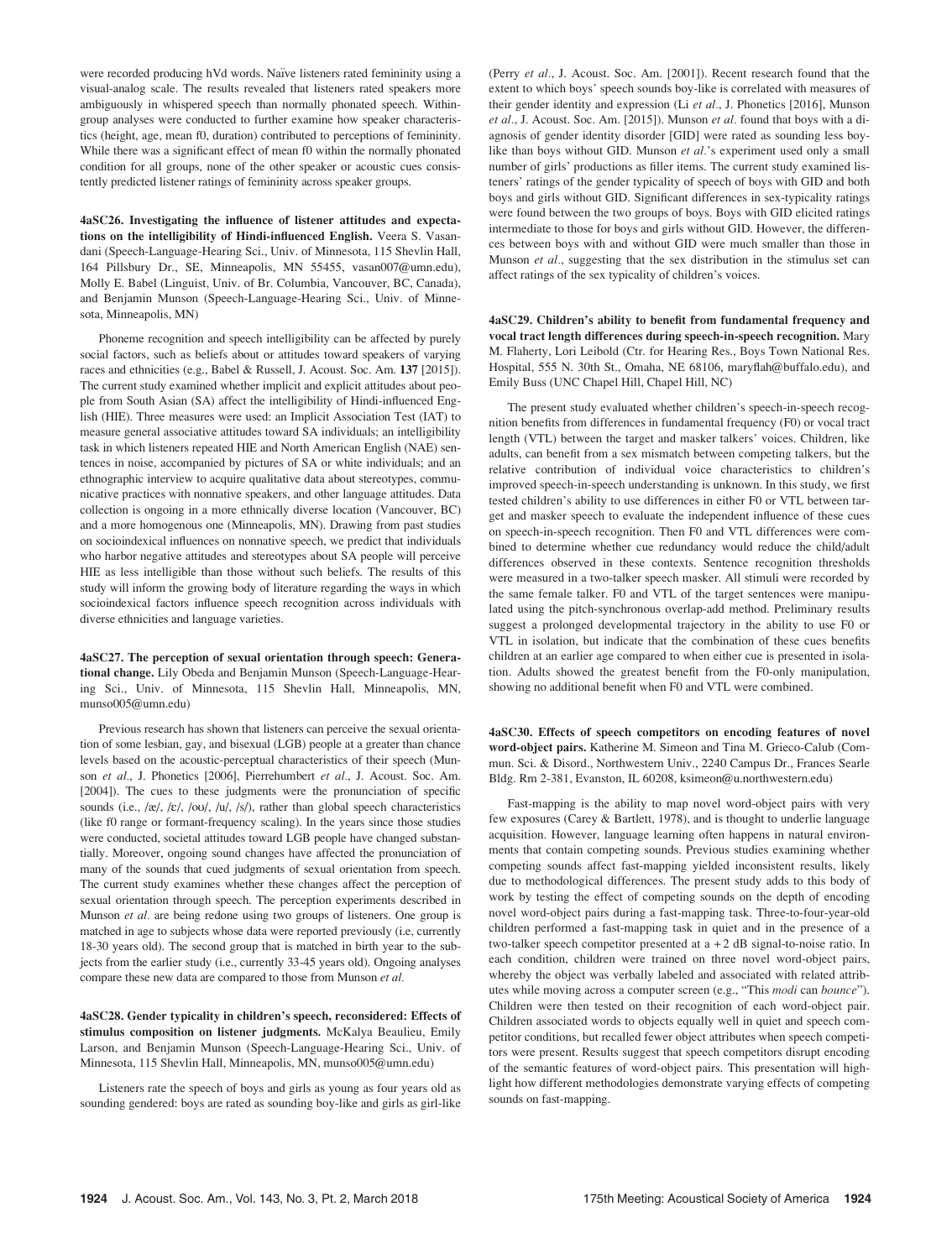were recorded producing hVd words. Naïve listeners rated femininity using a visual-analog scale. The results revealed that listeners rated speakers more ambiguously in whispered speech than normally phonated speech. Within-group analyses were conducted to further examine how speaker characteristics (height, age, mean f0, duration) contributed to perceptions of femininity. While there was a significant effect of mean f0 within the normally phonated condition for all groups, none of the other speaker or acoustic cues consistently predicted listener ratings of femininity across speaker groups.

**4aSC26. Investigating the influence of listener attitudes and expectations on the intelligibility of Hindi-influenced English.** Veera S. Vasandani (Speech-Language-Hearing Sci., Univ. of Minnesota, 115 Shevlin Hall, 164 Pillsbury Dr., SE, Minneapolis, MN 55455, vasan007@umn.edu), Molly E. Babel (Linguist, Univ. of Br. Columbia, Vancouver, BC, Canada), and Benjamin Munson (Speech-Language-Hearing Sci., Univ. of Minnesota, Minneapolis, MN)

Phoneme recognition and speech intelligibility can be affected by purely social factors, such as beliefs about or attitudes toward speakers of varying races and ethnicities (e.g., Babel & Russell, J. Acoust. Soc. Am. **137** [2015]). The current study examined whether implicit and explicit attitudes about people from South Asian (SA) affect the intelligibility of Hindi-influenced English (HIE). Three measures were used: an Implicit Association Test (IAT) to measure general associative attitudes toward SA individuals; an intelligibility task in which listeners repeated HIE and North American English (NAE) sentences in noise, accompanied by pictures of SA or white individuals; and an ethnographic interview to acquire qualitative data about stereotypes, communicative practices with nonnative speakers, and other language attitudes. Data collection is ongoing in a more ethnically diverse location (Vancouver, BC) and a more homogenous one (Minneapolis, MN). Drawing from past studies on socioindexical influences on nonnative speech, we predict that individuals who harbor negative attitudes and stereotypes about SA people will perceive HIE as less intelligible than those without such beliefs. The results of this study will inform the growing body of literature regarding the ways in which socioindexical factors influence speech recognition across individuals with diverse ethnicities and language varieties.

**4aSC27. The perception of sexual orientation through speech: Generational change.** Lily Obeda and Benjamin Munson (Speech-Language-Hearing Sci., Univ. of Minnesota, 115 Shevlin Hall, Minneapolis, MN, munso005@umn.edu)

Previous research has shown that listeners can perceive the sexual orientation of some lesbian, gay, and bisexual (LGB) people at a greater than chance levels based on the acoustic-perceptual characteristics of their speech (Munson *et al.*, J. Phonetics [2006], Pierrehumbert *et al.*, J. Acoust. Soc. Am. [2004]). The cues to these judgments were the pronunciation of specific sounds (i.e., /æ/, /ɛ/, /oʊ/, /u/, /s/), rather than global speech characteristics (like f0 range or formant-frequency scaling). In the years since those studies were conducted, societal attitudes toward LGB people have changed substantially. Moreover, ongoing sound changes have affected the pronunciation of many of the sounds that cued judgments of sexual orientation from speech. The current study examines whether these changes affect the perception of sexual orientation through speech. The perception experiments described in Munson *et al.* are being redone using two groups of listeners. One group is matched in age to subjects whose data were reported previously (i.e, currently 18-30 years old). The second group that is matched in birth year to the subjects from the earlier study (i.e., currently 33-45 years old). Ongoing analyses compare these new data are compared to those from Munson *et al.*

**4aSC28. Gender typicality in children's speech, reconsidered: Effects of stimulus composition on listener judgments.** McKalya Beaulieu, Emily Larson, and Benjamin Munson (Speech-Language-Hearing Sci., Univ. of Minnesota, 115 Shevlin Hall, Minneapolis, MN, munso005@umn.edu)

Listeners rate the speech of boys and girls as young as four years old as sounding gendered: boys are rated as sounding boy-like and girls as girl-like (Perry *et al.*, J. Acoust. Soc. Am. [2001]). Recent research found that the extent to which boys' speech sounds boy-like is correlated with measures of their gender identity and expression (Li *et al.*, J. Phonetics [2016], Munson *et al.*, J. Acoust. Soc. Am. [2015]). Munson *et al.* found that boys with a diagnosis of gender identity disorder [GID] were rated as sounding less boy-like than boys without GID. Munson *et al.*'s experiment used only a small number of girls' productions as filler items. The current study examined listeners' ratings of the gender typicality of speech of boys with GID and both boys and girls without GID. Significant differences in sex-typicality ratings were found between the two groups of boys. Boys with GID elicited ratings intermediate to those for boys and girls without GID. However, the differences between boys with and without GID were much smaller than those in Munson *et al.*, suggesting that the sex distribution in the stimulus set can affect ratings of the sex typicality of children's voices.

**4aSC29. Children's ability to benefit from fundamental frequency and vocal tract length differences during speech-in-speech recognition.** Mary M. Flaherty, Lori Leibold (Ctr. for Hearing Res., Boys Town National Res. Hospital, 555 N. 30th St., Omaha, NE 68106, maryflah@buffalo.edu), and Emily Buss (UNC Chapel Hill, Chapel Hill, NC)

The present study evaluated whether children's speech-in-speech recognition benefits from differences in fundamental frequency (F0) or vocal tract length (VTL) between the target and masker talkers' voices. Children, like adults, can benefit from a sex mismatch between competing talkers, but the relative contribution of individual voice characteristics to children's improved speech-in-speech understanding is unknown. In this study, we first tested children's ability to use differences in either F0 or VTL between target and masker speech to evaluate the independent influence of these cues on speech-in-speech recognition. Then F0 and VTL differences were combined to determine whether cue redundancy would reduce the child/adult differences observed in these contexts. Sentence recognition thresholds were measured in a two-talker speech masker. All stimuli were recorded by the same female talker. F0 and VTL of the target sentences were manipulated using the pitch-synchronous overlap-add method. Preliminary results suggest a prolonged developmental trajectory in the ability to use F0 or VTL in isolation, but indicate that the combination of these cues benefits children at an earlier age compared to when either cue is presented in isolation. Adults showed the greatest benefit from the F0-only manipulation, showing no additional benefit when F0 and VTL were combined.

**4aSC30. Effects of speech competitors on encoding features of novel word-object pairs.** Katherine M. Simeon and Tina M. Grieco-Calub (Commun. Sci. & Disord., Northwestern Univ., 2240 Campus Dr., Frances Searle Bldg. Rm 2-381, Evanston, IL 60208, ksimeon@u.northwestern.edu)

Fast-mapping is the ability to map novel word-object pairs with very few exposures (Carey & Bartlett, 1978), and is thought to underlie language acquisition. However, language learning often happens in natural environments that contain competing sounds. Previous studies examining whether competing sounds affect fast-mapping yielded inconsistent results, likely due to methodological differences. The present study adds to this body of work by testing the effect of competing sounds on the depth of encoding novel word-object pairs during a fast-mapping task. Three-to-four-year-old children performed a fast-mapping task in quiet and in the presence of a two-talker speech competitor presented at a +2 dB signal-to-noise ratio. In each condition, children were trained on three novel word-object pairs, whereby the object was verbally labeled and associated with related attributes while moving across a computer screen (e.g., "This *modi* can *bounce*"). Children were then tested on their recognition of each word-object pair. Children associated words to objects equally well in quiet and speech competitor conditions, but recalled fewer object attributes when speech competitors were present. Results suggest that speech competitors disrupt encoding of the semantic features of word-object pairs. This presentation will highlight how different methodologies demonstrate varying effects of competing sounds on fast-mapping.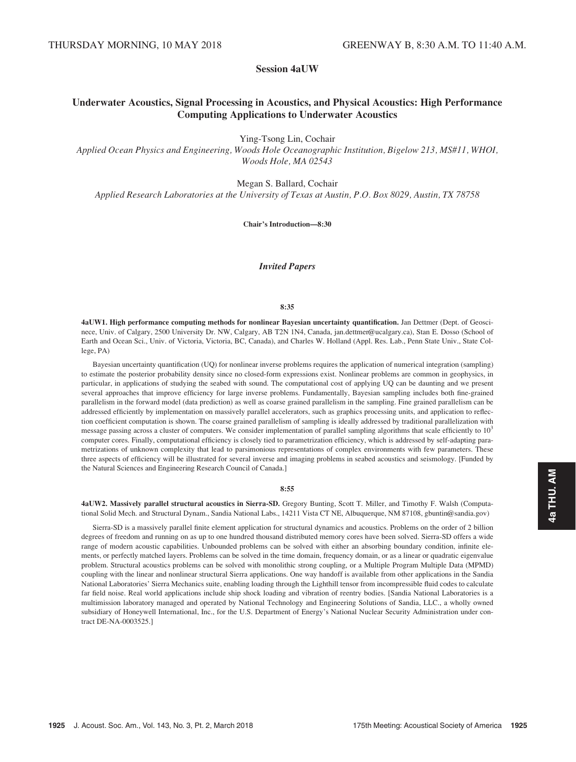THURSDAY MORNING, 10 MAY 2018 GREENWAY B, 8:30 A.M. TO 11:40 A.M.

# Session 4aUW

## Underwater Acoustics, Signal Processing in Acoustics, and Physical Acoustics: High Performance Computing Applications to Underwater Acoustics

Ying-Tsong Lin, Cochair
*Applied Ocean Physics and Engineering, Woods Hole Oceanographic Institution, Bigelow 213, MS#11, WHOI, Woods Hole, MA 02543*

Megan S. Ballard, Cochair
*Applied Research Laboratories at the University of Texas at Austin, P.O. Box 8029, Austin, TX 78758*

**Chair's Introduction—8:30**

### *Invited Papers*

**8:35**

**4aUW1. High performance computing methods for nonlinear Bayesian uncertainty quantification.** Jan Dettmer (Dept. of Geoscinece, Univ. of Calgary, 2500 University Dr. NW, Calgary, AB T2N 1N4, Canada, jan.dettmer@ucalgary.ca), Stan E. Dosso (School of Earth and Ocean Sci., Univ. of Victoria, Victoria, BC, Canada), and Charles W. Holland (Appl. Res. Lab., Penn State Univ., State College, PA)

Bayesian uncertainty quantification (UQ) for nonlinear inverse problems requires the application of numerical integration (sampling) to estimate the posterior probability density since no closed-form expressions exist. Nonlinear problems are common in geophysics, in particular, in applications of studying the seabed with sound. The computational cost of applying UQ can be daunting and we present several approaches that improve efficiency for large inverse problems. Fundamentally, Bayesian sampling includes both fine-grained parallelism in the forward model (data prediction) as well as coarse grained parallelism in the sampling. Fine grained parallelism can be addressed efficiently by implementation on massively parallel accelerators, such as graphics processing units, and application to reflection coefficient computation is shown. The coarse grained parallelism of sampling is ideally addressed by traditional parallelization with message passing across a cluster of computers. We consider implementation of parallel sampling algorithms that scale efficiently to $10^3$ computer cores. Finally, computational efficiency is closely tied to parametrization efficiency, which is addressed by self-adapting parametrizations of unknown complexity that lead to parsimonious representations of complex environments with few parameters. These three aspects of efficiency will be illustrated for several inverse and imaging problems in seabed acoustics and seismology. [Funded by the Natural Sciences and Engineering Research Council of Canada.]

**8:55**

**4aUW2. Massively parallel structural acoustics in Sierra-SD.** Gregory Bunting, Scott T. Miller, and Timothy F. Walsh (Computational Solid Mech. and Structural Dynam., Sandia National Labs., 14211 Vista CT NE, Albuquerque, NM 87108, gbuntin@sandia.gov)

Sierra-SD is a massively parallel finite element application for structural dynamics and acoustics. Problems on the order of 2 billion degrees of freedom and running on as up to one hundred thousand distributed memory cores have been solved. Sierra-SD offers a wide range of modern acoustic capabilities. Unbounded problems can be solved with either an absorbing boundary condition, infinite elements, or perfectly matched layers. Problems can be solved in the time domain, frequency domain, or as a linear or quadratic eigenvalue problem. Structural acoustics problems can be solved with monolithic strong coupling, or a Multiple Program Multiple Data (MPMD) coupling with the linear and nonlinear structural Sierra applications. One way handoff is available from other applications in the Sandia National Laboratories' Sierra Mechanics suite, enabling loading through the Lighthill tensor from incompressible fluid codes to calculate far field noise. Real world applications include ship shock loading and vibration of reentry bodies. [Sandia National Laboratories is a multimission laboratory managed and operated by National Technology and Engineering Solutions of Sandia, LLC., a wholly owned subsidiary of Honeywell International, Inc., for the U.S. Department of Energy's National Nuclear Security Administration under contract DE-NA-0003525.]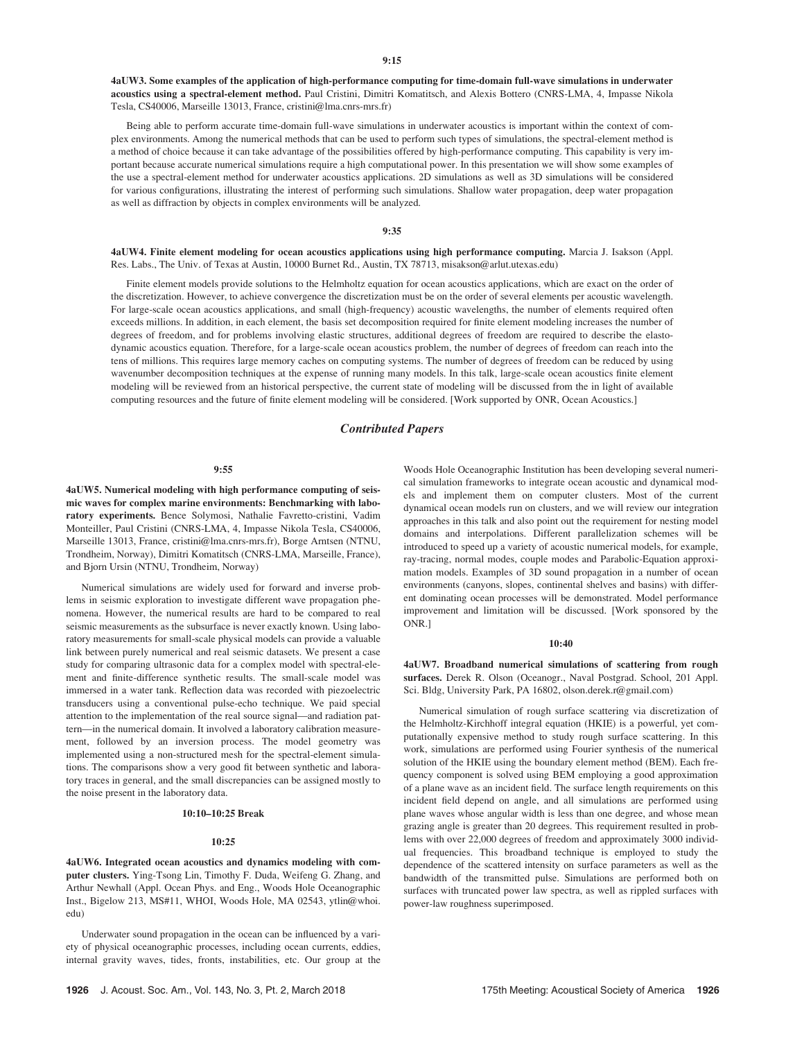**9:15**

**4aUW3. Some examples of the application of high-performance computing for time-domain full-wave simulations in underwater acoustics using a spectral-element method.** Paul Cristini, Dimitri Komatitsch, and Alexis Bottero (CNRS-LMA, 4, Impasse Nikola Tesla, CS40006, Marseille 13013, France, cristini@lma.cnrs-mrs.fr)

Being able to perform accurate time-domain full-wave simulations in underwater acoustics is important within the context of complex environments. Among the numerical methods that can be used to perform such types of simulations, the spectral-element method is a method of choice because it can take advantage of the possibilities offered by high-performance computing. This capability is very important because accurate numerical simulations require a high computational power. In this presentation we will show some examples of the use a spectral-element method for underwater acoustics applications. 2D simulations as well as 3D simulations will be considered for various configurations, illustrating the interest of performing such simulations. Shallow water propagation, deep water propagation as well as diffraction by objects in complex environments will be analyzed.

**9:35**

**4aUW4. Finite element modeling for ocean acoustics applications using high performance computing.** Marcia J. Isakson (Appl. Res. Labs., The Univ. of Texas at Austin, 10000 Burnet Rd., Austin, TX 78713, misakson@arlut.utexas.edu)

Finite element models provide solutions to the Helmholtz equation for ocean acoustics applications, which are exact on the order of the discretization. However, to achieve convergence the discretization must be on the order of several elements per acoustic wavelength. For large-scale ocean acoustics applications, and small (high-frequency) acoustic wavelengths, the number of elements required often exceeds millions. In addition, in each element, the basis set decomposition required for finite element modeling increases the number of degrees of freedom, and for problems involving elastic structures, additional degrees of freedom are required to describe the elastodynamic acoustics equation. Therefore, for a large-scale ocean acoustics problem, the number of degrees of freedom can reach into the tens of millions. This requires large memory caches on computing systems. The number of degrees of freedom can be reduced by using wavenumber decomposition techniques at the expense of running many models. In this talk, large-scale ocean acoustics finite element modeling will be reviewed from an historical perspective, the current state of modeling will be discussed from the in light of available computing resources and the future of finite element modeling will be considered. [Work supported by ONR, Ocean Acoustics.]

## *Contributed Papers*

**9:55**

**4aUW5. Numerical modeling with high performance computing of seismic waves for complex marine environments: Benchmarking with laboratory experiments.** Bence Solymosi, Nathalie Favretto-cristini, Vadim Monteiller, Paul Cristini (CNRS-LMA, 4, Impasse Nikola Tesla, CS40006, Marseille 13013, France, cristini@lma.cnrs-mrs.fr), Borge Arntsen (NTNU, Trondheim, Norway), Dimitri Komatitsch (CNRS-LMA, Marseille, France), and Bjorn Ursin (NTNU, Trondheim, Norway)

Numerical simulations are widely used for forward and inverse problems in seismic exploration to investigate different wave propagation phenomena. However, the numerical results are hard to be compared to real seismic measurements as the subsurface is never exactly known. Using laboratory measurements for small-scale physical models can provide a valuable link between purely numerical and real seismic datasets. We present a case study for comparing ultrasonic data for a complex model with spectral-element and finite-difference synthetic results. The small-scale model was immersed in a water tank. Reflection data was recorded with piezoelectric transducers using a conventional pulse-echo technique. We paid special attention to the implementation of the real source signal—and radiation pattern—in the numerical domain. It involved a laboratory calibration measurement, followed by an inversion process. The model geometry was implemented using a non-structured mesh for the spectral-element simulations. The comparisons show a very good fit between synthetic and laboratory traces in general, and the small discrepancies can be assigned mostly to the noise present in the laboratory data.

**10:10–10:25 Break**

**10:25**

**4aUW6. Integrated ocean acoustics and dynamics modeling with computer clusters.** Ying-Tsong Lin, Timothy F. Duda, Weifeng G. Zhang, and Arthur Newhall (Appl. Ocean Phys. and Eng., Woods Hole Oceanographic Inst., Bigelow 213, MS#11, WHOI, Woods Hole, MA 02543, ytlin@whoi.edu)

Underwater sound propagation in the ocean can be influenced by a variety of physical oceanographic processes, including ocean currents, eddies, internal gravity waves, tides, fronts, instabilities, etc. Our group at the Woods Hole Oceanographic Institution has been developing several numerical simulation frameworks to integrate ocean acoustic and dynamical models and implement them on computer clusters. Most of the current dynamical ocean models run on clusters, and we will review our integration approaches in this talk and also point out the requirement for nesting model domains and interpolations. Different parallelization schemes will be introduced to speed up a variety of acoustic numerical models, for example, ray-tracing, normal modes, couple modes and Parabolic-Equation approximation models. Examples of 3D sound propagation in a number of ocean environments (canyons, slopes, continental shelves and basins) with different dominating ocean processes will be demonstrated. Model performance improvement and limitation will be discussed. [Work sponsored by the ONR.]

**10:40**

**4aUW7. Broadband numerical simulations of scattering from rough surfaces.** Derek R. Olson (Oceanogr., Naval Postgrad. School, 201 Appl. Sci. Bldg, University Park, PA 16802, olson.derek.r@gmail.com)

Numerical simulation of rough surface scattering via discretization of the Helmholtz-Kirchhoff integral equation (HKIE) is a powerful, yet computationally expensive method to study rough surface scattering. In this work, simulations are performed using Fourier synthesis of the numerical solution of the HKIE using the boundary element method (BEM). Each frequency component is solved using BEM employing a good approximation of a plane wave as an incident field. The surface length requirements on this incident field depend on angle, and all simulations are performed using plane waves whose angular width is less than one degree, and whose mean grazing angle is greater than 20 degrees. This requirement resulted in problems with over 22,000 degrees of freedom and approximately 3000 individual frequencies. This broadband technique is employed to study the dependence of the scattered intensity on surface parameters as well as the bandwidth of the transmitted pulse. Simulations are performed both on surfaces with truncated power law spectra, as well as rippled surfaces with power-law roughness superimposed.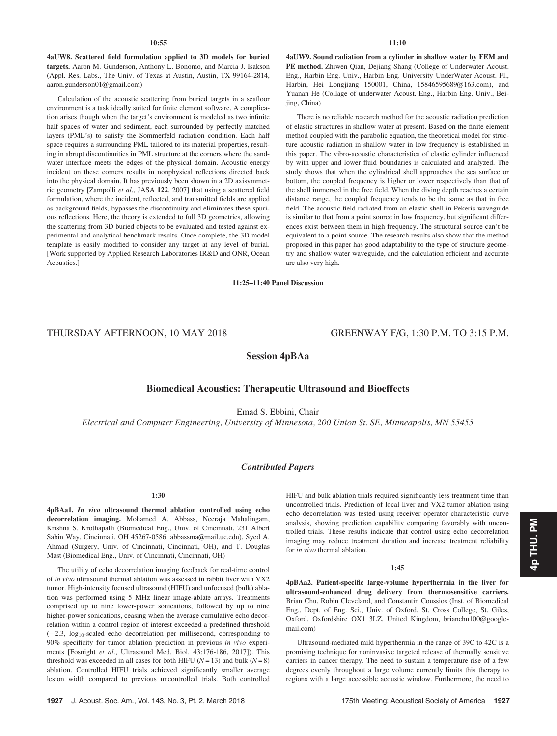10:55

**4aUW8. Scattered field formulation applied to 3D models for buried targets.** Aaron M. Gunderson, Anthony L. Bonomo, and Marcia J. Isakson (Appl. Res. Labs., The Univ. of Texas at Austin, Austin, TX 99164-2814, aaron.gunderson01@gmail.com)

Calculation of the acoustic scattering from buried targets in a seafloor environment is a task ideally suited for finite element software. A complication arises though when the target's environment is modeled as two infinite half spaces of water and sediment, each surrounded by perfectly matched layers (PML's) to satisfy the Sommerfeld radiation condition. Each half space requires a surrounding PML tailored to its material properties, resulting in abrupt discontinuities in PML structure at the corners where the sand-water interface meets the edges of the physical domain. Acoustic energy incident on these corners results in nonphysical reflections directed back into the physical domain. It has previously been shown in a 2D axisymmetric geometry [Zampolli *et al.*, JASA **122**, 2007] that using a scattered field formulation, where the incident, reflected, and transmitted fields are applied as background fields, bypasses the discontinuity and eliminates these spurious reflections. Here, the theory is extended to full 3D geometries, allowing the scattering from 3D buried objects to be evaluated and tested against experimental and analytical benchmark results. Once complete, the 3D model template is easily modified to consider any target at any level of burial. [Work supported by Applied Research Laboratories IR&D and ONR, Ocean Acoustics.]

11:10

**4aUW9. Sound radiation from a cylinder in shallow water by FEM and PE method.** Zhiwen Qian, Dejiang Shang (College of Underwater Acoust. Eng., Harbin Eng. Univ., Harbin Eng. University UnderWater Acoust. Fl., Harbin, Hei Longjiang 150001, China, 15846595689@163.com), and Yuanan He (Collage of underwater Acoust. Eng., Harbin Eng. Univ., Beijing, China)

There is no reliable research method for the acoustic radiation prediction of elastic structures in shallow water at present. Based on the finite element method coupled with the parabolic equation, the theoretical model for structure acoustic radiation in shallow water in low frequency is established in this paper. The vibro-acoustic characteristics of elastic cylinder influenced by with upper and lower fluid boundaries is calculated and analyzed. The study shows that when the cylindrical shell approaches the sea surface or bottom, the coupled frequency is higher or lower respectively than that of the shell immersed in the free field. When the diving depth reaches a certain distance range, the coupled frequency tends to be the same as that in free field. The acoustic field radiated from an elastic shell in Pekeris waveguide is similar to that from a point source in low frequency, but significant differences exist between them in high frequency. The structural source can't be equivalent to a point source. The research results also show that the method proposed in this paper has good adaptability to the type of structure geometry and shallow water waveguide, and the calculation efficient and accurate are also very high.

**11:25–11:40 Panel Discussion**

## THURSDAY AFTERNOON, 10 MAY 2018 — GREENWAY F/G, 1:30 P.M. TO 3:15 P.M.

## Session 4pBAa

### Biomedical Acoustics: Therapeutic Ultrasound and Bioeffects

Emad S. Ebbini, Chair

*Electrical and Computer Engineering, University of Minnesota, 200 Union St. SE, Minneapolis, MN 55455*

### *Contributed Papers*

1:30

**4pBAa1. *In vivo* ultrasound thermal ablation controlled using echo decorrelation imaging.** Mohamed A. Abbass, Neeraja Mahalingam, Krishna S. Krothapalli (Biomedical Eng., Univ. of Cincinnati, 231 Albert Sabin Way, Cincinnati, OH 45267-0586, abbassma@mail.uc.edu), Syed A. Ahmad (Surgery, Univ. of Cincinnati, Cincinnati, OH), and T. Douglas Mast (Biomedical Eng., Univ. of Cincinnati, Cincinnati, OH)

The utility of echo decorrelation imaging feedback for real-time control of *in vivo* ultrasound thermal ablation was assessed in rabbit liver with VX2 tumor. High-intensity focused ultrasound (HIFU) and unfocused (bulk) ablation was performed using 5 MHz linear image-ablate arrays. Treatments comprised up to nine lower-power sonications, followed by up to nine higher-power sonications, ceasing when the average cumulative echo decorrelation within a control region of interest exceeded a predefined threshold ($-2.3$, $\log_{10}$-scaled echo decorrelation per millisecond, corresponding to 90% specificity for tumor ablation prediction in previous *in vivo* experiments [Fosnight *et al.*, Ultrasound Med. Biol. 43:176-186, 2017]). This threshold was exceeded in all cases for both HIFU ($N = 13$) and bulk ($N = 8$) ablation. Controlled HIFU trials achieved significantly smaller average lesion width compared to previous uncontrolled trials. Both controlled HIFU and bulk ablation trials required significantly less treatment time than uncontrolled trials. Prediction of local liver and VX2 tumor ablation using echo decorrelation was tested using receiver operator characteristic curve analysis, showing prediction capability comparing favorably with uncontrolled trials. These results indicate that control using echo decorrelation imaging may reduce treatment duration and increase treatment reliability for *in vivo* thermal ablation.

1:45

**4pBAa2. Patient-specific large-volume hyperthermia in the liver for ultrasound-enhanced drug delivery from thermosensitive carriers.** Brian Chu, Robin Cleveland, and Constantin Coussios (Inst. of Biomedical Eng., Dept. of Eng. Sci., Univ. of Oxford, St. Cross College, St. Giles, Oxford, Oxfordshire OX1 3LZ, United Kingdom, brianchu100@googlemail.com)

Ultrasound-mediated mild hyperthermia in the range of 39C to 42C is a promising technique for noninvasive targeted release of thermally sensitive carriers in cancer therapy. The need to sustain a temperature rise of a few degrees evenly throughout a large volume currently limits this therapy to regions with a large accessible acoustic window. Furthermore, the need to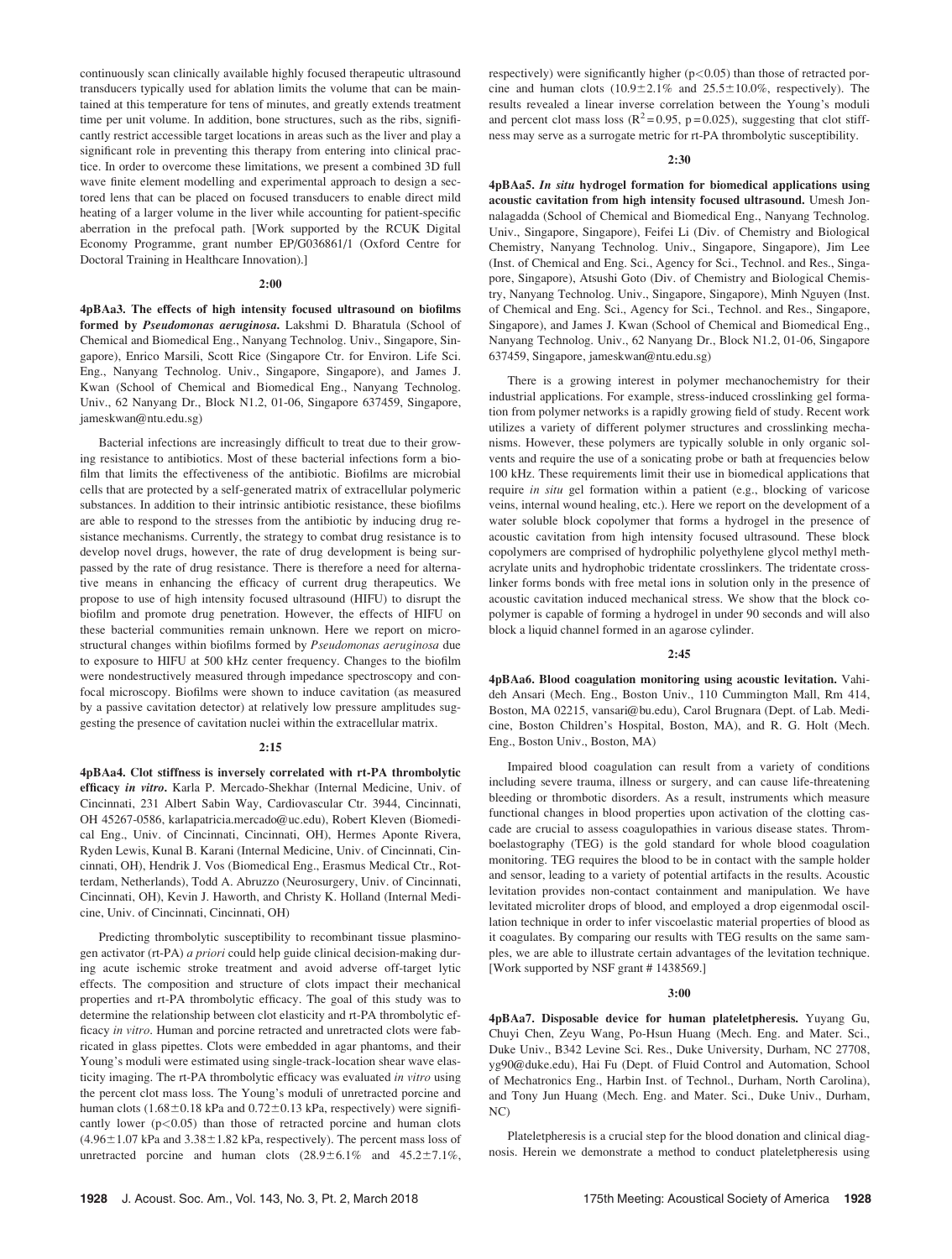continuously scan clinically available highly focused therapeutic ultrasound transducers typically used for ablation limits the volume that can be maintained at this temperature for tens of minutes, and greatly extends treatment time per unit volume. In addition, bone structures, such as the ribs, significantly restrict accessible target locations in areas such as the liver and play a significant role in preventing this therapy from entering into clinical practice. In order to overcome these limitations, we present a combined 3D full wave finite element modelling and experimental approach to design a sectored lens that can be placed on focused transducers to enable direct mild heating of a larger volume in the liver while accounting for patient-specific aberration in the prefocal path. [Work supported by the RCUK Digital Economy Programme, grant number EP/G036861/1 (Oxford Centre for Doctoral Training in Healthcare Innovation).]

**2:00**

**4pBAa3. The effects of high intensity focused ultrasound on biofilms formed by *Pseudomonas aeruginosa*.** Lakshmi D. Bharatula (School of Chemical and Biomedical Eng., Nanyang Technolog. Univ., Singapore, Singapore), Enrico Marsili, Scott Rice (Singapore Ctr. for Environ. Life Sci. Eng., Nanyang Technolog. Univ., Singapore, Singapore), and James J. Kwan (School of Chemical and Biomedical Eng., Nanyang Technolog. Univ., 62 Nanyang Dr., Block N1.2, 01-06, Singapore 637459, Singapore, jameskwan@ntu.edu.sg)

Bacterial infections are increasingly difficult to treat due to their growing resistance to antibiotics. Most of these bacterial infections form a biofilm that limits the effectiveness of the antibiotic. Biofilms are microbial cells that are protected by a self-generated matrix of extracellular polymeric substances. In addition to their intrinsic antibiotic resistance, these biofilms are able to respond to the stresses from the antibiotic by inducing drug resistance mechanisms. Currently, the strategy to combat drug resistance is to develop novel drugs, however, the rate of drug development is being surpassed by the rate of drug resistance. There is therefore a need for alternative means in enhancing the efficacy of current drug therapeutics. We propose to use of high intensity focused ultrasound (HIFU) to disrupt the biofilm and promote drug penetration. However, the effects of HIFU on these bacterial communities remain unknown. Here we report on microstructural changes within biofilms formed by *Pseudomonas aeruginosa* due to exposure to HIFU at 500 kHz center frequency. Changes to the biofilm were nondestructively measured through impedance spectroscopy and confocal microscopy. Biofilms were shown to induce cavitation (as measured by a passive cavitation detector) at relatively low pressure amplitudes suggesting the presence of cavitation nuclei within the extracellular matrix.

**2:15**

**4pBAa4. Clot stiffness is inversely correlated with rt-PA thrombolytic efficacy *in vitro*.** Karla P. Mercado-Shekhar (Internal Medicine, Univ. of Cincinnati, 231 Albert Sabin Way, Cardiovascular Ctr. 3944, Cincinnati, OH 45267-0586, karlapatricia.mercado@uc.edu), Robert Kleven (Biomedical Eng., Univ. of Cincinnati, Cincinnati, OH), Hermes Aponte Rivera, Ryden Lewis, Kunal B. Karani (Internal Medicine, Univ. of Cincinnati, Cincinnati, OH), Hendrik J. Vos (Biomedical Eng., Erasmus Medical Ctr., Rotterdam, Netherlands), Todd A. Abruzzo (Neurosurgery, Univ. of Cincinnati, Cincinnati, OH), Kevin J. Haworth, and Christy K. Holland (Internal Medicine, Univ. of Cincinnati, Cincinnati, OH)

Predicting thrombolytic susceptibility to recombinant tissue plasminogen activator (rt-PA) *a priori* could help guide clinical decision-making during acute ischemic stroke treatment and avoid adverse off-target lytic effects. The composition and structure of clots impact their mechanical properties and rt-PA thrombolytic efficacy. The goal of this study was to determine the relationship between clot elasticity and rt-PA thrombolytic efficacy *in vitro*. Human and porcine retracted and unretracted clots were fabricated in glass pipettes. Clots were embedded in agar phantoms, and their Young's moduli were estimated using single-track-location shear wave elasticity imaging. The rt-PA thrombolytic efficacy was evaluated *in vitro* using the percent clot mass loss. The Young's moduli of unretracted porcine and human clots ($1.68 \pm 0.18$ kPa and $0.72 \pm 0.13$ kPa, respectively) were significantly lower ($p < 0.05$) than those of retracted porcine and human clots ($4.96 \pm 1.07$ kPa and $3.38 \pm 1.82$ kPa, respectively). The percent mass loss of unretracted porcine and human clots ($28.9 \pm 6.1\%$ and $45.2 \pm 7.1\%$, respectively) were significantly higher ($p < 0.05$) than those of retracted porcine and human clots ($10.9 \pm 2.1\%$ and $25.5 \pm 10.0\%$, respectively). The results revealed a linear inverse correlation between the Young's moduli and percent clot mass loss ($R^2 = 0.95$, $p = 0.025$), suggesting that clot stiffness may serve as a surrogate metric for rt-PA thrombolytic susceptibility.

**2:30**

**4pBAa5. *In situ* hydrogel formation for biomedical applications using acoustic cavitation from high intensity focused ultrasound.** Umesh Jonnalagadda (School of Chemical and Biomedical Eng., Nanyang Technolog. Univ., Singapore, Singapore), Feifei Li (Div. of Chemistry and Biological Chemistry, Nanyang Technolog. Univ., Singapore, Singapore), Jim Lee (Inst. of Chemical and Eng. Sci., Agency for Sci., Technol. and Res., Singapore, Singapore), Atsushi Goto (Div. of Chemistry and Biological Chemistry, Nanyang Technolog. Univ., Singapore, Singapore), Minh Nguyen (Inst. of Chemical and Eng. Sci., Agency for Sci., Technol. and Res., Singapore, Singapore), and James J. Kwan (School of Chemical and Biomedical Eng., Nanyang Technolog. Univ., 62 Nanyang Dr., Block N1.2, 01-06, Singapore 637459, Singapore, jameskwan@ntu.edu.sg)

There is a growing interest in polymer mechanochemistry for their industrial applications. For example, stress-induced crosslinking gel formation from polymer networks is a rapidly growing field of study. Recent work utilizes a variety of different polymer structures and crosslinking mechanisms. However, these polymers are typically soluble in only organic solvents and require the use of a sonicating probe or bath at frequencies below 100 kHz. These requirements limit their use in biomedical applications that require *in situ* gel formation within a patient (e.g., blocking of varicose veins, internal wound healing, etc.). Here we report on the development of a water soluble block copolymer that forms a hydrogel in the presence of acoustic cavitation from high intensity focused ultrasound. These block copolymers are comprised of hydrophilic polyethylene glycol methyl methacrylate units and hydrophobic tridentate crosslinkers. The tridentate crosslinker forms bonds with free metal ions in solution only in the presence of acoustic cavitation induced mechanical stress. We show that the block copolymer is capable of forming a hydrogel in under 90 seconds and will also block a liquid channel formed in an agarose cylinder.

**2:45**

**4pBAa6. Blood coagulation monitoring using acoustic levitation.** Vahideh Ansari (Mech. Eng., Boston Univ., 110 Cummington Mall, Rm 414, Boston, MA 02215, vansari@bu.edu), Carol Brugnara (Dept. of Lab. Medicine, Boston Children's Hospital, Boston, MA), and R. G. Holt (Mech. Eng., Boston Univ., Boston, MA)

Impaired blood coagulation can result from a variety of conditions including severe trauma, illness or surgery, and can cause life-threatening bleeding or thrombotic disorders. As a result, instruments which measure functional changes in blood properties upon activation of the clotting cascade are crucial to assess coagulopathies in various disease states. Thromboelastography (TEG) is the gold standard for whole blood coagulation monitoring. TEG requires the blood to be in contact with the sample holder and sensor, leading to a variety of potential artifacts in the results. Acoustic levitation provides non-contact containment and manipulation. We have levitated microliter drops of blood, and employed a drop eigenmodal oscillation technique in order to infer viscoelastic material properties of blood as it coagulates. By comparing our results with TEG results on the same samples, we are able to illustrate certain advantages of the levitation technique. [Work supported by NSF grant # 1438569.]

**3:00**

**4pBAa7. Disposable device for human plateletpheresis.** Yuyang Gu, Chuyi Chen, Zeyu Wang, Po-Hsun Huang (Mech. Eng. and Mater. Sci., Duke Univ., B342 Levine Sci. Res., Duke University, Durham, NC 27708, yg90@duke.edu), Hai Fu (Dept. of Fluid Control and Automation, School of Mechatronics Eng., Harbin Inst. of Technol., Durham, North Carolina), and Tony Jun Huang (Mech. Eng. and Mater. Sci., Duke Univ., Durham, NC)

Plateletpheresis is a crucial step for the blood donation and clinical diagnosis. Herein we demonstrate a method to conduct plateletpheresis using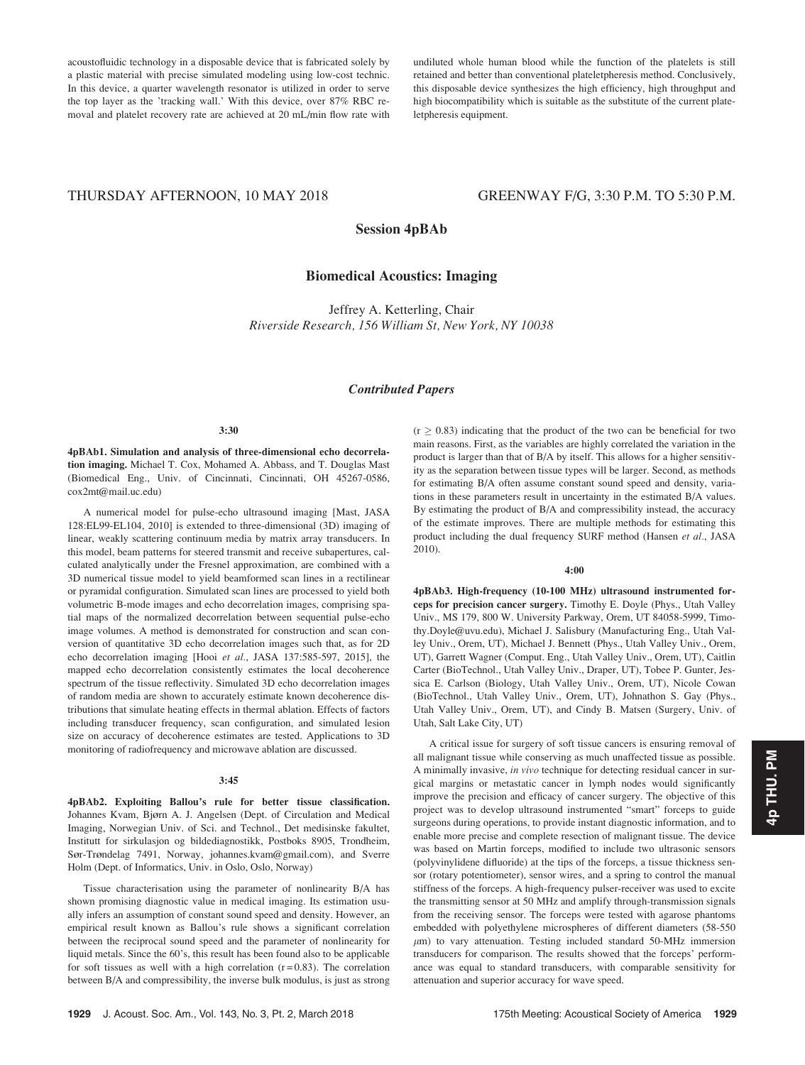acoustofluidic technology in a disposable device that is fabricated solely by a plastic material with precise simulated modeling using low-cost technic. In this device, a quarter wavelength resonator is utilized in order to serve the top layer as the 'tracking wall.' With this device, over 87% RBC removal and platelet recovery rate are achieved at 20 mL/min flow rate with undiluted whole human blood while the function of the platelets is still retained and better than conventional plateletpheresis method. Conclusively, this disposable device synthesizes the high efficiency, high throughput and high biocompatibility which is suitable as the substitute of the current plateletpheresis equipment.

THURSDAY AFTERNOON, 10 MAY 2018 GREENWAY F/G, 3:30 P.M. TO 5:30 P.M.

## Session 4pBAb

## Biomedical Acoustics: Imaging

Jeffrey A. Ketterling, Chair
*Riverside Research, 156 William St, New York, NY 10038*

### *Contributed Papers*

**3:30**

**4pBAb1. Simulation and analysis of three-dimensional echo decorrelation imaging.** Michael T. Cox, Mohamed A. Abbass, and T. Douglas Mast (Biomedical Eng., Univ. of Cincinnati, Cincinnati, OH 45267-0586, cox2mt@mail.uc.edu)

A numerical model for pulse-echo ultrasound imaging [Mast, JASA 128:EL99-EL104, 2010] is extended to three-dimensional (3D) imaging of linear, weakly scattering continuum media by matrix array transducers. In this model, beam patterns for steered transmit and receive subapertures, calculated analytically under the Fresnel approximation, are combined with a 3D numerical tissue model to yield beamformed scan lines in a rectilinear or pyramidal configuration. Simulated scan lines are processed to yield both volumetric B-mode images and echo decorrelation images, comprising spatial maps of the normalized decorrelation between sequential pulse-echo image volumes. A method is demonstrated for construction and scan conversion of quantitative 3D echo decorrelation images such that, as for 2D echo decorrelation imaging [Hooi *et al*., JASA 137:585-597, 2015], the mapped echo decorrelation consistently estimates the local decoherence spectrum of the tissue reflectivity. Simulated 3D echo decorrelation images of random media are shown to accurately estimate known decoherence distributions that simulate heating effects in thermal ablation. Effects of factors including transducer frequency, scan configuration, and simulated lesion size on accuracy of decoherence estimates are tested. Applications to 3D monitoring of radiofrequency and microwave ablation are discussed.

**3:45**

**4pBAb2. Exploiting Ballou's rule for better tissue classification.** Johannes Kvam, Bjørn A. J. Angelsen (Dept. of Circulation and Medical Imaging, Norwegian Univ. of Sci. and Technol., Det medisinske fakultet, Institutt for sirkulasjon og bildediagnostikk, Postboks 8905, Trondheim, Sør-Trøndelag 7491, Norway, johannes.kvam@gmail.com), and Sverre Holm (Dept. of Informatics, Univ. in Oslo, Oslo, Norway)

Tissue characterisation using the parameter of nonlinearity B/A has shown promising diagnostic value in medical imaging. Its estimation usually infers an assumption of constant sound speed and density. However, an empirical result known as Ballou's rule shows a significant correlation between the reciprocal sound speed and the parameter of nonlinearity for liquid metals. Since the 60's, this result has been found also to be applicable for soft tissues as well with a high correlation ($r = 0.83$). The correlation between B/A and compressibility, the inverse bulk modulus, is just as strong ($r \geq 0.83$) indicating that the product of the two can be beneficial for two main reasons. First, as the variables are highly correlated the variation in the product is larger than that of B/A by itself. This allows for a higher sensitivity as the separation between tissue types will be larger. Second, as methods for estimating B/A often assume constant sound speed and density, variations in these parameters result in uncertainty in the estimated B/A values. By estimating the product of B/A and compressibility instead, the accuracy of the estimate improves. There are multiple methods for estimating this product including the dual frequency SURF method (Hansen *et al*., JASA 2010).

**4:00**

**4pBAb3. High-frequency (10-100 MHz) ultrasound instrumented forceps for precision cancer surgery.** Timothy E. Doyle (Phys., Utah Valley Univ., MS 179, 800 W. University Parkway, Orem, UT 84058-5999, Timothy.Doyle@uvu.edu), Michael J. Salisbury (Manufacturing Eng., Utah Valley Univ., Orem, UT), Michael J. Bennett (Phys., Utah Valley Univ., Orem, UT), Garrett Wagner (Comput. Eng., Utah Valley Univ., Orem, UT), Caitlin Carter (BioTechnol., Utah Valley Univ., Draper, UT), Tobee P. Gunter, Jessica E. Carlson (Biology, Utah Valley Univ., Orem, UT), Nicole Cowan (BioTechnol., Utah Valley Univ., Orem, UT), Johnathon S. Gay (Phys., Utah Valley Univ., Orem, UT), and Cindy B. Matsen (Surgery, Univ. of Utah, Salt Lake City, UT)

A critical issue for surgery of soft tissue cancers is ensuring removal of all malignant tissue while conserving as much unaffected tissue as possible. A minimally invasive, *in vivo* technique for detecting residual cancer in surgical margins or metastatic cancer in lymph nodes would significantly improve the precision and efficacy of cancer surgery. The objective of this project was to develop ultrasound instrumented "smart" forceps to guide surgeons during operations, to provide instant diagnostic information, and to enable more precise and complete resection of malignant tissue. The device was based on Martin forceps, modified to include two ultrasonic sensors (polyvinylidene difluoride) at the tips of the forceps, a tissue thickness sensor (rotary potentiometer), sensor wires, and a spring to control the manual stiffness of the forceps. A high-frequency pulser-receiver was used to excite the transmitting sensor at 50 MHz and amplify through-transmission signals from the receiving sensor. The forceps were tested with agarose phantoms embedded with polyethylene microspheres of different diameters (58-550 $\mu$m) to vary attenuation. Testing included standard 50-MHz immersion transducers for comparison. The results showed that the forceps' performance was equal to standard transducers, with comparable sensitivity for attenuation and superior accuracy for wave speed.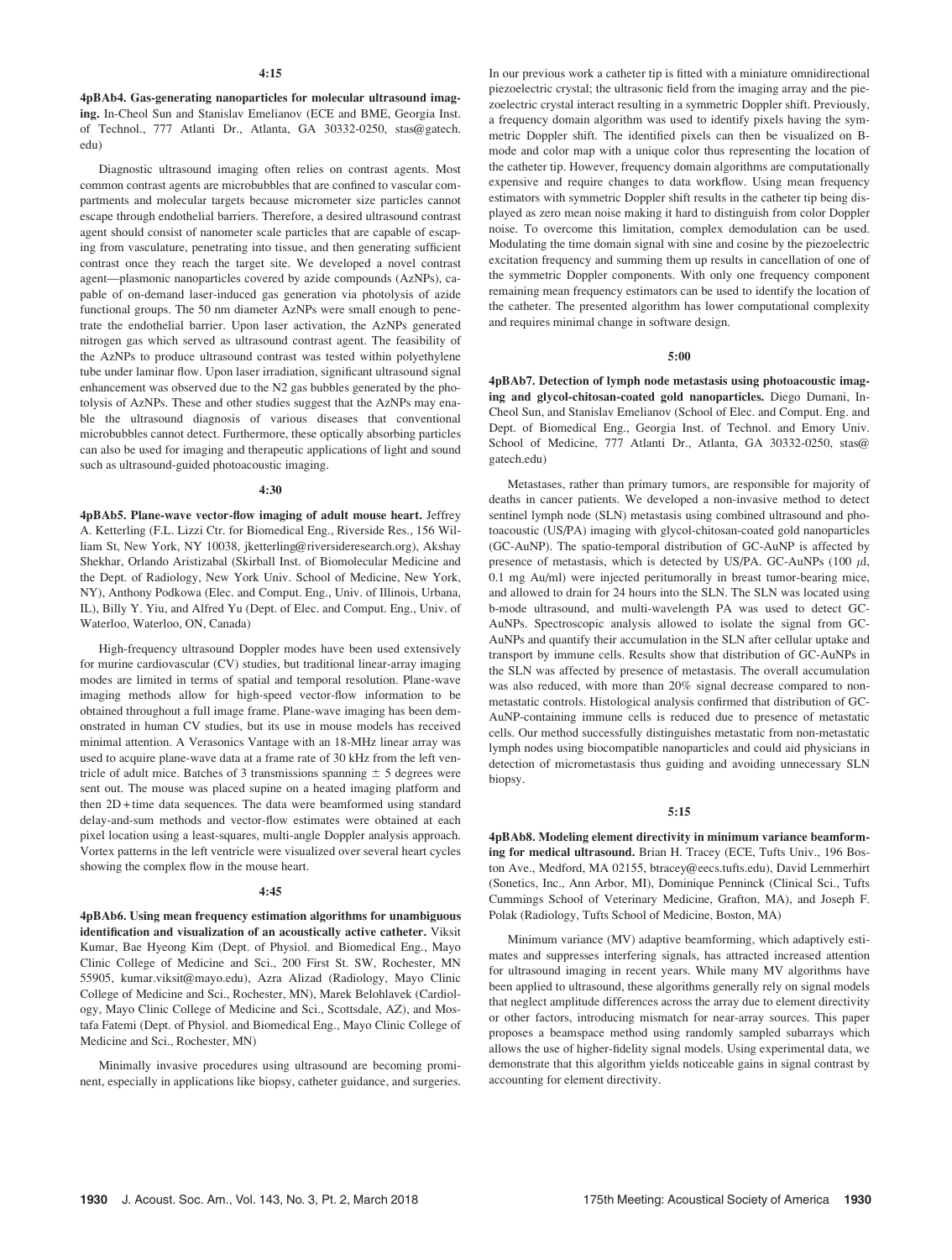**4:15**

**4pBAb4. Gas-generating nanoparticles for molecular ultrasound imaging.** In-Cheol Sun and Stanislav Emelianov (ECE and BME, Georgia Inst. of Technol., 777 Atlanti Dr., Atlanta, GA 30332-0250, stas@gatech.edu)

Diagnostic ultrasound imaging often relies on contrast agents. Most common contrast agents are microbubbles that are confined to vascular compartments and molecular targets because micrometer size particles cannot escape through endothelial barriers. Therefore, a desired ultrasound contrast agent should consist of nanometer scale particles that are capable of escaping from vasculature, penetrating into tissue, and then generating sufficient contrast once they reach the target site. We developed a novel contrast agent—plasmonic nanoparticles covered by azide compounds (AzNPs), capable of on-demand laser-induced gas generation via photolysis of azide functional groups. The 50 nm diameter AzNPs were small enough to penetrate the endothelial barrier. Upon laser activation, the AzNPs generated nitrogen gas which served as ultrasound contrast agent. The feasibility of the AzNPs to produce ultrasound contrast was tested within polyethylene tube under laminar flow. Upon laser irradiation, significant ultrasound signal enhancement was observed due to the $N_2$ gas bubbles generated by the photolysis of AzNPs. These and other studies suggest that the AzNPs may enable the ultrasound diagnosis of various diseases that conventional microbubbles cannot detect. Furthermore, these optically absorbing particles can also be used for imaging and therapeutic applications of light and sound such as ultrasound-guided photoacoustic imaging.

**4:30**

**4pBAb5. Plane-wave vector-flow imaging of adult mouse heart.** Jeffrey A. Ketterling (F.L. Lizzi Ctr. for Biomedical Eng., Riverside Res., 156 William St, New York, NY 10038, jketterling@riversideresearch.org), Akshay Shekhar, Orlando Aristizabal (Skirball Inst. of Biomolecular Medicine and the Dept. of Radiology, New York Univ. School of Medicine, New York, NY), Anthony Podkowa (Elec. and Comput. Eng., Univ. of Illinois, Urbana, IL), Billy Y. Yiu, and Alfred Yu (Dept. of Elec. and Comput. Eng., Univ. of Waterloo, Waterloo, ON, Canada)

High-frequency ultrasound Doppler modes have been used extensively for murine cardiovascular (CV) studies, but traditional linear-array imaging modes are limited in terms of spatial and temporal resolution. Plane-wave imaging methods allow for high-speed vector-flow information to be obtained throughout a full image frame. Plane-wave imaging has been demonstrated in human CV studies, but its use in mouse models has received minimal attention. A Verasonics Vantage with an 18-MHz linear array was used to acquire plane-wave data at a frame rate of 30 kHz from the left ventricle of adult mice. Batches of 3 transmissions spanning $\pm$ 5 degrees were sent out. The mouse was placed supine on a heated imaging platform and then 2D+time data sequences. The data were beamformed using standard delay-and-sum methods and vector-flow estimates were obtained at each pixel location using a least-squares, multi-angle Doppler analysis approach. Vortex patterns in the left ventricle were visualized over several heart cycles showing the complex flow in the mouse heart.

**4:45**

**4pBAb6. Using mean frequency estimation algorithms for unambiguous identification and visualization of an acoustically active catheter.** Viksit Kumar, Bae Hyeong Kim (Dept. of Physiol. and Biomedical Eng., Mayo Clinic College of Medicine and Sci., 200 First St. SW, Rochester, MN 55905, kumar.viksit@mayo.edu), Azra Alizad (Radiology, Mayo Clinic College of Medicine and Sci., Rochester, MN), Marek Belohlavek (Cardiology, Mayo Clinic College of Medicine and Sci., Scottsdale, AZ), and Mostafa Fatemi (Dept. of Physiol. and Biomedical Eng., Mayo Clinic College of Medicine and Sci., Rochester, MN)

Minimally invasive procedures using ultrasound are becoming prominent, especially in applications like biopsy, catheter guidance, and surgeries. In our previous work a catheter tip is fitted with a miniature omnidirectional piezoelectric crystal; the ultrasonic field from the imaging array and the piezoelectric crystal interact resulting in a symmetric Doppler shift. Previously, a frequency domain algorithm was used to identify pixels having the symmetric Doppler shift. The identified pixels can then be visualized on B-mode and color map with a unique color thus representing the location of the catheter tip. However, frequency domain algorithms are computationally expensive and require changes to data workflow. Using mean frequency estimators with symmetric Doppler shift results in the catheter tip being displayed as zero mean noise making it hard to distinguish from color Doppler noise. To overcome this limitation, complex demodulation can be used. Modulating the time domain signal with sine and cosine by the piezoelectric excitation frequency and summing them up results in cancellation of one of the symmetric Doppler components. With only one frequency component remaining mean frequency estimators can be used to identify the location of the catheter. The presented algorithm has lower computational complexity and requires minimal change in software design.

**5:00**

**4pBAb7. Detection of lymph node metastasis using photoacoustic imaging and glycol-chitosan-coated gold nanoparticles.** Diego Dumani, In-Cheol Sun, and Stanislav Emelianov (School of Elec. and Comput. Eng. and Dept. of Biomedical Eng., Georgia Inst. of Technol. and Emory Univ. School of Medicine, 777 Atlanti Dr., Atlanta, GA 30332-0250, stas@gatech.edu)

Metastases, rather than primary tumors, are responsible for majority of deaths in cancer patients. We developed a non-invasive method to detect sentinel lymph node (SLN) metastasis using combined ultrasound and photoacoustic (US/PA) imaging with glycol-chitosan-coated gold nanoparticles (GC-AuNP). The spatio-temporal distribution of GC-AuNP is affected by presence of metastasis, which is detected by US/PA. GC-AuNPs (100 $\mu$l, 0.1 mg Au/ml) were injected peritumorally in breast tumor-bearing mice, and allowed to drain for 24 hours into the SLN. The SLN was located using b-mode ultrasound, and multi-wavelength PA was used to detect GC-AuNPs. Spectroscopic analysis allowed to isolate the signal from GC-AuNPs and quantify their accumulation in the SLN after cellular uptake and transport by immune cells. Results show that distribution of GC-AuNPs in the SLN was affected by presence of metastasis. The overall accumulation was also reduced, with more than 20% signal decrease compared to non-metastatic controls. Histological analysis confirmed that distribution of GC-AuNP-containing immune cells is reduced due to presence of metastatic cells. Our method successfully distinguishes metastatic from non-metastatic lymph nodes using biocompatible nanoparticles and could aid physicians in detection of micrometastasis thus guiding and avoiding unnecessary SLN biopsy.

**5:15**

**4pBAb8. Modeling element directivity in minimum variance beamforming for medical ultrasound.** Brian H. Tracey (ECE, Tufts Univ., 196 Boston Ave., Medford, MA 02155, btracey@eecs.tufts.edu), David Lemmerhirt (Sonetics, Inc., Ann Arbor, MI), Dominique Penninck (Clinical Sci., Tufts Cummings School of Veterinary Medicine, Grafton, MA), and Joseph F. Polak (Radiology, Tufts School of Medicine, Boston, MA)

Minimum variance (MV) adaptive beamforming, which adaptively estimates and suppresses interfering signals, has attracted increased attention for ultrasound imaging in recent years. While many MV algorithms have been applied to ultrasound, these algorithms generally rely on signal models that neglect amplitude differences across the array due to element directivity or other factors, introducing mismatch for near-array sources. This paper proposes a beamspace method using randomly sampled subarrays which allows the use of higher-fidelity signal models. Using experimental data, we demonstrate that this algorithm yields noticeable gains in signal contrast by accounting for element directivity.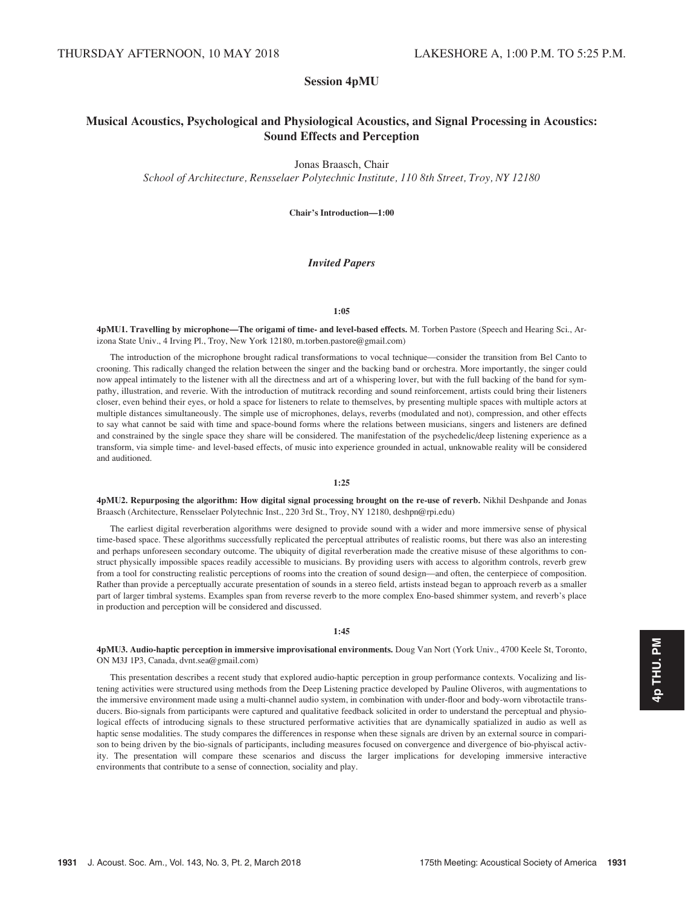THURSDAY AFTERNOON, 10 MAY 2018 LAKESHORE A, 1:00 P.M. TO 5:25 P.M.

# Session 4pMU

## Musical Acoustics, Psychological and Physiological Acoustics, and Signal Processing in Acoustics: Sound Effects and Perception

Jonas Braasch, Chair

*School of Architecture, Rensselaer Polytechnic Institute, 110 8th Street, Troy, NY 12180*

**Chair's Introduction—1:00**

### *Invited Papers*

**1:05**

**4pMU1. Travelling by microphone—The origami of time- and level-based effects.** M. Torben Pastore (Speech and Hearing Sci., Arizona State Univ., 4 Irving Pl., Troy, New York 12180, m.torben.pastore@gmail.com)

The introduction of the microphone brought radical transformations to vocal technique—consider the transition from Bel Canto to crooning. This radically changed the relation between the singer and the backing band or orchestra. More importantly, the singer could now appeal intimately to the listener with all the directness and art of a whispering lover, but with the full backing of the band for sympathy, illustration, and reverie. With the introduction of mutitrack recording and sound reinforcement, artists could bring their listeners closer, even behind their eyes, or hold a space for listeners to relate to themselves, by presenting multiple spaces with multiple actors at multiple distances simultaneously. The simple use of microphones, delays, reverbs (modulated and not), compression, and other effects to say what cannot be said with time and space-bound forms where the relations between musicians, singers and listeners are defined and constrained by the single space they share will be considered. The manifestation of the psychedelic/deep listening experience as a transform, via simple time- and level-based effects, of music into experience grounded in actual, unknowable reality will be considered and auditioned.

**1:25**

**4pMU2. Repurposing the algorithm: How digital signal processing brought on the re-use of reverb.** Nikhil Deshpande and Jonas Braasch (Architecture, Rensselaer Polytechnic Inst., 220 3rd St., Troy, NY 12180, deshpn@rpi.edu)

The earliest digital reverberation algorithms were designed to provide sound with a wider and more immersive sense of physical time-based space. These algorithms successfully replicated the perceptual attributes of realistic rooms, but there was also an interesting and perhaps unforeseen secondary outcome. The ubiquity of digital reverberation made the creative misuse of these algorithms to construct physically impossible spaces readily accessible to musicians. By providing users with access to algorithm controls, reverb grew from a tool for constructing realistic perceptions of rooms into the creation of sound design—and often, the centerpiece of composition. Rather than provide a perceptually accurate presentation of sounds in a stereo field, artists instead began to approach reverb as a smaller part of larger timbral systems. Examples span from reverse reverb to the more complex Eno-based shimmer system, and reverb's place in production and perception will be considered and discussed.

**1:45**

**4pMU3. Audio-haptic perception in immersive improvisational environments.** Doug Van Nort (York Univ., 4700 Keele St, Toronto, ON M3J 1P3, Canada, dvnt.sea@gmail.com)

This presentation describes a recent study that explored audio-haptic perception in group performance contexts. Vocalizing and listening activities were structured using methods from the Deep Listening practice developed by Pauline Oliveros, with augmentations to the immersive environment made using a multi-channel audio system, in combination with under-floor and body-worn vibrotactile transducers. Bio-signals from participants were captured and qualitative feedback solicited in order to understand the perceptual and physiological effects of introducing signals to these structured performative activities that are dynamically spatialized in audio as well as haptic sense modalities. The study compares the differences in response when these signals are driven by an external source in comparison to being driven by the bio-signals of participants, including measures focused on convergence and divergence of bio-phyiscal activity. The presentation will compare these scenarios and discuss the larger implications for developing immersive interactive environments that contribute to a sense of connection, sociality and play.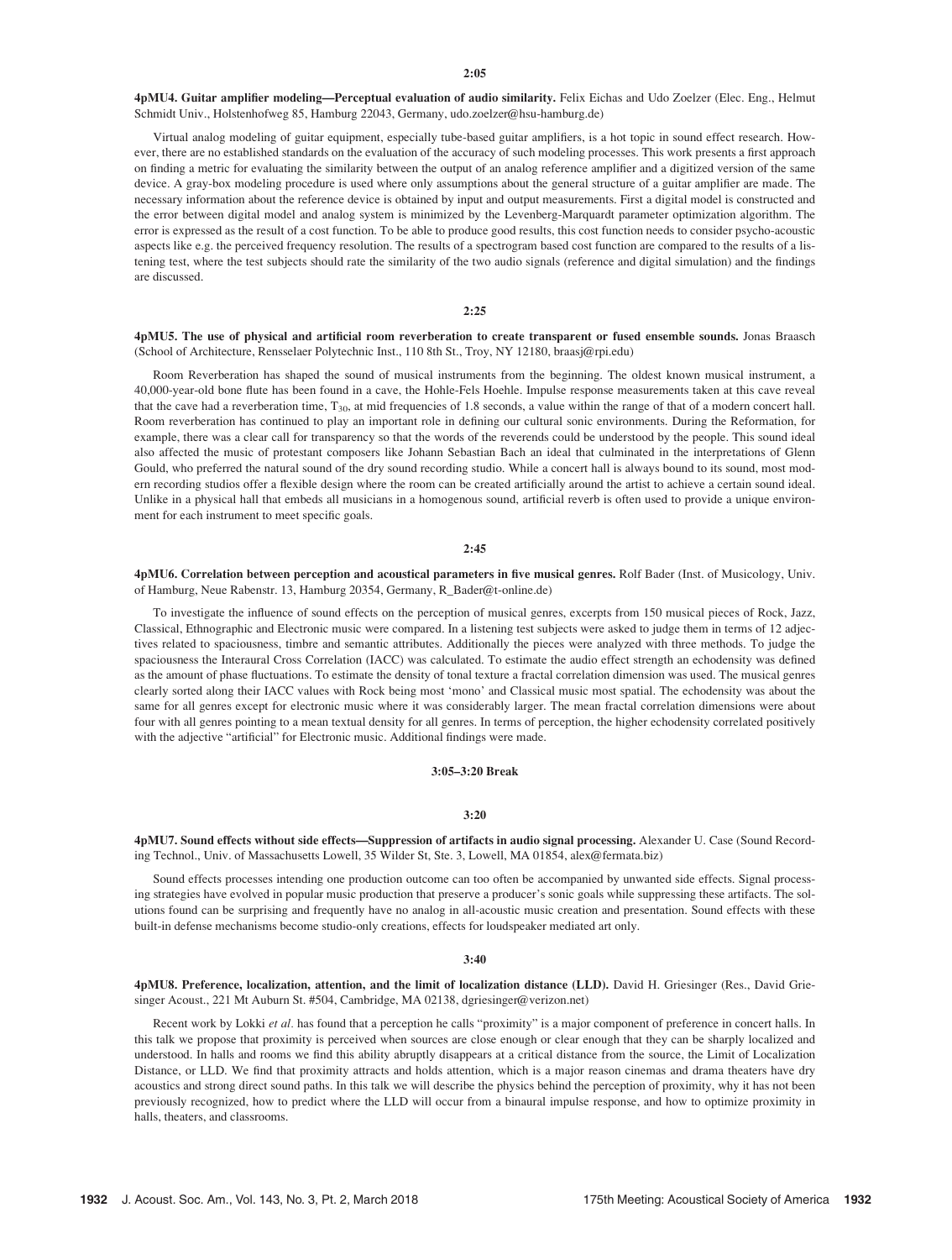**2:05**

**4pMU4. Guitar amplifier modeling—Perceptual evaluation of audio similarity.** Felix Eichas and Udo Zoelzer (Elec. Eng., Helmut Schmidt Univ., Holstenhofweg 85, Hamburg 22043, Germany, udo.zoelzer@hsu-hamburg.de)

Virtual analog modeling of guitar equipment, especially tube-based guitar amplifiers, is a hot topic in sound effect research. However, there are no established standards on the evaluation of the accuracy of such modeling processes. This work presents a first approach on finding a metric for evaluating the similarity between the output of an analog reference amplifier and a digitized version of the same device. A gray-box modeling procedure is used where only assumptions about the general structure of a guitar amplifier are made. The necessary information about the reference device is obtained by input and output measurements. First a digital model is constructed and the error between digital model and analog system is minimized by the Levenberg-Marquardt parameter optimization algorithm. The error is expressed as the result of a cost function. To be able to produce good results, this cost function needs to consider psycho-acoustic aspects like e.g. the perceived frequency resolution. The results of a spectrogram based cost function are compared to the results of a listening test, where the test subjects should rate the similarity of the two audio signals (reference and digital simulation) and the findings are discussed.

**2:25**

**4pMU5. The use of physical and artificial room reverberation to create transparent or fused ensemble sounds.** Jonas Braasch (School of Architecture, Rensselaer Polytechnic Inst., 110 8th St., Troy, NY 12180, braasj@rpi.edu)

Room Reverberation has shaped the sound of musical instruments from the beginning. The oldest known musical instrument, a 40,000-year-old bone flute has been found in a cave, the Hohle-Fels Hoehle. Impulse response measurements taken at this cave reveal that the cave had a reverberation time, $T_{30}$, at mid frequencies of 1.8 seconds, a value within the range of that of a modern concert hall. Room reverberation has continued to play an important role in defining our cultural sonic environments. During the Reformation, for example, there was a clear call for transparency so that the words of the reverends could be understood by the people. This sound ideal also affected the music of protestant composers like Johann Sebastian Bach an ideal that culminated in the interpretations of Glenn Gould, who preferred the natural sound of the dry sound recording studio. While a concert hall is always bound to its sound, most modern recording studios offer a flexible design where the room can be created artificially around the artist to achieve a certain sound ideal. Unlike in a physical hall that embeds all musicians in a homogenous sound, artificial reverb is often used to provide a unique environment for each instrument to meet specific goals.

**2:45**

**4pMU6. Correlation between perception and acoustical parameters in five musical genres.** Rolf Bader (Inst. of Musicology, Univ. of Hamburg, Neue Rabenstr. 13, Hamburg 20354, Germany, R_Bader@t-online.de)

To investigate the influence of sound effects on the perception of musical genres, excerpts from 150 musical pieces of Rock, Jazz, Classical, Ethnographic and Electronic music were compared. In a listening test subjects were asked to judge them in terms of 12 adjectives related to spaciousness, timbre and semantic attributes. Additionally the pieces were analyzed with three methods. To judge the spaciousness the Interaural Cross Correlation (IACC) was calculated. To estimate the audio effect strength an echodensity was defined as the amount of phase fluctuations. To estimate the density of tonal texture a fractal correlation dimension was used. The musical genres clearly sorted along their IACC values with Rock being most 'mono' and Classical music most spatial. The echodensity was about the same for all genres except for electronic music where it was considerably larger. The mean fractal correlation dimensions were about four with all genres pointing to a mean textual density for all genres. In terms of perception, the higher echodensity correlated positively with the adjective "artificial" for Electronic music. Additional findings were made.

**3:05–3:20 Break**

**3:20**

**4pMU7. Sound effects without side effects—Suppression of artifacts in audio signal processing.** Alexander U. Case (Sound Recording Technol., Univ. of Massachusetts Lowell, 35 Wilder St, Ste. 3, Lowell, MA 01854, alex@fermata.biz)

Sound effects processes intending one production outcome can too often be accompanied by unwanted side effects. Signal processing strategies have evolved in popular music production that preserve a producer's sonic goals while suppressing these artifacts. The solutions found can be surprising and frequently have no analog in all-acoustic music creation and presentation. Sound effects with these built-in defense mechanisms become studio-only creations, effects for loudspeaker mediated art only.

**3:40**

**4pMU8. Preference, localization, attention, and the limit of localization distance (LLD).** David H. Griesinger (Res., David Griesinger Acoust., 221 Mt Auburn St. #504, Cambridge, MA 02138, dgriesinger@verizon.net)

Recent work by Lokki *et al.* has found that a perception he calls "proximity" is a major component of preference in concert halls. In this talk we propose that proximity is perceived when sources are close enough or clear enough that they can be sharply localized and understood. In halls and rooms we find this ability abruptly disappears at a critical distance from the source, the Limit of Localization Distance, or LLD. We find that proximity attracts and holds attention, which is a major reason cinemas and drama theaters have dry acoustics and strong direct sound paths. In this talk we will describe the physics behind the perception of proximity, why it has not been previously recognized, how to predict where the LLD will occur from a binaural impulse response, and how to optimize proximity in halls, theaters, and classrooms.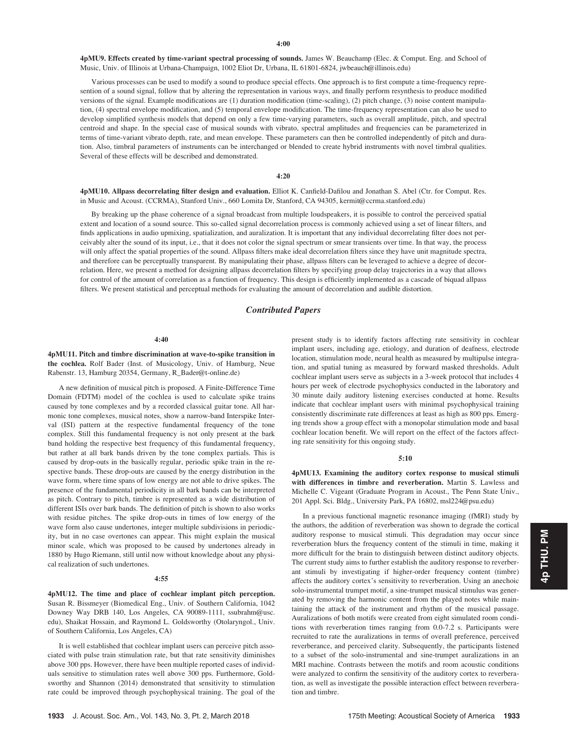4:00

**4pMU9. Effects created by time-variant spectral processing of sounds.** James W. Beauchamp (Elec. & Comput. Eng. and School of Music, Univ. of Illinois at Urbana-Champaign, 1002 Eliot Dr, Urbana, IL 61801-6824, jwbeauch@illinois.edu)

Various processes can be used to modify a sound to produce special effects. One approach is to first compute a time-frequency representation of a sound signal, follow that by altering the representation in various ways, and finally perform resynthesis to produce modified versions of the signal. Example modifications are (1) duration modification (time-scaling), (2) pitch change, (3) noise content manipulation, (4) spectral envelope modification, and (5) temporal envelope modification. The time-frequency representation can also be used to develop simplified synthesis models that depend on only a few time-varying parameters, such as overall amplitude, pitch, and spectral centroid and shape. In the special case of musical sounds with vibrato, spectral amplitudes and frequencies can be parameterized in terms of time-variant vibrato depth, rate, and mean envelope. These parameters can then be controlled independently of pitch and duration. Also, timbral parameters of instruments can be interchanged or blended to create hybrid instruments with novel timbral qualities. Several of these effects will be described and demonstrated.

4:20

**4pMU10. Allpass decorrelating filter design and evaluation.** Elliot K. Canfield-Dafilou and Jonathan S. Abel (Ctr. for Comput. Res. in Music and Acoust. (CCRMA), Stanford Univ., 660 Lomita Dr, Stanford, CA 94305, kermit@ccrma.stanford.edu)

By breaking up the phase coherence of a signal broadcast from multiple loudspeakers, it is possible to control the perceived spatial extent and location of a sound source. This so-called signal decorrelation process is commonly achieved using a set of linear filters, and finds applications in audio upmixing, spatialization, and auralization. It is important that any individual decorrelating filter does not perceivably alter the sound of its input, i.e., that it does not color the signal spectrum or smear transients over time. In that way, the process will only affect the spatial properties of the sound. Allpass filters make ideal decorrelation filters since they have unit magnitude spectra, and therefore can be perceptually transparent. By manipulating their phase, allpass filters can be leveraged to achieve a degree of decorrelation. Here, we present a method for designing allpass decorrelation filters by specifying group delay trajectories in a way that allows for control of the amount of correlation as a function of frequency. This design is efficiently implemented as a cascade of biquad allpass filters. We present statistical and perceptual methods for evaluating the amount of decorrelation and audible distortion.

## *Contributed Papers*

4:40

**4pMU11. Pitch and timbre discrimination at wave-to-spike transition in the cochlea.** Rolf Bader (Inst. of Musicology, Univ. of Hamburg, Neue Rabenstr. 13, Hamburg 20354, Germany, R_Bader@t-online.de)

A new definition of musical pitch is proposed. A Finite-Difference Time Domain (FDTM) model of the cochlea is used to calculate spike trains caused by tone complexes and by a recorded classical guitar tone. All harmonic tone complexes, musical notes, show a narrow-band Interspike Interval (ISI) pattern at the respective fundamental frequency of the tone complex. Still this fundamental frequency is not only present at the bark band holding the respective best frequency of this fundamental frequency, but rather at all bark bands driven by the tone complex partials. This is caused by drop-outs in the basically regular, periodic spike train in the respective bands. These drop-outs are caused by the energy distribution in the wave form, where time spans of low energy are not able to drive spikes. The presence of the fundamental periodicity in all bark bands can be interpreted as pitch. Contrary to pitch, timbre is represented as a wide distribution of different ISIs over bark bands. The definition of pitch is shown to also works with residue pitches. The spike drop-outs in times of low energy of the wave form also cause undertones, integer multiple subdivisions in periodicity, but in no case overtones can appear. This might explain the musical minor scale, which was proposed to be caused by undertones already in 1880 by Hugo Riemann, still until now without knowledge about any physical realization of such undertones.

4:55

**4pMU12. The time and place of cochlear implant pitch perception.** Susan R. Bissmeyer (Biomedical Eng., Univ. of Southern California, 1042 Downey Way DRB 140, Los Angeles, CA 90089-1111, ssubrahm@usc.edu), Shaikat Hossain, and Raymond L. Goldsworthy (Otolaryngol., Univ. of Southern California, Los Angeles, CA)

It is well established that cochlear implant users can perceive pitch associated with pulse train stimulation rate, but that rate sensitivity diminishes above 300 pps. However, there have been multiple reported cases of individuals sensitive to stimulation rates well above 300 pps. Furthermore, Goldsworthy and Shannon (2014) demonstrated that sensitivity to stimulation rate could be improved through psychophysical training. The goal of the present study is to identify factors affecting rate sensitivity in cochlear implant users, including age, etiology, and duration of deafness, electrode location, stimulation mode, neural health as measured by multipulse integration, and spatial tuning as measured by forward masked thresholds. Adult cochlear implant users serve as subjects in a 3-week protocol that includes 4 hours per week of electrode psychophysics conducted in the laboratory and 30 minute daily auditory listening exercises conducted at home. Results indicate that cochlear implant users with minimal psychophysical training consistently discriminate rate differences at least as high as 800 pps. Emerging trends show a group effect with a monopolar stimulation mode and basal cochlear location benefit. We will report on the effect of the factors affecting rate sensitivity for this ongoing study.

5:10

**4pMU13. Examining the auditory cortex response to musical stimuli with differences in timbre and reverberation.** Martin S. Lawless and Michelle C. Vigeant (Graduate Program in Acoust., The Penn State Univ., 201 Appl. Sci. Bldg., University Park, PA 16802, msl224@psu.edu)

In a previous functional magnetic resonance imaging (fMRI) study by the authors, the addition of reverberation was shown to degrade the cortical auditory response to musical stimuli. This degradation may occur since reverberation blurs the frequency content of the stimuli in time, making it more difficult for the brain to distinguish between distinct auditory objects. The current study aims to further establish the auditory response to reverberant stimuli by investigating if higher-order frequency content (timbre) affects the auditory cortex's sensitivity to reverberation. Using an anechoic solo-instrumental trumpet motif, a sine-trumpet musical stimulus was generated by removing the harmonic content from the played notes while maintaining the attack of the instrument and rhythm of the musical passage. Auralizations of both motifs were created from eight simulated room conditions with reverberation times ranging from 0.0-7.2 s. Participants were recruited to rate the auralizations in terms of overall preference, perceived reverberance, and perceived clarity. Subsequently, the participants listened to a subset of the solo-instrumental and sine-trumpet auralizations in an MRI machine. Contrasts between the motifs and room acoustic conditions were analyzed to confirm the sensitivity of the auditory cortex to reverberation, as well as investigate the possible interaction effect between reverberation and timbre.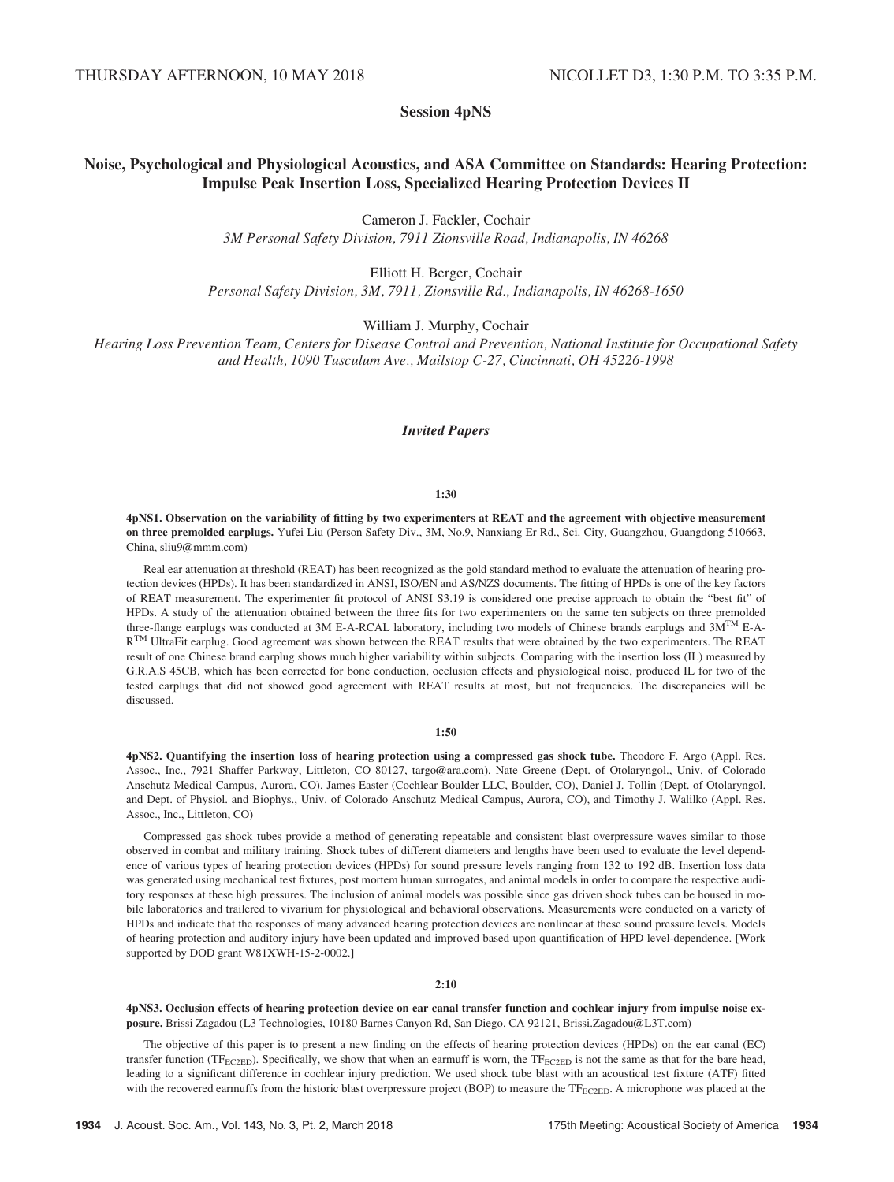## Session 4pNS

### Noise, Psychological and Physiological Acoustics, and ASA Committee on Standards: Hearing Protection: Impulse Peak Insertion Loss, Specialized Hearing Protection Devices II

Cameron J. Fackler, Cochair
*3M Personal Safety Division, 7911 Zionsville Road, Indianapolis, IN 46268*

Elliott H. Berger, Cochair
*Personal Safety Division, 3M, 7911, Zionsville Rd., Indianapolis, IN 46268-1650*

William J. Murphy, Cochair
*Hearing Loss Prevention Team, Centers for Disease Control and Prevention, National Institute for Occupational Safety and Health, 1090 Tusculum Ave., Mailstop C-27, Cincinnati, OH 45226-1998*

THURSDAY AFTERNOON, 10 MAY 2018 — NICOLLET D3, 1:30 P.M. TO 3:35 P.M.

#### *Invited Papers*

**1:30**

**4pNS1. Observation on the variability of fitting by two experimenters at REAT and the agreement with objective measurement on three premolded earplugs.** Yufei Liu (Person Safety Div., 3M, No.9, Nanxiang Er Rd., Sci. City, Guangzhou, Guangdong 510663, China, sliu9@mmm.com)

Real ear attenuation at threshold (REAT) has been recognized as the gold standard method to evaluate the attenuation of hearing protection devices (HPDs). It has been standardized in ANSI, ISO/EN and AS/NZS documents. The fitting of HPDs is one of the key factors of REAT measurement. The experimenter fit protocol of ANSI S3.19 is considered one precise approach to obtain the "best fit" of HPDs. A study of the attenuation obtained between the three fits for two experimenters on the same ten subjects on three premolded three-flange earplugs was conducted at 3M E-A-RCAL laboratory, including two models of Chinese brands earplugs and 3M™ E-A-R™ UltraFit earplug. Good agreement was shown between the REAT results that were obtained by the two experimenters. The REAT result of one Chinese brand earplug shows much higher variability within subjects. Comparing with the insertion loss (IL) measured by G.R.A.S 45CB, which has been corrected for bone conduction, occlusion effects and physiological noise, produced IL for two of the tested earplugs that did not showed good agreement with REAT results at most, but not frequencies. The discrepancies will be discussed.

**1:50**

**4pNS2. Quantifying the insertion loss of hearing protection using a compressed gas shock tube.** Theodore F. Argo (Appl. Res. Assoc., Inc., 7921 Shaffer Parkway, Littleton, CO 80127, targo@ara.com), Nate Greene (Dept. of Otolaryngol., Univ. of Colorado Anschutz Medical Campus, Aurora, CO), James Easter (Cochlear Boulder LLC, Boulder, CO), Daniel J. Tollin (Dept. of Otolaryngol. and Dept. of Physiol. and Biophys., Univ. of Colorado Anschutz Medical Campus, Aurora, CO), and Timothy J. Walilko (Appl. Res. Assoc., Inc., Littleton, CO)

Compressed gas shock tubes provide a method of generating repeatable and consistent blast overpressure waves similar to those observed in combat and military training. Shock tubes of different diameters and lengths have been used to evaluate the level dependence of various types of hearing protection devices (HPDs) for sound pressure levels ranging from 132 to 192 dB. Insertion loss data was generated using mechanical test fixtures, post mortem human surrogates, and animal models in order to compare the respective auditory responses at these high pressures. The inclusion of animal models was possible since gas driven shock tubes can be housed in mobile laboratories and trailered to vivarium for physiological and behavioral observations. Measurements were conducted on a variety of HPDs and indicate that the responses of many advanced hearing protection devices are nonlinear at these sound pressure levels. Models of hearing protection and auditory injury have been updated and improved based upon quantification of HPD level-dependence. [Work supported by DOD grant W81XWH-15-2-0002.]

**2:10**

**4pNS3. Occlusion effects of hearing protection device on ear canal transfer function and cochlear injury from impulse noise exposure.** Brissi Zagadou (L3 Technologies, 10180 Barnes Canyon Rd, San Diego, CA 92121, Brissi.Zagadou@L3T.com)

The objective of this paper is to present a new finding on the effects of hearing protection devices (HPDs) on the ear canal (EC) transfer function ($TF_{EC2ED}$). Specifically, we show that when an earmuff is worn, the $TF_{EC2ED}$ is not the same as that for the bare head, leading to a significant difference in cochlear injury prediction. We used shock tube blast with an acoustical test fixture (ATF) fitted with the recovered earmuffs from the historic blast overpressure project (BOP) to measure the $TF_{EC2ED}$. A microphone was placed at the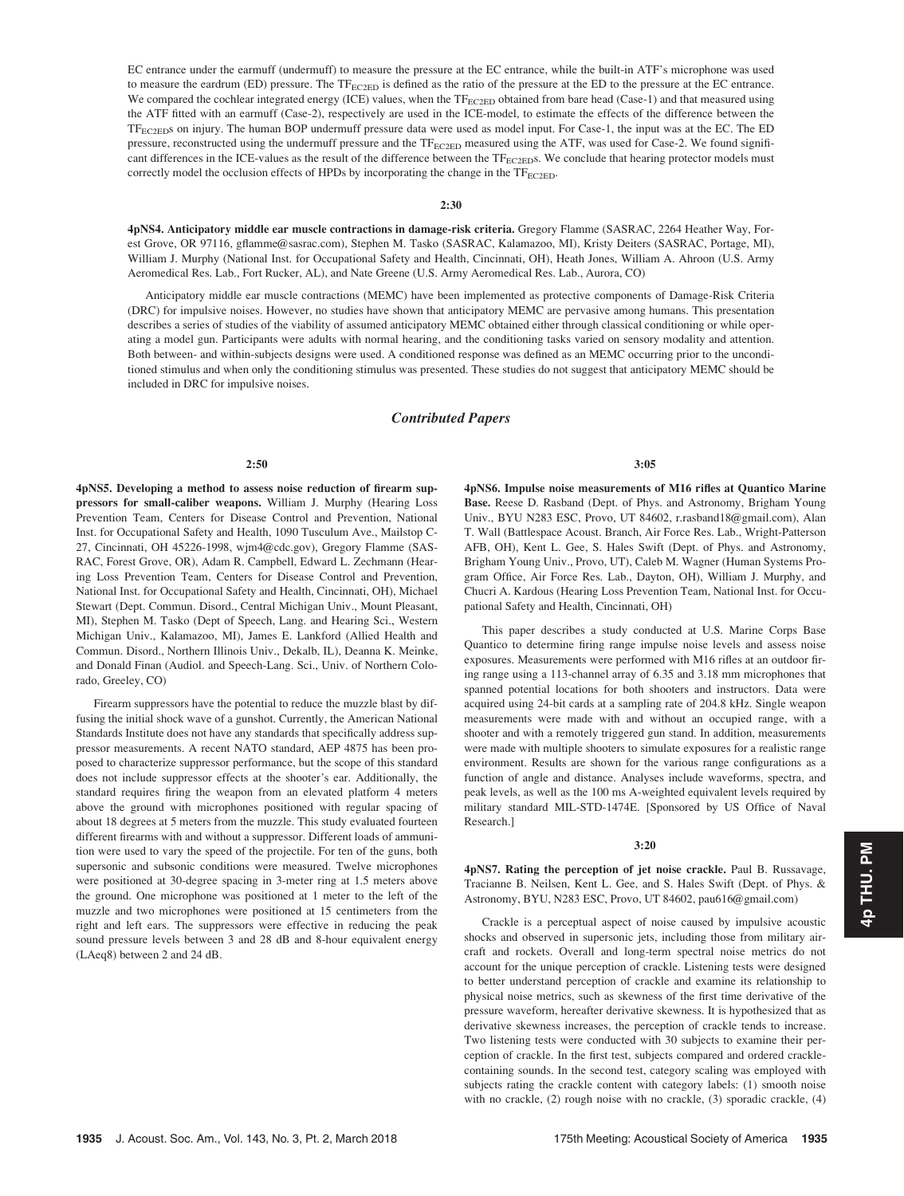EC entrance under the earmuff (undermuff) to measure the pressure at the EC entrance, while the built-in ATF's microphone was used to measure the eardrum (ED) pressure. The $TF_{EC2ED}$ is defined as the ratio of the pressure at the ED to the pressure at the EC entrance. We compared the cochlear integrated energy (ICE) values, when the $TF_{EC2ED}$ obtained from bare head (Case-1) and that measured using the ATF fitted with an earmuff (Case-2), respectively are used in the ICE-model, to estimate the effects of the difference between the $TF_{EC2ED}$s on injury. The human BOP undermuff pressure data were used as model input. For Case-1, the input was at the EC. The ED pressure, reconstructed using the undermuff pressure and the $TF_{EC2ED}$ measured using the ATF, was used for Case-2. We found significant differences in the ICE-values as the result of the difference between the $TF_{EC2ED}$s. We conclude that hearing protector models must correctly model the occlusion effects of HPDs by incorporating the change in the $TF_{EC2ED}$.

**2:30**

**4pNS4. Anticipatory middle ear muscle contractions in damage-risk criteria.** Gregory Flamme (SASRAC, 2264 Heather Way, Forest Grove, OR 97116, gflamme@sasrac.com), Stephen M. Tasko (SASRAC, Kalamazoo, MI), Kristy Deiters (SASRAC, Portage, MI), William J. Murphy (National Inst. for Occupational Safety and Health, Cincinnati, OH), Heath Jones, William A. Ahroon (U.S. Army Aeromedical Res. Lab., Fort Rucker, AL), and Nate Greene (U.S. Army Aeromedical Res. Lab., Aurora, CO)

Anticipatory middle ear muscle contractions (MEMC) have been implemented as protective components of Damage-Risk Criteria (DRC) for impulsive noises. However, no studies have shown that anticipatory MEMC are pervasive among humans. This presentation describes a series of studies of the viability of assumed anticipatory MEMC obtained either through classical conditioning or while operating a model gun. Participants were adults with normal hearing, and the conditioning tasks varied on sensory modality and attention. Both between- and within-subjects designs were used. A conditioned response was defined as an MEMC occurring prior to the unconditioned stimulus and when only the conditioning stimulus was presented. These studies do not suggest that anticipatory MEMC should be included in DRC for impulsive noises.

## *Contributed Papers*

**2:50**

**4pNS5. Developing a method to assess noise reduction of firearm suppressors for small-caliber weapons.** William J. Murphy (Hearing Loss Prevention Team, Centers for Disease Control and Prevention, National Inst. for Occupational Safety and Health, 1090 Tusculum Ave., Mailstop C-27, Cincinnati, OH 45226-1998, wjm4@cdc.gov), Gregory Flamme (SASRAC, Forest Grove, OR), Adam R. Campbell, Edward L. Zechmann (Hearing Loss Prevention Team, Centers for Disease Control and Prevention, National Inst. for Occupational Safety and Health, Cincinnati, OH), Michael Stewart (Dept. Commun. Disord., Central Michigan Univ., Mount Pleasant, MI), Stephen M. Tasko (Dept of Speech, Lang. and Hearing Sci., Western Michigan Univ., Kalamazoo, MI), James E. Lankford (Allied Health and Commun. Disord., Northern Illinois Univ., Dekalb, IL), Deanna K. Meinke, and Donald Finan (Audiol. and Speech-Lang. Sci., Univ. of Northern Colorado, Greeley, CO)

Firearm suppressors have the potential to reduce the muzzle blast by diffusing the initial shock wave of a gunshot. Currently, the American National Standards Institute does not have any standards that specifically address suppressor measurements. A recent NATO standard, AEP 4875 has been proposed to characterize suppressor performance, but the scope of this standard does not include suppressor effects at the shooter's ear. Additionally, the standard requires firing the weapon from an elevated platform 4 meters above the ground with microphones positioned with regular spacing of about 18 degrees at 5 meters from the muzzle. This study evaluated fourteen different firearms with and without a suppressor. Different loads of ammunition were used to vary the speed of the projectile. For ten of the guns, both supersonic and subsonic conditions were measured. Twelve microphones were positioned at 30-degree spacing in 3-meter ring at 1.5 meters above the ground. One microphone was positioned at 1 meter to the left of the muzzle and two microphones were positioned at 15 centimeters from the right and left ears. The suppressors were effective in reducing the peak sound pressure levels between 3 and 28 dB and 8-hour equivalent energy (LAeq8) between 2 and 24 dB.

**3:05**

**4pNS6. Impulse noise measurements of M16 rifles at Quantico Marine Base.** Reese D. Rasband (Dept. of Phys. and Astronomy, Brigham Young Univ., BYU N283 ESC, Provo, UT 84602, r.rasband18@gmail.com), Alan T. Wall (Battlespace Acoust. Branch, Air Force Res. Lab., Wright-Patterson AFB, OH), Kent L. Gee, S. Hales Swift (Dept. of Phys. and Astronomy, Brigham Young Univ., Provo, UT), Caleb M. Wagner (Human Systems Program Office, Air Force Res. Lab., Dayton, OH), William J. Murphy, and Chucri A. Kardous (Hearing Loss Prevention Team, National Inst. for Occupational Safety and Health, Cincinnati, OH)

This paper describes a study conducted at U.S. Marine Corps Base Quantico to determine firing range impulse noise levels and assess noise exposures. Measurements were performed with M16 rifles at an outdoor firing range using a 113-channel array of 6.35 and 3.18 mm microphones that spanned potential locations for both shooters and instructors. Data were acquired using 24-bit cards at a sampling rate of 204.8 kHz. Single weapon measurements were made with and without an occupied range, with a shooter and with a remotely triggered gun stand. In addition, measurements were made with multiple shooters to simulate exposures for a realistic range environment. Results are shown for the various range configurations as a function of angle and distance. Analyses include waveforms, spectra, and peak levels, as well as the 100 ms A-weighted equivalent levels required by military standard MIL-STD-1474E. [Sponsored by US Office of Naval Research.]

**3:20**

**4pNS7. Rating the perception of jet noise crackle.** Paul B. Russavage, Tracianne B. Neilsen, Kent L. Gee, and S. Hales Swift (Dept. of Phys. & Astronomy, BYU, N283 ESC, Provo, UT 84602, pau616@gmail.com)

Crackle is a perceptual aspect of noise caused by impulsive acoustic shocks and observed in supersonic jets, including those from military aircraft and rockets. Overall and long-term spectral noise metrics do not account for the unique perception of crackle. Listening tests were designed to better understand perception of crackle and examine its relationship to physical noise metrics, such as skewness of the first time derivative of the pressure waveform, hereafter derivative skewness. It is hypothesized that as derivative skewness increases, the perception of crackle tends to increase. Two listening tests were conducted with 30 subjects to examine their perception of crackle. In the first test, subjects compared and ordered crackle-containing sounds. In the second test, category scaling was employed with subjects rating the crackle content with category labels: (1) smooth noise with no crackle, (2) rough noise with no crackle, (3) sporadic crackle, (4)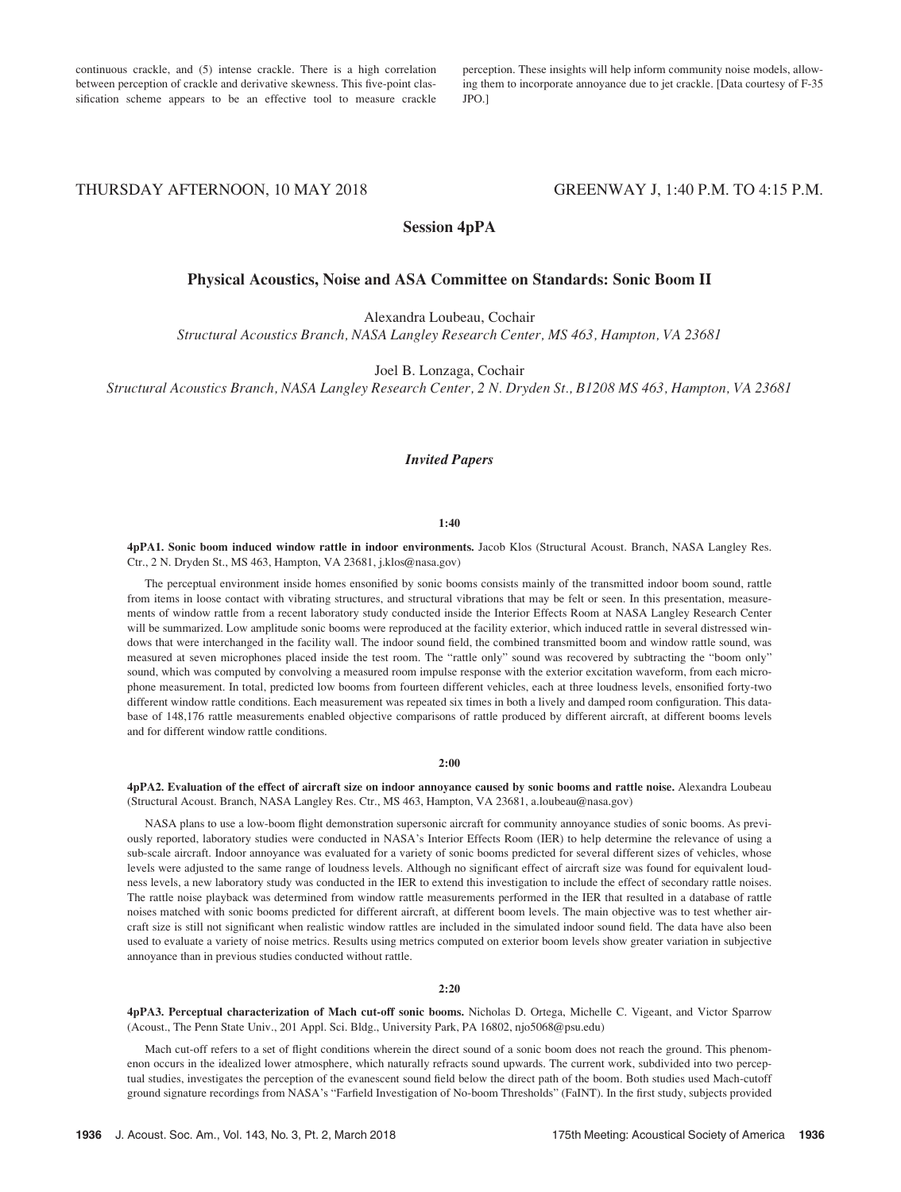continuous crackle, and (5) intense crackle. There is a high correlation between perception of crackle and derivative skewness. This five-point classification scheme appears to be an effective tool to measure crackle perception. These insights will help inform community noise models, allowing them to incorporate annoyance due to jet crackle. [Data courtesy of F-35 JPO.]

THURSDAY AFTERNOON, 10 MAY 2018 GREENWAY J, 1:40 P.M. TO 4:15 P.M.

## Session 4pPA

### Physical Acoustics, Noise and ASA Committee on Standards: Sonic Boom II

Alexandra Loubeau, Cochair
*Structural Acoustics Branch, NASA Langley Research Center, MS 463, Hampton, VA 23681*

Joel B. Lonzaga, Cochair
*Structural Acoustics Branch, NASA Langley Research Center, 2 N. Dryden St., B1208 MS 463, Hampton, VA 23681*

### *Invited Papers*

**1:40**

**4pPA1. Sonic boom induced window rattle in indoor environments.** Jacob Klos (Structural Acoust. Branch, NASA Langley Res. Ctr., 2 N. Dryden St., MS 463, Hampton, VA 23681, j.klos@nasa.gov)

The perceptual environment inside homes ensonified by sonic booms consists mainly of the transmitted indoor boom sound, rattle from items in loose contact with vibrating structures, and structural vibrations that may be felt or seen. In this presentation, measurements of window rattle from a recent laboratory study conducted inside the Interior Effects Room at NASA Langley Research Center will be summarized. Low amplitude sonic booms were reproduced at the facility exterior, which induced rattle in several distressed windows that were interchanged in the facility wall. The indoor sound field, the combined transmitted boom and window rattle sound, was measured at seven microphones placed inside the test room. The "rattle only" sound was recovered by subtracting the "boom only" sound, which was computed by convolving a measured room impulse response with the exterior excitation waveform, from each microphone measurement. In total, predicted low booms from fourteen different vehicles, each at three loudness levels, ensonified forty-two different window rattle conditions. Each measurement was repeated six times in both a lively and damped room configuration. This database of 148,176 rattle measurements enabled objective comparisons of rattle produced by different aircraft, at different booms levels and for different window rattle conditions.

**2:00**

**4pPA2. Evaluation of the effect of aircraft size on indoor annoyance caused by sonic booms and rattle noise.** Alexandra Loubeau (Structural Acoust. Branch, NASA Langley Res. Ctr., MS 463, Hampton, VA 23681, a.loubeau@nasa.gov)

NASA plans to use a low-boom flight demonstration supersonic aircraft for community annoyance studies of sonic booms. As previously reported, laboratory studies were conducted in NASA's Interior Effects Room (IER) to help determine the relevance of using a sub-scale aircraft. Indoor annoyance was evaluated for a variety of sonic booms predicted for several different sizes of vehicles, whose levels were adjusted to the same range of loudness levels. Although no significant effect of aircraft size was found for equivalent loudness levels, a new laboratory study was conducted in the IER to extend this investigation to include the effect of secondary rattle noises. The rattle noise playback was determined from window rattle measurements performed in the IER that resulted in a database of rattle noises matched with sonic booms predicted for different aircraft, at different boom levels. The main objective was to test whether aircraft size is still not significant when realistic window rattles are included in the simulated indoor sound field. The data have also been used to evaluate a variety of noise metrics. Results using metrics computed on exterior boom levels show greater variation in subjective annoyance than in previous studies conducted without rattle.

**2:20**

**4pPA3. Perceptual characterization of Mach cut-off sonic booms.** Nicholas D. Ortega, Michelle C. Vigeant, and Victor Sparrow (Acoust., The Penn State Univ., 201 Appl. Sci. Bldg., University Park, PA 16802, njo5068@psu.edu)

Mach cut-off refers to a set of flight conditions wherein the direct sound of a sonic boom does not reach the ground. This phenomenon occurs in the idealized lower atmosphere, which naturally refracts sound upwards. The current work, subdivided into two perceptual studies, investigates the perception of the evanescent sound field below the direct path of the boom. Both studies used Mach-cutoff ground signature recordings from NASA's "Farfield Investigation of No-boom Thresholds" (FaINT). In the first study, subjects provided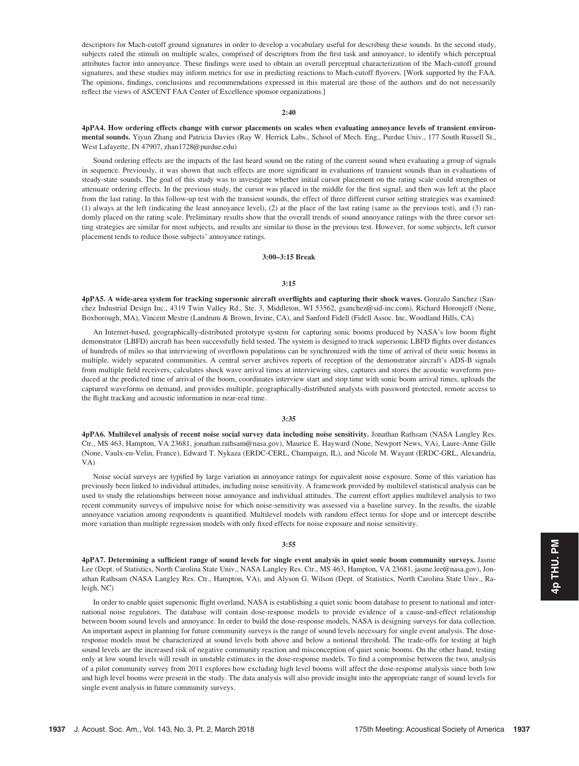descriptors for Mach-cutoff ground signatures in order to develop a vocabulary useful for describing these sounds. In the second study, subjects rated the stimuli on multiple scales, comprised of descriptors from the first task and annoyance, to identify which perceptual attributes factor into annoyance. These findings were used to obtain an overall perceptual characterization of the Mach-cutoff ground signatures, and these studies may inform metrics for use in predicting reactions to Mach-cutoff flyovers. [Work supported by the FAA. The opinions, findings, conclusions and recommendations expressed in this material are those of the authors and do not necessarily reflect the views of ASCENT FAA Center of Excellence sponsor organizations.]

**2:40**

**4pPA4. How ordering effects change with cursor placements on scales when evaluating annoyance levels of transient environmental sounds.** Yiyun Zhang and Patricia Davies (Ray W. Herrick Labs., School of Mech. Eng., Purdue Univ., 177 South Russell St., West Lafayette, IN 47907, zhan1728@purdue.edu)

Sound ordering effects are the impacts of the last heard sound on the rating of the current sound when evaluating a group of signals in sequence. Previously, it was shown that such effects are more significant in evaluations of transient sounds than in evaluations of steady-state sounds. The goal of this study was to investigate whether initial cursor placement on the rating scale could strengthen or attenuate ordering effects. In the previous study, the cursor was placed in the middle for the first signal, and then was left at the place from the last rating. In this follow-up test with the transient sounds, the effect of three different cursor setting strategies was examined: (1) always at the left (indicating the least annoyance level), (2) at the place of the last rating (same as the previous test), and (3) randomly placed on the rating scale. Preliminary results show that the overall trends of sound annoyance ratings with the three cursor setting strategies are similar for most subjects, and results are similar to those in the previous test. However, for some subjects, left cursor placement tends to reduce those subjects' annoyance ratings.

**3:00–3:15 Break**

**3:15**

**4pPA5. A wide-area system for tracking supersonic aircraft overflights and capturing their shock waves.** Gonzalo Sanchez (Sanchez Industrial Design Inc., 4319 Twin Valley Rd., Ste. 3, Middleton, WI 53562, gsanchez@sid-inc.com), Richard Horonjeff (None, Boxborough, MA), Vincent Mestre (Landrum & Brown, Irvine, CA), and Sanford Fidell (Fidell Assoc. Inc, Woodland Hills, CA)

An Internet-based, geographically-distributed prototype system for capturing sonic booms produced by NASA's low boom flight demonstrator (LBFD) aircraft has been successfully field tested. The system is designed to track supersonic LBFD flights over distances of hundreds of miles so that interviewing of overflown populations can be synchronized with the time of arrival of their sonic booms in multiple, widely separated communities. A central server archives reports of reception of the demonstrator aircraft's ADS-B signals from multiple field receivers, calculates shock wave arrival times at interviewing sites, captures and stores the acoustic waveform produced at the predicted time of arrival of the boom, coordinates interview start and stop time with sonic boom arrival times, uploads the captured waveforms on demand, and provides multiple, geographically-distributed analysts with password protected, remote access to the flight tracking and acoustic information in near-real time.

**3:35**

**4pPA6. Multilevel analysis of recent noise social survey data including noise sensitivity.** Jonathan Rathsam (NASA Langley Res. Ctr., MS 463, Hampton, VA 23681, jonathan.rathsam@nasa.gov), Maurice E. Hayward (None, Newport News, VA), Laure-Anne Gille (None, Vaulx-en-Velin, France), Edward T. Nykaza (ERDC-CERL, Champaign, IL), and Nicole M. Wayant (ERDC-GRL, Alexandria, VA)

Noise social surveys are typified by large variation in annoyance ratings for equivalent noise exposure. Some of this variation has previously been linked to individual attitudes, including noise sensitivity. A framework provided by multilevel statistical analysis can be used to study the relationships between noise annoyance and individual attitudes. The current effort applies multilevel analysis to two recent community surveys of impulsive noise for which noise-sensitivity was assessed via a baseline survey. In the results, the sizable annoyance variation among respondents is quantified. Multilevel models with random effect terms for slope and or intercept describe more variation than multiple regression models with only fixed effects for noise exposure and noise sensitivity.

**3:55**

**4pPA7. Determining a sufficient range of sound levels for single event analysis in quiet sonic boom community surveys.** Jasme Lee (Dept. of Statistics, North Carolina State Univ., NASA Langley Res. Ctr., MS 463, Hampton, VA 23681, jasme.lee@nasa.gov), Jonathan Rathsam (NASA Langley Res. Ctr., Hampton, VA), and Alyson G. Wilson (Dept. of Statistics, North Carolina State Univ., Raleigh, NC)

In order to enable quiet supersonic flight overland, NASA is establishing a quiet sonic boom database to present to national and international noise regulators. The database will contain dose-response models to provide evidence of a cause-and-effect relationship between boom sound levels and annoyance. In order to build the dose-response models, NASA is designing surveys for data collection. An important aspect in planning for future community surveys is the range of sound levels necessary for single event analysis. The dose-response models must be characterized at sound levels both above and below a notional threshold. The trade-offs for testing at high sound levels are the increased risk of negative community reaction and misconception of quiet sonic booms. On the other hand, testing only at low sound levels will result in unstable estimates in the dose-response models. To find a compromise between the two, analysis of a pilot community survey from 2011 explores how excluding high level booms will affect the dose-response analysis since both low and high level booms were present in the study. The data analysis will also provide insight into the appropriate range of sound levels for single event analysis in future community surveys.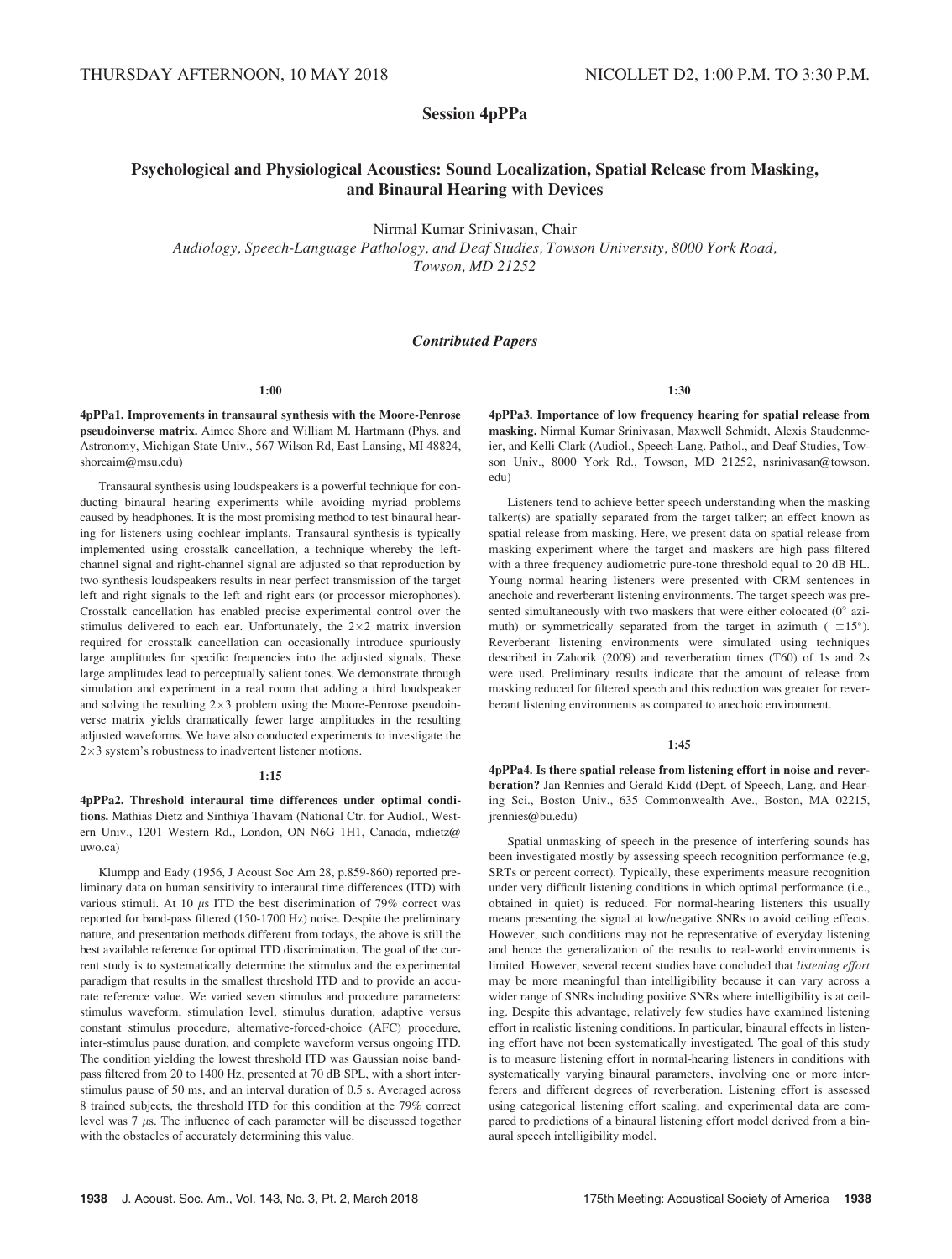THURSDAY AFTERNOON, 10 MAY 2018 NICOLLET D2, 1:00 P.M. TO 3:30 P.M.

# Session 4pPPa

## Psychological and Physiological Acoustics: Sound Localization, Spatial Release from Masking, and Binaural Hearing with Devices

Nirmal Kumar Srinivasan, Chair

*Audiology, Speech-Language Pathology, and Deaf Studies, Towson University, 8000 York Road, Towson, MD 21252*

### *Contributed Papers*

**1:00**

**4pPPa1. Improvements in transaural synthesis with the Moore-Penrose pseudoinverse matrix.** Aimee Shore and William M. Hartmann (Phys. and Astronomy, Michigan State Univ., 567 Wilson Rd, East Lansing, MI 48824, shoreaim@msu.edu)

Transaural synthesis using loudspeakers is a powerful technique for conducting binaural hearing experiments while avoiding myriad problems caused by headphones. It is the most promising method to test binaural hearing for listeners using cochlear implants. Transaural synthesis is typically implemented using crosstalk cancellation, a technique whereby the left-channel signal and right-channel signal are adjusted so that reproduction by two synthesis loudspeakers results in near perfect transmission of the target left and right signals to the left and right ears (or processor microphones). Crosstalk cancellation has enabled precise experimental control over the stimulus delivered to each ear. Unfortunately, the $2\times2$ matrix inversion required for crosstalk cancellation can occasionally introduce spuriously large amplitudes for specific frequencies into the adjusted signals. These large amplitudes lead to perceptually salient tones. We demonstrate through simulation and experiment in a real room that adding a third loudspeaker and solving the resulting $2\times3$ problem using the Moore-Penrose pseudoinverse matrix yields dramatically fewer large amplitudes in the resulting adjusted waveforms. We have also conducted experiments to investigate the $2\times3$ system's robustness to inadvertent listener motions.

**1:15**

**4pPPa2. Threshold interaural time differences under optimal conditions.** Mathias Dietz and Sinthiya Thavam (National Ctr. for Audiol., Western Univ., 1201 Western Rd., London, ON N6G 1H1, Canada, mdietz@uwo.ca)

Klumpp and Eady (1956, J Acoust Soc Am 28, p.859-860) reported preliminary data on human sensitivity to interaural time differences (ITD) with various stimuli. At 10 $\mu$s ITD the best discrimination of 79% correct was reported for band-pass filtered (150-1700 Hz) noise. Despite the preliminary nature, and presentation methods different from todays, the above is still the best available reference for optimal ITD discrimination. The goal of the current study is to systematically determine the stimulus and the experimental paradigm that results in the smallest threshold ITD and to provide an accurate reference value. We varied seven stimulus and procedure parameters: stimulus waveform, stimulation level, stimulus duration, adaptive versus constant stimulus procedure, alternative-forced-choice (AFC) procedure, inter-stimulus pause duration, and complete waveform versus ongoing ITD. The condition yielding the lowest threshold ITD was Gaussian noise band-pass filtered from 20 to 1400 Hz, presented at 70 dB SPL, with a short inter-stimulus pause of 50 ms, and an interval duration of 0.5 s. Averaged across 8 trained subjects, the threshold ITD for this condition at the 79% correct level was 7 $\mu$s. The influence of each parameter will be discussed together with the obstacles of accurately determining this value.

**1:30**

**4pPPa3. Importance of low frequency hearing for spatial release from masking.** Nirmal Kumar Srinivasan, Maxwell Schmidt, Alexis Staudenmeier, and Kelli Clark (Audiol., Speech-Lang. Pathol., and Deaf Studies, Towson Univ., 8000 York Rd., Towson, MD 21252, nsrinivasan@towson.edu)

Listeners tend to achieve better speech understanding when the masking talker(s) are spatially separated from the target talker; an effect known as spatial release from masking. Here, we present data on spatial release from masking experiment where the target and maskers are high pass filtered with a three frequency audiometric pure-tone threshold equal to 20 dB HL. Young normal hearing listeners were presented with CRM sentences in anechoic and reverberant listening environments. The target speech was presented simultaneously with two maskers that were either colocated (0° azimuth) or symmetrically separated from the target in azimuth ( ±15°). Reverberant listening environments were simulated using techniques described in Zahorik (2009) and reverberation times (T60) of 1s and 2s were used. Preliminary results indicate that the amount of release from masking reduced for filtered speech and this reduction was greater for reverberant listening environments as compared to anechoic environment.

**1:45**

**4pPPa4. Is there spatial release from listening effort in noise and reverberation?** Jan Rennies and Gerald Kidd (Dept. of Speech, Lang. and Hearing Sci., Boston Univ., 635 Commonwealth Ave., Boston, MA 02215, jrennies@bu.edu)

Spatial unmasking of speech in the presence of interfering sounds has been investigated mostly by assessing speech recognition performance (e.g, SRTs or percent correct). Typically, these experiments measure recognition under very difficult listening conditions in which optimal performance (i.e., obtained in quiet) is reduced. For normal-hearing listeners this usually means presenting the signal at low/negative SNRs to avoid ceiling effects. However, such conditions may not be representative of everyday listening and hence the generalization of the results to real-world environments is limited. However, several recent studies have concluded that *listening effort* may be more meaningful than intelligibility because it can vary across a wider range of SNRs including positive SNRs where intelligibility is at ceiling. Despite this advantage, relatively few studies have examined listening effort in realistic listening conditions. In particular, binaural effects in listening effort have not been systematically investigated. The goal of this study is to measure listening effort in normal-hearing listeners in conditions with systematically varying binaural parameters, involving one or more interferers and different degrees of reverberation. Listening effort is assessed using categorical listening effort scaling, and experimental data are compared to predictions of a binaural listening effort model derived from a binaural speech intelligibility model.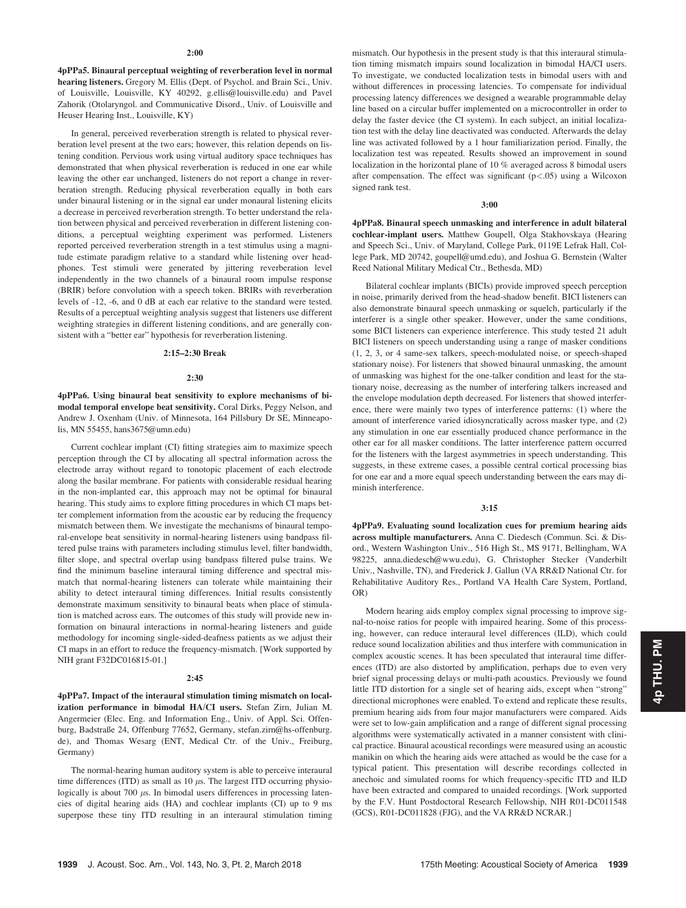**2:00**

**4pPPa5. Binaural perceptual weighting of reverberation level in normal hearing listeners.** Gregory M. Ellis (Dept. of Psychol. and Brain Sci., Univ. of Louisville, Louisville, KY 40292, g.ellis@louisville.edu) and Pavel Zahorik (Otolaryngol. and Communicative Disord., Univ. of Louisville and Heuser Hearing Inst., Louisville, KY)

In general, perceived reverberation strength is related to physical reverberation level present at the two ears; however, this relation depends on listening condition. Pervious work using virtual auditory space techniques has demonstrated that when physical reverberation is reduced in one ear while leaving the other ear unchanged, listeners do not report a change in reverberation strength. Reducing physical reverberation equally in both ears under binaural listening or in the signal ear under monaural listening elicits a decrease in perceived reverberation strength. To better understand the relation between physical and perceived reverberation in different listening conditions, a perceptual weighting experiment was performed. Listeners reported perceived reverberation strength in a test stimulus using a magnitude estimate paradigm relative to a standard while listening over headphones. Test stimuli were generated by jittering reverberation level independently in the two channels of a binaural room impulse response (BRIR) before convolution with a speech token. BRIRs with reverberation levels of -12, -6, and 0 dB at each ear relative to the standard were tested. Results of a perceptual weighting analysis suggest that listeners use different weighting strategies in different listening conditions, and are generally consistent with a "better ear" hypothesis for reverberation listening.

**2:15–2:30 Break**

**2:30**

**4pPPa6. Using binaural beat sensitivity to explore mechanisms of bimodal temporal envelope beat sensitivity.** Coral Dirks, Peggy Nelson, and Andrew J. Oxenham (Univ. of Minnesota, 164 Pillsbury Dr SE, Minneapolis, MN 55455, hans3675@umn.edu)

Current cochlear implant (CI) fitting strategies aim to maximize speech perception through the CI by allocating all spectral information across the electrode array without regard to tonotopic placement of each electrode along the basilar membrane. For patients with considerable residual hearing in the non-implanted ear, this approach may not be optimal for binaural hearing. This study aims to explore fitting procedures in which CI maps better complement information from the acoustic ear by reducing the frequency mismatch between them. We investigate the mechanisms of binaural temporal-envelope beat sensitivity in normal-hearing listeners using bandpass filtered pulse trains with parameters including stimulus level, filter bandwidth, filter slope, and spectral overlap using bandpass filtered pulse trains. We find the minimum baseline interaural timing difference and spectral mismatch that normal-hearing listeners can tolerate while maintaining their ability to detect interaural timing differences. Initial results consistently demonstrate maximum sensitivity to binaural beats when place of stimulation is matched across ears. The outcomes of this study will provide new information on binaural interactions in normal-hearing listeners and guide methodology for incoming single-sided-deafness patients as we adjust their CI maps in an effort to reduce the frequency-mismatch. [Work supported by NIH grant F32DC016815-01.]

**2:45**

**4pPPa7. Impact of the interaural stimulation timing mismatch on localization performance in bimodal HA/CI users.** Stefan Zirn, Julian M. Angermeier (Elec. Eng. and Information Eng., Univ. of Appl. Sci. Offenburg, Badstraße 24, Offenburg 77652, Germany, stefan.zirn@hs-offenburg.de), and Thomas Wesarg (ENT, Medical Ctr. of the Univ., Freiburg, Germany)

The normal-hearing human auditory system is able to perceive interaural time differences (ITD) as small as 10 $\mu$s. The largest ITD occurring physiologically is about 700 $\mu$s. In bimodal users differences in processing latencies of digital hearing aids (HA) and cochlear implants (CI) up to 9 ms superpose these tiny ITD resulting in an interaural stimulation timing mismatch. Our hypothesis in the present study is that this interaural stimulation timing mismatch impairs sound localization in bimodal HA/CI users. To investigate, we conducted localization tests in bimodal users with and without differences in processing latencies. To compensate for individual processing latency differences we designed a wearable programmable delay line based on a circular buffer implemented on a microcontroller in order to delay the faster device (the CI system). In each subject, an initial localization test with the delay line deactivated was conducted. Afterwards the delay line was activated followed by a 1 hour familiarization period. Finally, the localization test was repeated. Results showed an improvement in sound localization in the horizontal plane of 10 % averaged across 8 bimodal users after compensation. The effect was significant ($p<.05$) using a Wilcoxon signed rank test.

**3:00**

**4pPPa8. Binaural speech unmasking and interference in adult bilateral cochlear-implant users.** Matthew Goupell, Olga Stakhovskaya (Hearing and Speech Sci., Univ. of Maryland, College Park, 0119E Lefrak Hall, College Park, MD 20742, goupell@umd.edu), and Joshua G. Bernstein (Walter Reed National Military Medical Ctr., Bethesda, MD)

Bilateral cochlear implants (BICIs) provide improved speech perception in noise, primarily derived from the head-shadow benefit. BICI listeners can also demonstrate binaural speech unmasking or squelch, particularly if the interferer is a single other speaker. However, under the same conditions, some BICI listeners can experience interference. This study tested 21 adult BICI listeners on speech understanding using a range of masker conditions (1, 2, 3, or 4 same-sex talkers, speech-modulated noise, or speech-shaped stationary noise). For listeners that showed binaural unmasking, the amount of unmasking was highest for the one-talker condition and least for the stationary noise, decreasing as the number of interfering talkers increased and the envelope modulation depth decreased. For listeners that showed interference, there were mainly two types of interference patterns: (1) where the amount of interference varied idiosyncratically across masker type, and (2) any stimulation in one ear essentially produced chance performance in the other ear for all masker conditions. The latter interference pattern occurred for the listeners with the largest asymmetries in speech understanding. This suggests, in these extreme cases, a possible central cortical processing bias for one ear and a more equal speech understanding between the ears may diminish interference.

**3:15**

**4pPPa9. Evaluating sound localization cues for premium hearing aids across multiple manufacturers.** Anna C. Diedesch (Commun. Sci. & Disord., Western Washington Univ., 516 High St., MS 9171, Bellingham, WA 98225, anna.diedesch@wwu.edu), G. Christopher Stecker (Vanderbilt Univ., Nashville, TN), and Frederick J. Gallun (VA RR&D National Ctr. for Rehabilitative Auditory Res., Portland VA Health Care System, Portland, OR)

Modern hearing aids employ complex signal processing to improve signal-to-noise ratios for people with impaired hearing. Some of this processing, however, can reduce interaural level differences (ILD), which could reduce sound localization abilities and thus interfere with communication in complex acoustic scenes. It has been speculated that interaural time differences (ITD) are also distorted by amplification, perhaps due to even very brief signal processing delays or multi-path acoustics. Previously we found little ITD distortion for a single set of hearing aids, except when "strong" directional microphones were enabled. To extend and replicate these results, premium hearing aids from four major manufacturers were compared. Aids were set to low-gain amplification and a range of different signal processing algorithms were systematically activated in a manner consistent with clinical practice. Binaural acoustical recordings were measured using an acoustic manikin on which the hearing aids were attached as would be the case for a typical patient. This presentation will describe recordings collected in anechoic and simulated rooms for which frequency-specific ITD and ILD have been extracted and compared to unaided recordings. [Work supported by the F.V. Hunt Postdoctoral Research Fellowship, NIH R01-DC011548 (GCS), R01-DC011828 (FJG), and the VA RR&D NCRAR.]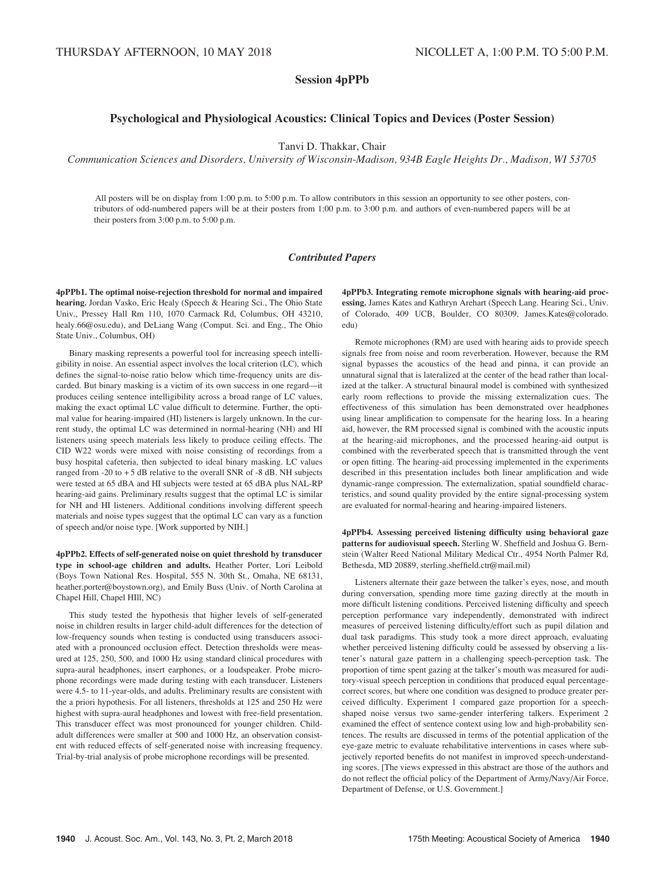THURSDAY AFTERNOON, 10 MAY 2018 NICOLLET A, 1:00 P.M. TO 5:00 P.M.

## Session 4pPPb

### Psychological and Physiological Acoustics: Clinical Topics and Devices (Poster Session)

Tanvi D. Thakkar, Chair

*Communication Sciences and Disorders, University of Wisconsin-Madison, 934B Eagle Heights Dr., Madison, WI 53705*

All posters will be on display from 1:00 p.m. to 5:00 p.m. To allow contributors in this session an opportunity to see other posters, contributors of odd-numbered papers will be at their posters from 1:00 p.m. to 3:00 p.m. and authors of even-numbered papers will be at their posters from 3:00 p.m. to 5:00 p.m.

### *Contributed Papers*

**4pPPb1. The optimal noise-rejection threshold for normal and impaired hearing.** Jordan Vasko, Eric Healy (Speech & Hearing Sci., The Ohio State Univ., Pressey Hall Rm 110, 1070 Carmack Rd, Columbus, OH 43210, healy.66@osu.edu), and DeLiang Wang (Comput. Sci. and Eng., The Ohio State Univ., Columbus, OH)

Binary masking represents a powerful tool for increasing speech intelligibility in noise. An essential aspect involves the local criterion (LC), which defines the signal-to-noise ratio below which time-frequency units are discarded. But binary masking is a victim of its own success in one regard—it produces ceiling sentence intelligibility across a broad range of LC values, making the exact optimal LC value difficult to determine. Further, the optimal value for hearing-impaired (HI) listeners is largely unknown. In the current study, the optimal LC was determined in normal-hearing (NH) and HI listeners using speech materials less likely to produce ceiling effects. The CID W22 words were mixed with noise consisting of recordings from a busy hospital cafeteria, then subjected to ideal binary masking. LC values ranged from -20 to +5 dB relative to the overall SNR of -8 dB. NH subjects were tested at 65 dBA and HI subjects were tested at 65 dBA plus NAL-RP hearing-aid gains. Preliminary results suggest that the optimal LC is similar for NH and HI listeners. Additional conditions involving different speech materials and noise types suggest that the optimal LC can vary as a function of speech and/or noise type. [Work supported by NIH.]

**4pPPb2. Effects of self-generated noise on quiet threshold by transducer type in school-age children and adults.** Heather Porter, Lori Leibold (Boys Town National Res. Hospital, 555 N. 30th St., Omaha, NE 68131, heather.porter@boystown.org), and Emily Buss (Univ. of North Carolina at Chapel Hill, Chapel HIll, NC)

This study tested the hypothesis that higher levels of self-generated noise in children results in larger child-adult differences for the detection of low-frequency sounds when testing is conducted using transducers associated with a pronounced occlusion effect. Detection thresholds were measured at 125, 250, 500, and 1000 Hz using standard clinical procedures with supra-aural headphones, insert earphones, or a loudspeaker. Probe microphone recordings were made during testing with each transducer. Listeners were 4.5- to 11-year-olds, and adults. Preliminary results are consistent with the a priori hypothesis. For all listeners, thresholds at 125 and 250 Hz were highest with supra-aural headphones and lowest with free-field presentation. This transducer effect was most pronounced for younger children. Child-adult differences were smaller at 500 and 1000 Hz, an observation consistent with reduced effects of self-generated noise with increasing frequency. Trial-by-trial analysis of probe microphone recordings will be presented.

**4pPPb3. Integrating remote microphone signals with hearing-aid processing.** James Kates and Kathryn Arehart (Speech Lang. Hearing Sci., Univ. of Colorado, 409 UCB, Boulder, CO 80309, James.Kates@colorado.edu)

Remote microphones (RM) are used with hearing aids to provide speech signals free from noise and room reverberation. However, because the RM signal bypasses the acoustics of the head and pinna, it can provide an unnatural signal that is lateralized at the center of the head rather than localized at the talker. A structural binaural model is combined with synthesized early room reflections to provide the missing externalization cues. The effectiveness of this simulation has been demonstrated over headphones using linear amplification to compensate for the hearing loss. In a hearing aid, however, the RM processed signal is combined with the acoustic inputs at the hearing-aid microphones, and the processed hearing-aid output is combined with the reverberated speech that is transmitted through the vent or open fitting. The hearing-aid processing implemented in the experiments described in this presentation includes both linear amplification and wide dynamic-range compression. The externalization, spatial soundfield characteristics, and sound quality provided by the entire signal-processing system are evaluated for normal-hearing and hearing-impaired listeners.

**4pPPb4. Assessing perceived listening difficulty using behavioral gaze patterns for audiovisual speech.** Sterling W. Sheffield and Joshua G. Bernstein (Walter Reed National Military Medical Ctr., 4954 North Palmer Rd, Bethesda, MD 20889, sterling.sheffield.ctr@mail.mil)

Listeners alternate their gaze between the talker's eyes, nose, and mouth during conversation, spending more time gazing directly at the mouth in more difficult listening conditions. Perceived listening difficulty and speech perception performance vary independently, demonstrated with indirect measures of perceived listening difficulty/effort such as pupil dilation and dual task paradigms. This study took a more direct approach, evaluating whether perceived listening difficulty could be assessed by observing a listener's natural gaze pattern in a challenging speech-perception task. The proportion of time spent gazing at the talker's mouth was measured for auditory-visual speech perception in conditions that produced equal percentage-correct scores, but where one condition was designed to produce greater perceived difficulty. Experiment 1 compared gaze proportion for a speech-shaped noise versus two same-gender interfering talkers. Experiment 2 examined the effect of sentence context using low and high-probability sentences. The results are discussed in terms of the potential application of the eye-gaze metric to evaluate rehabilitative interventions in cases where subjectively reported benefits do not manifest in improved speech-understanding scores. [The views expressed in this abstract are those of the authors and do not reflect the official policy of the Department of Army/Navy/Air Force, Department of Defense, or U.S. Government.]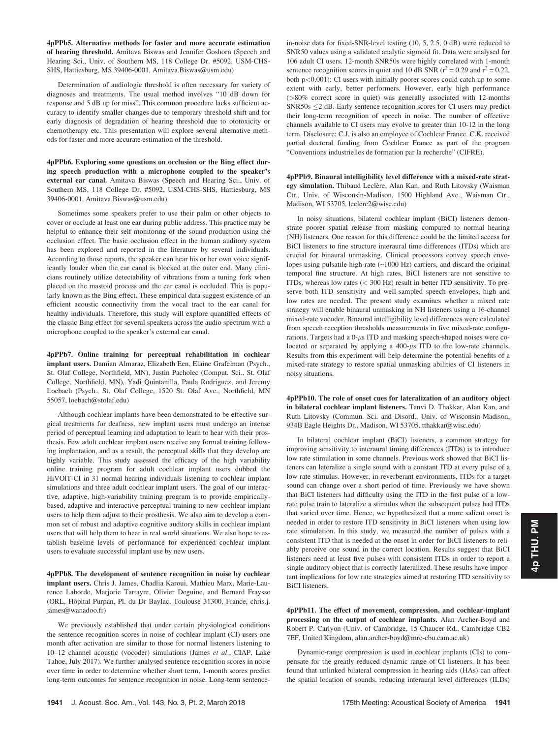**4pPPb5. Alternative methods for faster and more accurate estimation of hearing threshold.** Amitava Biswas and Jennifer Goshorn (Speech and Hearing Sci., Univ. of Southern MS, 118 College Dr. #5092, USM-CHS-SHS, Hattiesburg, MS 39406-0001, Amitava.Biswas@usm.edu)

Determination of audiologic threshold is often necessary for variety of diagnoses and treatments. The usual method involves "10 dB down for response and 5 dB up for miss". This common procedure lacks sufficient accuracy to identify smaller changes due to temporary threshold shift and for early diagnosis of degradation of hearing threshold due to ototoxicity or chemotherapy etc. This presentation will explore several alternative methods for faster and more accurate estimation of the threshold.

**4pPPb6. Exploring some questions on occlusion or the Bing effect during speech production with a microphone coupled to the speaker's external ear canal.** Amitava Biswas (Speech and Hearing Sci., Univ. of Southern MS, 118 College Dr. #5092, USM-CHS-SHS, Hattiesburg, MS 39406-0001, Amitava.Biswas@usm.edu)

Sometimes some speakers prefer to use their palm or other objects to cover or occlude at least one ear during public address. This practice may be helpful to enhance their self monitoring of the sound production using the occlusion effect. The basic occlusion effect in the human auditory system has been explored and reported in the literature by several individuals. According to those reports, the speaker can hear his or her own voice significantly louder when the ear canal is blocked at the outer end. Many clinicians routinely utilize detectability of vibrations from a tuning fork when placed on the mastoid process and the ear canal is occluded. This is popularly known as the Bing effect. These empirical data suggest existence of an efficient acoustic connectivity from the vocal tract to the ear canal for healthy individuals. Therefore, this study will explore quantified effects of the classic Bing effect for several speakers across the audio spectrum with a microphone coupled to the speaker's external ear canal.

**4pPPb7. Online training for perceptual rehabilitation in cochlear implant users.** Damian Almaraz, Elizabeth Een, Elaine Grafelman (Psych., St. Olaf College, Northfield, MN), Justin Pacholec (Comput. Sci., St. Olaf College, Northfield, MN), Yadi Quintanilla, Paula Rodriguez, and Jeremy Loebach (Psych., St. Olaf College, 1520 St. Olaf Ave., Northfield, MN 55057, loebach@stolaf.edu)

Although cochlear implants have been demonstrated to be effective surgical treatments for deafness, new implant users must undergo an intense period of perceptual learning and adaptation to learn to hear with their prosthesis. Few adult cochlear implant users receive any formal training following implantation, and as a result, the perceptual skills that they develop are highly variable. This study assessed the efficacy of the high variability online training program for adult cochlear implant users dubbed the HiVOlT-CI in 31 normal hearing individuals listening to cochlear implant simulations and three adult cochlear implant users. The goal of our interactive, adaptive, high-variability training program is to provide empirically-based, adaptive and interactive perceptual training to new cochlear implant users to help them adjust to their prosthesis. We also aim to develop a common set of robust and adaptive cognitive auditory skills in cochlear implant users that will help them to hear in real world situations. We also hope to establish baseline levels of performance for experienced cochlear implant users to evaluate successful implant use by new users.

**4pPPb8. The development of sentence recognition in noise by cochlear implant users.** Chris J. James, Chadlia Karoui, Mathieu Marx, Marie-Laurence Laborde, Marjorie Tartayre, Olivier Deguine, and Bernard Fraysse (ORL, Hôpital Purpan, Pl. du Dr Baylac, Toulouse 31300, France, chris.j.james@wanadoo.fr)

We previously established that under certain physiological conditions the sentence recognition scores in noise of cochlear implant (CI) users one month after activation are similar to those for normal listeners listening to 10–12 channel acoustic (vocoder) simulations (James *et al*., CIAP, Lake Tahoe, July 2017). We further analysed sentence recognition scores in noise over time in order to determine whether short term, 1-month scores predict long-term outcomes for sentence recognition in noise. Long-term sentence-in-noise data for fixed-SNR-level testing (10, 5, 2.5, 0 dB) were reduced to SNR50 values using a validated analytic sigmoid fit. Data were analysed for 106 adult CI users. 12-month SNR50s were highly correlated with 1-month sentence recognition scores in quiet and 10 dB SNR ($r^2 = 0.29$ and $r^2 = 0.22$, both $p<0.001$): CI users with initially poorer scores could catch up to some extent with early, better performers. However, early high performance (>80% correct score in quiet) was generally associated with 12-months SNR50s ≤2 dB. Early sentence recognition scores for CI users may predict their long-term recognition of speech in noise. The number of effective channels available to CI users may evolve to greater than 10-12 in the long term. Disclosure: C.J. is also an employee of Cochlear France. C.K. received partial doctoral funding from Cochlear France as part of the program "Conventions industrielles de formation par la recherche" (CIFRE).

**4pPPb9. Binaural intelligibility level difference with a mixed-rate strategy simulation.** Thibaud Leclère, Alan Kan, and Ruth Litovsky (Waisman Ctr., Univ. of Wisconsin-Madison, 1500 Highland Ave., Waisman Ctr., Madison, WI 53705, leclere2@wisc.edu)

In noisy situations, bilateral cochlear implant (BiCI) listeners demonstrate poorer spatial release from masking compared to normal hearing (NH) listeners. One reason for this difference could be the limited access for BiCI listeners to fine structure interaural time differences (ITDs) which are crucial for binaural unmasking. Clinical processors convey speech envelopes using pulsatile high-rate (~1000 Hz) carriers, and discard the original temporal fine structure. At high rates, BiCI listeners are not sensitive to ITDs, whereas low rates (< 300 Hz) result in better ITD sensitivity. To preserve both ITD sensitivity and well-sampled speech envelopes, high and low rates are needed. The present study examines whether a mixed rate strategy will enable binaural unmasking in NH listeners using a 16-channel mixed-rate vocoder. Binaural intelligibility level differences were calculated from speech reception thresholds measurements in five mixed-rate configurations. Targets had a 0-$\mu$s ITD and masking speech-shaped noises were co-located or separated by applying a 400-$\mu$s ITD to the low-rate channels. Results from this experiment will help determine the potential benefits of a mixed-rate strategy to restore spatial unmasking abilities of CI listeners in noisy situations.

**4pPPb10. The role of onset cues for lateralization of an auditory object in bilateral cochlear implant listeners.** Tanvi D. Thakkar, Alan Kan, and Ruth Litovsky (Commun. Sci. and Disord., Univ. of Wisconsin-Madison, 934B Eagle Heights Dr., Madison, WI 53705, tthakkar@wisc.edu)

In bilateral cochlear implant (BiCI) listeners, a common strategy for improving sensitivity to interaural timing differences (ITDs) is to introduce low rate stimulation in some channels. Previous work showed that BiCI listeners can lateralize a single sound with a constant ITD at every pulse of a low rate stimulus. However, in reverberant environments, ITDs for a target sound can change over a short period of time. Previously we have shown that BiCI listeners had difficulty using the ITD in the first pulse of a low-rate pulse train to lateralize a stimulus when the subsequent pulses had ITDs that varied over time. Hence, we hypothesized that a more salient onset is needed in order to restore ITD sensitivity in BiCI listeners when using low rate stimulation. In this study, we measured the number of pulses with a consistent ITD that is needed at the onset in order for BiCI listeners to reliably perceive one sound in the correct location. Results suggest that BiCI listeners need at least five pulses with consistent ITDs in order to report a single auditory object that is correctly lateralized. These results have important implications for low rate strategies aimed at restoring ITD sensitivity to BiCI listeners.

**4pPPb11. The effect of movement, compression, and cochlear-implant processing on the output of cochlear implants.** Alan Archer-Boyd and Robert P. Carlyon (Univ. of Cambridge, 15 Chaucer Rd., Cambridge CB2 7EF, United Kingdom, alan.archer-boyd@mrc-cbu.cam.ac.uk)

Dynamic-range compression is used in cochlear implants (CIs) to compensate for the greatly reduced dynamic range of CI listeners. It has been found that unlinked bilateral compression in hearing aids (HAs) can affect the spatial location of sounds, reducing interaural level differences (ILDs)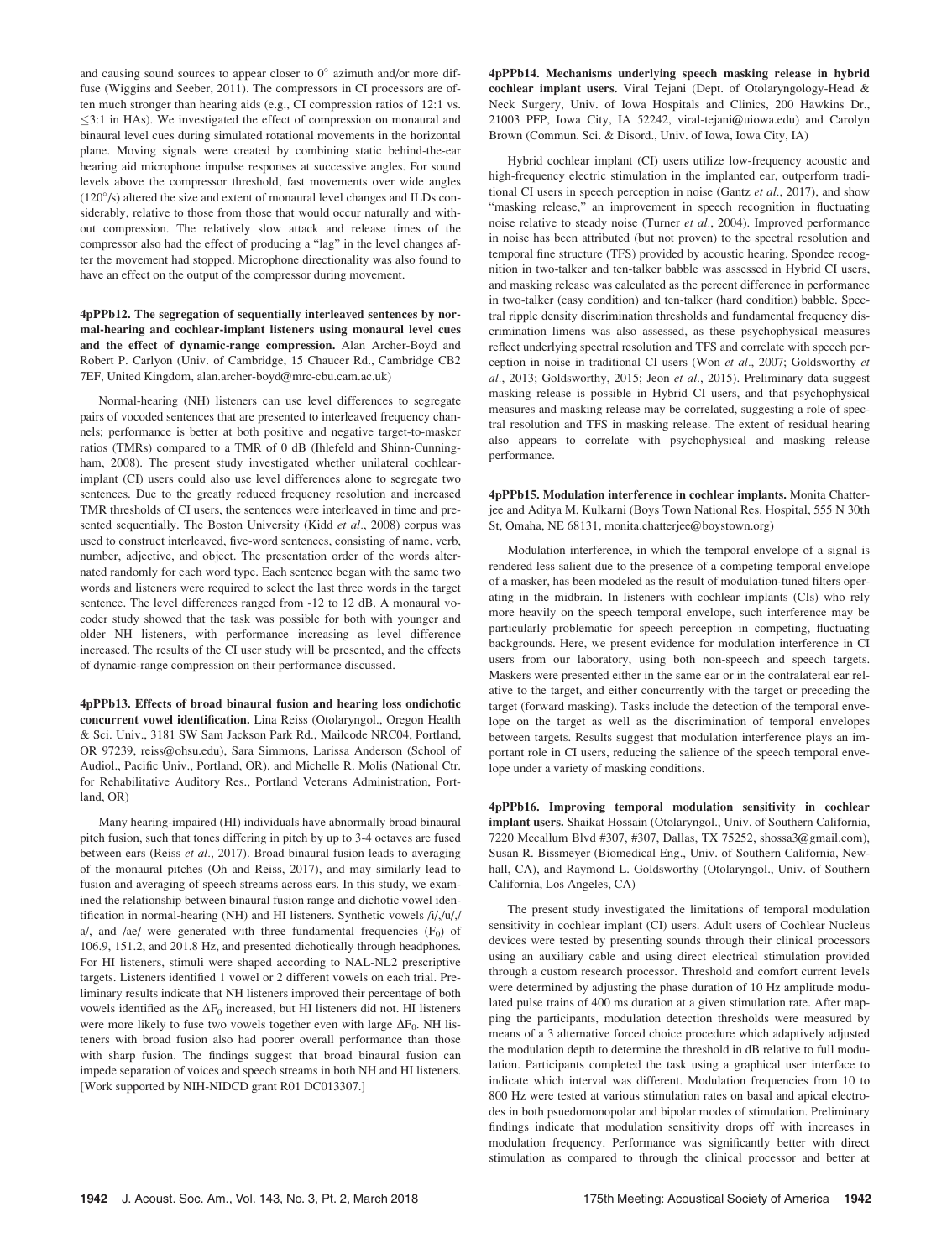and causing sound sources to appear closer to 0° azimuth and/or more diffuse (Wiggins and Seeber, 2011). The compressors in CI processors are often much stronger than hearing aids (e.g., CI compression ratios of 12:1 vs. ≤3:1 in HAs). We investigated the effect of compression on monaural and binaural level cues during simulated rotational movements in the horizontal plane. Moving signals were created by combining static behind-the-ear hearing aid microphone impulse responses at successive angles. For sound levels above the compressor threshold, fast movements over wide angles (120°/s) altered the size and extent of monaural level changes and ILDs considerably, relative to those from those that would occur naturally and without compression. The relatively slow attack and release times of the compressor also had the effect of producing a "lag" in the level changes after the movement had stopped. Microphone directionality was also found to have an effect on the output of the compressor during movement.

**4pPPb12. The segregation of sequentially interleaved sentences by normal-hearing and cochlear-implant listeners using monaural level cues and the effect of dynamic-range compression.** Alan Archer-Boyd and Robert P. Carlyon (Univ. of Cambridge, 15 Chaucer Rd., Cambridge CB2 7EF, United Kingdom, alan.archer-boyd@mrc-cbu.cam.ac.uk)

Normal-hearing (NH) listeners can use level differences to segregate pairs of vocoded sentences that are presented to interleaved frequency channels; performance is better at both positive and negative target-to-masker ratios (TMRs) compared to a TMR of 0 dB (Ihlefeld and Shinn-Cunningham, 2008). The present study investigated whether unilateral cochlear-implant (CI) users could also use level differences alone to segregate two sentences. Due to the greatly reduced frequency resolution and increased TMR thresholds of CI users, the sentences were interleaved in time and presented sequentially. The Boston University (Kidd *et al*., 2008) corpus was used to construct interleaved, five-word sentences, consisting of name, verb, number, adjective, and object. The presentation order of the words alternated randomly for each word type. Each sentence began with the same two words and listeners were required to select the last three words in the target sentence. The level differences ranged from -12 to 12 dB. A monaural vocoder study showed that the task was possible for both with younger and older NH listeners, with performance increasing as level difference increased. The results of the CI user study will be presented, and the effects of dynamic-range compression on their performance discussed.

**4pPPb13. Effects of broad binaural fusion and hearing loss ondichotic concurrent vowel identification.** Lina Reiss (Otolaryngol., Oregon Health & Sci. Univ., 3181 SW Sam Jackson Park Rd., Mailcode NRC04, Portland, OR 97239, reiss@ohsu.edu), Sara Simmons, Larissa Anderson (School of Audiol., Pacific Univ., Portland, OR), and Michelle R. Molis (National Ctr. for Rehabilitative Auditory Res., Portland Veterans Administration, Portland, OR)

Many hearing-impaired (HI) individuals have abnormally broad binaural pitch fusion, such that tones differing in pitch by up to 3-4 octaves are fused between ears (Reiss *et al*., 2017). Broad binaural fusion leads to averaging of the monaural pitches (Oh and Reiss, 2017), and may similarly lead to fusion and averaging of speech streams across ears. In this study, we examined the relationship between binaural fusion range and dichotic vowel identification in normal-hearing (NH) and HI listeners. Synthetic vowels /i/,/u/,/a/, and /ae/ were generated with three fundamental frequencies ($F_0$) of 106.9, 151.2, and 201.8 Hz, and presented dichotically through headphones. For HI listeners, stimuli were shaped according to NAL-NL2 prescriptive targets. Listeners identified 1 vowel or 2 different vowels on each trial. Preliminary results indicate that NH listeners improved their percentage of both vowels identified as the $\Delta F_0$ increased, but HI listeners did not. HI listeners were more likely to fuse two vowels together even with large $\Delta F_0$. NH listeners with broad fusion also had poorer overall performance than those with sharp fusion. The findings suggest that broad binaural fusion can impede separation of voices and speech streams in both NH and HI listeners. [Work supported by NIH-NIDCD grant R01 DC013307.]

**4pPPb14. Mechanisms underlying speech masking release in hybrid cochlear implant users.** Viral Tejani (Dept. of Otolaryngology-Head & Neck Surgery, Univ. of Iowa Hospitals and Clinics, 200 Hawkins Dr., 21003 PFP, Iowa City, IA 52242, viral-tejani@uiowa.edu) and Carolyn Brown (Commun. Sci. & Disord., Univ. of Iowa, Iowa City, IA)

Hybrid cochlear implant (CI) users utilize low-frequency acoustic and high-frequency electric stimulation in the implanted ear, outperform traditional CI users in speech perception in noise (Gantz *et al*., 2017), and show "masking release," an improvement in speech recognition in fluctuating noise relative to steady noise (Turner *et al*., 2004). Improved performance in noise has been attributed (but not proven) to the spectral resolution and temporal fine structure (TFS) provided by acoustic hearing. Spondee recognition in two-talker and ten-talker babble was assessed in Hybrid CI users, and masking release was calculated as the percent difference in performance in two-talker (easy condition) and ten-talker (hard condition) babble. Spectral ripple density discrimination thresholds and fundamental frequency discrimination limens was also assessed, as these psychophysical measures reflect underlying spectral resolution and TFS and correlate with speech perception in noise in traditional CI users (Won *et al*., 2007; Goldsworthy *et al*., 2013; Goldsworthy, 2015; Jeon *et al*., 2015). Preliminary data suggest masking release is possible in Hybrid CI users, and that psychophysical measures and masking release may be correlated, suggesting a role of spectral resolution and TFS in masking release. The extent of residual hearing also appears to correlate with psychophysical and masking release performance.

**4pPPb15. Modulation interference in cochlear implants.** Monita Chatterjee and Aditya M. Kulkarni (Boys Town National Res. Hospital, 555 N 30th St, Omaha, NE 68131, monita.chatterjee@boystown.org)

Modulation interference, in which the temporal envelope of a signal is rendered less salient due to the presence of a competing temporal envelope of a masker, has been modeled as the result of modulation-tuned filters operating in the midbrain. In listeners with cochlear implants (CIs) who rely more heavily on the speech temporal envelope, such interference may be particularly problematic for speech perception in competing, fluctuating backgrounds. Here, we present evidence for modulation interference in CI users from our laboratory, using both non-speech and speech targets. Maskers were presented either in the same ear or in the contralateral ear relative to the target, and either concurrently with the target or preceding the target (forward masking). Tasks include the detection of the temporal envelope on the target as well as the discrimination of temporal envelopes between targets. Results suggest that modulation interference plays an important role in CI users, reducing the salience of the speech temporal envelope under a variety of masking conditions.

**4pPPb16. Improving temporal modulation sensitivity in cochlear implant users.** Shaikat Hossain (Otolaryngol., Univ. of Southern California, 7220 Mccallum Blvd #307, #307, Dallas, TX 75252, shossa3@gmail.com), Susan R. Bissmeyer (Biomedical Eng., Univ. of Southern California, Newhall, CA), and Raymond L. Goldsworthy (Otolaryngol., Univ. of Southern California, Los Angeles, CA)

The present study investigated the limitations of temporal modulation sensitivity in cochlear implant (CI) users. Adult users of Cochlear Nucleus devices were tested by presenting sounds through their clinical processors using an auxiliary cable and using direct electrical stimulation provided through a custom research processor. Threshold and comfort current levels were determined by adjusting the phase duration of 10 Hz amplitude modulated pulse trains of 400 ms duration at a given stimulation rate. After mapping the participants, modulation detection thresholds were measured by means of a 3 alternative forced choice procedure which adaptively adjusted the modulation depth to determine the threshold in dB relative to full modulation. Participants completed the task using a graphical user interface to indicate which interval was different. Modulation frequencies from 10 to 800 Hz were tested at various stimulation rates on basal and apical electrodes in both psuedomonopolar and bipolar modes of stimulation. Preliminary findings indicate that modulation sensitivity drops off with increases in modulation frequency. Performance was significantly better with direct stimulation as compared to through the clinical processor and better at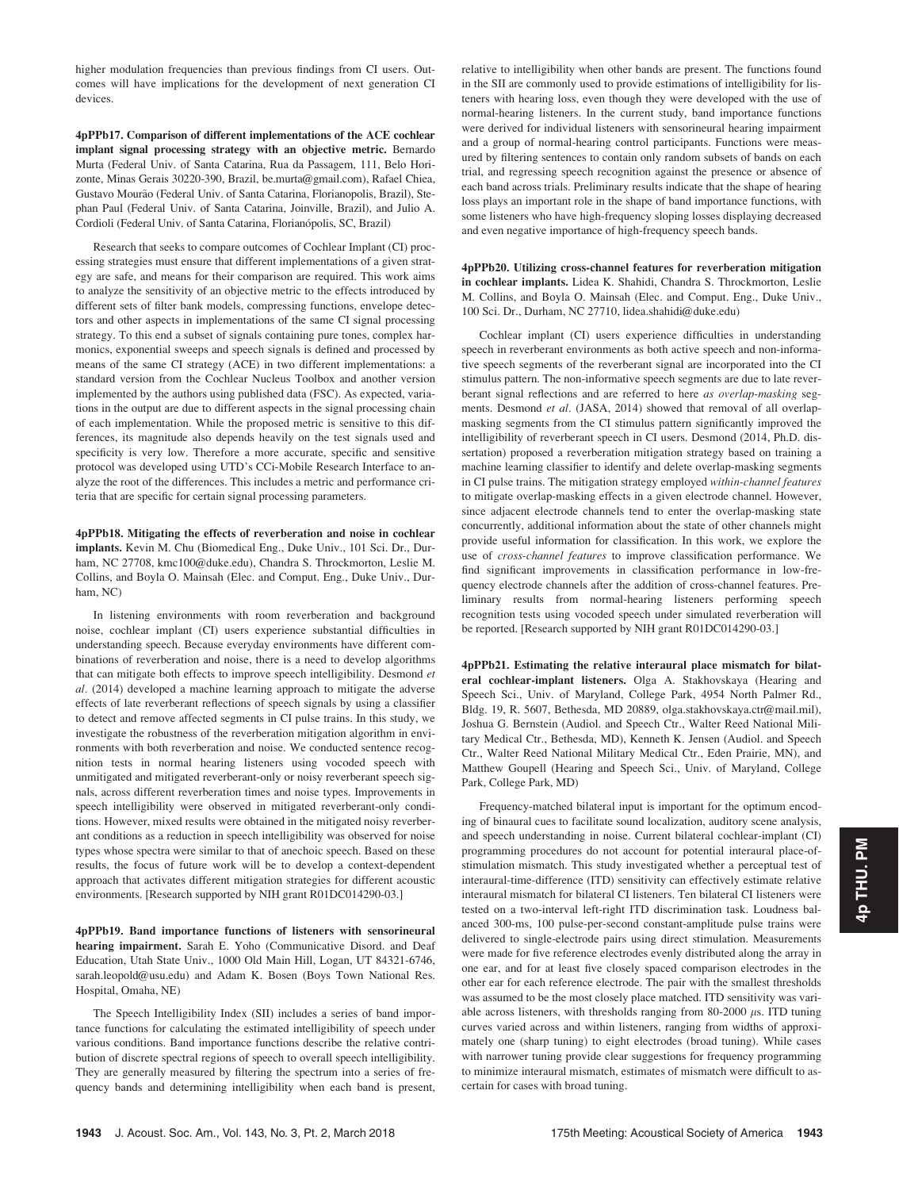higher modulation frequencies than previous findings from CI users. Outcomes will have implications for the development of next generation CI devices.

**4pPPb17. Comparison of different implementations of the ACE cochlear implant signal processing strategy with an objective metric.** Bernardo Murta (Federal Univ. of Santa Catarina, Rua da Passagem, 111, Belo Horizonte, Minas Gerais 30220-390, Brazil, be.murta@gmail.com), Rafael Chiea, Gustavo Mourão (Federal Univ. of Santa Catarina, Florianopolis, Brazil), Stephan Paul (Federal Univ. of Santa Catarina, Joinville, Brazil), and Julio A. Cordioli (Federal Univ. of Santa Catarina, Florianópolis, SC, Brazil)

Research that seeks to compare outcomes of Cochlear Implant (CI) processing strategies must ensure that different implementations of a given strategy are safe, and means for their comparison are required. This work aims to analyze the sensitivity of an objective metric to the effects introduced by different sets of filter bank models, compressing functions, envelope detectors and other aspects in implementations of the same CI signal processing strategy. To this end a subset of signals containing pure tones, complex harmonics, exponential sweeps and speech signals is defined and processed by means of the same CI strategy (ACE) in two different implementations: a standard version from the Cochlear Nucleus Toolbox and another version implemented by the authors using published data (FSC). As expected, variations in the output are due to different aspects in the signal processing chain of each implementation. While the proposed metric is sensitive to this differences, its magnitude also depends heavily on the test signals used and specificity is very low. Therefore a more accurate, specific and sensitive protocol was developed using UTD's CCi-Mobile Research Interface to analyze the root of the differences. This includes a metric and performance criteria that are specific for certain signal processing parameters.

**4pPPb18. Mitigating the effects of reverberation and noise in cochlear implants.** Kevin M. Chu (Biomedical Eng., Duke Univ., 101 Sci. Dr., Durham, NC 27708, kmc100@duke.edu), Chandra S. Throckmorton, Leslie M. Collins, and Boyla O. Mainsah (Elec. and Comput. Eng., Duke Univ., Durham, NC)

In listening environments with room reverberation and background noise, cochlear implant (CI) users experience substantial difficulties in understanding speech. Because everyday environments have different combinations of reverberation and noise, there is a need to develop algorithms that can mitigate both effects to improve speech intelligibility. Desmond *et al*. (2014) developed a machine learning approach to mitigate the adverse effects of late reverberant reflections of speech signals by using a classifier to detect and remove affected segments in CI pulse trains. In this study, we investigate the robustness of the reverberation mitigation algorithm in environments with both reverberation and noise. We conducted sentence recognition tests in normal hearing listeners using vocoded speech with unmitigated and mitigated reverberant-only or noisy reverberant speech signals, across different reverberation times and noise types. Improvements in speech intelligibility were observed in mitigated reverberant-only conditions. However, mixed results were obtained in the mitigated noisy reverberant conditions as a reduction in speech intelligibility was observed for noise types whose spectra were similar to that of anechoic speech. Based on these results, the focus of future work will be to develop a context-dependent approach that activates different mitigation strategies for different acoustic environments. [Research supported by NIH grant R01DC014290-03.]

**4pPPb19. Band importance functions of listeners with sensorineural hearing impairment.** Sarah E. Yoho (Communicative Disord. and Deaf Education, Utah State Univ., 1000 Old Main Hill, Logan, UT 84321-6746, sarah.leopold@usu.edu) and Adam K. Bosen (Boys Town National Res. Hospital, Omaha, NE)

The Speech Intelligibility Index (SII) includes a series of band importance functions for calculating the estimated intelligibility of speech under various conditions. Band importance functions describe the relative contribution of discrete spectral regions of speech to overall speech intelligibility. They are generally measured by filtering the spectrum into a series of frequency bands and determining intelligibility when each band is present, relative to intelligibility when other bands are present. The functions found in the SII are commonly used to provide estimations of intelligibility for listeners with hearing loss, even though they were developed with the use of normal-hearing listeners. In the current study, band importance functions were derived for individual listeners with sensorineural hearing impairment and a group of normal-hearing control participants. Functions were measured by filtering sentences to contain only random subsets of bands on each trial, and regressing speech recognition against the presence or absence of each band across trials. Preliminary results indicate that the shape of hearing loss plays an important role in the shape of band importance functions, with some listeners who have high-frequency sloping losses displaying decreased and even negative importance of high-frequency speech bands.

**4pPPb20. Utilizing cross-channel features for reverberation mitigation in cochlear implants.** Lidea K. Shahidi, Chandra S. Throckmorton, Leslie M. Collins, and Boyla O. Mainsah (Elec. and Comput. Eng., Duke Univ., 100 Sci. Dr., Durham, NC 27710, lidea.shahidi@duke.edu)

Cochlear implant (CI) users experience difficulties in understanding speech in reverberant environments as both active speech and non-informative speech segments of the reverberant signal are incorporated into the CI stimulus pattern. The non-informative speech segments are due to late reverberant signal reflections and are referred to here *as overlap-masking* segments. Desmond *et al*. (JASA, 2014) showed that removal of all overlap-masking segments from the CI stimulus pattern significantly improved the intelligibility of reverberant speech in CI users. Desmond (2014, Ph.D. dissertation) proposed a reverberation mitigation strategy based on training a machine learning classifier to identify and delete overlap-masking segments in CI pulse trains. The mitigation strategy employed *within-channel features* to mitigate overlap-masking effects in a given electrode channel. However, since adjacent electrode channels tend to enter the overlap-masking state concurrently, additional information about the state of other channels might provide useful information for classification. In this work, we explore the use of *cross-channel features* to improve classification performance. We find significant improvements in classification performance in low-frequency electrode channels after the addition of cross-channel features. Preliminary results from normal-hearing listeners performing speech recognition tests using vocoded speech under simulated reverberation will be reported. [Research supported by NIH grant R01DC014290-03.]

**4pPPb21. Estimating the relative interaural place mismatch for bilateral cochlear-implant listeners.** Olga A. Stakhovskaya (Hearing and Speech Sci., Univ. of Maryland, College Park, 4954 North Palmer Rd., Bldg. 19, R. 5607, Bethesda, MD 20889, olga.stakhovskaya.ctr@mail.mil), Joshua G. Bernstein (Audiol. and Speech Ctr., Walter Reed National Military Medical Ctr., Bethesda, MD), Kenneth K. Jensen (Audiol. and Speech Ctr., Walter Reed National Military Medical Ctr., Eden Prairie, MN), and Matthew Goupell (Hearing and Speech Sci., Univ. of Maryland, College Park, College Park, MD)

Frequency-matched bilateral input is important for the optimum encoding of binaural cues to facilitate sound localization, auditory scene analysis, and speech understanding in noise. Current bilateral cochlear-implant (CI) programming procedures do not account for potential interaural place-of-stimulation mismatch. This study investigated whether a perceptual test of interaural-time-difference (ITD) sensitivity can effectively estimate relative interaural mismatch for bilateral CI listeners. Ten bilateral CI listeners were tested on a two-interval left-right ITD discrimination task. Loudness balanced 300-ms, 100 pulse-per-second constant-amplitude pulse trains were delivered to single-electrode pairs using direct stimulation. Measurements were made for five reference electrodes evenly distributed along the array in one ear, and for at least five closely spaced comparison electrodes in the other ear for each reference electrode. The pair with the smallest thresholds was assumed to be the most closely place matched. ITD sensitivity was variable across listeners, with thresholds ranging from 80-2000 $\mu$s. ITD tuning curves varied across and within listeners, ranging from widths of approximately one (sharp tuning) to eight electrodes (broad tuning). While cases with narrower tuning provide clear suggestions for frequency programming to minimize interaural mismatch, estimates of mismatch were difficult to ascertain for cases with broad tuning.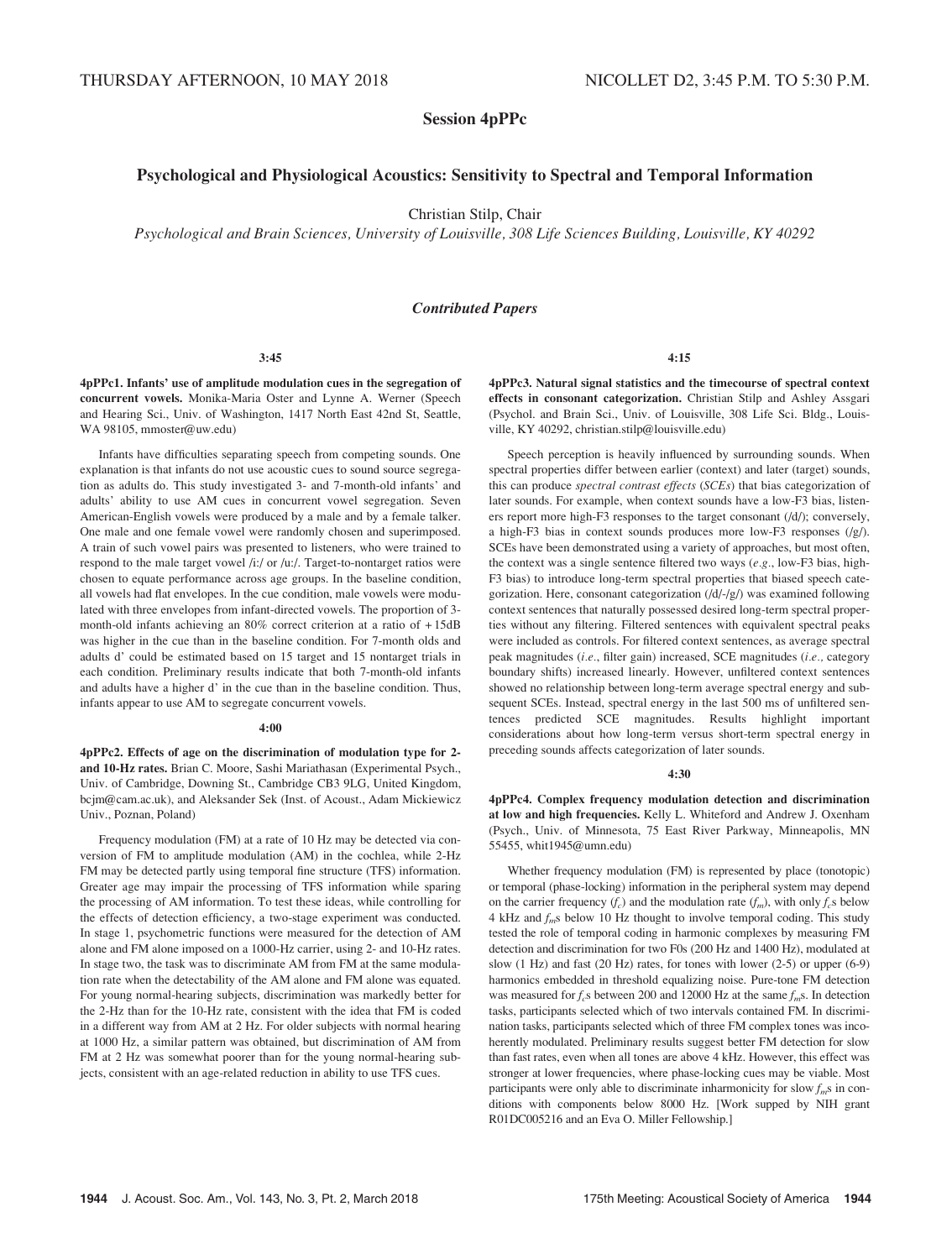THURSDAY AFTERNOON, 10 MAY 2018 NICOLLET D2, 3:45 P.M. TO 5:30 P.M.

## Session 4pPPc

## Psychological and Physiological Acoustics: Sensitivity to Spectral and Temporal Information

Christian Stilp, Chair

*Psychological and Brain Sciences, University of Louisville, 308 Life Sciences Building, Louisville, KY 40292*

### *Contributed Papers*

**3:45**

**4pPPc1. Infants' use of amplitude modulation cues in the segregation of concurrent vowels.** Monika-Maria Oster and Lynne A. Werner (Speech and Hearing Sci., Univ. of Washington, 1417 North East 42nd St, Seattle, WA 98105, mmoster@uw.edu)

Infants have difficulties separating speech from competing sounds. One explanation is that infants do not use acoustic cues to sound source segregation as adults do. This study investigated 3- and 7-month-old infants' and adults' ability to use AM cues in concurrent vowel segregation. Seven American-English vowels were produced by a male and by a female talker. One male and one female vowel were randomly chosen and superimposed. A train of such vowel pairs was presented to listeners, who were trained to respond to the male target vowel /i:/ or /u:/. Target-to-nontarget ratios were chosen to equate performance across age groups. In the baseline condition, all vowels had flat envelopes. In the cue condition, male vowels were modulated with three envelopes from infant-directed vowels. The proportion of 3-month-old infants achieving an 80% correct criterion at a ratio of +15dB was higher in the cue than in the baseline condition. For 7-month olds and adults d' could be estimated based on 15 target and 15 nontarget trials in each condition. Preliminary results indicate that both 7-month-old infants and adults have a higher d' in the cue than in the baseline condition. Thus, infants appear to use AM to segregate concurrent vowels.

**4:00**

**4pPPc2. Effects of age on the discrimination of modulation type for 2- and 10-Hz rates.** Brian C. Moore, Sashi Mariathasan (Experimental Psych., Univ. of Cambridge, Downing St., Cambridge CB3 9LG, United Kingdom, bcjm@cam.ac.uk), and Aleksander Sek (Inst. of Acoust., Adam Mickiewicz Univ., Poznan, Poland)

Frequency modulation (FM) at a rate of 10 Hz may be detected via conversion of FM to amplitude modulation (AM) in the cochlea, while 2-Hz FM may be detected partly using temporal fine structure (TFS) information. Greater age may impair the processing of TFS information while sparing the processing of AM information. To test these ideas, while controlling for the effects of detection efficiency, a two-stage experiment was conducted. In stage 1, psychometric functions were measured for the detection of AM alone and FM alone imposed on a 1000-Hz carrier, using 2- and 10-Hz rates. In stage two, the task was to discriminate AM from FM at the same modulation rate when the detectability of the AM alone and FM alone was equated. For young normal-hearing subjects, discrimination was markedly better for the 2-Hz than for the 10-Hz rate, consistent with the idea that FM is coded in a different way from AM at 2 Hz. For older subjects with normal hearing at 1000 Hz, a similar pattern was obtained, but discrimination of AM from FM at 2 Hz was somewhat poorer than for the young normal-hearing subjects, consistent with an age-related reduction in ability to use TFS cues.

**4:15**

**4pPPc3. Natural signal statistics and the timecourse of spectral context effects in consonant categorization.** Christian Stilp and Ashley Assgari (Psychol. and Brain Sci., Univ. of Louisville, 308 Life Sci. Bldg., Louisville, KY 40292, christian.stilp@louisville.edu)

Speech perception is heavily influenced by surrounding sounds. When spectral properties differ between earlier (context) and later (target) sounds, this can produce *spectral contrast effects* (*SCEs*) that bias categorization of later sounds. For example, when context sounds have a low-F3 bias, listeners report more high-F3 responses to the target consonant (/d/); conversely, a high-F3 bias in context sounds produces more low-F3 responses (/g/). SCEs have been demonstrated using a variety of approaches, but most often, the context was a single sentence filtered two ways (*e.g.*, low-F3 bias, high-F3 bias) to introduce long-term spectral properties that biased speech categorization. Here, consonant categorization (/d/-/g/) was examined following context sentences that naturally possessed desired long-term spectral properties without any filtering. Filtered sentences with equivalent spectral peaks were included as controls. For filtered context sentences, as average spectral peak magnitudes (*i.e.*, filter gain) increased, SCE magnitudes (*i.e.*, category boundary shifts) increased linearly. However, unfiltered context sentences showed no relationship between long-term average spectral energy and subsequent SCEs. Instead, spectral energy in the last 500 ms of unfiltered sentences predicted SCE magnitudes. Results highlight important considerations about how long-term versus short-term spectral energy in preceding sounds affects categorization of later sounds.

**4:30**

**4pPPc4. Complex frequency modulation detection and discrimination at low and high frequencies.** Kelly L. Whiteford and Andrew J. Oxenham (Psych., Univ. of Minnesota, 75 East River Parkway, Minneapolis, MN 55455, whit1945@umn.edu)

Whether frequency modulation (FM) is represented by place (tonotopic) or temporal (phase-locking) information in the peripheral system may depend on the carrier frequency ($f_c$) and the modulation rate ($f_m$), with only $f_c$s below 4 kHz and $f_m$s below 10 Hz thought to involve temporal coding. This study tested the role of temporal coding in harmonic complexes by measuring FM detection and discrimination for two F0s (200 Hz and 1400 Hz), modulated at slow (1 Hz) and fast (20 Hz) rates, for tones with lower (2-5) or upper (6-9) harmonics embedded in threshold equalizing noise. Pure-tone FM detection was measured for $f_c$s between 200 and 12000 Hz at the same $f_m$s. In detection tasks, participants selected which of two intervals contained FM. In discrimination tasks, participants selected which of three FM complex tones was incoherently modulated. Preliminary results suggest better FM detection for slow than fast rates, even when all tones are above 4 kHz. However, this effect was stronger at lower frequencies, where phase-locking cues may be viable. Most participants were only able to discriminate inharmonicity for slow $f_m$s in conditions with components below 8000 Hz. [Work supped by NIH grant R01DC005216 and an Eva O. Miller Fellowship.]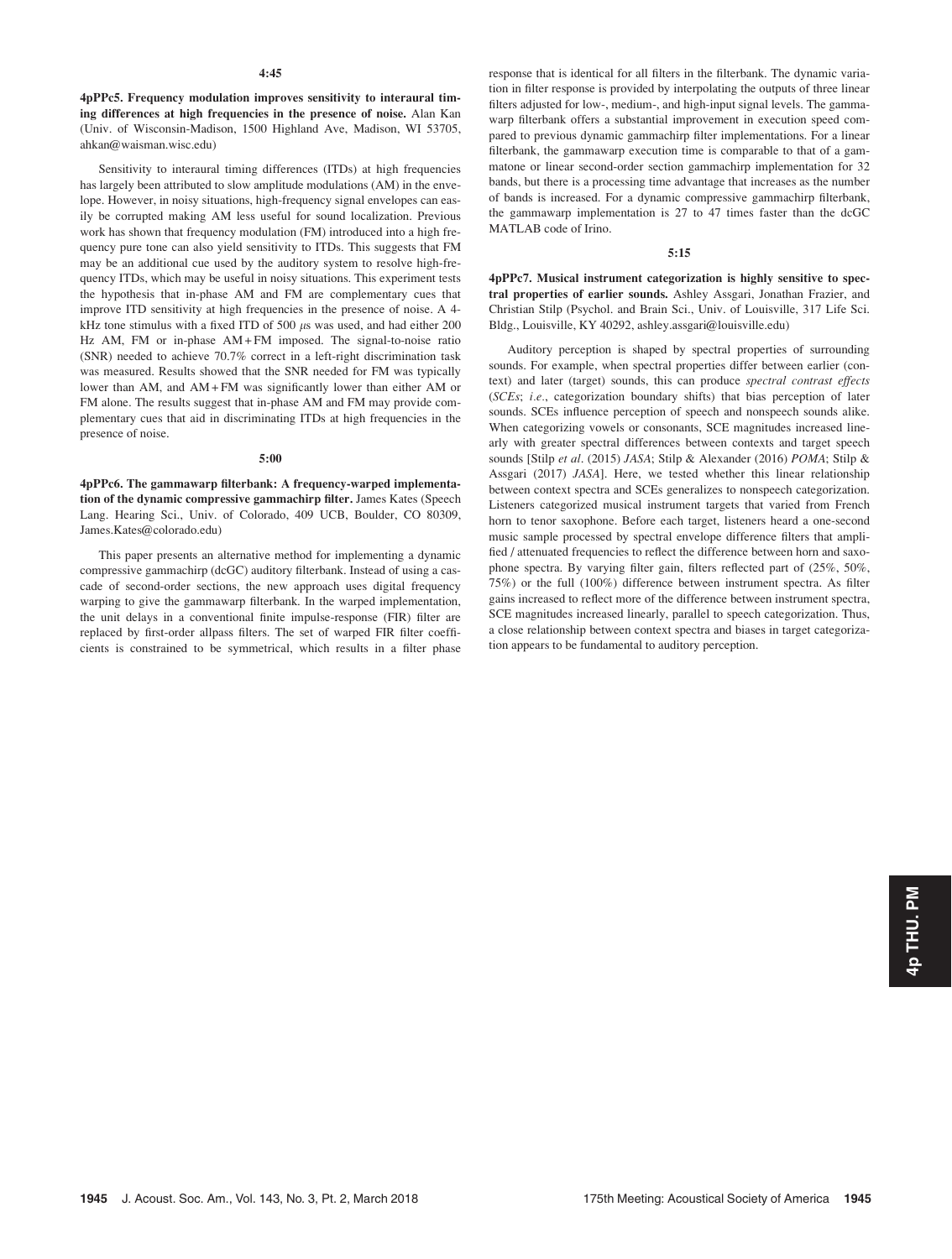**4:45**

**4pPPc5. Frequency modulation improves sensitivity to interaural timing differences at high frequencies in the presence of noise.** Alan Kan (Univ. of Wisconsin-Madison, 1500 Highland Ave, Madison, WI 53705, ahkan@waisman.wisc.edu)

Sensitivity to interaural timing differences (ITDs) at high frequencies has largely been attributed to slow amplitude modulations (AM) in the envelope. However, in noisy situations, high-frequency signal envelopes can easily be corrupted making AM less useful for sound localization. Previous work has shown that frequency modulation (FM) introduced into a high frequency pure tone can also yield sensitivity to ITDs. This suggests that FM may be an additional cue used by the auditory system to resolve high-frequency ITDs, which may be useful in noisy situations. This experiment tests the hypothesis that in-phase AM and FM are complementary cues that improve ITD sensitivity at high frequencies in the presence of noise. A 4-kHz tone stimulus with a fixed ITD of 500 $\mu$s was used, and had either 200 Hz AM, FM or in-phase AM + FM imposed. The signal-to-noise ratio (SNR) needed to achieve 70.7% correct in a left-right discrimination task was measured. Results showed that the SNR needed for FM was typically lower than AM, and AM + FM was significantly lower than either AM or FM alone. The results suggest that in-phase AM and FM may provide complementary cues that aid in discriminating ITDs at high frequencies in the presence of noise.

**5:00**

**4pPPc6. The gammawarp filterbank: A frequency-warped implementation of the dynamic compressive gammachirp filter.** James Kates (Speech Lang. Hearing Sci., Univ. of Colorado, 409 UCB, Boulder, CO 80309, James.Kates@colorado.edu)

This paper presents an alternative method for implementing a dynamic compressive gammachirp (dcGC) auditory filterbank. Instead of using a cascade of second-order sections, the new approach uses digital frequency warping to give the gammawarp filterbank. In the warped implementation, the unit delays in a conventional finite impulse-response (FIR) filter are replaced by first-order allpass filters. The set of warped FIR filter coefficients is constrained to be symmetrical, which results in a filter phase response that is identical for all filters in the filterbank. The dynamic variation in filter response is provided by interpolating the outputs of three linear filters adjusted for low-, medium-, and high-input signal levels. The gammawarp filterbank offers a substantial improvement in execution speed compared to previous dynamic gammachirp filter implementations. For a linear filterbank, the gammawarp execution time is comparable to that of a gammatone or linear second-order section gammachirp implementation for 32 bands, but there is a processing time advantage that increases as the number of bands is increased. For a dynamic compressive gammachirp filterbank, the gammawarp implementation is 27 to 47 times faster than the dcGC MATLAB code of Irino.

**5:15**

**4pPPc7. Musical instrument categorization is highly sensitive to spectral properties of earlier sounds.** Ashley Assgari, Jonathan Frazier, and Christian Stilp (Psychol. and Brain Sci., Univ. of Louisville, 317 Life Sci. Bldg., Louisville, KY 40292, ashley.assgari@louisville.edu)

Auditory perception is shaped by spectral properties of surrounding sounds. For example, when spectral properties differ between earlier (context) and later (target) sounds, this can produce *spectral contrast effects* (*SCEs*; *i.e.*, categorization boundary shifts) that bias perception of later sounds. SCEs influence perception of speech and nonspeech sounds alike. When categorizing vowels or consonants, SCE magnitudes increased linearly with greater spectral differences between contexts and target speech sounds [Stilp *et al*. (2015) *JASA*; Stilp & Alexander (2016) *POMA*; Stilp & Assgari (2017) *JASA*]. Here, we tested whether this linear relationship between context spectra and SCEs generalizes to nonspeech categorization. Listeners categorized musical instrument targets that varied from French horn to tenor saxophone. Before each target, listeners heard a one-second music sample processed by spectral envelope difference filters that amplified / attenuated frequencies to reflect the difference between horn and saxophone spectra. By varying filter gain, filters reflected part of (25%, 50%, 75%) or the full (100%) difference between instrument spectra. As filter gains increased to reflect more of the difference between instrument spectra, SCE magnitudes increased linearly, parallel to speech categorization. Thus, a close relationship between context spectra and biases in target categorization appears to be fundamental to auditory perception.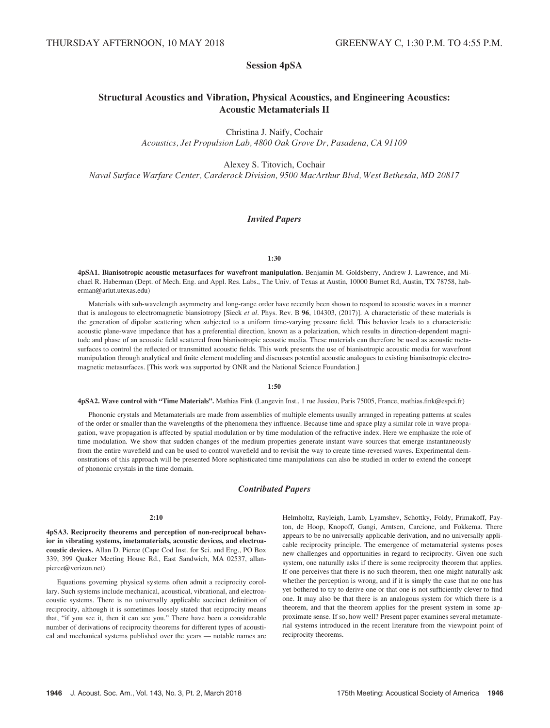THURSDAY AFTERNOON, 10 MAY 2018 GREENWAY C, 1:30 P.M. TO 4:55 P.M.

# Session 4pSA

## Structural Acoustics and Vibration, Physical Acoustics, and Engineering Acoustics: Acoustic Metamaterials II

Christina J. Naify, Cochair
*Acoustics, Jet Propulsion Lab, 4800 Oak Grove Dr, Pasadena, CA 91109*

Alexey S. Titovich, Cochair
*Naval Surface Warfare Center, Carderock Division, 9500 MacArthur Blvd, West Bethesda, MD 20817*

### *Invited Papers*

**1:30**

**4pSA1. Bianisotropic acoustic metasurfaces for wavefront manipulation.** Benjamin M. Goldsberry, Andrew J. Lawrence, and Michael R. Haberman (Dept. of Mech. Eng. and Appl. Res. Labs., The Univ. of Texas at Austin, 10000 Burnet Rd, Austin, TX 78758, haberman@arlut.utexas.edu)

Materials with sub-wavelength asymmetry and long-range order have recently been shown to respond to acoustic waves in a manner that is analogous to electromagnetic bianisotropy [Sieck *et al*. Phys. Rev. B **96**, 104303, (2017)]. A characteristic of these materials is the generation of dipolar scattering when subjected to a uniform time-varying pressure field. This behavior leads to a characteristic acoustic plane-wave impedance that has a preferential direction, known as a polarization, which results in direction-dependent magnitude and phase of an acoustic field scattered from bianisotropic acoustic media. These materials can therefore be used as acoustic metasurfaces to control the reflected or transmitted acoustic fields. This work presents the use of bianisotropic acoustic media for wavefront manipulation through analytical and finite element modeling and discusses potential acoustic analogues to existing bianisotropic electromagnetic metasurfaces. [This work was supported by ONR and the National Science Foundation.]

**1:50**

**4pSA2. Wave control with "Time Materials".** Mathias Fink (Langevin Inst., 1 rue Jussieu, Paris 75005, France, mathias.fink@espci.fr)

Phononic crystals and Metamaterials are made from assemblies of multiple elements usually arranged in repeating patterns at scales of the order or smaller than the wavelengths of the phenomena they influence. Because time and space play a similar role in wave propagation, wave propagation is affected by spatial modulation or by time modulation of the refractive index. Here we emphasize the role of time modulation. We show that sudden changes of the medium properties generate instant wave sources that emerge instantaneously from the entire wavefield and can be used to control wavefield and to revisit the way to create time-reversed waves. Experimental demonstrations of this approach will be presented More sophisticated time manipulations can also be studied in order to extend the concept of phononic crystals in the time domain.

### *Contributed Papers*

**2:10**

**4pSA3. Reciprocity theorems and perception of non-reciprocal behavior in vibrating systems, imetamaterials, acoustic devices, and electroacoustic devices.** Allan D. Pierce (Cape Cod Inst. for Sci. and Eng., PO Box 339, 399 Quaker Meeting House Rd., East Sandwich, MA 02537, allanpierce@verizon.net)

Equations governing physical systems often admit a reciprocity corollary. Such systems include mechanical, acoustical, vibrational, and electroacoustic systems. There is no universally applicable succinct definition of reciprocity, although it is sometimes loosely stated that reciprocity means that, "if you see it, then it can see you." There have been a considerable number of derivations of reciprocity theorems for different types of acoustical and mechanical systems published over the years — notable names are Helmholtz, Rayleigh, Lamb, Lyamshev, Schottky, Foldy, Primakoff, Payton, de Hoop, Knopoff, Gangi, Arntsen, Carcione, and Fokkema. There appears to be no universally applicable derivation, and no universally applicable reciprocity principle. The emergence of metamaterial systems poses new challenges and opportunities in regard to reciprocity. Given one such system, one naturally asks if there is some reciprocity theorem that applies. If one perceives that there is no such theorem, then one might naturally ask whether the perception is wrong, and if it is simply the case that no one has yet bothered to try to derive one or that one is not sufficiently clever to find one. It may also be that there is an analogous system for which there is a theorem, and that the theorem applies for the present system in some approximate sense. If so, how well? Present paper examines several metamaterial systems introduced in the recent literature from the viewpoint point of reciprocity theorems.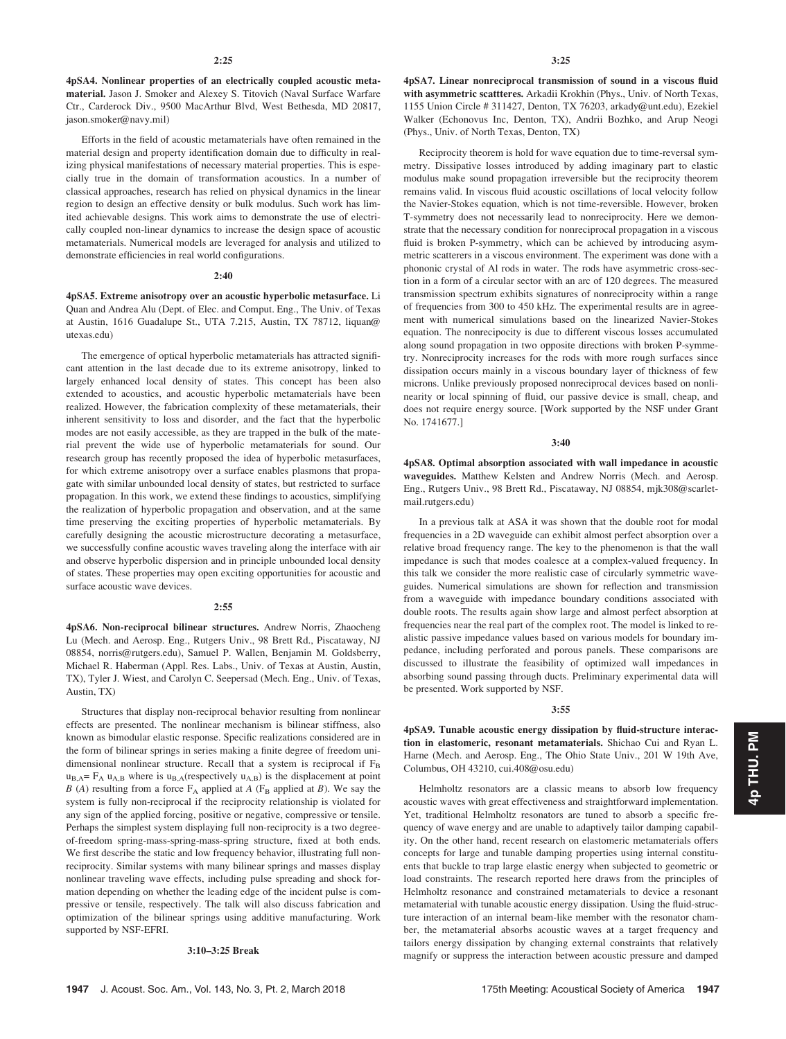**2:25**

**4pSA4. Nonlinear properties of an electrically coupled acoustic metamaterial.** Jason J. Smoker and Alexey S. Titovich (Naval Surface Warfare Ctr., Carderock Div., 9500 MacArthur Blvd, West Bethesda, MD 20817, jason.smoker@navy.mil)

Efforts in the field of acoustic metamaterials have often remained in the material design and property identification domain due to difficulty in realizing physical manifestations of necessary material properties. This is especially true in the domain of transformation acoustics. In a number of classical approaches, research has relied on physical dynamics in the linear region to design an effective density or bulk modulus. Such work has limited achievable designs. This work aims to demonstrate the use of electrically coupled non-linear dynamics to increase the design space of acoustic metamaterials. Numerical models are leveraged for analysis and utilized to demonstrate efficiencies in real world configurations.

**2:40**

**4pSA5. Extreme anisotropy over an acoustic hyperbolic metasurface.** Li Quan and Andrea Alu (Dept. of Elec. and Comput. Eng., The Univ. of Texas at Austin, 1616 Guadalupe St., UTA 7.215, Austin, TX 78712, liquan@utexas.edu)

The emergence of optical hyperbolic metamaterials has attracted significant attention in the last decade due to its extreme anisotropy, linked to largely enhanced local density of states. This concept has been also extended to acoustics, and acoustic hyperbolic metamaterials have been realized. However, the fabrication complexity of these metamaterials, their inherent sensitivity to loss and disorder, and the fact that the hyperbolic modes are not easily accessible, as they are trapped in the bulk of the material prevent the wide use of hyperbolic metamaterials for sound. Our research group has recently proposed the idea of hyperbolic metasurfaces, for which extreme anisotropy over a surface enables plasmons that propagate with similar unbounded local density of states, but restricted to surface propagation. In this work, we extend these findings to acoustics, simplifying the realization of hyperbolic propagation and observation, and at the same time preserving the exciting properties of hyperbolic metamaterials. By carefully designing the acoustic microstructure decorating a metasurface, we successfully confine acoustic waves traveling along the interface with air and observe hyperbolic dispersion and in principle unbounded local density of states. These properties may open exciting opportunities for acoustic and surface acoustic wave devices.

**2:55**

**4pSA6. Non-reciprocal bilinear structures.** Andrew Norris, Zhaocheng Lu (Mech. and Aerosp. Eng., Rutgers Univ., 98 Brett Rd., Piscataway, NJ 08854, norris@rutgers.edu), Samuel P. Wallen, Benjamin M. Goldsberry, Michael R. Haberman (Appl. Res. Labs., Univ. of Texas at Austin, Austin, TX), Tyler J. Wiest, and Carolyn C. Seepersad (Mech. Eng., Univ. of Texas, Austin, TX)

Structures that display non-reciprocal behavior resulting from nonlinear effects are presented. The nonlinear mechanism is bilinear stiffness, also known as bimodular elastic response. Specific realizations considered are in the form of bilinear springs in series making a finite degree of freedom unidimensional nonlinear structure. Recall that a system is reciprocal if $F_B u_{B,A}= F_A u_{A,B}$ where is $u_{B,A}$(respectively $u_{A,B}$) is the displacement at point $B$ ($A$) resulting from a force $F_A$ applied at $A$ ($F_B$ applied at $B$). We say the system is fully non-reciprocal if the reciprocity relationship is violated for any sign of the applied forcing, positive or negative, compressive or tensile. Perhaps the simplest system displaying full non-reciprocity is a two degree-of-freedom spring-mass-spring-mass-spring structure, fixed at both ends. We first describe the static and low frequency behavior, illustrating full non-reciprocity. Similar systems with many bilinear springs and masses display nonlinear traveling wave effects, including pulse spreading and shock formation depending on whether the leading edge of the incident pulse is compressive or tensile, respectively. The talk will also discuss fabrication and optimization of the bilinear springs using additive manufacturing. Work supported by NSF-EFRI.

**3:10–3:25 Break**

**3:25**

**4pSA7. Linear nonreciprocal transmission of sound in a viscous fluid with asymmetric scattteres.** Arkadii Krokhin (Phys., Univ. of North Texas, 1155 Union Circle # 311427, Denton, TX 76203, arkady@unt.edu), Ezekiel Walker (Echonovus Inc, Denton, TX), Andrii Bozhko, and Arup Neogi (Phys., Univ. of North Texas, Denton, TX)

Reciprocity theorem is hold for wave equation due to time-reversal symmetry. Dissipative losses introduced by adding imaginary part to elastic modulus make sound propagation irreversible but the reciprocity theorem remains valid. In viscous fluid acoustic oscillations of local velocity follow the Navier-Stokes equation, which is not time-reversible. However, broken T-symmetry does not necessarily lead to nonreciprocity. Here we demonstrate that the necessary condition for nonreciprocal propagation in a viscous fluid is broken P-symmetry, which can be achieved by introducing asymmetric scatterers in a viscous environment. The experiment was done with a phononic crystal of Al rods in water. The rods have asymmetric cross-section in a form of a circular sector with an arc of 120 degrees. The measured transmission spectrum exhibits signatures of nonreciprocity within a range of frequencies from 300 to 450 kHz. The experimental results are in agreement with numerical simulations based on the linearized Navier-Stokes equation. The nonrecipocity is due to different viscous losses accumulated along sound propagation in two opposite directions with broken P-symmetry. Nonreciprocity increases for the rods with more rough surfaces since dissipation occurs mainly in a viscous boundary layer of thickness of few microns. Unlike previously proposed nonreciprocal devices based on nonlinearity or local spinning of fluid, our passive device is small, cheap, and does not require energy source. [Work supported by the NSF under Grant No. 1741677.]

**3:40**

**4pSA8. Optimal absorption associated with wall impedance in acoustic waveguides.** Matthew Kelsten and Andrew Norris (Mech. and Aerosp. Eng., Rutgers Univ., 98 Brett Rd., Piscataway, NJ 08854, mjk308@scarletmail.rutgers.edu)

In a previous talk at ASA it was shown that the double root for modal frequencies in a 2D waveguide can exhibit almost perfect absorption over a relative broad frequency range. The key to the phenomenon is that the wall impedance is such that modes coalesce at a complex-valued frequency. In this talk we consider the more realistic case of circularly symmetric waveguides. Numerical simulations are shown for reflection and transmission from a waveguide with impedance boundary conditions associated with double roots. The results again show large and almost perfect absorption at frequencies near the real part of the complex root. The model is linked to realistic passive impedance values based on various models for boundary impedance, including perforated and porous panels. These comparisons are discussed to illustrate the feasibility of optimized wall impedances in absorbing sound passing through ducts. Preliminary experimental data will be presented. Work supported by NSF.

**3:55**

**4pSA9. Tunable acoustic energy dissipation by fluid-structure interaction in elastomeric, resonant metamaterials.** Shichao Cui and Ryan L. Harne (Mech. and Aerosp. Eng., The Ohio State Univ., 201 W 19th Ave, Columbus, OH 43210, cui.408@osu.edu)

Helmholtz resonators are a classic means to absorb low frequency acoustic waves with great effectiveness and straightforward implementation. Yet, traditional Helmholtz resonators are tuned to absorb a specific frequency of wave energy and are unable to adaptively tailor damping capability. On the other hand, recent research on elastomeric metamaterials offers concepts for large and tunable damping properties using internal constituents that buckle to trap large elastic energy when subjected to geometric or load constraints. The research reported here draws from the principles of Helmholtz resonance and constrained metamaterials to device a resonant metamaterial with tunable acoustic energy dissipation. Using the fluid-structure interaction of an internal beam-like member with the resonator chamber, the metamaterial absorbs acoustic waves at a target frequency and tailors energy dissipation by changing external constraints that relatively magnify or suppress the interaction between acoustic pressure and damped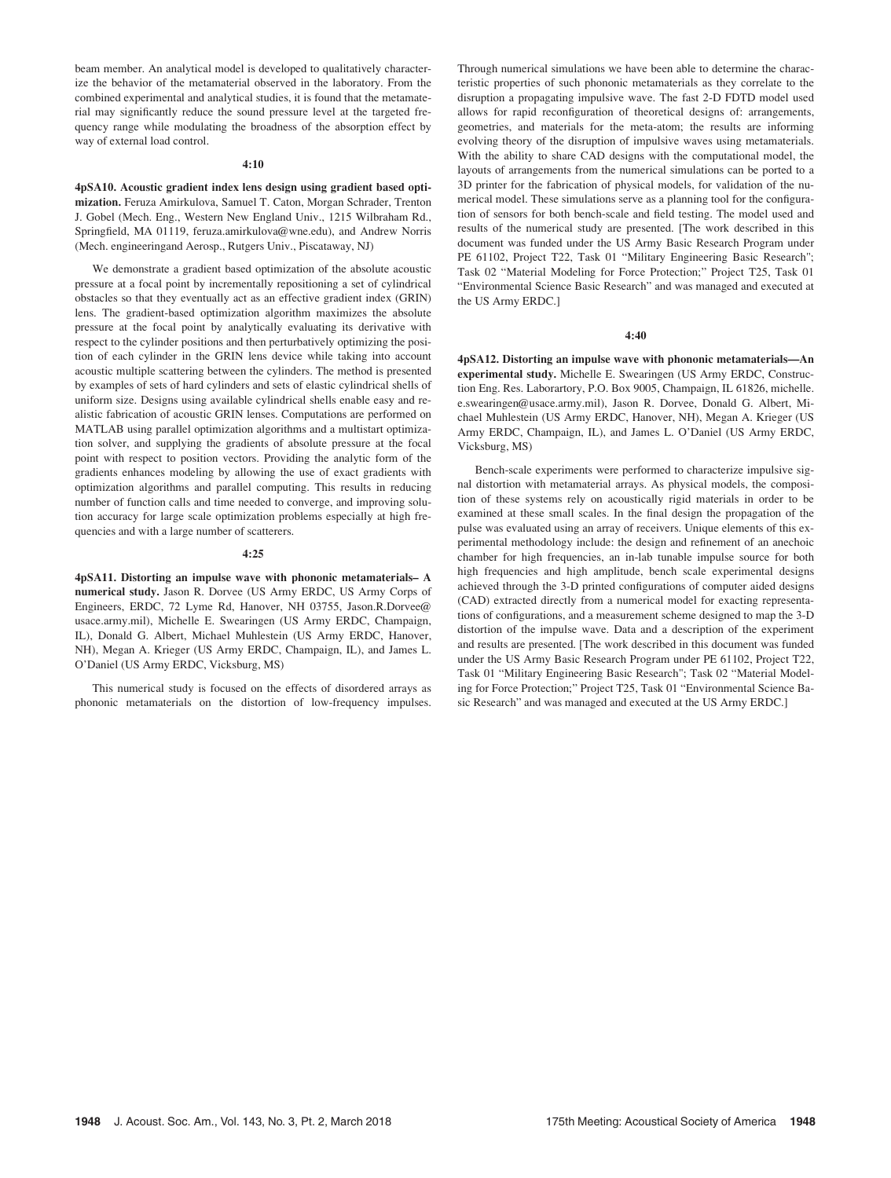beam member. An analytical model is developed to qualitatively characterize the behavior of the metamaterial observed in the laboratory. From the combined experimental and analytical studies, it is found that the metamaterial may significantly reduce the sound pressure level at the targeted frequency range while modulating the broadness of the absorption effect by way of external load control.

**4:10**

**4pSA10. Acoustic gradient index lens design using gradient based optimization.** Feruza Amirkulova, Samuel T. Caton, Morgan Schrader, Trenton J. Gobel (Mech. Eng., Western New England Univ., 1215 Wilbraham Rd., Springfield, MA 01119, feruza.amirkulova@wne.edu), and Andrew Norris (Mech. engineeringand Aerosp., Rutgers Univ., Piscataway, NJ)

We demonstrate a gradient based optimization of the absolute acoustic pressure at a focal point by incrementally repositioning a set of cylindrical obstacles so that they eventually act as an effective gradient index (GRIN) lens. The gradient-based optimization algorithm maximizes the absolute pressure at the focal point by analytically evaluating its derivative with respect to the cylinder positions and then perturbatively optimizing the position of each cylinder in the GRIN lens device while taking into account acoustic multiple scattering between the cylinders. The method is presented by examples of sets of hard cylinders and sets of elastic cylindrical shells of uniform size. Designs using available cylindrical shells enable easy and realistic fabrication of acoustic GRIN lenses. Computations are performed on MATLAB using parallel optimization algorithms and a multistart optimization solver, and supplying the gradients of absolute pressure at the focal point with respect to position vectors. Providing the analytic form of the gradients enhances modeling by allowing the use of exact gradients with optimization algorithms and parallel computing. This results in reducing number of function calls and time needed to converge, and improving solution accuracy for large scale optimization problems especially at high frequencies and with a large number of scatterers.

**4:25**

**4pSA11. Distorting an impulse wave with phononic metamaterials– A numerical study.** Jason R. Dorvee (US Army ERDC, US Army Corps of Engineers, ERDC, 72 Lyme Rd, Hanover, NH 03755, Jason.R.Dorvee@usace.army.mil), Michelle E. Swearingen (US Army ERDC, Champaign, IL), Donald G. Albert, Michael Muhlestein (US Army ERDC, Hanover, NH), Megan A. Krieger (US Army ERDC, Champaign, IL), and James L. O'Daniel (US Army ERDC, Vicksburg, MS)

This numerical study is focused on the effects of disordered arrays as phononic metamaterials on the distortion of low-frequency impulses. Through numerical simulations we have been able to determine the characteristic properties of such phononic metamaterials as they correlate to the disruption a propagating impulsive wave. The fast 2-D FDTD model used allows for rapid reconfiguration of theoretical designs of: arrangements, geometries, and materials for the meta-atom; the results are informing evolving theory of the disruption of impulsive waves using metamaterials. With the ability to share CAD designs with the computational model, the layouts of arrangements from the numerical simulations can be ported to a 3D printer for the fabrication of physical models, for validation of the numerical model. These simulations serve as a planning tool for the configuration of sensors for both bench-scale and field testing. The model used and results of the numerical study are presented. [The work described in this document was funded under the US Army Basic Research Program under PE 61102, Project T22, Task 01 "Military Engineering Basic Research"; Task 02 "Material Modeling for Force Protection;" Project T25, Task 01 "Environmental Science Basic Research" and was managed and executed at the US Army ERDC.]

**4:40**

**4pSA12. Distorting an impulse wave with phononic metamaterials—An experimental study.** Michelle E. Swearingen (US Army ERDC, Construction Eng. Res. Laborartory, P.O. Box 9005, Champaign, IL 61826, michelle.e.swearingen@usace.army.mil), Jason R. Dorvee, Donald G. Albert, Michael Muhlestein (US Army ERDC, Hanover, NH), Megan A. Krieger (US Army ERDC, Champaign, IL), and James L. O'Daniel (US Army ERDC, Vicksburg, MS)

Bench-scale experiments were performed to characterize impulsive signal distortion with metamaterial arrays. As physical models, the composition of these systems rely on acoustically rigid materials in order to be examined at these small scales. In the final design the propagation of the pulse was evaluated using an array of receivers. Unique elements of this experimental methodology include: the design and refinement of an anechoic chamber for high frequencies, an in-lab tunable impulse source for both high frequencies and high amplitude, bench scale experimental designs achieved through the 3-D printed configurations of computer aided designs (CAD) extracted directly from a numerical model for exacting representations of configurations, and a measurement scheme designed to map the 3-D distortion of the impulse wave. Data and a description of the experiment and results are presented. [The work described in this document was funded under the US Army Basic Research Program under PE 61102, Project T22, Task 01 "Military Engineering Basic Research"; Task 02 "Material Modeling for Force Protection;" Project T25, Task 01 "Environmental Science Basic Research" and was managed and executed at the US Army ERDC.]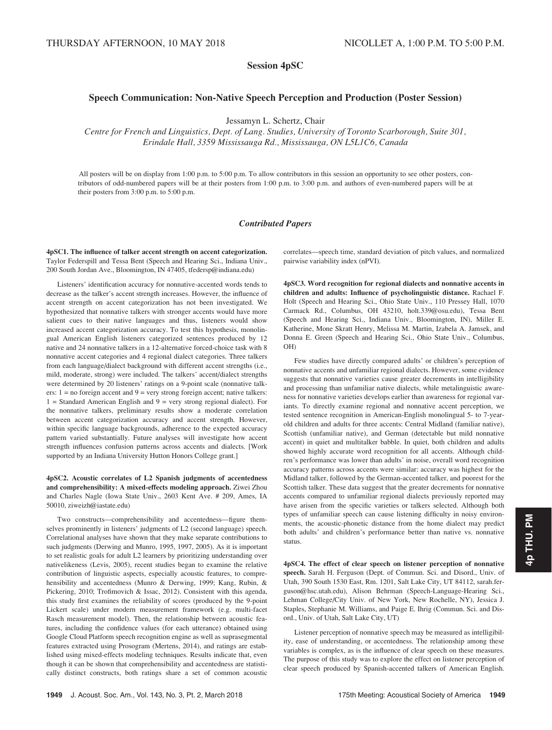THURSDAY AFTERNOON, 10 MAY 2018 NICOLLET A, 1:00 P.M. TO 5:00 P.M.

## Session 4pSC

### Speech Communication: Non-Native Speech Perception and Production (Poster Session)

Jessamyn L. Schertz, Chair

*Centre for French and Linguistics, Dept. of Lang. Studies, University of Toronto Scarborough, Suite 301, Erindale Hall, 3359 Mississauga Rd., Mississauga, ON L5L1C6, Canada*

All posters will be on display from 1:00 p.m. to 5:00 p.m. To allow contributors in this session an opportunity to see other posters, contributors of odd-numbered papers will be at their posters from 1:00 p.m. to 3:00 p.m. and authors of even-numbered papers will be at their posters from 3:00 p.m. to 5:00 p.m.

### *Contributed Papers*

**4pSC1. The influence of talker accent strength on accent categorization.** Taylor Federspill and Tessa Bent (Speech and Hearing Sci., Indiana Univ., 200 South Jordan Ave., Bloomington, IN 47405, tfedersp@indiana.edu)

Listeners' identification accuracy for nonnative-accented words tends to decrease as the talker's accent strength increases. However, the influence of accent strength on accent categorization has not been investigated. We hypothesized that nonnative talkers with stronger accents would have more salient cues to their native languages and thus, listeners would show increased accent categorization accuracy. To test this hypothesis, monolingual American English listeners categorized sentences produced by 12 native and 24 nonnative talkers in a 12-alternative forced-choice task with 8 nonnative accent categories and 4 regional dialect categories. Three talkers from each language/dialect background with different accent strengths (i.e., mild, moderate, strong) were included. The talkers' accent/dialect strengths were determined by 20 listeners' ratings on a 9-point scale (nonnative talkers: 1 = no foreign accent and 9 = very strong foreign accent; native talkers: 1 = Standard American English and 9 = very strong regional dialect). For the nonnative talkers, preliminary results show a moderate correlation between accent categorization accuracy and accent strength. However, within specific language backgrounds, adherence to the expected accuracy pattern varied substantially. Future analyses will investigate how accent strength influences confusion patterns across accents and dialects. [Work supported by an Indiana University Hutton Honors College grant.]

**4pSC2. Acoustic correlates of L2 Spanish judgments of accentedness and comprehensibility: A mixed-effects modeling approach.** Ziwei Zhou and Charles Nagle (Iowa State Univ., 2603 Kent Ave. # 209, Ames, IA 50010, ziweizh@iastate.edu)

Two constructs—comprehensibility and accentedness—figure themselves prominently in listeners' judgments of L2 (second language) speech. Correlational analyses have shown that they make separate contributions to such judgments (Derwing and Munro, 1995, 1997, 2005). As it is important to set realistic goals for adult L2 learners by prioritizing understanding over nativelikeness (Levis, 2005), recent studies began to examine the relative contribution of linguistic aspects, especially acoustic features, to comprehensibility and accentedness (Munro & Derwing, 1999; Kang, Rubin, & Pickering, 2010; Trofimovich & Issac, 2012). Consistent with this agenda, this study first examines the reliability of scores (produced by the 9-point Lickert scale) under modern measurement framework (e.g. multi-facet Rasch measurement model). Then, the relationship between acoustic features, including the confidence values (for each utterance) obtained using Google Cloud Platform speech recognition engine as well as suprasegmental features extracted using Prosogram (Mertens, 2014), and ratings are established using mixed-effects modeling techniques. Results indicate that, even though it can be shown that comprehensibility and accentedness are statistically distinct constructs, both ratings share a set of common acoustic correlates—speech time, standard deviation of pitch values, and normalized pairwise variability index (nPVI).

**4pSC3. Word recognition for regional dialects and nonnative accents in children and adults: Influence of psycholinguistic distance.** Rachael F. Holt (Speech and Hearing Sci., Ohio State Univ., 110 Pressey Hall, 1070 Carmack Rd., Columbus, OH 43210, holt.339@osu.edu), Tessa Bent (Speech and Hearing Sci., Indiana Univ., Bloomington, IN), Miller E. Katherine, Mone Skratt Henry, Melissa M. Martin, Izabela A. Jamsek, and Donna E. Green (Speech and Hearing Sci., Ohio State Univ., Columbus, OH)

Few studies have directly compared adults' or children's perception of nonnative accents and unfamiliar regional dialects. However, some evidence suggests that nonnative varieties cause greater decrements in intelligibility and processing than unfamiliar native dialects, while metalinguistic awareness for nonnative varieties develops earlier than awareness for regional variants. To directly examine regional and nonnative accent perception, we tested sentence recognition in American-English monolingual 5- to 7-year-old children and adults for three accents: Central Midland (familiar native), Scottish (unfamiliar native), and German (detectable but mild nonnative accent) in quiet and multitalker babble. In quiet, both children and adults showed highly accurate word recognition for all accents. Although children's performance was lower than adults' in noise, overall word recognition accuracy patterns across accents were similar: accuracy was highest for the Midland talker, followed by the German-accented talker, and poorest for the Scottish talker. These data suggest that the greater decrements for nonnative accents compared to unfamiliar regional dialects previously reported may have arisen from the specific varieties or talkers selected. Although both types of unfamiliar speech can cause listening difficulty in noisy environments, the acoustic-phonetic distance from the home dialect may predict both adults' and children's performance better than native vs. nonnative status.

**4pSC4. The effect of clear speech on listener perception of nonnative speech.** Sarah H. Ferguson (Dept. of Commun. Sci. and Disord., Univ. of Utah, 390 South 1530 East, Rm. 1201, Salt Lake City, UT 84112, sarah.ferguson@hsc.utah.edu), Alison Behrman (Speech-Language-Hearing Sci., Lehman College/City Univ. of New York, New Rochelle, NY), Jessica J. Staples, Stephanie M. Williams, and Paige E. Ihrig (Commun. Sci. and Disord., Univ. of Utah, Salt Lake City, UT)

Listener perception of nonnative speech may be measured as intelligibility, ease of understanding, or accentedness. The relationship among these variables is complex, as is the influence of clear speech on these measures. The purpose of this study was to explore the effect on listener perception of clear speech produced by Spanish-accented talkers of American English.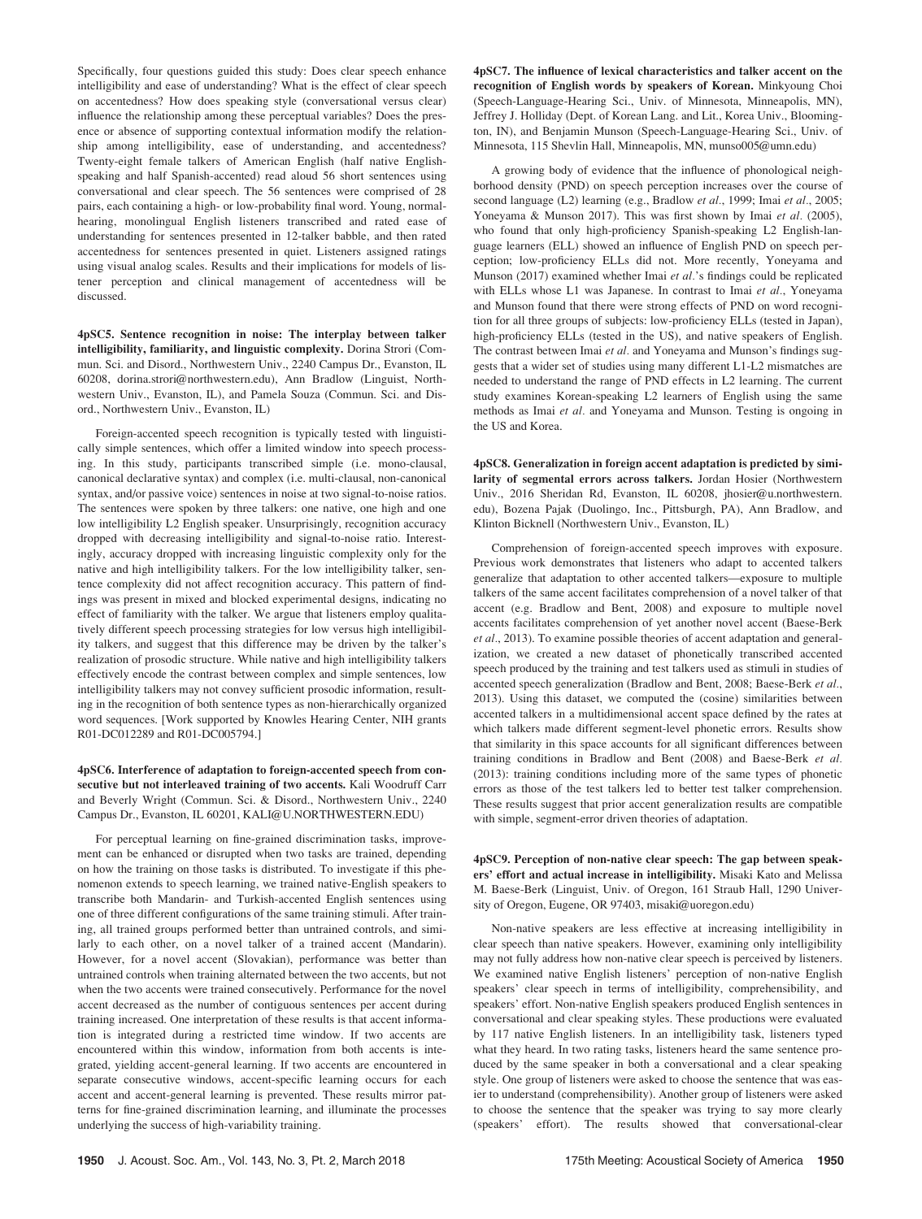Specifically, four questions guided this study: Does clear speech enhance intelligibility and ease of understanding? What is the effect of clear speech on accentedness? How does speaking style (conversational versus clear) influence the relationship among these perceptual variables? Does the presence or absence of supporting contextual information modify the relationship among intelligibility, ease of understanding, and accentedness? Twenty-eight female talkers of American English (half native English-speaking and half Spanish-accented) read aloud 56 short sentences using conversational and clear speech. The 56 sentences were comprised of 28 pairs, each containing a high- or low-probability final word. Young, normal-hearing, monolingual English listeners transcribed and rated ease of understanding for sentences presented in 12-talker babble, and then rated accentedness for sentences presented in quiet. Listeners assigned ratings using visual analog scales. Results and their implications for models of listener perception and clinical management of accentedness will be discussed.

**4pSC5. Sentence recognition in noise: The interplay between talker intelligibility, familiarity, and linguistic complexity.** Dorina Strori (Commun. Sci. and Disord., Northwestern Univ., 2240 Campus Dr., Evanston, IL 60208, dorina.strori@northwestern.edu), Ann Bradlow (Linguist, Northwestern Univ., Evanston, IL), and Pamela Souza (Commun. Sci. and Disord., Northwestern Univ., Evanston, IL)

Foreign-accented speech recognition is typically tested with linguistically simple sentences, which offer a limited window into speech processing. In this study, participants transcribed simple (i.e. mono-clausal, canonical declarative syntax) and complex (i.e. multi-clausal, non-canonical syntax, and/or passive voice) sentences in noise at two signal-to-noise ratios. The sentences were spoken by three talkers: one native, one high and one low intelligibility L2 English speaker. Unsurprisingly, recognition accuracy dropped with decreasing intelligibility and signal-to-noise ratio. Interestingly, accuracy dropped with increasing linguistic complexity only for the native and high intelligibility talkers. For the low intelligibility talker, sentence complexity did not affect recognition accuracy. This pattern of findings was present in mixed and blocked experimental designs, indicating no effect of familiarity with the talker. We argue that listeners employ qualitatively different speech processing strategies for low versus high intelligibility talkers, and suggest that this difference may be driven by the talker's realization of prosodic structure. While native and high intelligibility talkers effectively encode the contrast between complex and simple sentences, low intelligibility talkers may not convey sufficient prosodic information, resulting in the recognition of both sentence types as non-hierarchically organized word sequences. [Work supported by Knowles Hearing Center, NIH grants R01-DC012289 and R01-DC005794.]

**4pSC6. Interference of adaptation to foreign-accented speech from consecutive but not interleaved training of two accents.** Kali Woodruff Carr and Beverly Wright (Commun. Sci. & Disord., Northwestern Univ., 2240 Campus Dr., Evanston, IL 60201, KALI@U.NORTHWESTERN.EDU)

For perceptual learning on fine-grained discrimination tasks, improvement can be enhanced or disrupted when two tasks are trained, depending on how the training on those tasks is distributed. To investigate if this phenomenon extends to speech learning, we trained native-English speakers to transcribe both Mandarin- and Turkish-accented English sentences using one of three different configurations of the same training stimuli. After training, all trained groups performed better than untrained controls, and similarly to each other, on a novel talker of a trained accent (Mandarin). However, for a novel accent (Slovakian), performance was better than untrained controls when training alternated between the two accents, but not when the two accents were trained consecutively. Performance for the novel accent decreased as the number of contiguous sentences per accent during training increased. One interpretation of these results is that accent information is integrated during a restricted time window. If two accents are encountered within this window, information from both accents is integrated, yielding accent-general learning. If two accents are encountered in separate consecutive windows, accent-specific learning occurs for each accent and accent-general learning is prevented. These results mirror patterns for fine-grained discrimination learning, and illuminate the processes underlying the success of high-variability training.

**4pSC7. The influence of lexical characteristics and talker accent on the recognition of English words by speakers of Korean.** Minkyoung Choi (Speech-Language-Hearing Sci., Univ. of Minnesota, Minneapolis, MN), Jeffrey J. Holliday (Dept. of Korean Lang. and Lit., Korea Univ., Bloomington, IN), and Benjamin Munson (Speech-Language-Hearing Sci., Univ. of Minnesota, 115 Shevlin Hall, Minneapolis, MN, munso005@umn.edu)

A growing body of evidence that the influence of phonological neighborhood density (PND) on speech perception increases over the course of second language (L2) learning (e.g., Bradlow *et al.*, 1999; Imai *et al.*, 2005; Yoneyama & Munson 2017). This was first shown by Imai *et al.* (2005), who found that only high-proficiency Spanish-speaking L2 English-language learners (ELL) showed an influence of English PND on speech perception; low-proficiency ELLs did not. More recently, Yoneyama and Munson (2017) examined whether Imai *et al.*'s findings could be replicated with ELLs whose L1 was Japanese. In contrast to Imai *et al.*, Yoneyama and Munson found that there were strong effects of PND on word recognition for all three groups of subjects: low-proficiency ELLs (tested in Japan), high-proficiency ELLs (tested in the US), and native speakers of English. The contrast between Imai *et al.* and Yoneyama and Munson's findings suggests that a wider set of studies using many different L1-L2 mismatches are needed to understand the range of PND effects in L2 learning. The current study examines Korean-speaking L2 learners of English using the same methods as Imai *et al.* and Yoneyama and Munson. Testing is ongoing in the US and Korea.

**4pSC8. Generalization in foreign accent adaptation is predicted by similarity of segmental errors across talkers.** Jordan Hosier (Northwestern Univ., 2016 Sheridan Rd, Evanston, IL 60208, jhosier@u.northwestern.edu), Bozena Pajak (Duolingo, Inc., Pittsburgh, PA), Ann Bradlow, and Klinton Bicknell (Northwestern Univ., Evanston, IL)

Comprehension of foreign-accented speech improves with exposure. Previous work demonstrates that listeners who adapt to accented talkers generalize that adaptation to other accented talkers—exposure to multiple talkers of the same accent facilitates comprehension of a novel talker of that accent (e.g. Bradlow and Bent, 2008) and exposure to multiple novel accents facilitates comprehension of yet another novel accent (Baese-Berk *et al.*, 2013). To examine possible theories of accent adaptation and generalization, we created a new dataset of phonetically transcribed accented speech produced by the training and test talkers used as stimuli in studies of accented speech generalization (Bradlow and Bent, 2008; Baese-Berk *et al.*, 2013). Using this dataset, we computed the (cosine) similarities between accented talkers in a multidimensional accent space defined by the rates at which talkers made different segment-level phonetic errors. Results show that similarity in this space accounts for all significant differences between training conditions in Bradlow and Bent (2008) and Baese-Berk *et al.* (2013): training conditions including more of the same types of phonetic errors as those of the test talkers led to better test talker comprehension. These results suggest that prior accent generalization results are compatible with simple, segment-error driven theories of adaptation.

**4pSC9. Perception of non-native clear speech: The gap between speakers' effort and actual increase in intelligibility.** Misaki Kato and Melissa M. Baese-Berk (Linguist, Univ. of Oregon, 161 Straub Hall, 1290 University of Oregon, Eugene, OR 97403, misaki@uoregon.edu)

Non-native speakers are less effective at increasing intelligibility in clear speech than native speakers. However, examining only intelligibility may not fully address how non-native clear speech is perceived by listeners. We examined native English listeners' perception of non-native English speakers' clear speech in terms of intelligibility, comprehensibility, and speakers' effort. Non-native English speakers produced English sentences in conversational and clear speaking styles. These productions were evaluated by 117 native English listeners. In an intelligibility task, listeners typed what they heard. In two rating tasks, listeners heard the same sentence produced by the same speaker in both a conversational and a clear speaking style. One group of listeners were asked to choose the sentence that was easier to understand (comprehensibility). Another group of listeners were asked to choose the sentence that the speaker was trying to say more clearly (speakers' effort). The results showed that conversational-clear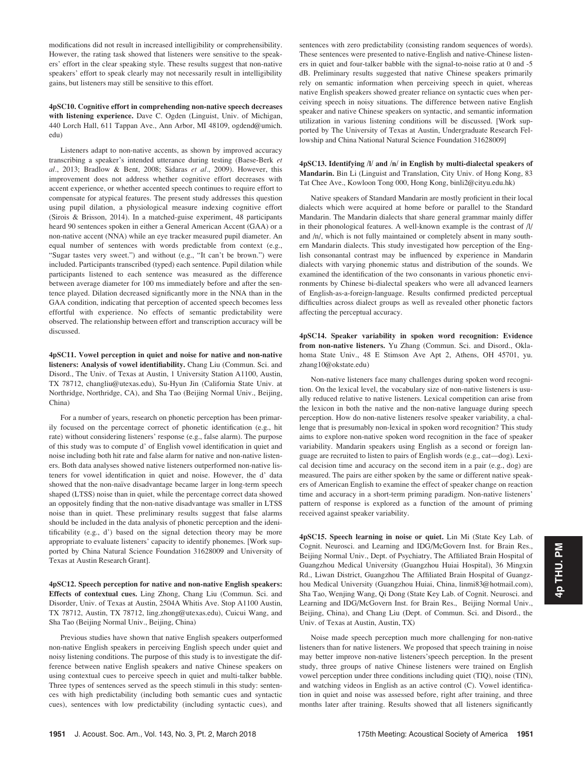modifications did not result in increased intelligibility or comprehensibility. However, the rating task showed that listeners were sensitive to the speakers' effort in the clear speaking style. These results suggest that non-native speakers' effort to speak clearly may not necessarily result in intelligibility gains, but listeners may still be sensitive to this effort.

**4pSC10. Cognitive effort in comprehending non-native speech decreases with listening experience.** Dave C. Ogden (Linguist, Univ. of Michigan, 440 Lorch Hall, 611 Tappan Ave., Ann Arbor, MI 48109, ogdend@umich.edu)

Listeners adapt to non-native accents, as shown by improved accuracy transcribing a speaker's intended utterance during testing (Baese-Berk *et al.*, 2013; Bradlow & Bent, 2008; Sidaras *et al.*, 2009). However, this improvement does not address whether cognitive effort decreases with accent experience, or whether accented speech continues to require effort to compensate for atypical features. The present study addresses this question using pupil dilation, a physiological measure indexing cognitive effort (Sirois & Brisson, 2014). In a matched-guise experiment, 48 participants heard 90 sentences spoken in either a General American Accent (GAA) or a non-native accent (NNA) while an eye tracker measured pupil diameter. An equal number of sentences with words predictable from context (e.g., "Sugar tastes very sweet.") and without (e.g., "It can't be brown.") were included. Participants transcribed (typed) each sentence. Pupil dilation while participants listened to each sentence was measured as the difference between average diameter for 100 ms immediately before and after the sentence played. Dilation decreased significantly more in the NNA than in the GAA condition, indicating that perception of accented speech becomes less effortful with experience. No effects of semantic predictability were observed. The relationship between effort and transcription accuracy will be discussed.

**4pSC11. Vowel perception in quiet and noise for native and non-native listeners: Analysis of vowel identifiability.** Chang Liu (Commun. Sci. and Disord., The Univ. of Texas at Austin, 1 University Station A1100, Austin, TX 78712, changliu@utexas.edu), Su-Hyun Jin (California State Univ. at Northridge, Northridge, CA), and Sha Tao (Beijing Normal Univ., Beijing, China)

For a number of years, research on phonetic perception has been primarily focused on the percentage correct of phonetic identification (e.g., hit rate) without considering listeners' response (e.g., false alarm). The purpose of this study was to compute d' of English vowel identification in quiet and noise including both hit rate and false alarm for native and non-native listeners. Both data analyses showed native listeners outperformed non-native listeners for vowel identification in quiet and noise. However, the d' data showed that the non-naïve disadvantage became larger in long-term speech shaped (LTSS) noise than in quiet, while the percentage correct data showed an oppositely finding that the non-native disadvantage was smaller in LTSS noise than in quiet. These preliminary results suggest that false alarms should be included in the data analysis of phonetic perception and the idenitifiability (e.g., d') based on the signal detection theory may be more appropriate to evaluate listeners' capacity to identify phonemes. [Work supported by China Natural Science Foundation 31628009 and University of Texas at Austin Research Grant].

**4pSC12. Speech perception for native and non-native English speakers: Effects of contextual cues.** Ling Zhong, Chang Liu (Commun. Sci. and Disorder, Univ. of Texas at Austin, 2504A Whitis Ave. Stop A1100 Austin, TX 78712, Austin, TX 78712, ling.zhong@utexas.edu), Cuicui Wang, and Sha Tao (Beijing Normal Univ., Beijing, China)

Previous studies have shown that native English speakers outperformed non-native English speakers in perceiving English speech under quiet and noisy listening conditions. The purpose of this study is to investigate the difference between native English speakers and native Chinese speakers on using contextual cues to perceive speech in quiet and multi-talker babble. Three types of sentences served as the speech stimuli in this study: sentences with high predictability (including both semantic cues and syntactic cues), sentences with low predictability (including syntactic cues), and sentences with zero predictability (consisting random sequences of words). These sentences were presented to native-English and native-Chinese listeners in quiet and four-talker babble with the signal-to-noise ratio at 0 and -5 dB. Preliminary results suggested that native Chinese speakers primarily rely on semantic information when perceiving speech in quiet, whereas native English speakers showed greater reliance on syntactic cues when perceiving speech in noisy situations. The difference between native English speaker and native Chinese speakers on syntactic, and semantic information utilization in various listening conditions will be discussed. [Work supported by The University of Texas at Austin, Undergraduate Research Fellowship and China National Natural Science Foundation 31628009]

**4pSC13. Identifying /l/ and /n/ in English by multi-dialectal speakers of Mandarin.** Bin Li (Linguist and Translation, City Univ. of Hong Kong, 83 Tat Chee Ave., Kowloon Tong 000, Hong Kong, binli2@cityu.edu.hk)

Native speakers of Standard Mandarin are mostly proficient in their local dialects which were acquired at home before or parallel to the Standard Mandarin. The Mandarin dialects that share general grammar mainly differ in their phonological features. A well-known example is the contrast of /l/ and /n/, which is not fully maintained or completely absent in many southern Mandarin dialects. This study investigated how perception of the English consonantal contrast may be influenced by experience in Mandarin dialects with varying phonemic status and distribution of the sounds. We examined the identification of the two consonants in various phonetic environments by Chinese bi-dialectal speakers who were all advanced learners of English-as-a-foreign-language. Results confirmed predicted perceptual difficulties across dialect groups as well as revealed other phonetic factors affecting the perceptual accuracy.

**4pSC14. Speaker variability in spoken word recognition: Evidence from non-native listeners.** Yu Zhang (Commun. Sci. and Disord., Oklahoma State Univ., 48 E Stimson Ave Apt 2, Athens, OH 45701, yu.zhang10@okstate.edu)

Non-native listeners face many challenges during spoken word recognition. On the lexical level, the vocabulary size of non-native listeners is usually reduced relative to native listeners. Lexical competition can arise from the lexicon in both the native and the non-native language during speech perception. How do non-native listeners resolve speaker variability, a challenge that is presumably non-lexical in spoken word recognition? This study aims to explore non-native spoken word recognition in the face of speaker variability. Mandarin speakers using English as a second or foreign language are recruited to listen to pairs of English words (e.g., cat—dog). Lexical decision time and accuracy on the second item in a pair (e.g., dog) are measured. The pairs are either spoken by the same or different native speakers of American English to examine the effect of speaker change on reaction time and accuracy in a short-term priming paradigm. Non-native listeners' pattern of response is explored as a function of the amount of priming received against speaker variability.

**4pSC15. Speech learning in noise or quiet.** Lin Mi (State Key Lab. of Cognit. Neurosci. and Learning and IDG/McGovern Inst. for Brain Res., Beijing Normal Univ., Dept. of Psychiatry, The Affiliated Brain Hospital of Guangzhou Medical University (Guangzhou Huiai Hospital), 36 Mingxin Rd., Liwan District, Guangzhou The Affiliated Brain Hospital of Guangzhou Medical University (Guangzhou Huiai, China, linmi83@hotmail.com), Sha Tao, Wenjing Wang, Qi Dong (State Key Lab. of Cognit. Neurosci. and Learning and IDG/McGovern Inst. for Brain Res., Beijing Normal Univ., Beijing, China), and Chang Liu (Dept. of Commun. Sci. and Disord., the Univ. of Texas at Austin, Austin, TX)

Noise made speech perception much more challenging for non-native listeners than for native listeners. We proposed that speech training in noise may better improve non-native listeners'speech perception. In the present study, three groups of native Chinese listeners were trained on English vowel perception under three conditions including quiet (TIQ), noise (TIN), and watching videos in English as an active control (C). Vowel identification in quiet and noise was assessed before, right after training, and three months later after training. Results showed that all listeners significantly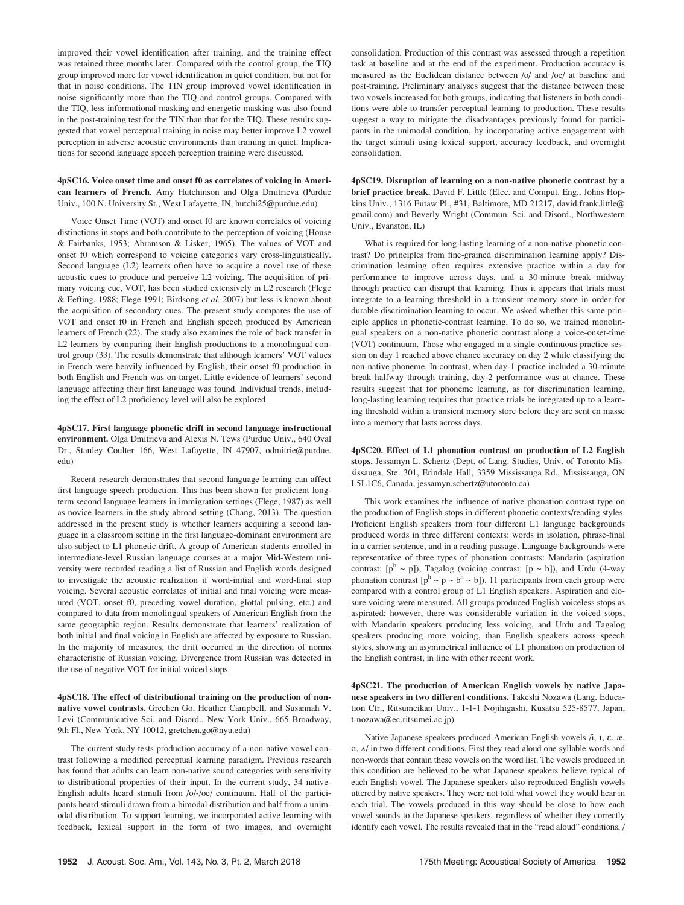improved their vowel identification after training, and the training effect was retained three months later. Compared with the control group, the TIQ group improved more for vowel identification in quiet condition, but not for that in noise conditions. The TIN group improved vowel identification in noise significantly more than the TIQ and control groups. Compared with the TIQ, less informational masking and energetic masking was also found in the post-training test for the TIN than that for the TIQ. These results suggested that vowel perceptual training in noise may better improve L2 vowel perception in adverse acoustic environments than training in quiet. Implications for second language speech perception training were discussed.

**4pSC16. Voice onset time and onset f0 as correlates of voicing in American learners of French.** Amy Hutchinson and Olga Dmitrieva (Purdue Univ., 100 N. University St., West Lafayette, IN, hutchi25@purdue.edu)

Voice Onset Time (VOT) and onset f0 are known correlates of voicing distinctions in stops and both contribute to the perception of voicing (House & Fairbanks, 1953; Abramson & Lisker, 1965). The values of VOT and onset f0 which correspond to voicing categories vary cross-linguistically. Second language (L2) learners often have to acquire a novel use of these acoustic cues to produce and perceive L2 voicing. The acquisition of primary voicing cue, VOT, has been studied extensively in L2 research (Flege & Eefting, 1988; Flege 1991; Birdsong *et al.* 2007) but less is known about the acquisition of secondary cues. The present study compares the use of VOT and onset f0 in French and English speech produced by American learners of French (22). The study also examines the role of back transfer in L2 learners by comparing their English productions to a monolingual control group (33). The results demonstrate that although learners' VOT values in French were heavily influenced by English, their onset f0 production in both English and French was on target. Little evidence of learners' second language affecting their first language was found. Individual trends, including the effect of L2 proficiency level will also be explored.

**4pSC17. First language phonetic drift in second language instructional environment.** Olga Dmitrieva and Alexis N. Tews (Purdue Univ., 640 Oval Dr., Stanley Coulter 166, West Lafayette, IN 47907, odmitrie@purdue.edu)

Recent research demonstrates that second language learning can affect first language speech production. This has been shown for proficient long-term second language learners in immigration settings (Flege, 1987) as well as novice learners in the study abroad setting (Chang, 2013). The question addressed in the present study is whether learners acquiring a second language in a classroom setting in the first language-dominant environment are also subject to L1 phonetic drift. A group of American students enrolled in intermediate-level Russian language courses at a major Mid-Western university were recorded reading a list of Russian and English words designed to investigate the acoustic realization if word-initial and word-final stop voicing. Several acoustic correlates of initial and final voicing were measured (VOT, onset f0, preceding vowel duration, glottal pulsing, etc.) and compared to data from monolingual speakers of American English from the same geographic region. Results demonstrate that learners' realization of both initial and final voicing in English are affected by exposure to Russian. In the majority of measures, the drift occurred in the direction of norms characteristic of Russian voicing. Divergence from Russian was detected in the use of negative VOT for initial voiced stops.

**4pSC18. The effect of distributional training on the production of non-native vowel contrasts.** Grechen Go, Heather Campbell, and Susannah V. Levi (Communicative Sci. and Disord., New York Univ., 665 Broadway, 9th Fl., New York, NY 10012, gretchen.go@nyu.edu)

The current study tests production accuracy of a non-native vowel contrast following a modified perceptual learning paradigm. Previous research has found that adults can learn non-native sound categories with sensitivity to distributional properties of their input. In the current study, 34 native-English adults heard stimuli from /o/-/oe/ continuum. Half of the participants heard stimuli drawn from a bimodal distribution and half from a unimodal distribution. To support learning, we incorporated active learning with feedback, lexical support in the form of two images, and overnight consolidation. Production of this contrast was assessed through a repetition task at baseline and at the end of the experiment. Production accuracy is measured as the Euclidean distance between /o/ and /oe/ at baseline and post-training. Preliminary analyses suggest that the distance between these two vowels increased for both groups, indicating that listeners in both conditions were able to transfer perceptual learning to production. These results suggest a way to mitigate the disadvantages previously found for participants in the unimodal condition, by incorporating active engagement with the target stimuli using lexical support, accuracy feedback, and overnight consolidation.

**4pSC19. Disruption of learning on a non-native phonetic contrast by a brief practice break.** David F. Little (Elec. and Comput. Eng., Johns Hopkins Univ., 1316 Eutaw Pl., #31, Baltimore, MD 21217, david.frank.little@gmail.com) and Beverly Wright (Commun. Sci. and Disord., Northwestern Univ., Evanston, IL)

What is required for long-lasting learning of a non-native phonetic contrast? Do principles from fine-grained discrimination learning apply? Discrimination learning often requires extensive practice within a day for performance to improve across days, and a 30-minute break midway through practice can disrupt that learning. Thus it appears that trials must integrate to a learning threshold in a transient memory store in order for durable discrimination learning to occur. We asked whether this same principle applies in phonetic-contrast learning. To do so, we trained monolingual speakers on a non-native phonetic contrast along a voice-onset-time (VOT) continuum. Those who engaged in a single continuous practice session on day 1 reached above chance accuracy on day 2 while classifying the non-native phoneme. In contrast, when day-1 practice included a 30-minute break halfway through training, day-2 performance was at chance. These results suggest that for phoneme learning, as for discrimination learning, long-lasting learning requires that practice trials be integrated up to a learning threshold within a transient memory store before they are sent en masse into a memory that lasts across days.

**4pSC20. Effect of L1 phonation contrast on production of L2 English stops.** Jessamyn L. Schertz (Dept. of Lang. Studies, Univ. of Toronto Mississauga, Ste. 301, Erindale Hall, 3359 Mississauga Rd., Mississauga, ON L5L1C6, Canada, jessamyn.schertz@utoronto.ca)

This work examines the influence of native phonation contrast type on the production of English stops in different phonetic contexts/reading styles. Proficient English speakers from four different L1 language backgrounds produced words in three different contexts: words in isolation, phrase-final in a carrier sentence, and in a reading passage. Language backgrounds were representative of three types of phonation contrasts: Mandarin (aspiration contrast: [$p^h$ ~ p]), Tagalog (voicing contrast: [p ~ b]), and Urdu (4-way phonation contrast [$p^h$ ~ p ~ $b^h$ ~ b]). 11 participants from each group were compared with a control group of L1 English speakers. Aspiration and closure voicing were measured. All groups produced English voiceless stops as aspirated; however, there was considerable variation in the voiced stops, with Mandarin speakers producing less voicing, and Urdu and Tagalog speakers producing more voicing, than English speakers across speech styles, showing an asymmetrical influence of L1 phonation on production of the English contrast, in line with other recent work.

**4pSC21. The production of American English vowels by native Japanese speakers in two different conditions.** Takeshi Nozawa (Lang. Education Ctr., Ritsumeikan Univ., 1-1-1 Nojihigashi, Kusatsu 525-8577, Japan, t-nozawa@ec.ritsumei.ac.jp)

Native Japanese speakers produced American English vowels /i, ɪ, ɛ, æ, ɑ, ʌ/ in two different conditions. First they read aloud one syllable words and non-words that contain these vowels on the word list. The vowels produced in this condition are believed to be what Japanese speakers believe typical of each English vowel. The Japanese speakers also reproduced English vowels uttered by native speakers. They were not told what vowel they would hear in each trial. The vowels produced in this way should be close to how each vowel sounds to the Japanese speakers, regardless of whether they correctly identify each vowel. The results revealed that in the "read aloud" conditions, /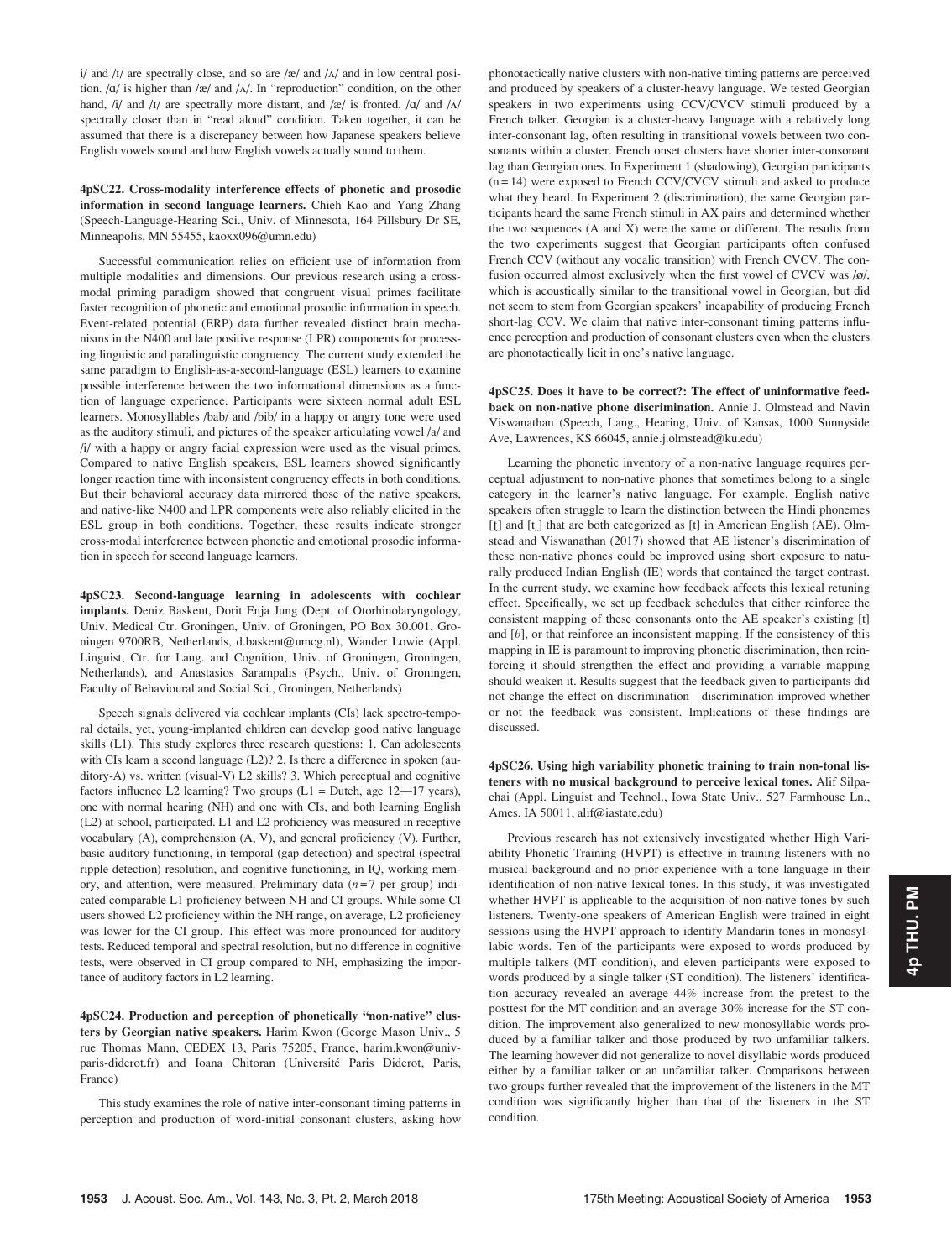i/ and /ɪ/ are spectrally close, and so are /æ/ and /ʌ/ and in low central position. /ɑ/ is higher than /æ/ and /ʌ/. In "reproduction" condition, on the other hand, /i/ and /ɪ/ are spectrally more distant, and /æ/ is fronted. /ɑ/ and /ʌ/ spectrally closer than in "read aloud" condition. Taken together, it can be assumed that there is a discrepancy between how Japanese speakers believe English vowels sound and how English vowels actually sound to them.

**4pSC22. Cross-modality interference effects of phonetic and prosodic information in second language learners.** Chieh Kao and Yang Zhang (Speech-Language-Hearing Sci., Univ. of Minnesota, 164 Pillsbury Dr SE, Minneapolis, MN 55455, kaoxx096@umn.edu)

Successful communication relies on efficient use of information from multiple modalities and dimensions. Our previous research using a cross-modal priming paradigm showed that congruent visual primes facilitate faster recognition of phonetic and emotional prosodic information in speech. Event-related potential (ERP) data further revealed distinct brain mechanisms in the N400 and late positive response (LPR) components for processing linguistic and paralinguistic congruency. The current study extended the same paradigm to English-as-a-second-language (ESL) learners to examine possible interference between the two informational dimensions as a function of language experience. Participants were sixteen normal adult ESL learners. Monosyllables /bab/ and /bib/ in a happy or angry tone were used as the auditory stimuli, and pictures of the speaker articulating vowel /a/ and /i/ with a happy or angry facial expression were used as the visual primes. Compared to native English speakers, ESL learners showed significantly longer reaction time with inconsistent congruency effects in both conditions. But their behavioral accuracy data mirrored those of the native speakers, and native-like N400 and LPR components were also reliably elicited in the ESL group in both conditions. Together, these results indicate stronger cross-modal interference between phonetic and emotional prosodic information in speech for second language learners.

**4pSC23. Second-language learning in adolescents with cochlear implants.** Deniz Baskent, Dorit Enja Jung (Dept. of Otorhinolaryngology, Univ. Medical Ctr. Groningen, Univ. of Groningen, PO Box 30.001, Groningen 9700RB, Netherlands, d.baskent@umcg.nl), Wander Lowie (Appl. Linguist, Ctr. for Lang. and Cognition, Univ. of Groningen, Groningen, Netherlands), and Anastasios Sarampalis (Psych., Univ. of Groningen, Faculty of Behavioural and Social Sci., Groningen, Netherlands)

Speech signals delivered via cochlear implants (CIs) lack spectro-temporal details, yet, young-implanted children can develop good native language skills (L1). This study explores three research questions: 1. Can adolescents with CIs learn a second language (L2)? 2. Is there a difference in spoken (auditory-A) vs. written (visual-V) L2 skills? 3. Which perceptual and cognitive factors influence L2 learning? Two groups (L1 = Dutch, age 12—17 years), one with normal hearing (NH) and one with CIs, and both learning English (L2) at school, participated. L1 and L2 proficiency was measured in receptive vocabulary (A), comprehension (A, V), and general proficiency (V). Further, basic auditory functioning, in temporal (gap detection) and spectral (spectral ripple detection) resolution, and cognitive functioning, in IQ, working memory, and attention, were measured. Preliminary data ($n = 7$ per group) indicated comparable L1 proficiency between NH and CI groups. While some CI users showed L2 proficiency within the NH range, on average, L2 proficiency was lower for the CI group. This effect was more pronounced for auditory tests. Reduced temporal and spectral resolution, but no difference in cognitive tests, were observed in CI group compared to NH, emphasizing the importance of auditory factors in L2 learning.

**4pSC24. Production and perception of phonetically "non-native" clusters by Georgian native speakers.** Harim Kwon (George Mason Univ., 5 rue Thomas Mann, CEDEX 13, Paris 75205, France, harim.kwon@univ-paris-diderot.fr) and Ioana Chitoran (Université Paris Diderot, Paris, France)

This study examines the role of native inter-consonant timing patterns in perception and production of word-initial consonant clusters, asking how phonotactically native clusters with non-native timing patterns are perceived and produced by speakers of a cluster-heavy language. We tested Georgian speakers in two experiments using CCV/CVCV stimuli produced by a French talker. Georgian is a cluster-heavy language with a relatively long inter-consonant lag, often resulting in transitional vowels between two consonants within a cluster. French onset clusters have shorter inter-consonant lag than Georgian ones. In Experiment 1 (shadowing), Georgian participants (n = 14) were exposed to French CCV/CVCV stimuli and asked to produce what they heard. In Experiment 2 (discrimination), the same Georgian participants heard the same French stimuli in AX pairs and determined whether the two sequences (A and X) were the same or different. The results from the two experiments suggest that Georgian participants often confused French CCV (without any vocalic transition) with French CVCV. The confusion occurred almost exclusively when the first vowel of CVCV was /ø/, which is acoustically similar to the transitional vowel in Georgian, but did not seem to stem from Georgian speakers' incapability of producing French short-lag CCV. We claim that native inter-consonant timing patterns influence perception and production of consonant clusters even when the clusters are phonotactically licit in one's native language.

**4pSC25. Does it have to be correct?: The effect of uninformative feedback on non-native phone discrimination.** Annie J. Olmstead and Navin Viswanathan (Speech, Lang., Hearing, Univ. of Kansas, 1000 Sunnyside Ave, Lawrences, KS 66045, annie.j.olmstead@ku.edu)

Learning the phonetic inventory of a non-native language requires perceptual adjustment to non-native phones that sometimes belong to a single category in the learner's native language. For example, English native speakers often struggle to learn the distinction between the Hindi phonemes [ʈ] and [t̪] that are both categorized as [t] in American English (AE). Olmstead and Viswanathan (2017) showed that AE listener's discrimination of these non-native phones could be improved using short exposure to naturally produced Indian English (IE) words that contained the target contrast. In the current study, we examine how feedback affects this lexical retuning effect. Specifically, we set up feedback schedules that either reinforce the consistent mapping of these consonants onto the AE speaker's existing [t] and [θ], or that reinforce an inconsistent mapping. If the consistency of this mapping in IE is paramount to improving phonetic discrimination, then reinforcing it should strengthen the effect and providing a variable mapping should weaken it. Results suggest that the feedback given to participants did not change the effect on discrimination—discrimination improved whether or not the feedback was consistent. Implications of these findings are discussed.

**4pSC26. Using high variability phonetic training to train non-tonal listeners with no musical background to perceive lexical tones.** Alif Silpachai (Appl. Linguist and Technol., Iowa State Univ., 527 Farmhouse Ln., Ames, IA 50011, alif@iastate.edu)

Previous research has not extensively investigated whether High Variability Phonetic Training (HVPT) is effective in training listeners with no musical background and no prior experience with a tone language in their identification of non-native lexical tones. In this study, it was investigated whether HVPT is applicable to the acquisition of non-native tones by such listeners. Twenty-one speakers of American English were trained in eight sessions using the HVPT approach to identify Mandarin tones in monosyllabic words. Ten of the participants were exposed to words produced by multiple talkers (MT condition), and eleven participants were exposed to words produced by a single talker (ST condition). The listeners' identification accuracy revealed an average 44% increase from the pretest to the posttest for the MT condition and an average 30% increase for the ST condition. The improvement also generalized to new monosyllabic words produced by a familiar talker and those produced by two unfamiliar talkers. The learning however did not generalize to novel disyllabic words produced either by a familiar talker or an unfamiliar talker. Comparisons between two groups further revealed that the improvement of the listeners in the MT condition was significantly higher than that of the listeners in the ST condition.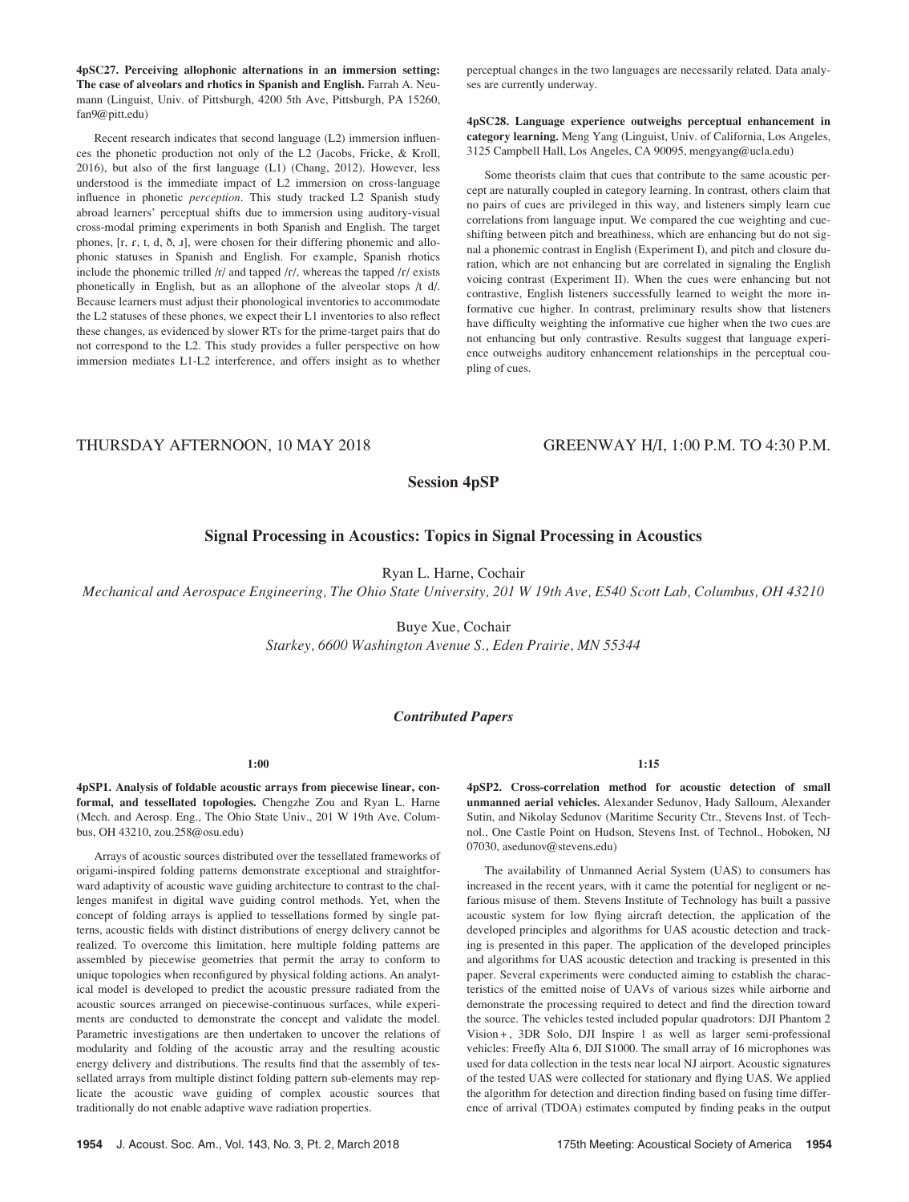**4pSC27. Perceiving allophonic alternations in an immersion setting: The case of alveolars and rhotics in Spanish and English.** Farrah A. Neumann (Linguist, Univ. of Pittsburgh, 4200 5th Ave, Pittsburgh, PA 15260, fan9@pitt.edu)

Recent research indicates that second language (L2) immersion influences the phonetic production not only of the L2 (Jacobs, Fricke, & Kroll, 2016), but also of the first language (L1) (Chang, 2012). However, less understood is the immediate impact of L2 immersion on cross-language influence in phonetic *perception*. This study tracked L2 Spanish study abroad learners' perceptual shifts due to immersion using auditory-visual cross-modal priming experiments in both Spanish and English. The target phones, [r, ɾ, t, d, ð, ɹ], were chosen for their differing phonemic and allophonic statuses in Spanish and English. For example, Spanish rhotics include the phonemic trilled /r/ and tapped /ɾ/, whereas the tapped /ɾ/ exists phonetically in English, but as an allophone of the alveolar stops /t d/. Because learners must adjust their phonological inventories to accommodate the L2 statuses of these phones, we expect their L1 inventories to also reflect these changes, as evidenced by slower RTs for the prime-target pairs that do not correspond to the L2. This study provides a fuller perspective on how immersion mediates L1-L2 interference, and offers insight as to whether perceptual changes in the two languages are necessarily related. Data analyses are currently underway.

**4pSC28. Language experience outweighs perceptual enhancement in category learning.** Meng Yang (Linguist, Univ. of California, Los Angeles, 3125 Campbell Hall, Los Angeles, CA 90095, mengyang@ucla.edu)

Some theorists claim that cues that contribute to the same acoustic percept are naturally coupled in category learning. In contrast, others claim that no pairs of cues are privileged in this way, and listeners simply learn cue correlations from language input. We compared the cue weighting and cue-shifting between pitch and breathiness, which are enhancing but do not signal a phonemic contrast in English (Experiment I), and pitch and closure duration, which are not enhancing but are correlated in signaling the English voicing contrast (Experiment II). When the cues were enhancing but not contrastive, English listeners successfully learned to weight the more informative cue higher. In contrast, preliminary results show that listeners have difficulty weighting the informative cue higher when the two cues are not enhancing but only contrastive. Results suggest that language experience outweighs auditory enhancement relationships in the perceptual coupling of cues.

THURSDAY AFTERNOON, 10 MAY 2018 — GREENWAY H/I, 1:00 P.M. TO 4:30 P.M.

## Session 4pSP

### Signal Processing in Acoustics: Topics in Signal Processing in Acoustics

Ryan L. Harne, Cochair
*Mechanical and Aerospace Engineering, The Ohio State University, 201 W 19th Ave, E540 Scott Lab, Columbus, OH 43210*

Buye Xue, Cochair
*Starkey, 6600 Washington Avenue S., Eden Prairie, MN 55344*

#### *Contributed Papers*

**1:00**

**4pSP1. Analysis of foldable acoustic arrays from piecewise linear, conformal, and tessellated topologies.** Chengzhe Zou and Ryan L. Harne (Mech. and Aerosp. Eng., The Ohio State Univ., 201 W 19th Ave, Columbus, OH 43210, zou.258@osu.edu)

Arrays of acoustic sources distributed over the tessellated frameworks of origami-inspired folding patterns demonstrate exceptional and straightforward adaptivity of acoustic wave guiding architecture to contrast to the challenges manifest in digital wave guiding control methods. Yet, when the concept of folding arrays is applied to tessellations formed by single patterns, acoustic fields with distinct distributions of energy delivery cannot be realized. To overcome this limitation, here multiple folding patterns are assembled by piecewise geometries that permit the array to conform to unique topologies when reconfigured by physical folding actions. An analytical model is developed to predict the acoustic pressure radiated from the acoustic sources arranged on piecewise-continuous surfaces, while experiments are conducted to demonstrate the concept and validate the model. Parametric investigations are then undertaken to uncover the relations of modularity and folding of the acoustic array and the resulting acoustic energy delivery and distributions. The results find that the assembly of tessellated arrays from multiple distinct folding pattern sub-elements may replicate the acoustic wave guiding of complex acoustic sources that traditionally do not enable adaptive wave radiation properties.

**1:15**

**4pSP2. Cross-correlation method for acoustic detection of small unmanned aerial vehicles.** Alexander Sedunov, Hady Salloum, Alexander Sutin, and Nikolay Sedunov (Maritime Security Ctr., Stevens Inst. of Technol., One Castle Point on Hudson, Stevens Inst. of Technol., Hoboken, NJ 07030, asedunov@stevens.edu)

The availability of Unmanned Aerial System (UAS) to consumers has increased in the recent years, with it came the potential for negligent or nefarious misuse of them. Stevens Institute of Technology has built a passive acoustic system for low flying aircraft detection, the application of the developed principles and algorithms for UAS acoustic detection and tracking is presented in this paper. The application of the developed principles and algorithms for UAS acoustic detection and tracking is presented in this paper. Several experiments were conducted aiming to establish the characteristics of the emitted noise of UAVs of various sizes while airborne and demonstrate the processing required to detect and find the direction toward the source. The vehicles tested included popular quadrotors: DJI Phantom 2 Vision+, 3DR Solo, DJI Inspire 1 as well as larger semi-professional vehicles: Freefly Alta 6, DJI S1000. The small array of 16 microphones was used for data collection in the tests near local NJ airport. Acoustic signatures of the tested UAS were collected for stationary and flying UAS. We applied the algorithm for detection and direction finding based on fusing time difference of arrival (TDOA) estimates computed by finding peaks in the output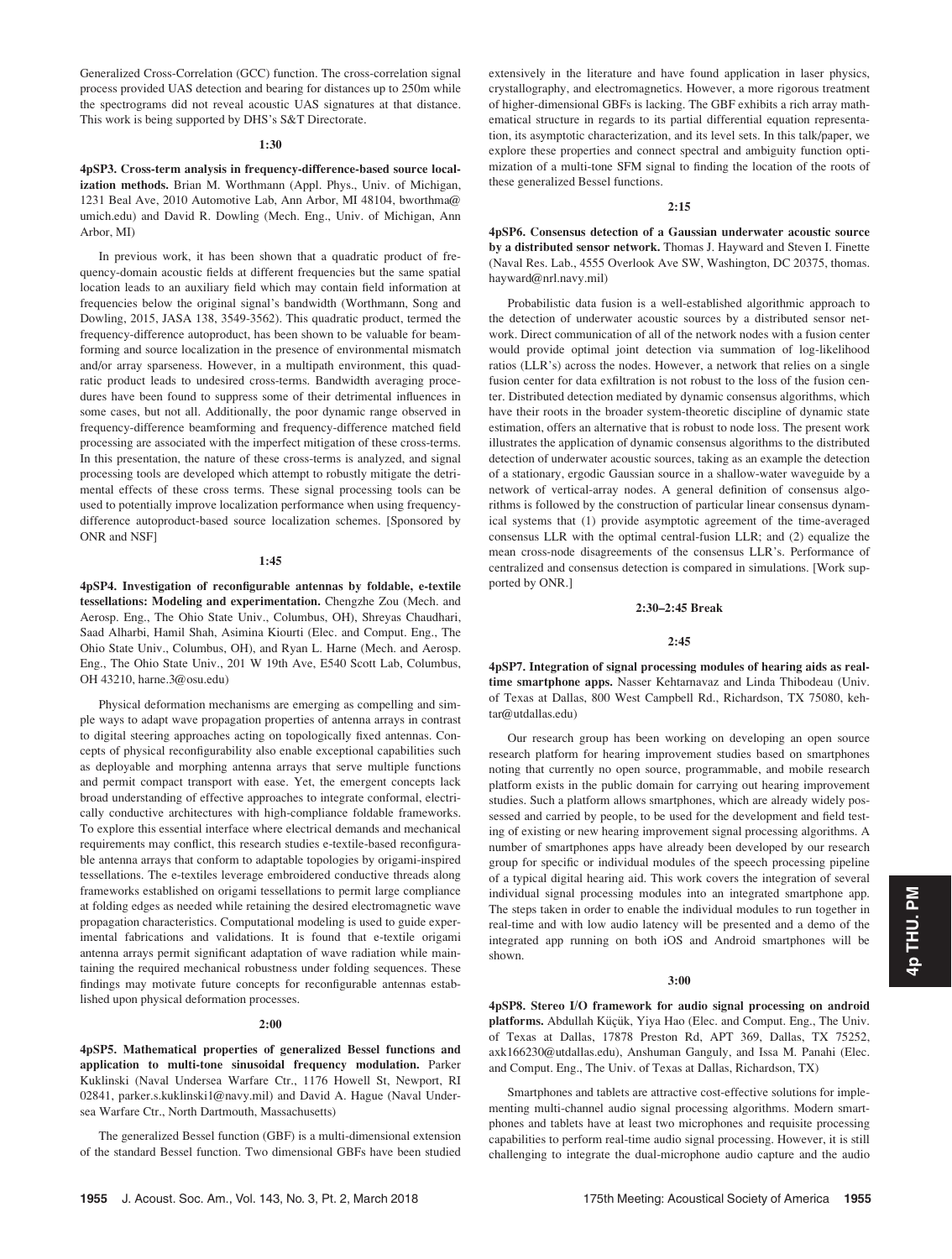Generalized Cross-Correlation (GCC) function. The cross-correlation signal process provided UAS detection and bearing for distances up to 250m while the spectrograms did not reveal acoustic UAS signatures at that distance. This work is being supported by DHS's S&T Directorate.

**1:30**

**4pSP3. Cross-term analysis in frequency-difference-based source localization methods.** Brian M. Worthmann (Appl. Phys., Univ. of Michigan, 1231 Beal Ave, 2010 Automotive Lab, Ann Arbor, MI 48104, bworthma@umich.edu) and David R. Dowling (Mech. Eng., Univ. of Michigan, Ann Arbor, MI)

In previous work, it has been shown that a quadratic product of frequency-domain acoustic fields at different frequencies but the same spatial location leads to an auxiliary field which may contain field information at frequencies below the original signal's bandwidth (Worthmann, Song and Dowling, 2015, JASA 138, 3549-3562). This quadratic product, termed the frequency-difference autoproduct, has been shown to be valuable for beamforming and source localization in the presence of environmental mismatch and/or array sparseness. However, in a multipath environment, this quadratic product leads to undesired cross-terms. Bandwidth averaging procedures have been found to suppress some of their detrimental influences in some cases, but not all. Additionally, the poor dynamic range observed in frequency-difference beamforming and frequency-difference matched field processing are associated with the imperfect mitigation of these cross-terms. In this presentation, the nature of these cross-terms is analyzed, and signal processing tools are developed which attempt to robustly mitigate the detrimental effects of these cross terms. These signal processing tools can be used to potentially improve localization performance when using frequency-difference autoproduct-based source localization schemes. [Sponsored by ONR and NSF]

**1:45**

**4pSP4. Investigation of reconfigurable antennas by foldable, e-textile tessellations: Modeling and experimentation.** Chengzhe Zou (Mech. and Aerosp. Eng., The Ohio State Univ., Columbus, OH), Shreyas Chaudhari, Saad Alharbi, Hamil Shah, Asimina Kiourti (Elec. and Comput. Eng., The Ohio State Univ., Columbus, OH), and Ryan L. Harne (Mech. and Aerosp. Eng., The Ohio State Univ., 201 W 19th Ave, E540 Scott Lab, Columbus, OH 43210, harne.3@osu.edu)

Physical deformation mechanisms are emerging as compelling and simple ways to adapt wave propagation properties of antenna arrays in contrast to digital steering approaches acting on topologically fixed antennas. Concepts of physical reconfigurability also enable exceptional capabilities such as deployable and morphing antenna arrays that serve multiple functions and permit compact transport with ease. Yet, the emergent concepts lack broad understanding of effective approaches to integrate conformal, electrically conductive architectures with high-compliance foldable frameworks. To explore this essential interface where electrical demands and mechanical requirements may conflict, this research studies e-textile-based reconfigurable antenna arrays that conform to adaptable topologies by origami-inspired tessellations. The e-textiles leverage embroidered conductive threads along frameworks established on origami tessellations to permit large compliance at folding edges as needed while retaining the desired electromagnetic wave propagation characteristics. Computational modeling is used to guide experimental fabrications and validations. It is found that e-textile origami antenna arrays permit significant adaptation of wave radiation while maintaining the required mechanical robustness under folding sequences. These findings may motivate future concepts for reconfigurable antennas established upon physical deformation processes.

**2:00**

**4pSP5. Mathematical properties of generalized Bessel functions and application to multi-tone sinusoidal frequency modulation.** Parker Kuklinski (Naval Undersea Warfare Ctr., 1176 Howell St, Newport, RI 02841, parker.s.kuklinski1@navy.mil) and David A. Hague (Naval Undersea Warfare Ctr., North Dartmouth, Massachusetts)

The generalized Bessel function (GBF) is a multi-dimensional extension of the standard Bessel function. Two dimensional GBFs have been studied extensively in the literature and have found application in laser physics, crystallography, and electromagnetics. However, a more rigorous treatment of higher-dimensional GBFs is lacking. The GBF exhibits a rich array mathematical structure in regards to its partial differential equation representation, its asymptotic characterization, and its level sets. In this talk/paper, we explore these properties and connect spectral and ambiguity function optimization of a multi-tone SFM signal to finding the location of the roots of these generalized Bessel functions.

**2:15**

**4pSP6. Consensus detection of a Gaussian underwater acoustic source by a distributed sensor network.** Thomas J. Hayward and Steven I. Finette (Naval Res. Lab., 4555 Overlook Ave SW, Washington, DC 20375, thomas.hayward@nrl.navy.mil)

Probabilistic data fusion is a well-established algorithmic approach to the detection of underwater acoustic sources by a distributed sensor network. Direct communication of all of the network nodes with a fusion center would provide optimal joint detection via summation of log-likelihood ratios (LLR's) across the nodes. However, a network that relies on a single fusion center for data exfiltration is not robust to the loss of the fusion center. Distributed detection mediated by dynamic consensus algorithms, which have their roots in the broader system-theoretic discipline of dynamic state estimation, offers an alternative that is robust to node loss. The present work illustrates the application of dynamic consensus algorithms to the distributed detection of underwater acoustic sources, taking as an example the detection of a stationary, ergodic Gaussian source in a shallow-water waveguide by a network of vertical-array nodes. A general definition of consensus algorithms is followed by the construction of particular linear consensus dynamical systems that (1) provide asymptotic agreement of the time-averaged consensus LLR with the optimal central-fusion LLR; and (2) equalize the mean cross-node disagreements of the consensus LLR's. Performance of centralized and consensus detection is compared in simulations. [Work supported by ONR.]

**2:30–2:45 Break**

**2:45**

**4pSP7. Integration of signal processing modules of hearing aids as real-time smartphone apps.** Nasser Kehtarnavaz and Linda Thibodeau (Univ. of Texas at Dallas, 800 West Campbell Rd., Richardson, TX 75080, kehtar@utdallas.edu)

Our research group has been working on developing an open source research platform for hearing improvement studies based on smartphones noting that currently no open source, programmable, and mobile research platform exists in the public domain for carrying out hearing improvement studies. Such a platform allows smartphones, which are already widely possessed and carried by people, to be used for the development and field testing of existing or new hearing improvement signal processing algorithms. A number of smartphones apps have already been developed by our research group for specific or individual modules of the speech processing pipeline of a typical digital hearing aid. This work covers the integration of several individual signal processing modules into an integrated smartphone app. The steps taken in order to enable the individual modules to run together in real-time and with low audio latency will be presented and a demo of the integrated app running on both iOS and Android smartphones will be shown.

**3:00**

**4pSP8. Stereo I/O framework for audio signal processing on android platforms.** Abdullah Küçük, Yiya Hao (Elec. and Comput. Eng., The Univ. of Texas at Dallas, 17878 Preston Rd, APT 369, Dallas, TX 75252, axk166230@utdallas.edu), Anshuman Ganguly, and Issa M. Panahi (Elec. and Comput. Eng., The Univ. of Texas at Dallas, Richardson, TX)

Smartphones and tablets are attractive cost-effective solutions for implementing multi-channel audio signal processing algorithms. Modern smartphones and tablets have at least two microphones and requisite processing capabilities to perform real-time audio signal processing. However, it is still challenging to integrate the dual-microphone audio capture and the audio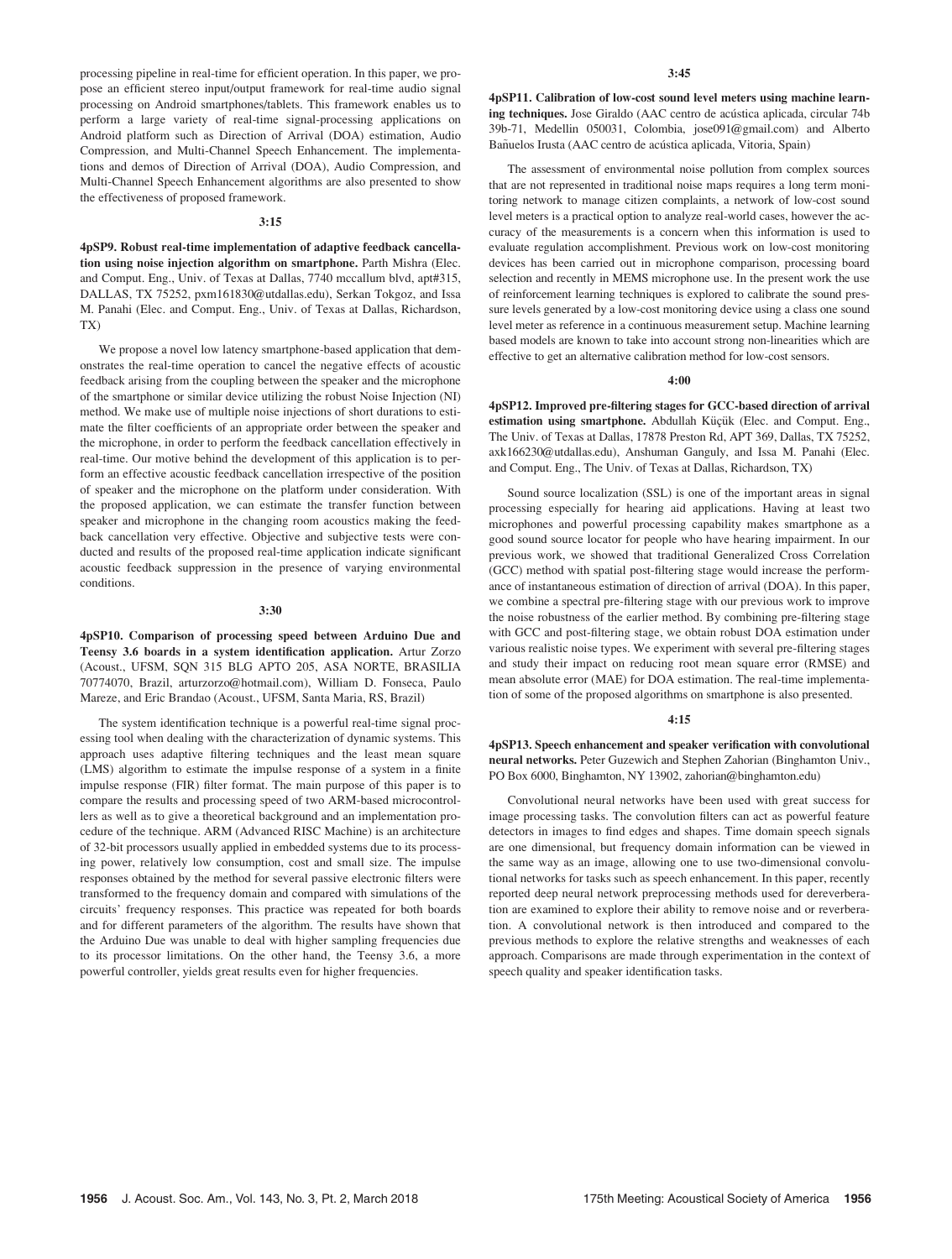processing pipeline in real-time for efficient operation. In this paper, we propose an efficient stereo input/output framework for real-time audio signal processing on Android smartphones/tablets. This framework enables us to perform a large variety of real-time signal-processing applications on Android platform such as Direction of Arrival (DOA) estimation, Audio Compression, and Multi-Channel Speech Enhancement. The implementations and demos of Direction of Arrival (DOA), Audio Compression, and Multi-Channel Speech Enhancement algorithms are also presented to show the effectiveness of proposed framework.

**3:15**

**4pSP9. Robust real-time implementation of adaptive feedback cancellation using noise injection algorithm on smartphone.** Parth Mishra (Elec. and Comput. Eng., Univ. of Texas at Dallas, 7740 mccallum blvd, apt#315, DALLAS, TX 75252, pxm161830@utdallas.edu), Serkan Tokgoz, and Issa M. Panahi (Elec. and Comput. Eng., Univ. of Texas at Dallas, Richardson, TX)

We propose a novel low latency smartphone-based application that demonstrates the real-time operation to cancel the negative effects of acoustic feedback arising from the coupling between the speaker and the microphone of the smartphone or similar device utilizing the robust Noise Injection (NI) method. We make use of multiple noise injections of short durations to estimate the filter coefficients of an appropriate order between the speaker and the microphone, in order to perform the feedback cancellation effectively in real-time. Our motive behind the development of this application is to perform an effective acoustic feedback cancellation irrespective of the position of speaker and the microphone on the platform under consideration. With the proposed application, we can estimate the transfer function between speaker and microphone in the changing room acoustics making the feedback cancellation very effective. Objective and subjective tests were conducted and results of the proposed real-time application indicate significant acoustic feedback suppression in the presence of varying environmental conditions.

**3:30**

**4pSP10. Comparison of processing speed between Arduino Due and Teensy 3.6 boards in a system identification application.** Artur Zorzo (Acoust., UFSM, SQN 315 BLG APTO 205, ASA NORTE, BRASILIA 70774070, Brazil, arturzorzo@hotmail.com), William D. Fonseca, Paulo Mareze, and Eric Brandao (Acoust., UFSM, Santa Maria, RS, Brazil)

The system identification technique is a powerful real-time signal processing tool when dealing with the characterization of dynamic systems. This approach uses adaptive filtering techniques and the least mean square (LMS) algorithm to estimate the impulse response of a system in a finite impulse response (FIR) filter format. The main purpose of this paper is to compare the results and processing speed of two ARM-based microcontrollers as well as to give a theoretical background and an implementation procedure of the technique. ARM (Advanced RISC Machine) is an architecture of 32-bit processors usually applied in embedded systems due to its processing power, relatively low consumption, cost and small size. The impulse responses obtained by the method for several passive electronic filters were transformed to the frequency domain and compared with simulations of the circuits' frequency responses. This practice was repeated for both boards and for different parameters of the algorithm. The results have shown that the Arduino Due was unable to deal with higher sampling frequencies due to its processor limitations. On the other hand, the Teensy 3.6, a more powerful controller, yields great results even for higher frequencies.

**3:45**

**4pSP11. Calibration of low-cost sound level meters using machine learning techniques.** Jose Giraldo (AAC centro de acústica aplicada, circular 74b 39b-71, Medellin 050031, Colombia, jose091@gmail.com) and Alberto Bañuelos Irusta (AAC centro de acústica aplicada, Vitoria, Spain)

The assessment of environmental noise pollution from complex sources that are not represented in traditional noise maps requires a long term monitoring network to manage citizen complaints, a network of low-cost sound level meters is a practical option to analyze real-world cases, however the accuracy of the measurements is a concern when this information is used to evaluate regulation accomplishment. Previous work on low-cost monitoring devices has been carried out in microphone comparison, processing board selection and recently in MEMS microphone use. In the present work the use of reinforcement learning techniques is explored to calibrate the sound pressure levels generated by a low-cost monitoring device using a class one sound level meter as reference in a continuous measurement setup. Machine learning based models are known to take into account strong non-linearities which are effective to get an alternative calibration method for low-cost sensors.

**4:00**

**4pSP12. Improved pre-filtering stages for GCC-based direction of arrival estimation using smartphone.** Abdullah Küçük (Elec. and Comput. Eng., The Univ. of Texas at Dallas, 17878 Preston Rd, APT 369, Dallas, TX 75252, axk166230@utdallas.edu), Anshuman Ganguly, and Issa M. Panahi (Elec. and Comput. Eng., The Univ. of Texas at Dallas, Richardson, TX)

Sound source localization (SSL) is one of the important areas in signal processing especially for hearing aid applications. Having at least two microphones and powerful processing capability makes smartphone as a good sound source locator for people who have hearing impairment. In our previous work, we showed that traditional Generalized Cross Correlation (GCC) method with spatial post-filtering stage would increase the performance of instantaneous estimation of direction of arrival (DOA). In this paper, we combine a spectral pre-filtering stage with our previous work to improve the noise robustness of the earlier method. By combining pre-filtering stage with GCC and post-filtering stage, we obtain robust DOA estimation under various realistic noise types. We experiment with several pre-filtering stages and study their impact on reducing root mean square error (RMSE) and mean absolute error (MAE) for DOA estimation. The real-time implementation of some of the proposed algorithms on smartphone is also presented.

**4:15**

**4pSP13. Speech enhancement and speaker verification with convolutional neural networks.** Peter Guzewich and Stephen Zahorian (Binghamton Univ., PO Box 6000, Binghamton, NY 13902, zahorian@binghamton.edu)

Convolutional neural networks have been used with great success for image processing tasks. The convolution filters can act as powerful feature detectors in images to find edges and shapes. Time domain speech signals are one dimensional, but frequency domain information can be viewed in the same way as an image, allowing one to use two-dimensional convolutional networks for tasks such as speech enhancement. In this paper, recently reported deep neural network preprocessing methods used for dereverberation are examined to explore their ability to remove noise and or reverberation. A convolutional network is then introduced and compared to the previous methods to explore the relative strengths and weaknesses of each approach. Comparisons are made through experimentation in the context of speech quality and speaker identification tasks.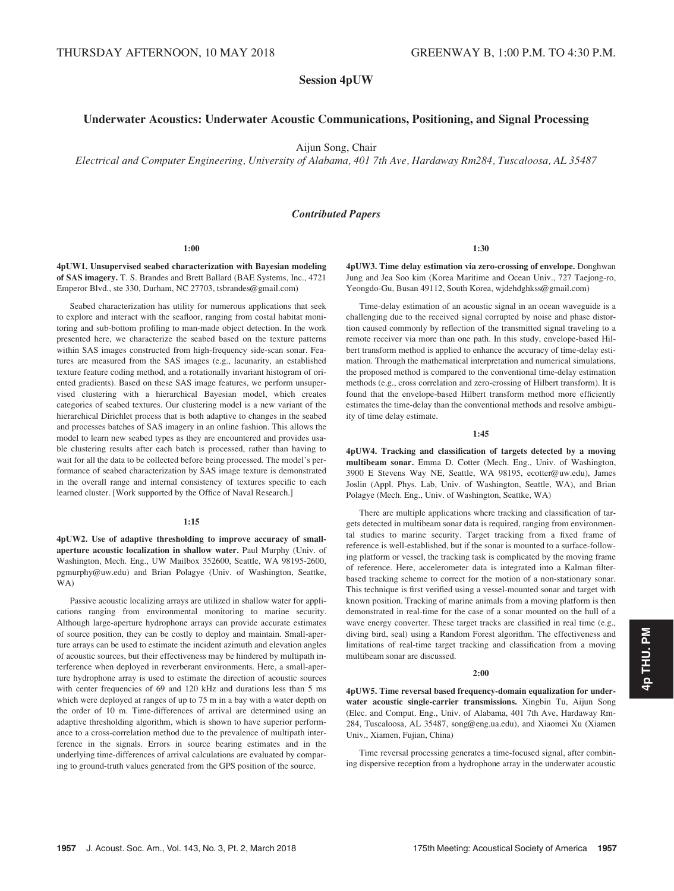THURSDAY AFTERNOON, 10 MAY 2018 GREENWAY B, 1:00 P.M. TO 4:30 P.M.

## Session 4pUW

## Underwater Acoustics: Underwater Acoustic Communications, Positioning, and Signal Processing

Aijun Song, Chair

*Electrical and Computer Engineering, University of Alabama, 401 7th Ave, Hardaway Rm284, Tuscaloosa, AL 35487*

### *Contributed Papers*

**1:00**

**4pUW1. Unsupervised seabed characterization with Bayesian modeling of SAS imagery.** T. S. Brandes and Brett Ballard (BAE Systems, Inc., 4721 Emperor Blvd., ste 330, Durham, NC 27703, tsbrandes@gmail.com)

Seabed characterization has utility for numerous applications that seek to explore and interact with the seafloor, ranging from costal habitat monitoring and sub-bottom profiling to man-made object detection. In the work presented here, we characterize the seabed based on the texture patterns within SAS images constructed from high-frequency side-scan sonar. Features are measured from the SAS images (e.g., lacunarity, an established texture feature coding method, and a rotationally invariant histogram of oriented gradients). Based on these SAS image features, we perform unsupervised clustering with a hierarchical Bayesian model, which creates categories of seabed textures. Our clustering model is a new variant of the hierarchical Dirichlet process that is both adaptive to changes in the seabed and processes batches of SAS imagery in an online fashion. This allows the model to learn new seabed types as they are encountered and provides usable clustering results after each batch is processed, rather than having to wait for all the data to be collected before being processed. The model's performance of seabed characterization by SAS image texture is demonstrated in the overall range and internal consistency of textures specific to each learned cluster. [Work supported by the Office of Naval Research.]

**1:15**

**4pUW2. Use of adaptive thresholding to improve accuracy of small-aperture acoustic localization in shallow water.** Paul Murphy (Univ. of Washington, Mech. Eng., UW Mailbox 352600, Seattle, WA 98195-2600, pgmurphy@uw.edu) and Brian Polagye (Univ. of Washington, Seattke, WA)

Passive acoustic localizing arrays are utilized in shallow water for applications ranging from environmental monitoring to marine security. Although large-aperture hydrophone arrays can provide accurate estimates of source position, they can be costly to deploy and maintain. Small-aperture arrays can be used to estimate the incident azimuth and elevation angles of acoustic sources, but their effectiveness may be hindered by multipath interference when deployed in reverberant environments. Here, a small-aperture hydrophone array is used to estimate the direction of acoustic sources with center frequencies of 69 and 120 kHz and durations less than 5 ms which were deployed at ranges of up to 75 m in a bay with a water depth on the order of 10 m. Time-differences of arrival are determined using an adaptive thresholding algorithm, which is shown to have superior performance to a cross-correlation method due to the prevalence of multipath interference in the signals. Errors in source bearing estimates and in the underlying time-differences of arrival calculations are evaluated by comparing to ground-truth values generated from the GPS position of the source.

**1:30**

**4pUW3. Time delay estimation via zero-crossing of envelope.** Donghwan Jung and Jea Soo kim (Korea Maritime and Ocean Univ., 727 Taejong-ro, Yeongdo-Gu, Busan 49112, South Korea, wjdehdghkss@gmail.com)

Time-delay estimation of an acoustic signal in an ocean waveguide is a challenging due to the received signal corrupted by noise and phase distortion caused commonly by reflection of the transmitted signal traveling to a remote receiver via more than one path. In this study, envelope-based Hilbert transform method is applied to enhance the accuracy of time-delay estimation. Through the mathematical interpretation and numerical simulations, the proposed method is compared to the conventional time-delay estimation methods (e.g., cross correlation and zero-crossing of Hilbert transform). It is found that the envelope-based Hilbert transform method more efficiently estimates the time-delay than the conventional methods and resolve ambiguity of time delay estimate.

**1:45**

**4pUW4. Tracking and classification of targets detected by a moving multibeam sonar.** Emma D. Cotter (Mech. Eng., Univ. of Washington, 3900 E Stevens Way NE, Seattle, WA 98195, ecotter@uw.edu), James Joslin (Appl. Phys. Lab, Univ. of Washington, Seattle, WA), and Brian Polagye (Mech. Eng., Univ. of Washington, Seattke, WA)

There are multiple applications where tracking and classification of targets detected in multibeam sonar data is required, ranging from environmental studies to marine security. Target tracking from a fixed frame of reference is well-established, but if the sonar is mounted to a surface-following platform or vessel, the tracking task is complicated by the moving frame of reference. Here, accelerometer data is integrated into a Kalman filter-based tracking scheme to correct for the motion of a non-stationary sonar. This technique is first verified using a vessel-mounted sonar and target with known position. Tracking of marine animals from a moving platform is then demonstrated in real-time for the case of a sonar mounted on the hull of a wave energy converter. These target tracks are classified in real time (e.g., diving bird, seal) using a Random Forest algorithm. The effectiveness and limitations of real-time target tracking and classification from a moving multibeam sonar are discussed.

**2:00**

**4pUW5. Time reversal based frequency-domain equalization for underwater acoustic single-carrier transmissions.** Xingbin Tu, Aijun Song (Elec. and Comput. Eng., Univ. of Alabama, 401 7th Ave, Hardaway Rm-284, Tuscaloosa, AL 35487, song@eng.ua.edu), and Xiaomei Xu (Xiamen Univ., Xiamen, Fujian, China)

Time reversal processing generates a time-focused signal, after combining dispersive reception from a hydrophone array in the underwater acoustic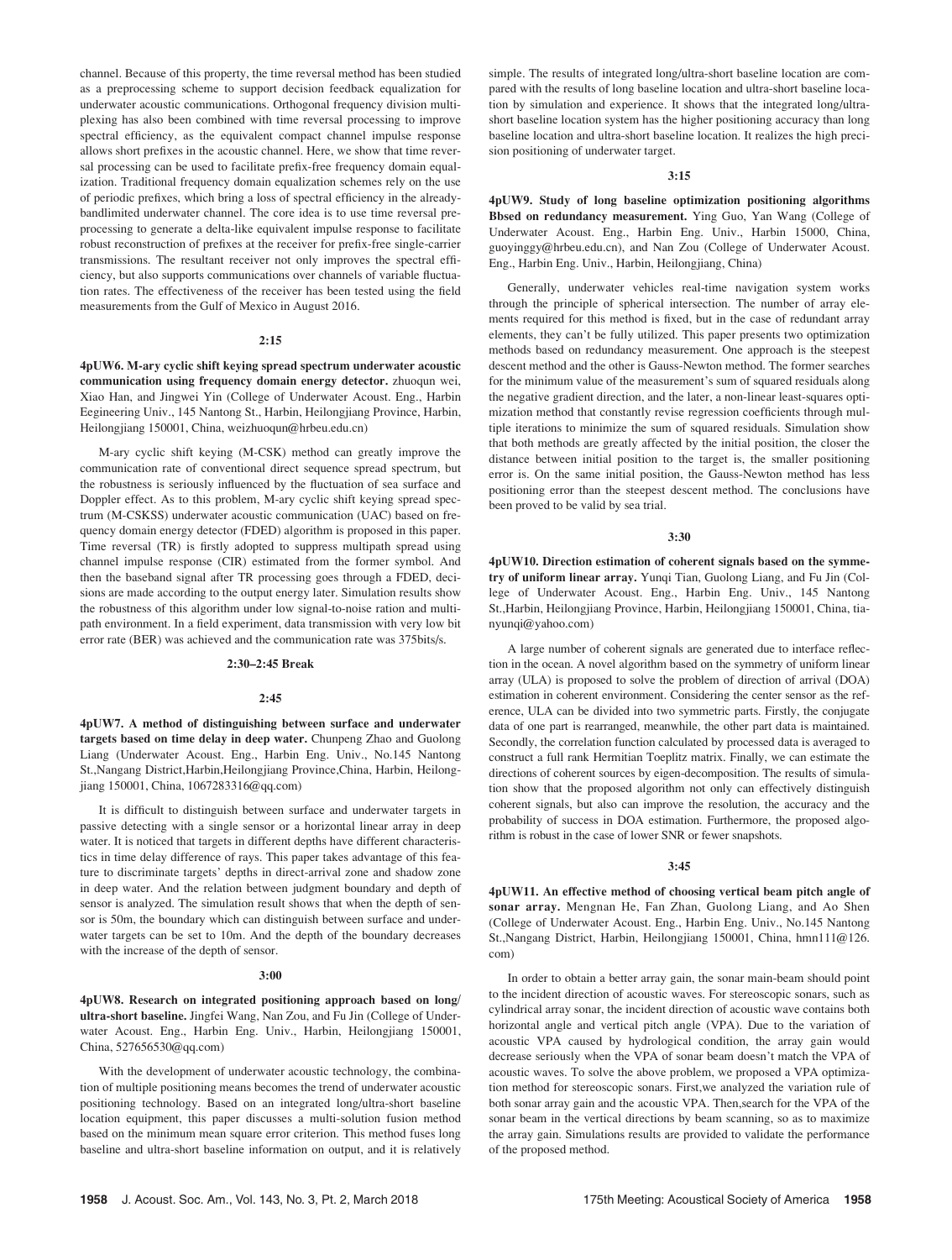channel. Because of this property, the time reversal method has been studied as a preprocessing scheme to support decision feedback equalization for underwater acoustic communications. Orthogonal frequency division multiplexing has also been combined with time reversal processing to improve spectral efficiency, as the equivalent compact channel impulse response allows short prefixes in the acoustic channel. Here, we show that time reversal processing can be used to facilitate prefix-free frequency domain equalization. Traditional frequency domain equalization schemes rely on the use of periodic prefixes, which bring a loss of spectral efficiency in the already-bandlimited underwater channel. The core idea is to use time reversal preprocessing to generate a delta-like equivalent impulse response to facilitate robust reconstruction of prefixes at the receiver for prefix-free single-carrier transmissions. The resultant receiver not only improves the spectral efficiency, but also supports communications over channels of variable fluctuation rates. The effectiveness of the receiver has been tested using the field measurements from the Gulf of Mexico in August 2016.

**2:15**

**4pUW6. M-ary cyclic shift keying spread spectrum underwater acoustic communication using frequency domain energy detector.** zhuoqun wei, Xiao Han, and Jingwei Yin (College of Underwater Acoust. Eng., Harbin Eegineering Univ., 145 Nantong St., Harbin, Heilongjiang Province, Harbin, Heilongjiang 150001, China, weizhuoqun@hrbeu.edu.cn)

M-ary cyclic shift keying (M-CSK) method can greatly improve the communication rate of conventional direct sequence spread spectrum, but the robustness is seriously influenced by the fluctuation of sea surface and Doppler effect. As to this problem, M-ary cyclic shift keying spread spectrum (M-CSKSS) underwater acoustic communication (UAC) based on frequency domain energy detector (FDED) algorithm is proposed in this paper. Time reversal (TR) is firstly adopted to suppress multipath spread using channel impulse response (CIR) estimated from the former symbol. And then the baseband signal after TR processing goes through a FDED, decisions are made according to the output energy later. Simulation results show the robustness of this algorithm under low signal-to-noise ration and multipath environment. In a field experiment, data transmission with very low bit error rate (BER) was achieved and the communication rate was 375bits/s.

**2:30–2:45 Break**

**2:45**

**4pUW7. A method of distinguishing between surface and underwater targets based on time delay in deep water.** Chunpeng Zhao and Guolong Liang (Underwater Acoust. Eng., Harbin Eng. Univ., No.145 Nantong St.,Nangang District,Harbin,Heilongjiang Province,China, Harbin, Heilongjiang 150001, China, 1067283316@qq.com)

It is difficult to distinguish between surface and underwater targets in passive detecting with a single sensor or a horizontal linear array in deep water. It is noticed that targets in different depths have different characteristics in time delay difference of rays. This paper takes advantage of this feature to discriminate targets' depths in direct-arrival zone and shadow zone in deep water. And the relation between judgment boundary and depth of sensor is analyzed. The simulation result shows that when the depth of sensor is 50m, the boundary which can distinguish between surface and underwater targets can be set to 10m. And the depth of the boundary decreases with the increase of the depth of sensor.

**3:00**

**4pUW8. Research on integrated positioning approach based on long/ultra-short baseline.** Jingfei Wang, Nan Zou, and Fu Jin (College of Underwater Acoust. Eng., Harbin Eng. Univ., Harbin, Heilongjiang 150001, China, 527656530@qq.com)

With the development of underwater acoustic technology, the combination of multiple positioning means becomes the trend of underwater acoustic positioning technology. Based on an integrated long/ultra-short baseline location equipment, this paper discusses a multi-solution fusion method based on the minimum mean square error criterion. This method fuses long baseline and ultra-short baseline information on output, and it is relatively simple. The results of integrated long/ultra-short baseline location are compared with the results of long baseline location and ultra-short baseline location by simulation and experience. It shows that the integrated long/ultra-short baseline location system has the higher positioning accuracy than long baseline location and ultra-short baseline location. It realizes the high precision positioning of underwater target.

**3:15**

**4pUW9. Study of long baseline optimization positioning algorithms Bbsed on redundancy measurement.** Ying Guo, Yan Wang (College of Underwater Acoust. Eng., Harbin Eng. Univ., Harbin 15000, China, guoyinggy@hrbeu.edu.cn), and Nan Zou (College of Underwater Acoust. Eng., Harbin Eng. Univ., Harbin, Heilongjiang, China)

Generally, underwater vehicles real-time navigation system works through the principle of spherical intersection. The number of array elements required for this method is fixed, but in the case of redundant array elements, they can't be fully utilized. This paper presents two optimization methods based on redundancy measurement. One approach is the steepest descent method and the other is Gauss-Newton method. The former searches for the minimum value of the measurement's sum of squared residuals along the negative gradient direction, and the later, a non-linear least-squares optimization method that constantly revise regression coefficients through multiple iterations to minimize the sum of squared residuals. Simulation show that both methods are greatly affected by the initial position, the closer the distance between initial position to the target is, the smaller positioning error is. On the same initial position, the Gauss-Newton method has less positioning error than the steepest descent method. The conclusions have been proved to be valid by sea trial.

**3:30**

**4pUW10. Direction estimation of coherent signals based on the symmetry of uniform linear array.** Yunqi Tian, Guolong Liang, and Fu Jin (College of Underwater Acoust. Eng., Harbin Eng. Univ., 145 Nantong St.,Harbin, Heilongjiang Province, Harbin, Heilongjiang 150001, China, tianyunqi@yahoo.com)

A large number of coherent signals are generated due to interface reflection in the ocean. A novel algorithm based on the symmetry of uniform linear array (ULA) is proposed to solve the problem of direction of arrival (DOA) estimation in coherent environment. Considering the center sensor as the reference, ULA can be divided into two symmetric parts. Firstly, the conjugate data of one part is rearranged, meanwhile, the other part data is maintained. Secondly, the correlation function calculated by processed data is averaged to construct a full rank Hermitian Toeplitz matrix. Finally, we can estimate the directions of coherent sources by eigen-decomposition. The results of simulation show that the proposed algorithm not only can effectively distinguish coherent signals, but also can improve the resolution, the accuracy and the probability of success in DOA estimation. Furthermore, the proposed algorithm is robust in the case of lower SNR or fewer snapshots.

**3:45**

**4pUW11. An effective method of choosing vertical beam pitch angle of sonar array.** Mengnan He, Fan Zhan, Guolong Liang, and Ao Shen (College of Underwater Acoust. Eng., Harbin Eng. Univ., No.145 Nantong St.,Nangang District, Harbin, Heilongjiang 150001, China, hmn111@126.com)

In order to obtain a better array gain, the sonar main-beam should point to the incident direction of acoustic waves. For stereoscopic sonars, such as cylindrical array sonar, the incident direction of acoustic wave contains both horizontal angle and vertical pitch angle (VPA). Due to the variation of acoustic VPA caused by hydrological condition, the array gain would decrease seriously when the VPA of sonar beam doesn't match the VPA of acoustic waves. To solve the above problem, we proposed a VPA optimization method for stereoscopic sonars. First,we analyzed the variation rule of both sonar array gain and the acoustic VPA. Then,search for the VPA of the sonar beam in the vertical directions by beam scanning, so as to maximize the array gain. Simulations results are provided to validate the performance of the proposed method.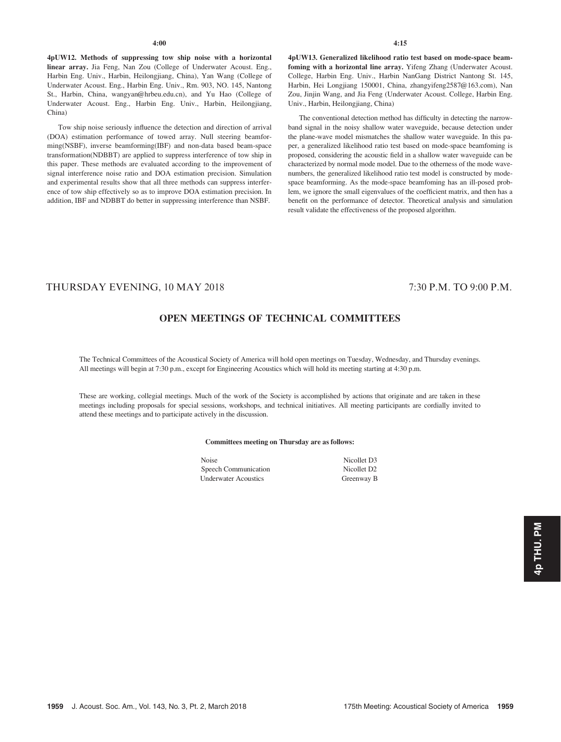**4:00**

**4pUW12. Methods of suppressing tow ship noise with a horizontal linear array.** Jia Feng, Nan Zou (College of Underwater Acoust. Eng., Harbin Eng. Univ., Harbin, Heilongjiang, China), Yan Wang (College of Underwater Acoust. Eng., Harbin Eng. Univ., Rm. 903, NO. 145, Nantong St., Harbin, China, wangyan@hrbeu.edu.cn), and Yu Hao (College of Underwater Acoust. Eng., Harbin Eng. Univ., Harbin, Heilongjiang, China)

Tow ship noise seriously influence the detection and direction of arrival (DOA) estimation performance of towed array. Null steering beamforming(NSBF), inverse beamforming(IBF) and non-data based beam-space transformation(NDBBT) are applied to suppress interference of tow ship in this paper. These methods are evaluated according to the improvement of signal interference noise ratio and DOA estimation precision. Simulation and experimental results show that all three methods can suppress interference of tow ship effectively so as to improve DOA estimation precision. In addition, IBF and NDBBT do better in suppressing interference than NSBF.

**4:15**

**4pUW13. Generalized likelihood ratio test based on mode-space beamfoming with a horizontal line array.** Yifeng Zhang (Underwater Acoust. College, Harbin Eng. Univ., Harbin NanGang District Nantong St. 145, Harbin, Hei Longjiang 150001, China, zhangyifeng2587@163.com), Nan Zou, Jinjin Wang, and Jia Feng (Underwater Acoust. College, Harbin Eng. Univ., Harbin, Heilongjiang, China)

The conventional detection method has difficulty in detecting the narrowband signal in the noisy shallow water waveguide, because detection under the plane-wave model mismatches the shallow water waveguide. In this paper, a generalized likelihood ratio test based on mode-space beamfoming is proposed, considering the acoustic field in a shallow water waveguide can be characterized by normal mode model. Due to the otherness of the mode wavenumbers, the generalized likelihood ratio test model is constructed by mode-space beamforming. As the mode-space beamfoming has an ill-posed problem, we ignore the small eigenvalues of the coefficient matrix, and then has a benefit on the performance of detector. Theoretical analysis and simulation result validate the effectiveness of the proposed algorithm.

## THURSDAY EVENING, 10 MAY 2018 — 7:30 P.M. TO 9:00 P.M.

# OPEN MEETINGS OF TECHNICAL COMMITTEES

The Technical Committees of the Acoustical Society of America will hold open meetings on Tuesday, Wednesday, and Thursday evenings. All meetings will begin at 7:30 p.m., except for Engineering Acoustics which will hold its meeting starting at 4:30 p.m.

These are working, collegial meetings. Much of the work of the Society is accomplished by actions that originate and are taken in these meetings including proposals for special sessions, workshops, and technical initiatives. All meeting participants are cordially invited to attend these meetings and to participate actively in the discussion.

**Committees meeting on Thursday are as follows:**

| | |
|---|---|
| Noise | Nicollet D3 |
| Speech Communication | Nicollet D2 |
| Underwater Acoustics | Greenway B |